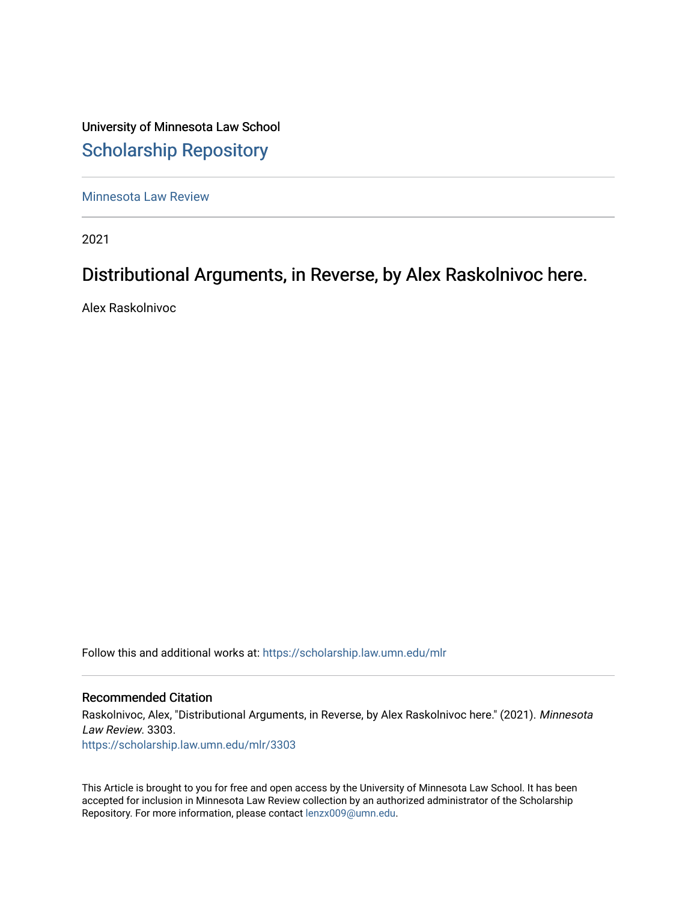University of Minnesota Law School

# Scholarship Repository

Minnesota Law Review

2021

## Distributional Arguments, in Reverse, by Alex Raskolnivoc here.

Alex Raskolnivoc

Follow this and additional works at: https://scholarship.law.umn.edu/mlr

### Recommended Citation

Raskolnivoc, Alex, "Distributional Arguments, in Reverse, by Alex Raskolnivoc here." (2021). *Minnesota Law Review*. 3303.
https://scholarship.law.umn.edu/mlr/3303

This Article is brought to you for free and open access by the University of Minnesota Law School. It has been accepted for inclusion in Minnesota Law Review collection by an authorized administrator of the Scholarship Repository. For more information, please contact lenzx009@umn.edu.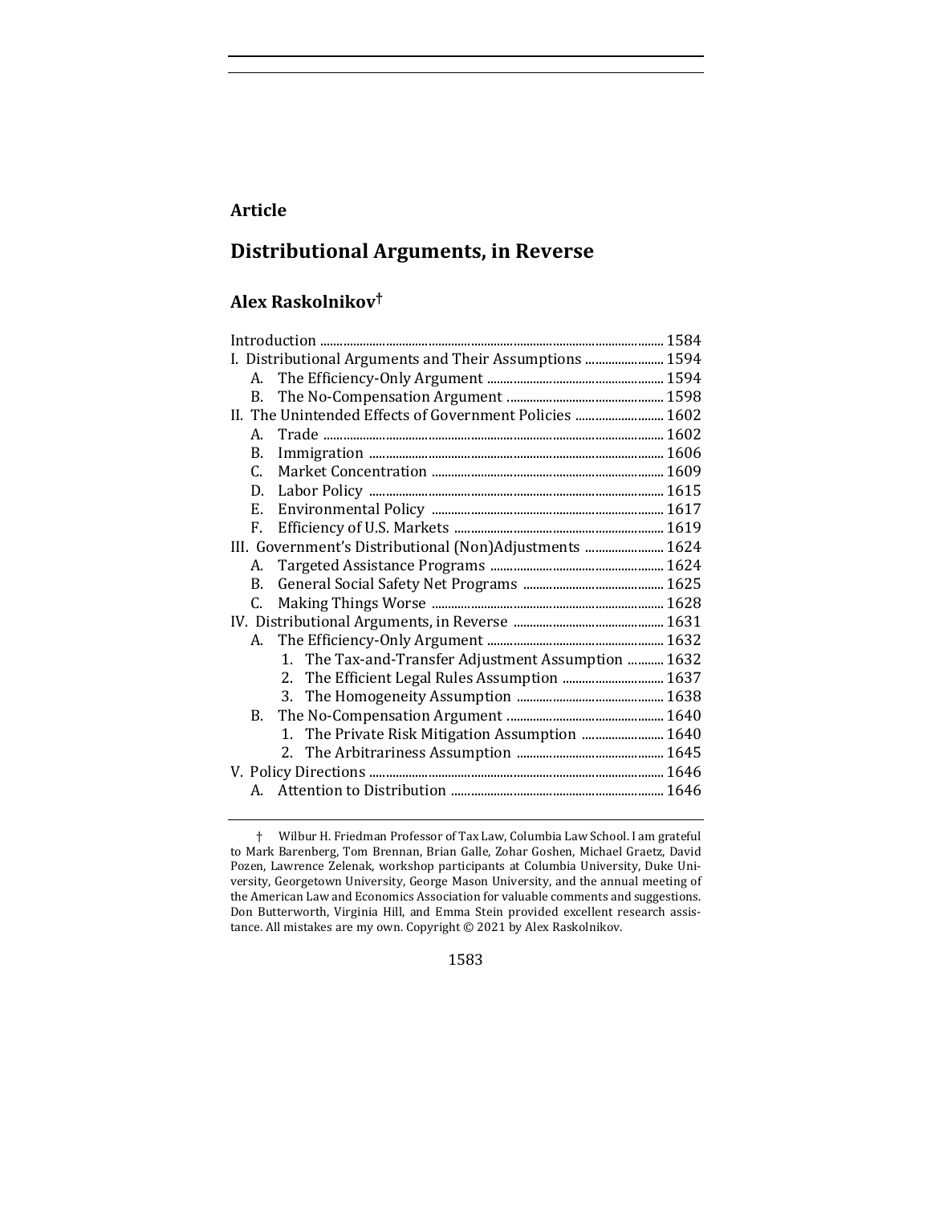**Article**

# Distributional Arguments, in Reverse

## Alex Raskolnikov†

Introduction ... 1584
I. Distributional Arguments and Their Assumptions ... 1594
  A. The Efficiency-Only Argument ... 1594
  B. The No-Compensation Argument ... 1598
II. The Unintended Effects of Government Policies ... 1602
  A. Trade ... 1602
  B. Immigration ... 1606
  C. Market Concentration ... 1609
  D. Labor Policy ... 1615
  E. Environmental Policy ... 1617
  F. Efficiency of U.S. Markets ... 1619
III. Government's Distributional (Non)Adjustments ... 1624
  A. Targeted Assistance Programs ... 1624
  B. General Social Safety Net Programs ... 1625
  C. Making Things Worse ... 1628
IV. Distributional Arguments, in Reverse ... 1631
  A. The Efficiency-Only Argument ... 1632
    1. The Tax-and-Transfer Adjustment Assumption ... 1632
    2. The Efficient Legal Rules Assumption ... 1637
    3. The Homogeneity Assumption ... 1638
  B. The No-Compensation Argument ... 1640
    1. The Private Risk Mitigation Assumption ... 1640
    2. The Arbitrariness Assumption ... 1645
V. Policy Directions ... 1646
  A. Attention to Distribution ... 1646

† Wilbur H. Friedman Professor of Tax Law, Columbia Law School. I am grateful to Mark Barenberg, Tom Brennan, Brian Galle, Zohar Goshen, Michael Graetz, David Pozen, Lawrence Zelenak, workshop participants at Columbia University, Duke University, Georgetown University, George Mason University, and the annual meeting of the American Law and Economics Association for valuable comments and suggestions. Don Butterworth, Virginia Hill, and Emma Stein provided excellent research assistance. All mistakes are my own. Copyright © 2021 by Alex Raskolnikov.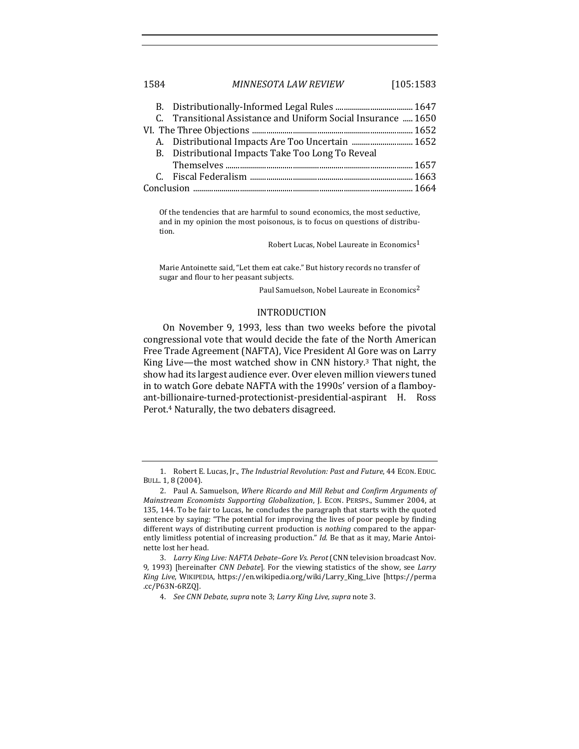B. Distributionally-Informed Legal Rules ..................................... 1647
C. Transitional Assistance and Uniform Social Insurance ..... 1650
VI. The Three Objections ............................................................................. 1652
A. Distributional Impacts Are Too Uncertain .............................. 1652
B. Distributional Impacts Take Too Long To Reveal Themselves ............................................................................................. 1657
C. Fiscal Federalism ............................................................................. 1663
Conclusion ......................................................................................................... 1664

> Of the tendencies that are harmful to sound economics, the most seductive, and in my opinion the most poisonous, is to focus on questions of distribution.
>
> Robert Lucas, Nobel Laureate in Economics[1]

> Marie Antoinette said, "Let them eat cake." But history records no transfer of sugar and flour to her peasant subjects.
>
> Paul Samuelson, Nobel Laureate in Economics[2]

## INTRODUCTION

On November 9, 1993, less than two weeks before the pivotal congressional vote that would decide the fate of the North American Free Trade Agreement (NAFTA), Vice President Al Gore was on Larry King Live—the most watched show in CNN history.[3] That night, the show had its largest audience ever. Over eleven million viewers tuned in to watch Gore debate NAFTA with the 1990s' version of a flamboyant-billionaire-turned-protectionist-presidential-aspirant H. Ross Perot.[4] Naturally, the two debaters disagreed.

---

1. Robert E. Lucas, Jr., *The Industrial Revolution: Past and Future*, 44 ECON. EDUC. BULL. 1, 8 (2004).

2. Paul A. Samuelson, *Where Ricardo and Mill Rebut and Confirm Arguments of Mainstream Economists Supporting Globalization*, J. ECON. PERSPS., Summer 2004, at 135, 144. To be fair to Lucas, he concludes the paragraph that starts with the quoted sentence by saying: "The potential for improving the lives of poor people by finding different ways of distributing current production is *nothing* compared to the apparently limitless potential of increasing production." *Id.* Be that as it may, Marie Antoinette lost her head.

3. *Larry King Live: NAFTA Debate–Gore Vs. Perot* (CNN television broadcast Nov. 9, 1993) [hereinafter *CNN Debate*]. For the viewing statistics of the show, see *Larry King Live*, WIKIPEDIA, https://en.wikipedia.org/wiki/Larry_King_Live [https://perma.cc/P63N-6RZQ].

4. *See CNN Debate*, *supra* note 3; *Larry King Live*, *supra* note 3.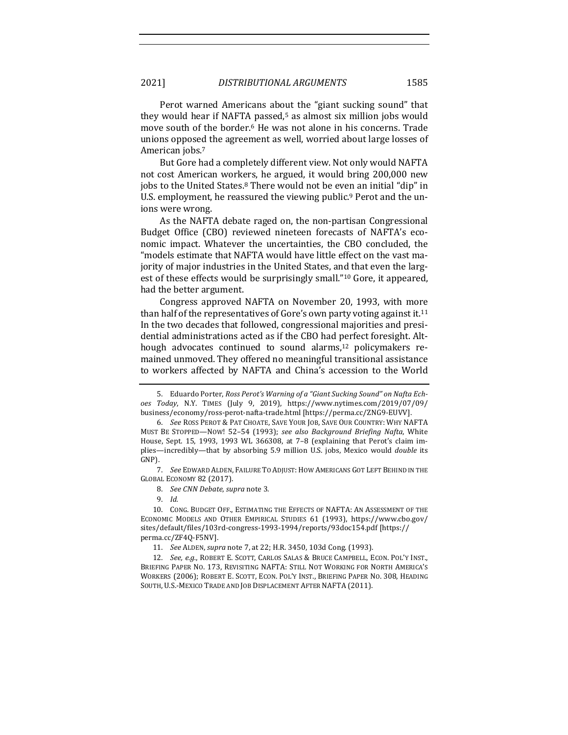Perot warned Americans about the "giant sucking sound" that they would hear if NAFTA passed,[5] as almost six million jobs would move south of the border.[6] He was not alone in his concerns. Trade unions opposed the agreement as well, worried about large losses of American jobs.[7]

But Gore had a completely different view. Not only would NAFTA not cost American workers, he argued, it would bring 200,000 new jobs to the United States.[8] There would not be even an initial "dip" in U.S. employment, he reassured the viewing public.[9] Perot and the unions were wrong.

As the NAFTA debate raged on, the non-partisan Congressional Budget Office (CBO) reviewed nineteen forecasts of NAFTA's economic impact. Whatever the uncertainties, the CBO concluded, the "models estimate that NAFTA would have little effect on the vast majority of major industries in the United States, and that even the largest of these effects would be surprisingly small."[10] Gore, it appeared, had the better argument.

Congress approved NAFTA on November 20, 1993, with more than half of the representatives of Gore's own party voting against it.[11] In the two decades that followed, congressional majorities and presidential administrations acted as if the CBO had perfect foresight. Although advocates continued to sound alarms,[12] policymakers remained unmoved. They offered no meaningful transitional assistance to workers affected by NAFTA and China's accession to the World

---

5. Eduardo Porter, *Ross Perot's Warning of a "Giant Sucking Sound" on Nafta Echoes Today*, N.Y. TIMES (July 9, 2019), https://www.nytimes.com/2019/07/09/business/economy/ross-perot-nafta-trade.html [https://perma.cc/ZNG9-EUVV].

6. *See* ROSS PEROT & PAT CHOATE, SAVE YOUR JOB, SAVE OUR COUNTRY: WHY NAFTA MUST BE STOPPED—NOW! 52–54 (1993); *see also Background Briefing Nafta*, White House, Sept. 15, 1993, 1993 WL 366308, at 7–8 (explaining that Perot's claim implies—incredibly—that by absorbing 5.9 million U.S. jobs, Mexico would *double* its GNP).

7. *See* EDWARD ALDEN, FAILURE TO ADJUST: HOW AMERICANS GOT LEFT BEHIND IN THE GLOBAL ECONOMY 82 (2017).

8. *See CNN Debate*, *supra* note 3.

9. *Id.*

10. CONG. BUDGET OFF., ESTIMATING THE EFFECTS OF NAFTA: AN ASSESSMENT OF THE ECONOMIC MODELS AND OTHER EMPIRICAL STUDIES 61 (1993), https://www.cbo.gov/sites/default/files/103rd-congress-1993-1994/reports/93doc154.pdf [https://perma.cc/ZF4Q-F5NV].

11. *See* ALDEN, *supra* note 7, at 22; H.R. 3450, 103d Cong. (1993).

12. *See, e.g.*, ROBERT E. SCOTT, CARLOS SALAS & BRUCE CAMPBELL, ECON. POL'Y INST., BRIEFING PAPER NO. 173, REVISITING NAFTA: STILL NOT WORKING FOR NORTH AMERICA'S WORKERS (2006); ROBERT E. SCOTT, ECON. POL'Y INST., BRIEFING PAPER NO. 308, HEADING SOUTH, U.S.-MEXICO TRADE AND JOB DISPLACEMENT AFTER NAFTA (2011).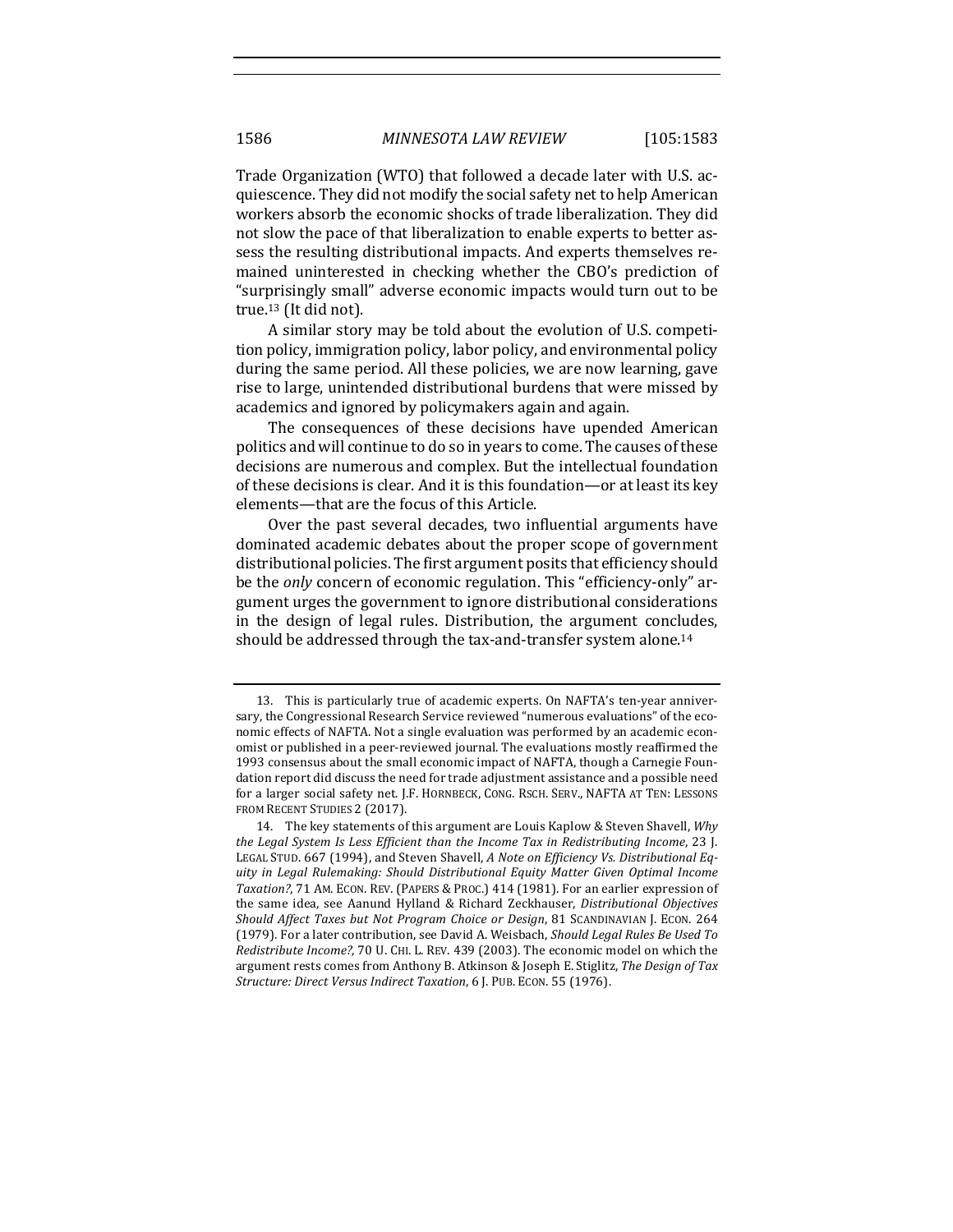Trade Organization (WTO) that followed a decade later with U.S. acquiescence. They did not modify the social safety net to help American workers absorb the economic shocks of trade liberalization. They did not slow the pace of that liberalization to enable experts to better assess the resulting distributional impacts. And experts themselves remained uninterested in checking whether the CBO's prediction of "surprisingly small" adverse economic impacts would turn out to be true.[13] (It did not).

A similar story may be told about the evolution of U.S. competition policy, immigration policy, labor policy, and environmental policy during the same period. All these policies, we are now learning, gave rise to large, unintended distributional burdens that were missed by academics and ignored by policymakers again and again.

The consequences of these decisions have upended American politics and will continue to do so in years to come. The causes of these decisions are numerous and complex. But the intellectual foundation of these decisions is clear. And it is this foundation—or at least its key elements—that are the focus of this Article.

Over the past several decades, two influential arguments have dominated academic debates about the proper scope of government distributional policies. The first argument posits that efficiency should be the *only* concern of economic regulation. This "efficiency-only" argument urges the government to ignore distributional considerations in the design of legal rules. Distribution, the argument concludes, should be addressed through the tax-and-transfer system alone.[14]

---

13. This is particularly true of academic experts. On NAFTA's ten-year anniversary, the Congressional Research Service reviewed "numerous evaluations" of the economic effects of NAFTA. Not a single evaluation was performed by an academic economist or published in a peer-reviewed journal. The evaluations mostly reaffirmed the 1993 consensus about the small economic impact of NAFTA, though a Carnegie Foundation report did discuss the need for trade adjustment assistance and a possible need for a larger social safety net. J.F. HORNBECK, CONG. RSCH. SERV., NAFTA AT TEN: LESSONS FROM RECENT STUDIES 2 (2017).

14. The key statements of this argument are Louis Kaplow & Steven Shavell, *Why the Legal System Is Less Efficient than the Income Tax in Redistributing Income*, 23 J. LEGAL STUD. 667 (1994), and Steven Shavell, *A Note on Efficiency Vs. Distributional Equity in Legal Rulemaking: Should Distributional Equity Matter Given Optimal Income Taxation?*, 71 AM. ECON. REV. (PAPERS & PROC.) 414 (1981). For an earlier expression of the same idea, see Aanund Hylland & Richard Zeckhauser, *Distributional Objectives Should Affect Taxes but Not Program Choice or Design*, 81 SCANDINAVIAN J. ECON. 264 (1979). For a later contribution, see David A. Weisbach, *Should Legal Rules Be Used To Redistribute Income?*, 70 U. CHI. L. REV. 439 (2003). The economic model on which the argument rests comes from Anthony B. Atkinson & Joseph E. Stiglitz, *The Design of Tax Structure: Direct Versus Indirect Taxation*, 6 J. PUB. ECON. 55 (1976).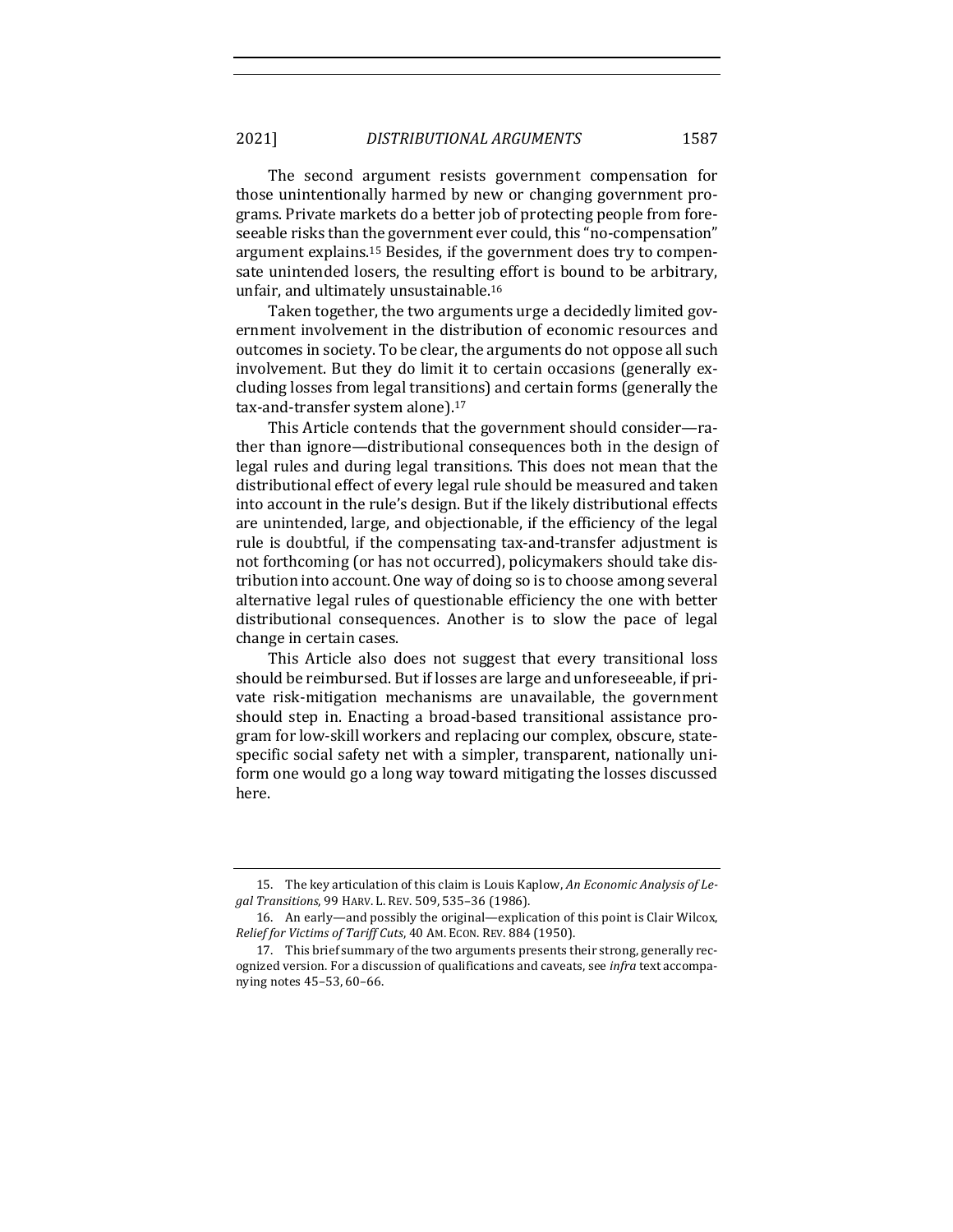The second argument resists government compensation for those unintentionally harmed by new or changing government programs. Private markets do a better job of protecting people from foreseeable risks than the government ever could, this "no-compensation" argument explains.[15] Besides, if the government does try to compensate unintended losers, the resulting effort is bound to be arbitrary, unfair, and ultimately unsustainable.[16]

Taken together, the two arguments urge a decidedly limited government involvement in the distribution of economic resources and outcomes in society. To be clear, the arguments do not oppose all such involvement. But they do limit it to certain occasions (generally excluding losses from legal transitions) and certain forms (generally the tax-and-transfer system alone).[17]

This Article contends that the government should consider—rather than ignore—distributional consequences both in the design of legal rules and during legal transitions. This does not mean that the distributional effect of every legal rule should be measured and taken into account in the rule's design. But if the likely distributional effects are unintended, large, and objectionable, if the efficiency of the legal rule is doubtful, if the compensating tax-and-transfer adjustment is not forthcoming (or has not occurred), policymakers should take distribution into account. One way of doing so is to choose among several alternative legal rules of questionable efficiency the one with better distributional consequences. Another is to slow the pace of legal change in certain cases.

This Article also does not suggest that every transitional loss should be reimbursed. But if losses are large and unforeseeable, if private risk-mitigation mechanisms are unavailable, the government should step in. Enacting a broad-based transitional assistance program for low-skill workers and replacing our complex, obscure, state-specific social safety net with a simpler, transparent, nationally uniform one would go a long way toward mitigating the losses discussed here.

---

15. The key articulation of this claim is Louis Kaplow, *An Economic Analysis of Legal Transitions*, 99 HARV. L. REV. 509, 535–36 (1986).

16. An early—and possibly the original—explication of this point is Clair Wilcox, *Relief for Victims of Tariff Cuts*, 40 AM. ECON. REV. 884 (1950).

17. This brief summary of the two arguments presents their strong, generally recognized version. For a discussion of qualifications and caveats, see *infra* text accompanying notes 45–53, 60–66.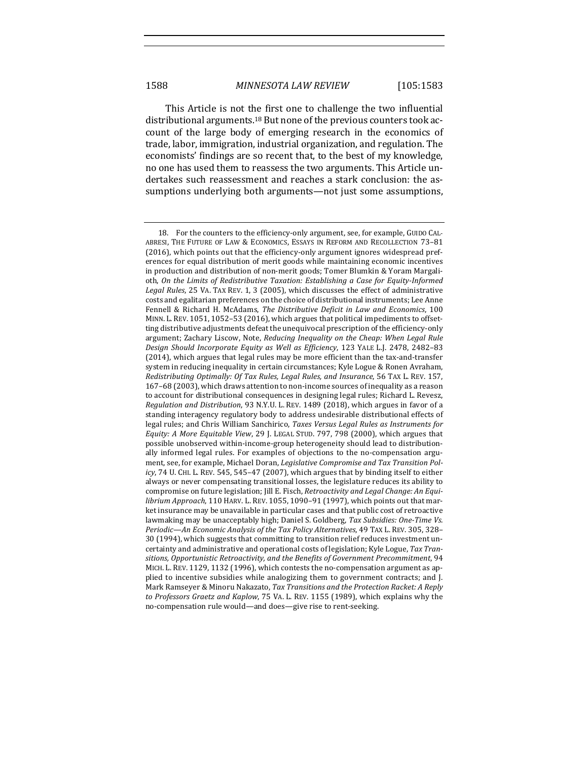This Article is not the first one to challenge the two influential distributional arguments.[18] But none of the previous counters took account of the large body of emerging research in the economics of trade, labor, immigration, industrial organization, and regulation. The economists' findings are so recent that, to the best of my knowledge, no one has used them to reassess the two arguments. This Article undertakes such reassessment and reaches a stark conclusion: the assumptions underlying both arguments—not just some assumptions,

---

18. For the counters to the efficiency-only argument, see, for example, GUIDO CALABRESI, THE FUTURE OF LAW & ECONOMICS, ESSAYS IN REFORM AND RECOLLECTION 73–81 (2016), which points out that the efficiency-only argument ignores widespread preferences for equal distribution of merit goods while maintaining economic incentives in production and distribution of non-merit goods; Tomer Blumkin & Yoram Margalioth, *On the Limits of Redistributive Taxation: Establishing a Case for Equity-Informed Legal Rules*, 25 VA. TAX REV. 1, 3 (2005), which discusses the effect of administrative costs and egalitarian preferences on the choice of distributional instruments; Lee Anne Fennell & Richard H. McAdams, *The Distributive Deficit in Law and Economics*, 100 MINN. L. REV. 1051, 1052–53 (2016), which argues that political impediments to offsetting distributive adjustments defeat the unequivocal prescription of the efficiency-only argument; Zachary Liscow, Note, *Reducing Inequality on the Cheap: When Legal Rule Design Should Incorporate Equity as Well as Efficiency*, 123 YALE L.J. 2478, 2482–83 (2014), which argues that legal rules may be more efficient than the tax-and-transfer system in reducing inequality in certain circumstances; Kyle Logue & Ronen Avraham, *Redistributing Optimally: Of Tax Rules, Legal Rules, and Insurance*, 56 TAX L. REV. 157, 167–68 (2003), which draws attention to non-income sources of inequality as a reason to account for distributional consequences in designing legal rules; Richard L. Revesz, *Regulation and Distribution*, 93 N.Y.U. L. REV. 1489 (2018), which argues in favor of a standing interagency regulatory body to address undesirable distributional effects of legal rules; and Chris William Sanchirico, *Taxes Versus Legal Rules as Instruments for Equity: A More Equitable View*, 29 J. LEGAL STUD. 797, 798 (2000), which argues that possible unobserved within-income-group heterogeneity should lead to distributionally informed legal rules. For examples of objections to the no-compensation argument, see, for example, Michael Doran, *Legislative Compromise and Tax Transition Policy*, 74 U. CHI. L. REV. 545, 545–47 (2007), which argues that by binding itself to either always or never compensating transitional losses, the legislature reduces its ability to compromise on future legislation; Jill E. Fisch, *Retroactivity and Legal Change: An Equilibrium Approach*, 110 HARV. L. REV. 1055, 1090–91 (1997), which points out that market insurance may be unavailable in particular cases and that public cost of retroactive lawmaking may be unacceptably high; Daniel S. Goldberg, *Tax Subsidies: One-Time Vs. Periodic—An Economic Analysis of the Tax Policy Alternatives*, 49 TAX L. REV. 305, 328–30 (1994), which suggests that committing to transition relief reduces investment uncertainty and administrative and operational costs of legislation; Kyle Logue, *Tax Transitions, Opportunistic Retroactivity, and the Benefits of Government Precommitment*, 94 MICH. L. REV. 1129, 1132 (1996), which contests the no-compensation argument as applied to incentive subsidies while analogizing them to government contracts; and J. Mark Ramseyer & Minoru Nakazato, *Tax Transitions and the Protection Racket: A Reply to Professors Graetz and Kaplow*, 75 VA. L. REV. 1155 (1989), which explains why the no-compensation rule would—and does—give rise to rent-seeking.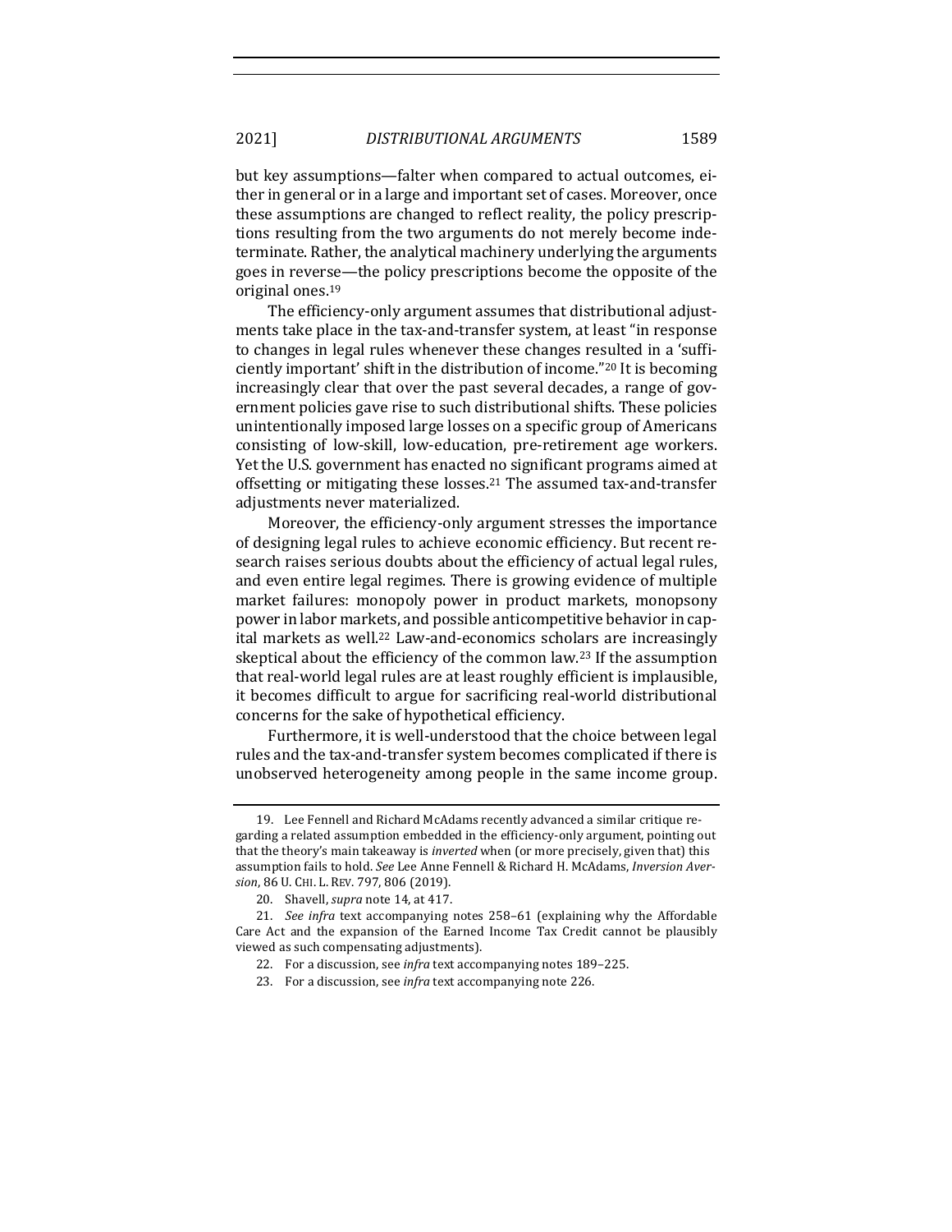but key assumptions—falter when compared to actual outcomes, either in general or in a large and important set of cases. Moreover, once these assumptions are changed to reflect reality, the policy prescriptions resulting from the two arguments do not merely become indeterminate. Rather, the analytical machinery underlying the arguments goes in reverse—the policy prescriptions become the opposite of the original ones.[19]

The efficiency-only argument assumes that distributional adjustments take place in the tax-and-transfer system, at least "in response to changes in legal rules whenever these changes resulted in a 'sufficiently important' shift in the distribution of income."[20] It is becoming increasingly clear that over the past several decades, a range of government policies gave rise to such distributional shifts. These policies unintentionally imposed large losses on a specific group of Americans consisting of low-skill, low-education, pre-retirement age workers. Yet the U.S. government has enacted no significant programs aimed at offsetting or mitigating these losses.[21] The assumed tax-and-transfer adjustments never materialized.

Moreover, the efficiency-only argument stresses the importance of designing legal rules to achieve economic efficiency. But recent research raises serious doubts about the efficiency of actual legal rules, and even entire legal regimes. There is growing evidence of multiple market failures: monopoly power in product markets, monopsony power in labor markets, and possible anticompetitive behavior in capital markets as well.[22] Law-and-economics scholars are increasingly skeptical about the efficiency of the common law.[23] If the assumption that real-world legal rules are at least roughly efficient is implausible, it becomes difficult to argue for sacrificing real-world distributional concerns for the sake of hypothetical efficiency.

Furthermore, it is well-understood that the choice between legal rules and the tax-and-transfer system becomes complicated if there is unobserved heterogeneity among people in the same income group.

---

19. Lee Fennell and Richard McAdams recently advanced a similar critique regarding a related assumption embedded in the efficiency-only argument, pointing out that the theory's main takeaway is *inverted* when (or more precisely, given that) this assumption fails to hold. *See* Lee Anne Fennell & Richard H. McAdams, *Inversion Aversion*, 86 U. CHI. L. REV. 797, 806 (2019).

20. Shavell, *supra* note 14, at 417.

21. *See infra* text accompanying notes 258–61 (explaining why the Affordable Care Act and the expansion of the Earned Income Tax Credit cannot be plausibly viewed as such compensating adjustments).

22. For a discussion, see *infra* text accompanying notes 189–225.

23. For a discussion, see *infra* text accompanying note 226.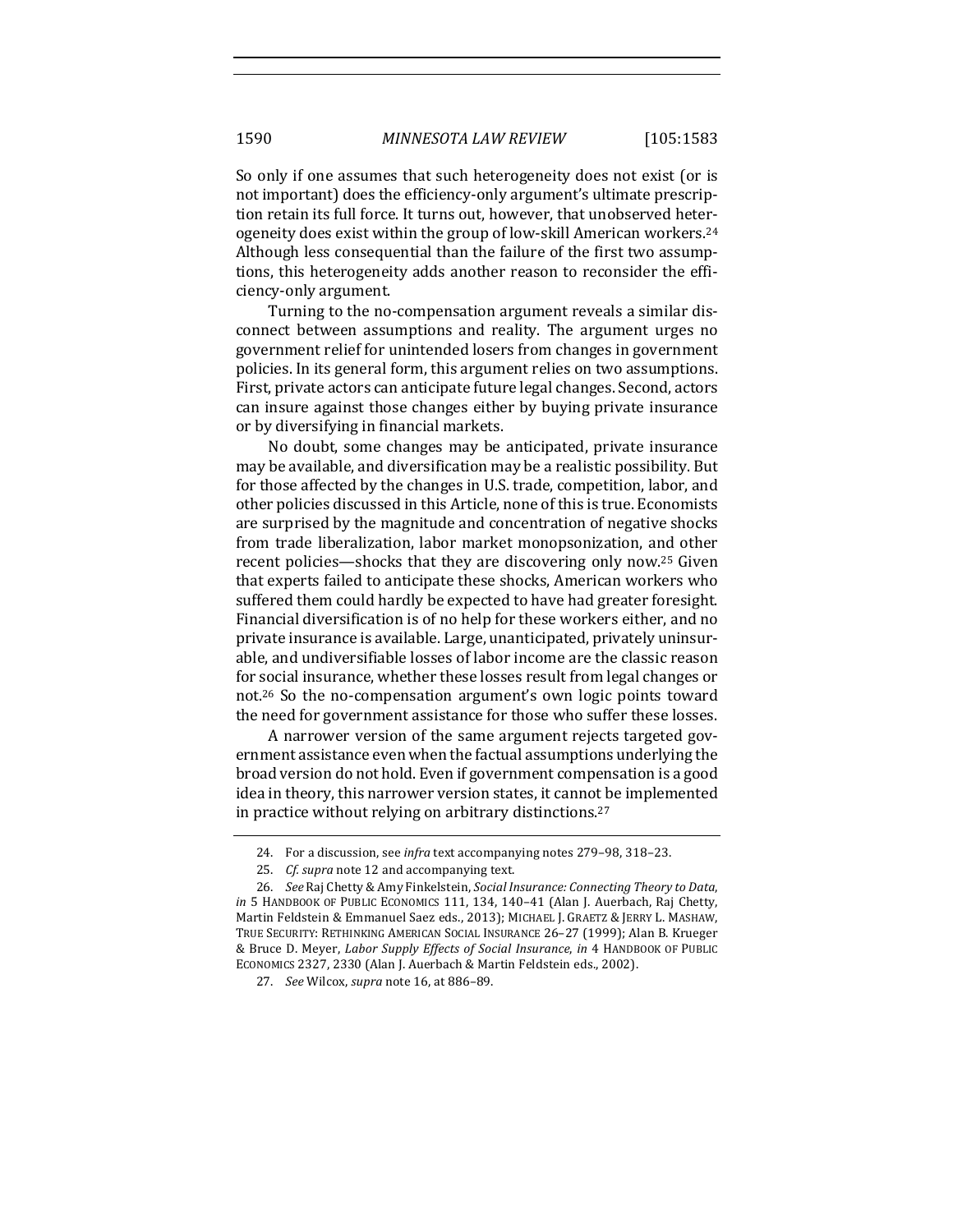So only if one assumes that such heterogeneity does not exist (or is not important) does the efficiency-only argument's ultimate prescription retain its full force. It turns out, however, that unobserved heterogeneity does exist within the group of low-skill American workers.[24] Although less consequential than the failure of the first two assumptions, this heterogeneity adds another reason to reconsider the efficiency-only argument.

Turning to the no-compensation argument reveals a similar disconnect between assumptions and reality. The argument urges no government relief for unintended losers from changes in government policies. In its general form, this argument relies on two assumptions. First, private actors can anticipate future legal changes. Second, actors can insure against those changes either by buying private insurance or by diversifying in financial markets.

No doubt, some changes may be anticipated, private insurance may be available, and diversification may be a realistic possibility. But for those affected by the changes in U.S. trade, competition, labor, and other policies discussed in this Article, none of this is true. Economists are surprised by the magnitude and concentration of negative shocks from trade liberalization, labor market monopsonization, and other recent policies—shocks that they are discovering only now.[25] Given that experts failed to anticipate these shocks, American workers who suffered them could hardly be expected to have had greater foresight. Financial diversification is of no help for these workers either, and no private insurance is available. Large, unanticipated, privately uninsurable, and undiversifiable losses of labor income are the classic reason for social insurance, whether these losses result from legal changes or not.[26] So the no-compensation argument's own logic points toward the need for government assistance for those who suffer these losses.

A narrower version of the same argument rejects targeted government assistance even when the factual assumptions underlying the broad version do not hold. Even if government compensation is a good idea in theory, this narrower version states, it cannot be implemented in practice without relying on arbitrary distinctions.[27]

---

24. For a discussion, see *infra* text accompanying notes 279–98, 318–23.

25. *Cf. supra* note 12 and accompanying text.

26. *See* Raj Chetty & Amy Finkelstein, *Social Insurance: Connecting Theory to Data*, *in* 5 HANDBOOK OF PUBLIC ECONOMICS 111, 134, 140–41 (Alan J. Auerbach, Raj Chetty, Martin Feldstein & Emmanuel Saez eds., 2013); MICHAEL J. GRAETZ & JERRY L. MASHAW, TRUE SECURITY: RETHINKING AMERICAN SOCIAL INSURANCE 26–27 (1999); Alan B. Krueger & Bruce D. Meyer, *Labor Supply Effects of Social Insurance*, *in* 4 HANDBOOK OF PUBLIC ECONOMICS 2327, 2330 (Alan J. Auerbach & Martin Feldstein eds., 2002).

27. *See* Wilcox, *supra* note 16, at 886–89.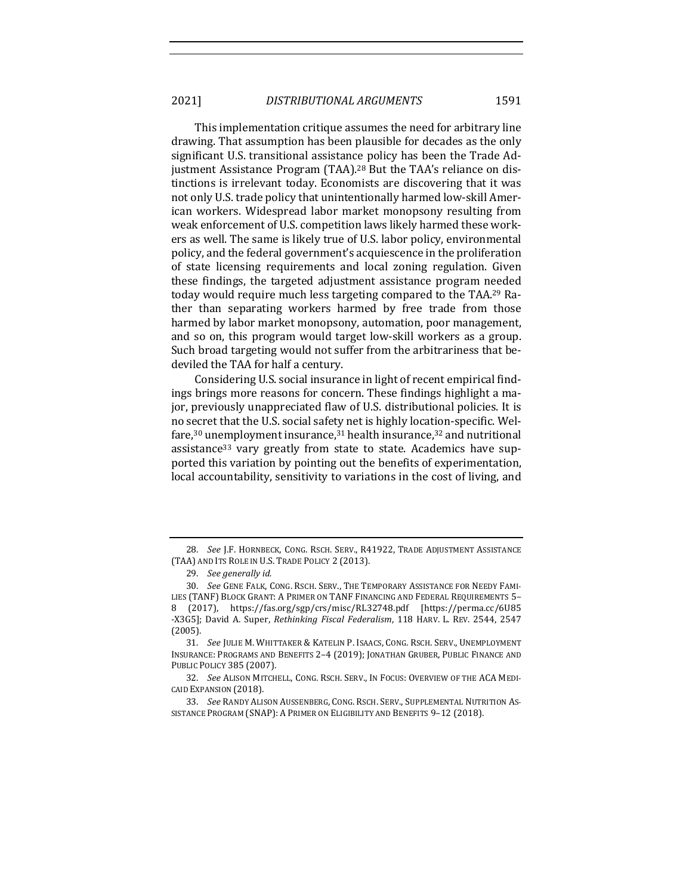This implementation critique assumes the need for arbitrary line drawing. That assumption has been plausible for decades as the only significant U.S. transitional assistance policy has been the Trade Adjustment Assistance Program (TAA).[28] But the TAA's reliance on distinctions is irrelevant today. Economists are discovering that it was not only U.S. trade policy that unintentionally harmed low-skill American workers. Widespread labor market monopsony resulting from weak enforcement of U.S. competition laws likely harmed these workers as well. The same is likely true of U.S. labor policy, environmental policy, and the federal government's acquiescence in the proliferation of state licensing requirements and local zoning regulation. Given these findings, the targeted adjustment assistance program needed today would require much less targeting compared to the TAA.[29] Rather than separating workers harmed by free trade from those harmed by labor market monopsony, automation, poor management, and so on, this program would target low-skill workers as a group. Such broad targeting would not suffer from the arbitrariness that bedeviled the TAA for half a century.

Considering U.S. social insurance in light of recent empirical findings brings more reasons for concern. These findings highlight a major, previously unappreciated flaw of U.S. distributional policies. It is no secret that the U.S. social safety net is highly location-specific. Welfare,[30] unemployment insurance,[31] health insurance,[32] and nutritional assistance[33] vary greatly from state to state. Academics have supported this variation by pointing out the benefits of experimentation, local accountability, sensitivity to variations in the cost of living, and

---

28. *See* J.F. HORNBECK, CONG. RSCH. SERV., R41922, TRADE ADJUSTMENT ASSISTANCE (TAA) AND ITS ROLE IN U.S. TRADE POLICY 2 (2013).

29. *See generally id.*

30. *See* GENE FALK, CONG. RSCH. SERV., THE TEMPORARY ASSISTANCE FOR NEEDY FAMILIES (TANF) BLOCK GRANT: A PRIMER ON TANF FINANCING AND FEDERAL REQUIREMENTS 5–8 (2017), https://fas.org/sgp/crs/misc/RL32748.pdf [https://perma.cc/6U85-X3G5]; David A. Super, *Rethinking Fiscal Federalism*, 118 HARV. L. REV. 2544, 2547 (2005).

31. *See* JULIE M. WHITTAKER & KATELIN P. ISAACS, CONG. RSCH. SERV., UNEMPLOYMENT INSURANCE: PROGRAMS AND BENEFITS 2–4 (2019); JONATHAN GRUBER, PUBLIC FINANCE AND PUBLIC POLICY 385 (2007).

32. *See* ALISON MITCHELL, CONG. RSCH. SERV., IN FOCUS: OVERVIEW OF THE ACA MEDICAID EXPANSION (2018).

33. *See* RANDY ALISON AUSSENBERG, CONG. RSCH. SERV., SUPPLEMENTAL NUTRITION ASSISTANCE PROGRAM (SNAP): A PRIMER ON ELIGIBILITY AND BENEFITS 9–12 (2018).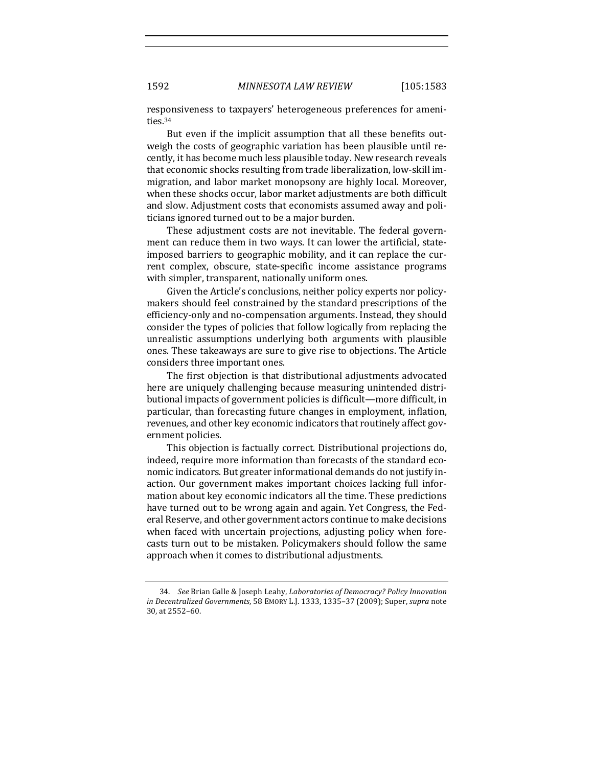responsiveness to taxpayers' heterogeneous preferences for amenities.[34]

But even if the implicit assumption that all these benefits outweigh the costs of geographic variation has been plausible until recently, it has become much less plausible today. New research reveals that economic shocks resulting from trade liberalization, low-skill immigration, and labor market monopsony are highly local. Moreover, when these shocks occur, labor market adjustments are both difficult and slow. Adjustment costs that economists assumed away and politicians ignored turned out to be a major burden.

These adjustment costs are not inevitable. The federal government can reduce them in two ways. It can lower the artificial, state-imposed barriers to geographic mobility, and it can replace the current complex, obscure, state-specific income assistance programs with simpler, transparent, nationally uniform ones.

Given the Article's conclusions, neither policy experts nor policymakers should feel constrained by the standard prescriptions of the efficiency-only and no-compensation arguments. Instead, they should consider the types of policies that follow logically from replacing the unrealistic assumptions underlying both arguments with plausible ones. These takeaways are sure to give rise to objections. The Article considers three important ones.

The first objection is that distributional adjustments advocated here are uniquely challenging because measuring unintended distributional impacts of government policies is difficult—more difficult, in particular, than forecasting future changes in employment, inflation, revenues, and other key economic indicators that routinely affect government policies.

This objection is factually correct. Distributional projections do, indeed, require more information than forecasts of the standard economic indicators. But greater informational demands do not justify inaction. Our government makes important choices lacking full information about key economic indicators all the time. These predictions have turned out to be wrong again and again. Yet Congress, the Federal Reserve, and other government actors continue to make decisions when faced with uncertain projections, adjusting policy when forecasts turn out to be mistaken. Policymakers should follow the same approach when it comes to distributional adjustments.

34. *See* Brian Galle & Joseph Leahy, *Laboratories of Democracy? Policy Innovation in Decentralized Governments*, 58 EMORY L.J. 1333, 1335–37 (2009); Super, *supra* note 30, at 2552–60.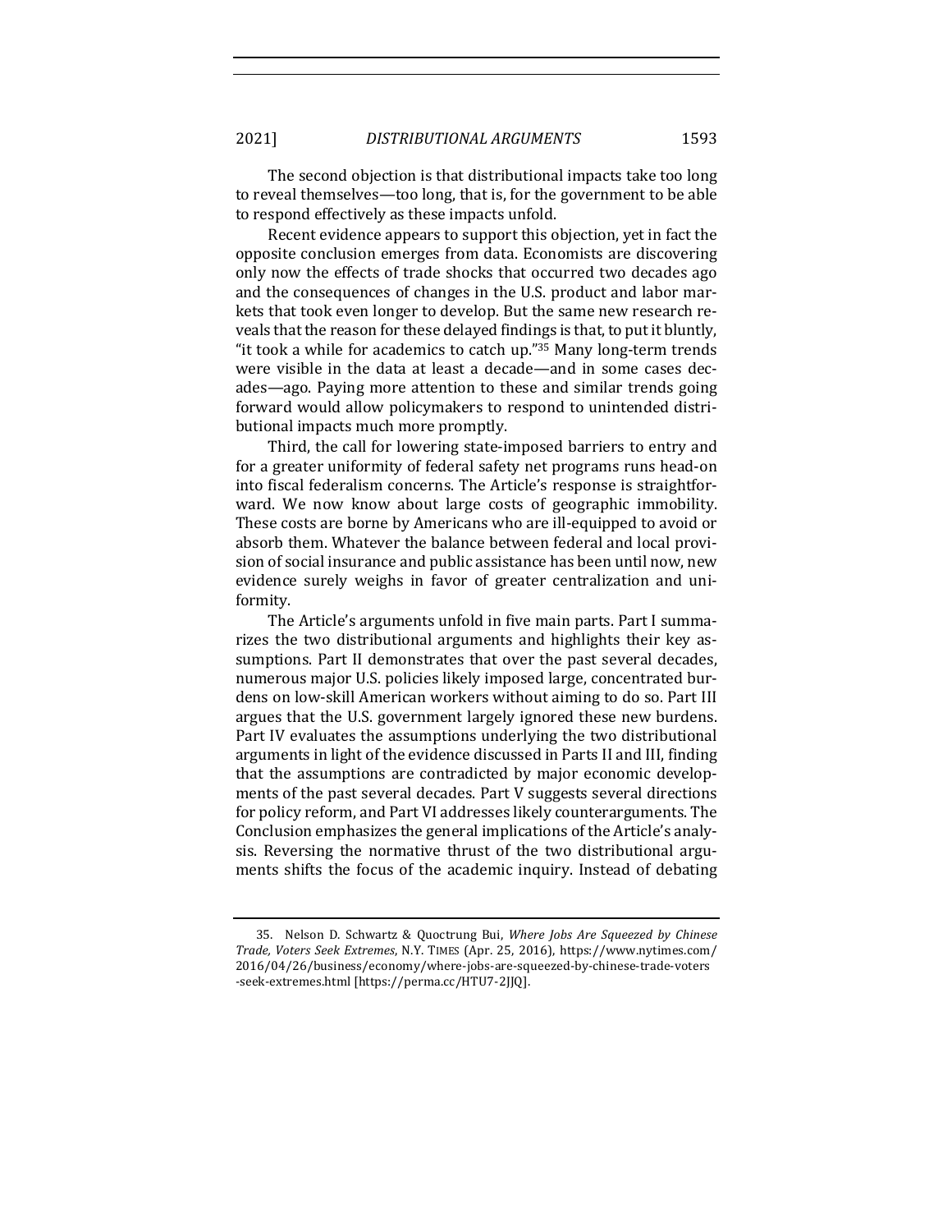The second objection is that distributional impacts take too long to reveal themselves—too long, that is, for the government to be able to respond effectively as these impacts unfold.

Recent evidence appears to support this objection, yet in fact the opposite conclusion emerges from data. Economists are discovering only now the effects of trade shocks that occurred two decades ago and the consequences of changes in the U.S. product and labor markets that took even longer to develop. But the same new research reveals that the reason for these delayed findings is that, to put it bluntly, "it took a while for academics to catch up."[35] Many long-term trends were visible in the data at least a decade—and in some cases decades—ago. Paying more attention to these and similar trends going forward would allow policymakers to respond to unintended distributional impacts much more promptly.

Third, the call for lowering state-imposed barriers to entry and for a greater uniformity of federal safety net programs runs head-on into fiscal federalism concerns. The Article's response is straightforward. We now know about large costs of geographic immobility. These costs are borne by Americans who are ill-equipped to avoid or absorb them. Whatever the balance between federal and local provision of social insurance and public assistance has been until now, new evidence surely weighs in favor of greater centralization and uniformity.

The Article's arguments unfold in five main parts. Part I summarizes the two distributional arguments and highlights their key assumptions. Part II demonstrates that over the past several decades, numerous major U.S. policies likely imposed large, concentrated burdens on low-skill American workers without aiming to do so. Part III argues that the U.S. government largely ignored these new burdens. Part IV evaluates the assumptions underlying the two distributional arguments in light of the evidence discussed in Parts II and III, finding that the assumptions are contradicted by major economic developments of the past several decades. Part V suggests several directions for policy reform, and Part VI addresses likely counterarguments. The Conclusion emphasizes the general implications of the Article's analysis. Reversing the normative thrust of the two distributional arguments shifts the focus of the academic inquiry. Instead of debating

35. Nelson D. Schwartz & Quoctrung Bui, *Where Jobs Are Squeezed by Chinese Trade, Voters Seek Extremes*, N.Y. TIMES (Apr. 25, 2016), https://www.nytimes.com/2016/04/26/business/economy/where-jobs-are-squeezed-by-chinese-trade-voters-seek-extremes.html [https://perma.cc/HTU7-2JJQ].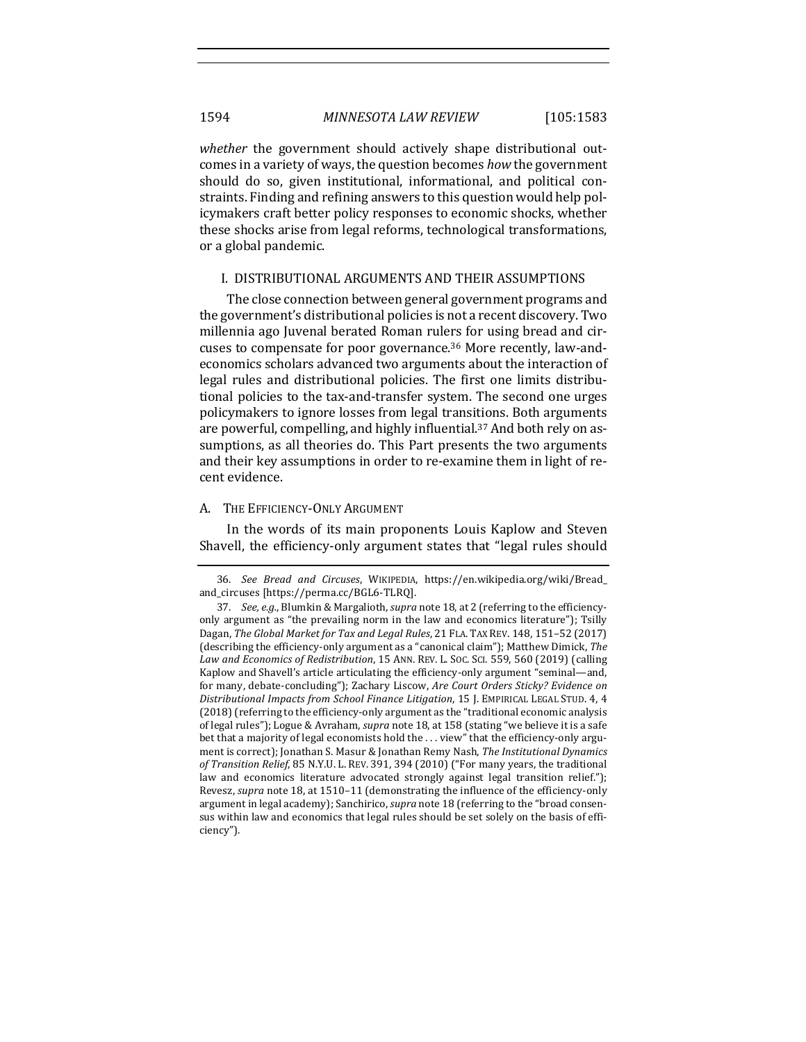*whether* the government should actively shape distributional outcomes in a variety of ways, the question becomes *how* the government should do so, given institutional, informational, and political constraints. Finding and refining answers to this question would help policymakers craft better policy responses to economic shocks, whether these shocks arise from legal reforms, technological transformations, or a global pandemic.

## I. DISTRIBUTIONAL ARGUMENTS AND THEIR ASSUMPTIONS

The close connection between general government programs and the government's distributional policies is not a recent discovery. Two millennia ago Juvenal berated Roman rulers for using bread and circuses to compensate for poor governance.[36] More recently, law-and-economics scholars advanced two arguments about the interaction of legal rules and distributional policies. The first one limits distributional policies to the tax-and-transfer system. The second one urges policymakers to ignore losses from legal transitions. Both arguments are powerful, compelling, and highly influential.[37] And both rely on assumptions, as all theories do. This Part presents the two arguments and their key assumptions in order to re-examine them in light of recent evidence.

### A. THE EFFICIENCY-ONLY ARGUMENT

In the words of its main proponents Louis Kaplow and Steven Shavell, the efficiency-only argument states that "legal rules should

---

36. *See Bread and Circuses*, WIKIPEDIA, https://en.wikipedia.org/wiki/Bread_and_circuses [https://perma.cc/BGL6-TLRQ].

37. *See, e.g.*, Blumkin & Margalioth, *supra* note 18, at 2 (referring to the efficiency-only argument as "the prevailing norm in the law and economics literature"); Tsilly Dagan, *The Global Market for Tax and Legal Rules*, 21 FLA. TAX REV. 148, 151–52 (2017) (describing the efficiency-only argument as a "canonical claim"); Matthew Dimick, *The Law and Economics of Redistribution*, 15 ANN. REV. L. SOC. SCI. 559, 560 (2019) (calling Kaplow and Shavell's article articulating the efficiency-only argument "seminal—and, for many, debate-concluding"); Zachary Liscow, *Are Court Orders Sticky? Evidence on Distributional Impacts from School Finance Litigation*, 15 J. EMPIRICAL LEGAL STUD. 4, 4 (2018) (referring to the efficiency-only argument as the "traditional economic analysis of legal rules"); Logue & Avraham, *supra* note 18, at 158 (stating "we believe it is a safe bet that a majority of legal economists hold the . . . view" that the efficiency-only argument is correct); Jonathan S. Masur & Jonathan Remy Nash, *The Institutional Dynamics of Transition Relief*, 85 N.Y.U. L. REV. 391, 394 (2010) ("For many years, the traditional law and economics literature advocated strongly against legal transition relief."); Revesz, *supra* note 18, at 1510–11 (demonstrating the influence of the efficiency-only argument in legal academy); Sanchirico, *supra* note 18 (referring to the "broad consensus within law and economics that legal rules should be set solely on the basis of efficiency").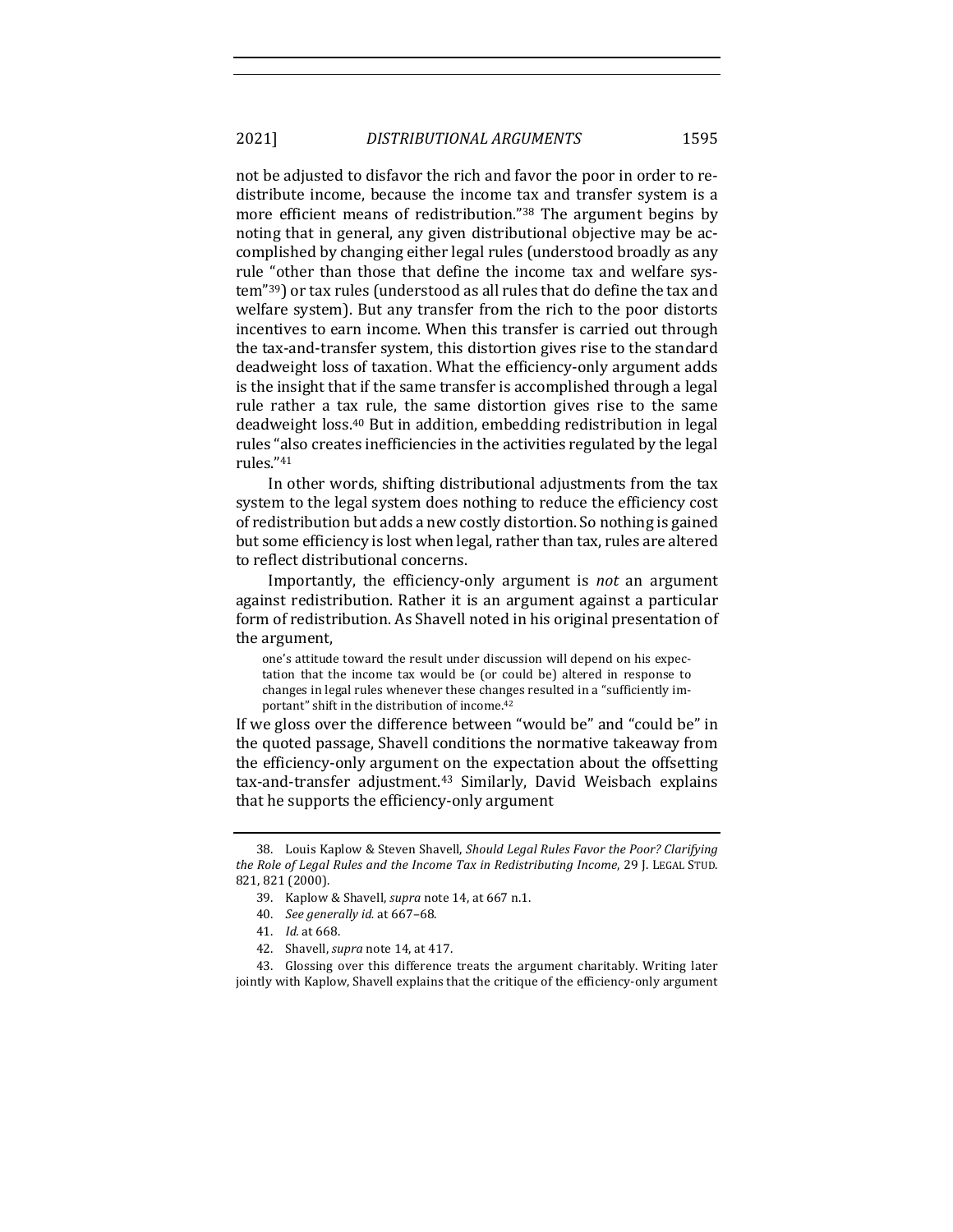not be adjusted to disfavor the rich and favor the poor in order to redistribute income, because the income tax and transfer system is a more efficient means of redistribution."[38] The argument begins by noting that in general, any given distributional objective may be accomplished by changing either legal rules (understood broadly as any rule "other than those that define the income tax and welfare system"[39]) or tax rules (understood as all rules that do define the tax and welfare system). But any transfer from the rich to the poor distorts incentives to earn income. When this transfer is carried out through the tax-and-transfer system, this distortion gives rise to the standard deadweight loss of taxation. What the efficiency-only argument adds is the insight that if the same transfer is accomplished through a legal rule rather a tax rule, the same distortion gives rise to the same deadweight loss.[40] But in addition, embedding redistribution in legal rules "also creates inefficiencies in the activities regulated by the legal rules."[41]

In other words, shifting distributional adjustments from the tax system to the legal system does nothing to reduce the efficiency cost of redistribution but adds a new costly distortion. So nothing is gained but some efficiency is lost when legal, rather than tax, rules are altered to reflect distributional concerns.

Importantly, the efficiency-only argument is *not* an argument against redistribution. Rather it is an argument against a particular form of redistribution. As Shavell noted in his original presentation of the argument,

> one's attitude toward the result under discussion will depend on his expectation that the income tax would be (or could be) altered in response to changes in legal rules whenever these changes resulted in a "sufficiently important" shift in the distribution of income.[42]

If we gloss over the difference between "would be" and "could be" in the quoted passage, Shavell conditions the normative takeaway from the efficiency-only argument on the expectation about the offsetting tax-and-transfer adjustment.[43] Similarly, David Weisbach explains that he supports the efficiency-only argument

---

38. Louis Kaplow & Steven Shavell, *Should Legal Rules Favor the Poor? Clarifying the Role of Legal Rules and the Income Tax in Redistributing Income*, 29 J. LEGAL STUD. 821, 821 (2000).

39. Kaplow & Shavell, *supra* note 14, at 667 n.1.

40. *See generally id.* at 667–68.

41. *Id.* at 668.

42. Shavell, *supra* note 14, at 417.

43. Glossing over this difference treats the argument charitably. Writing later jointly with Kaplow, Shavell explains that the critique of the efficiency-only argument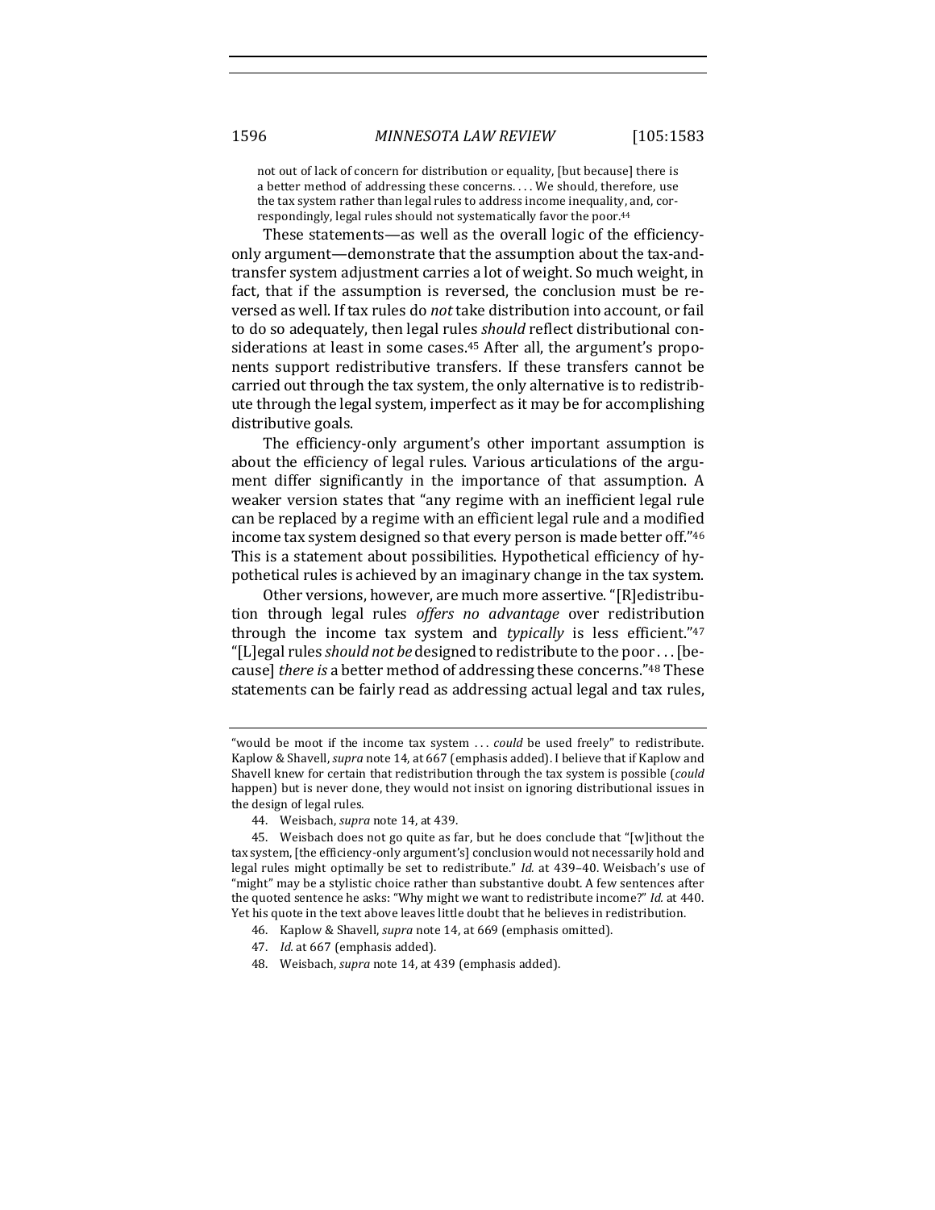> not out of lack of concern for distribution or equality, [but because] there is a better method of addressing these concerns. . . . We should, therefore, use the tax system rather than legal rules to address income inequality, and, correspondingly, legal rules should not systematically favor the poor.[44]

These statements—as well as the overall logic of the efficiency-only argument—demonstrate that the assumption about the tax-and-transfer system adjustment carries a lot of weight. So much weight, in fact, that if the assumption is reversed, the conclusion must be reversed as well. If tax rules do *not* take distribution into account, or fail to do so adequately, then legal rules *should* reflect distributional considerations at least in some cases.[45] After all, the argument's proponents support redistributive transfers. If these transfers cannot be carried out through the tax system, the only alternative is to redistribute through the legal system, imperfect as it may be for accomplishing distributive goals.

The efficiency-only argument's other important assumption is about the efficiency of legal rules. Various articulations of the argument differ significantly in the importance of that assumption. A weaker version states that "any regime with an inefficient legal rule can be replaced by a regime with an efficient legal rule and a modified income tax system designed so that every person is made better off."[46] This is a statement about possibilities. Hypothetical efficiency of hypothetical rules is achieved by an imaginary change in the tax system.

Other versions, however, are much more assertive. "[R]edistribution through legal rules *offers no advantage* over redistribution through the income tax system and *typically* is less efficient."[47] "[L]egal rules *should not be* designed to redistribute to the poor . . . [because] *there is* a better method of addressing these concerns."[48] These statements can be fairly read as addressing actual legal and tax rules,

---

"would be moot if the income tax system . . . *could* be used freely" to redistribute. Kaplow & Shavell, *supra* note 14, at 667 (emphasis added). I believe that if Kaplow and Shavell knew for certain that redistribution through the tax system is possible (*could* happen) but is never done, they would not insist on ignoring distributional issues in the design of legal rules.

44. Weisbach, *supra* note 14, at 439.

45. Weisbach does not go quite as far, but he does conclude that "[w]ithout the tax system, [the efficiency-only argument's] conclusion would not necessarily hold and legal rules might optimally be set to redistribute." *Id.* at 439–40. Weisbach's use of "might" may be a stylistic choice rather than substantive doubt. A few sentences after the quoted sentence he asks: "Why might we want to redistribute income?" *Id.* at 440. Yet his quote in the text above leaves little doubt that he believes in redistribution.

46. Kaplow & Shavell, *supra* note 14, at 669 (emphasis omitted).

47. *Id.* at 667 (emphasis added).

48. Weisbach, *supra* note 14, at 439 (emphasis added).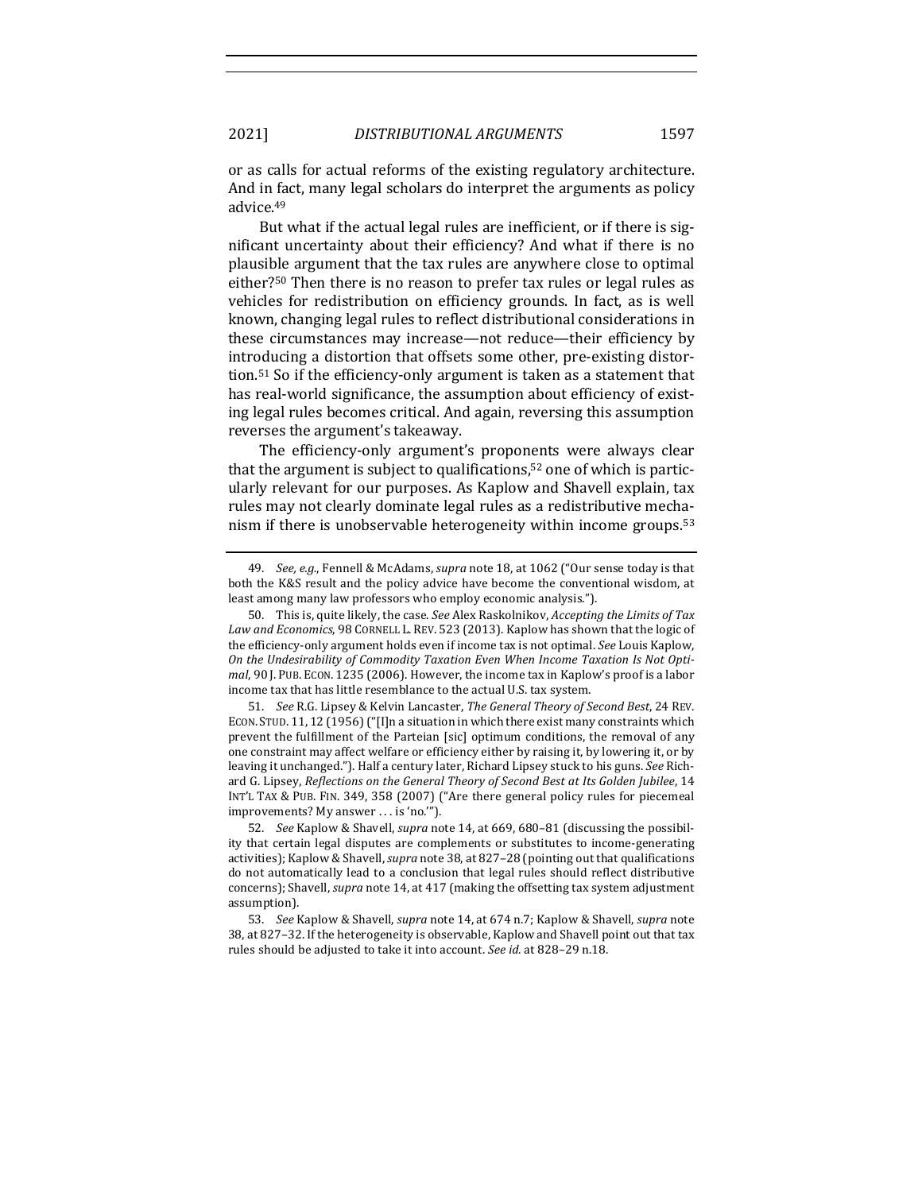or as calls for actual reforms of the existing regulatory architecture. And in fact, many legal scholars do interpret the arguments as policy advice.[49]

But what if the actual legal rules are inefficient, or if there is significant uncertainty about their efficiency? And what if there is no plausible argument that the tax rules are anywhere close to optimal either?[50] Then there is no reason to prefer tax rules or legal rules as vehicles for redistribution on efficiency grounds. In fact, as is well known, changing legal rules to reflect distributional considerations in these circumstances may increase—not reduce—their efficiency by introducing a distortion that offsets some other, pre-existing distortion.[51] So if the efficiency-only argument is taken as a statement that has real-world significance, the assumption about efficiency of existing legal rules becomes critical. And again, reversing this assumption reverses the argument's takeaway.

The efficiency-only argument's proponents were always clear that the argument is subject to qualifications,[52] one of which is particularly relevant for our purposes. As Kaplow and Shavell explain, tax rules may not clearly dominate legal rules as a redistributive mechanism if there is unobservable heterogeneity within income groups.[53]

---

49. *See, e.g.*, Fennell & McAdams, *supra* note 18, at 1062 ("Our sense today is that both the K&S result and the policy advice have become the conventional wisdom, at least among many law professors who employ economic analysis.").

50. This is, quite likely, the case. *See* Alex Raskolnikov, *Accepting the Limits of Tax Law and Economics*, 98 CORNELL L. REV. 523 (2013). Kaplow has shown that the logic of the efficiency-only argument holds even if income tax is not optimal. *See* Louis Kaplow, *On the Undesirability of Commodity Taxation Even When Income Taxation Is Not Optimal*, 90 J. PUB. ECON. 1235 (2006). However, the income tax in Kaplow's proof is a labor income tax that has little resemblance to the actual U.S. tax system.

51. *See* R.G. Lipsey & Kelvin Lancaster, *The General Theory of Second Best*, 24 REV. ECON. STUD. 11, 12 (1956) ("[I]n a situation in which there exist many constraints which prevent the fulfillment of the Parteian [sic] optimum conditions, the removal of any one constraint may affect welfare or efficiency either by raising it, by lowering it, or by leaving it unchanged."). Half a century later, Richard Lipsey stuck to his guns. *See* Richard G. Lipsey, *Reflections on the General Theory of Second Best at Its Golden Jubilee*, 14 INT'L TAX & PUB. FIN. 349, 358 (2007) ("Are there general policy rules for piecemeal improvements? My answer . . . is 'no.'").

52. *See* Kaplow & Shavell, *supra* note 14, at 669, 680–81 (discussing the possibility that certain legal disputes are complements or substitutes to income-generating activities); Kaplow & Shavell, *supra* note 38, at 827–28 (pointing out that qualifications do not automatically lead to a conclusion that legal rules should reflect distributive concerns); Shavell, *supra* note 14, at 417 (making the offsetting tax system adjustment assumption).

53. *See* Kaplow & Shavell, *supra* note 14, at 674 n.7; Kaplow & Shavell, *supra* note 38, at 827–32. If the heterogeneity is observable, Kaplow and Shavell point out that tax rules should be adjusted to take it into account. *See id.* at 828–29 n.18.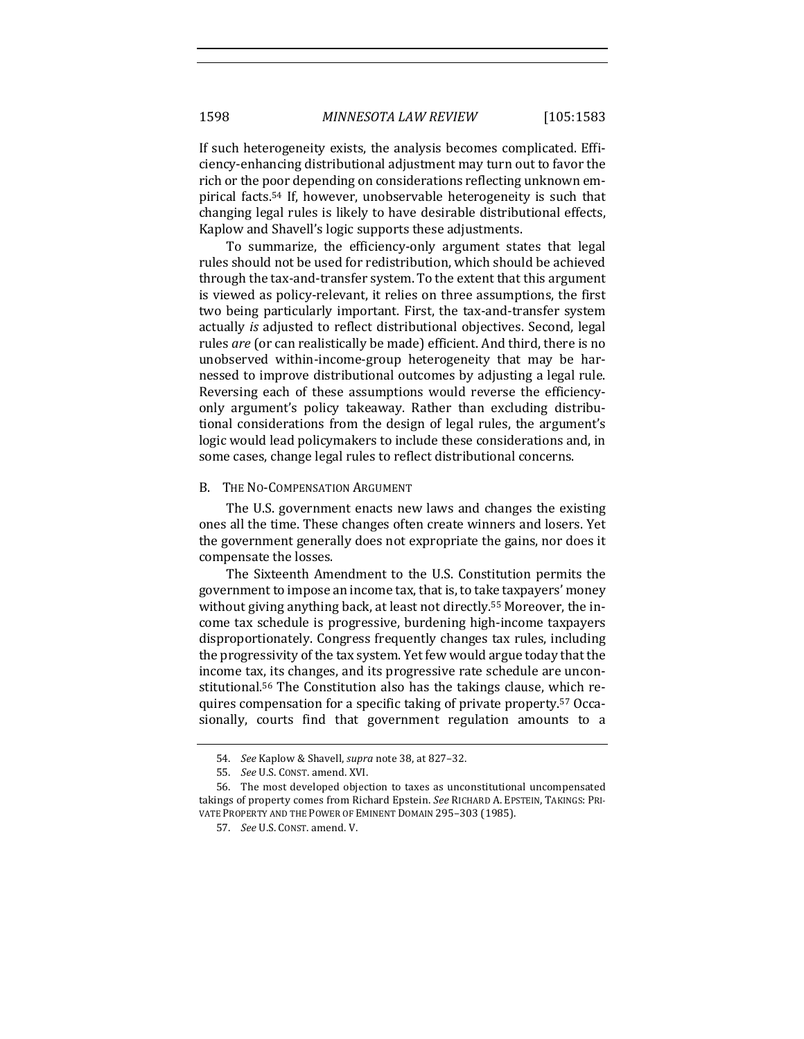If such heterogeneity exists, the analysis becomes complicated. Efficiency-enhancing distributional adjustment may turn out to favor the rich or the poor depending on considerations reflecting unknown empirical facts.[54] If, however, unobservable heterogeneity is such that changing legal rules is likely to have desirable distributional effects, Kaplow and Shavell's logic supports these adjustments.

To summarize, the efficiency-only argument states that legal rules should not be used for redistribution, which should be achieved through the tax-and-transfer system. To the extent that this argument is viewed as policy-relevant, it relies on three assumptions, the first two being particularly important. First, the tax-and-transfer system actually *is* adjusted to reflect distributional objectives. Second, legal rules *are* (or can realistically be made) efficient. And third, there is no unobserved within-income-group heterogeneity that may be harnessed to improve distributional outcomes by adjusting a legal rule. Reversing each of these assumptions would reverse the efficiency-only argument's policy takeaway. Rather than excluding distributional considerations from the design of legal rules, the argument's logic would lead policymakers to include these considerations and, in some cases, change legal rules to reflect distributional concerns.

### B. The No-Compensation Argument

The U.S. government enacts new laws and changes the existing ones all the time. These changes often create winners and losers. Yet the government generally does not expropriate the gains, nor does it compensate the losses.

The Sixteenth Amendment to the U.S. Constitution permits the government to impose an income tax, that is, to take taxpayers' money without giving anything back, at least not directly.[55] Moreover, the income tax schedule is progressive, burdening high-income taxpayers disproportionately. Congress frequently changes tax rules, including the progressivity of the tax system. Yet few would argue today that the income tax, its changes, and its progressive rate schedule are unconstitutional.[56] The Constitution also has the takings clause, which requires compensation for a specific taking of private property.[57] Occasionally, courts find that government regulation amounts to a

---

54. *See* Kaplow & Shavell, *supra* note 38, at 827–32.

55. *See* U.S. CONST. amend. XVI.

56. The most developed objection to taxes as unconstitutional uncompensated takings of property comes from Richard Epstein. *See* RICHARD A. EPSTEIN, TAKINGS: PRIVATE PROPERTY AND THE POWER OF EMINENT DOMAIN 295–303 (1985).

57. *See* U.S. CONST. amend. V.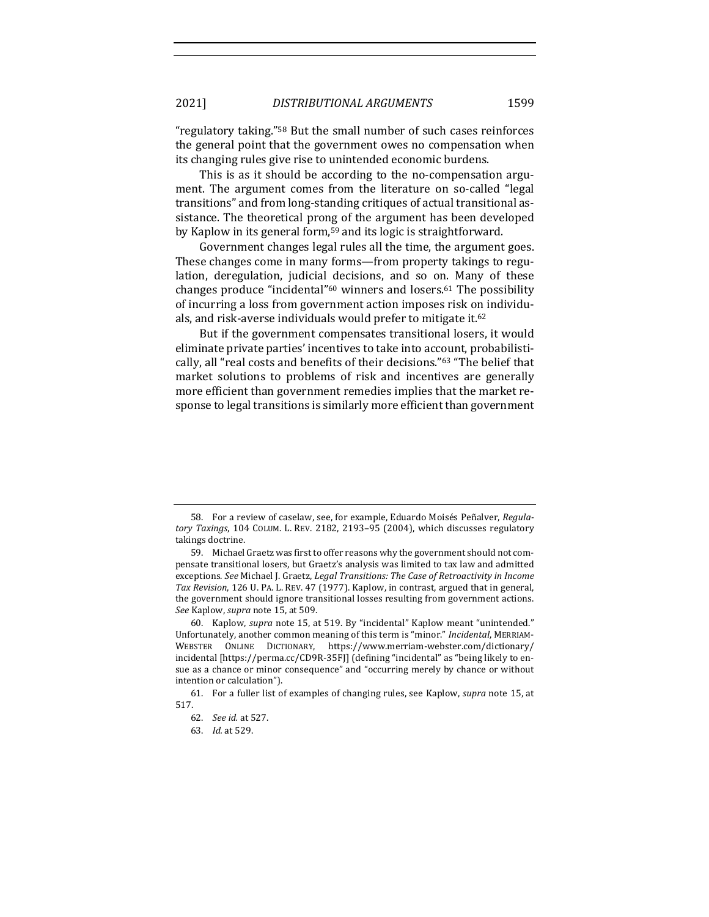"regulatory taking."[58] But the small number of such cases reinforces the general point that the government owes no compensation when its changing rules give rise to unintended economic burdens.

This is as it should be according to the no-compensation argument. The argument comes from the literature on so-called "legal transitions" and from long-standing critiques of actual transitional assistance. The theoretical prong of the argument has been developed by Kaplow in its general form,[59] and its logic is straightforward.

Government changes legal rules all the time, the argument goes. These changes come in many forms—from property takings to regulation, deregulation, judicial decisions, and so on. Many of these changes produce "incidental"[60] winners and losers.[61] The possibility of incurring a loss from government action imposes risk on individuals, and risk-averse individuals would prefer to mitigate it.[62]

But if the government compensates transitional losers, it would eliminate private parties' incentives to take into account, probabilistically, all "real costs and benefits of their decisions."[63] "The belief that market solutions to problems of risk and incentives are generally more efficient than government remedies implies that the market response to legal transitions is similarly more efficient than government

---

58. For a review of caselaw, see, for example, Eduardo Moisés Peñalver, *Regulatory Taxings*, 104 COLUM. L. REV. 2182, 2193–95 (2004), which discusses regulatory takings doctrine.

59. Michael Graetz was first to offer reasons why the government should not compensate transitional losers, but Graetz's analysis was limited to tax law and admitted exceptions. *See* Michael J. Graetz, *Legal Transitions: The Case of Retroactivity in Income Tax Revision*, 126 U. PA. L. REV. 47 (1977). Kaplow, in contrast, argued that in general, the government should ignore transitional losses resulting from government actions. *See* Kaplow, *supra* note 15, at 509.

60. Kaplow, *supra* note 15, at 519. By "incidental" Kaplow meant "unintended." Unfortunately, another common meaning of this term is "minor." *Incidental*, MERRIAM-WEBSTER ONLINE DICTIONARY, https://www.merriam-webster.com/dictionary/incidental [https://perma.cc/CD9R-35FJ] (defining "incidental" as "being likely to ensue as a chance or minor consequence" and "occurring merely by chance or without intention or calculation").

61. For a fuller list of examples of changing rules, see Kaplow, *supra* note 15, at 517.

62. *See id.* at 527.

63. *Id.* at 529.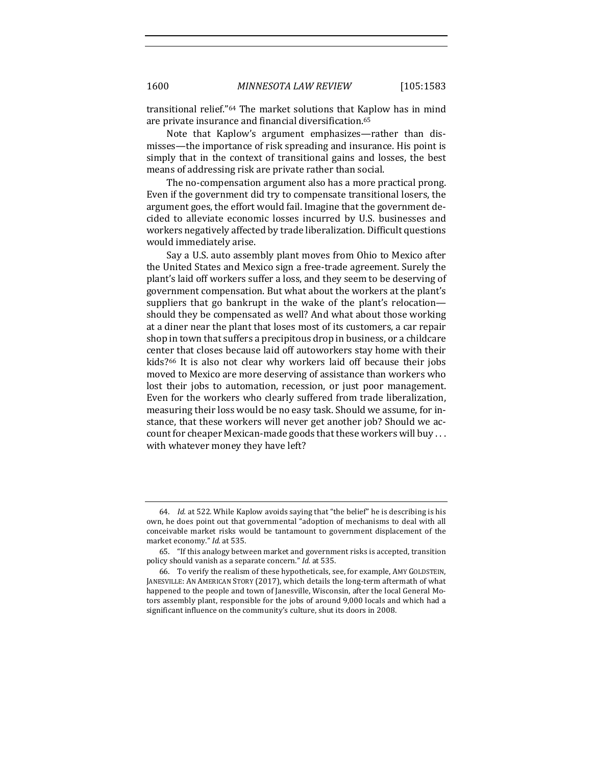transitional relief."[64] The market solutions that Kaplow has in mind are private insurance and financial diversification.[65]

Note that Kaplow's argument emphasizes—rather than dismisses—the importance of risk spreading and insurance. His point is simply that in the context of transitional gains and losses, the best means of addressing risk are private rather than social.

The no-compensation argument also has a more practical prong. Even if the government did try to compensate transitional losers, the argument goes, the effort would fail. Imagine that the government decided to alleviate economic losses incurred by U.S. businesses and workers negatively affected by trade liberalization. Difficult questions would immediately arise.

Say a U.S. auto assembly plant moves from Ohio to Mexico after the United States and Mexico sign a free-trade agreement. Surely the plant's laid off workers suffer a loss, and they seem to be deserving of government compensation. But what about the workers at the plant's suppliers that go bankrupt in the wake of the plant's relocation—should they be compensated as well? And what about those working at a diner near the plant that loses most of its customers, a car repair shop in town that suffers a precipitous drop in business, or a childcare center that closes because laid off autoworkers stay home with their kids?[66] It is also not clear why workers laid off because their jobs moved to Mexico are more deserving of assistance than workers who lost their jobs to automation, recession, or just poor management. Even for the workers who clearly suffered from trade liberalization, measuring their loss would be no easy task. Should we assume, for instance, that these workers will never get another job? Should we account for cheaper Mexican-made goods that these workers will buy . . . with whatever money they have left?

---

64. *Id.* at 522. While Kaplow avoids saying that "the belief" he is describing is his own, he does point out that governmental "adoption of mechanisms to deal with all conceivable market risks would be tantamount to government displacement of the market economy." *Id.* at 535.

65. "If this analogy between market and government risks is accepted, transition policy should vanish as a separate concern." *Id.* at 535.

66. To verify the realism of these hypotheticals, see, for example, AMY GOLDSTEIN, JANESVILLE: AN AMERICAN STORY (2017), which details the long-term aftermath of what happened to the people and town of Janesville, Wisconsin, after the local General Motors assembly plant, responsible for the jobs of around 9,000 locals and which had a significant influence on the community's culture, shut its doors in 2008.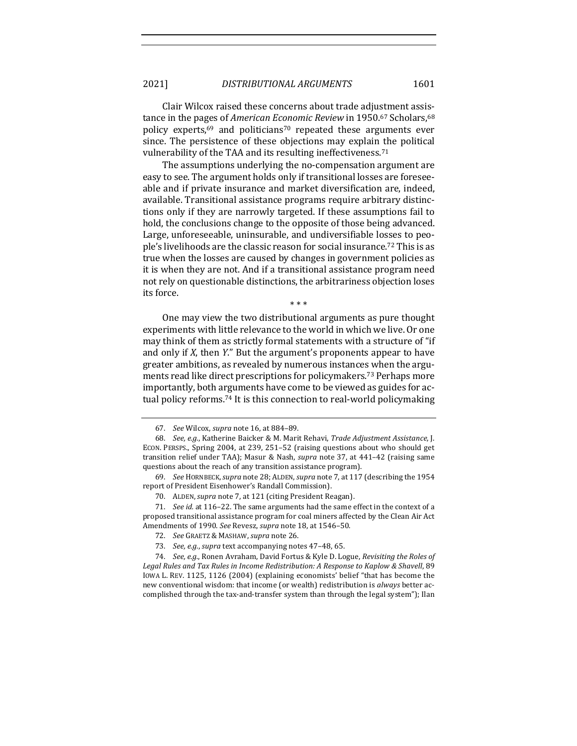Clair Wilcox raised these concerns about trade adjustment assistance in the pages of *American Economic Review* in 1950.[67] Scholars,[68] policy experts,[69] and politicians[70] repeated these arguments ever since. The persistence of these objections may explain the political vulnerability of the TAA and its resulting ineffectiveness.[71]

The assumptions underlying the no-compensation argument are easy to see. The argument holds only if transitional losses are foreseeable and if private insurance and market diversification are, indeed, available. Transitional assistance programs require arbitrary distinctions only if they are narrowly targeted. If these assumptions fail to hold, the conclusions change to the opposite of those being advanced. Large, unforeseeable, uninsurable, and undiversifiable losses to people's livelihoods are the classic reason for social insurance.[72] This is as true when the losses are caused by changes in government policies as it is when they are not. And if a transitional assistance program need not rely on questionable distinctions, the arbitrariness objection loses its force.

\* \* \*

One may view the two distributional arguments as pure thought experiments with little relevance to the world in which we live. Or one may think of them as strictly formal statements with a structure of "if and only if *X*, then *Y*." But the argument's proponents appear to have greater ambitions, as revealed by numerous instances when the arguments read like direct prescriptions for policymakers.[73] Perhaps more importantly, both arguments have come to be viewed as guides for actual policy reforms.[74] It is this connection to real-world policymaking

---

67. *See* Wilcox, *supra* note 16, at 884–89.

68. *See, e.g.*, Katherine Baicker & M. Marit Rehavi, *Trade Adjustment Assistance*, J. ECON. PERSPS., Spring 2004, at 239, 251–52 (raising questions about who should get transition relief under TAA); Masur & Nash, *supra* note 37, at 441–42 (raising same questions about the reach of any transition assistance program).

69. *See* HORNBECK, *supra* note 28; ALDEN, *supra* note 7, at 117 (describing the 1954 report of President Eisenhower's Randall Commission).

70. ALDEN, *supra* note 7, at 121 (citing President Reagan).

71. *See id.* at 116–22. The same arguments had the same effect in the context of a proposed transitional assistance program for coal miners affected by the Clean Air Act Amendments of 1990. *See* Revesz, *supra* note 18, at 1546–50.

72. *See* GRAETZ & MASHAW, *supra* note 26.

73. *See, e.g.*, *supra* text accompanying notes 47–48, 65.

74. *See, e.g.*, Ronen Avraham, David Fortus & Kyle D. Logue, *Revisiting the Roles of Legal Rules and Tax Rules in Income Redistribution: A Response to Kaplow & Shavell*, 89 IOWA L. REV. 1125, 1126 (2004) (explaining economists' belief "that has become the new conventional wisdom: that income (or wealth) redistribution is *always* better accomplished through the tax-and-transfer system than through the legal system"); Ilan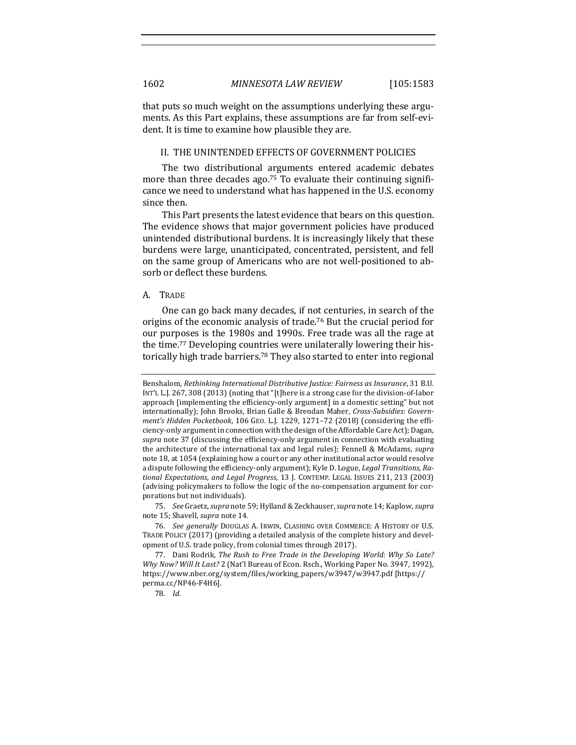that puts so much weight on the assumptions underlying these arguments. As this Part explains, these assumptions are far from self-evident. It is time to examine how plausible they are.

## II. THE UNINTENDED EFFECTS OF GOVERNMENT POLICIES

The two distributional arguments entered academic debates more than three decades ago.[75] To evaluate their continuing significance we need to understand what has happened in the U.S. economy since then.

This Part presents the latest evidence that bears on this question. The evidence shows that major government policies have produced unintended distributional burdens. It is increasingly likely that these burdens were large, unanticipated, concentrated, persistent, and fell on the same group of Americans who are not well-positioned to absorb or deflect these burdens.

### A. TRADE

One can go back many decades, if not centuries, in search of the origins of the economic analysis of trade.[76] But the crucial period for our purposes is the 1980s and 1990s. Free trade was all the rage at the time.[77] Developing countries were unilaterally lowering their historically high trade barriers.[78] They also started to enter into regional

---

Benshalom, *Rethinking International Distributive Justice: Fairness as Insurance*, 31 B.U. INT'L L.J. 267, 308 (2013) (noting that "[t]here is a strong case for the division-of-labor approach [implementing the efficiency-only argument] in a domestic setting" but not internationally); John Brooks, Brian Galle & Brendan Maher, *Cross-Subsidies: Government's Hidden Pocketbook*, 106 GEO. L.J. 1229, 1271–72 (2018) (considering the efficiency-only argument in connection with the design of the Affordable Care Act); Dagan, *supra* note 37 (discussing the efficiency-only argument in connection with evaluating the architecture of the international tax and legal rules); Fennell & McAdams, *supra* note 18, at 1054 (explaining how a court or any other institutional actor would resolve a dispute following the efficiency-only argument); Kyle D. Logue, *Legal Transitions, Rational Expectations, and Legal Progress*, 13 J. CONTEMP. LEGAL ISSUES 211, 213 (2003) (advising policymakers to follow the logic of the no-compensation argument for corporations but not individuals).

75. *See* Graetz, *supra* note 59; Hylland & Zeckhauser, *supra* note 14; Kaplow, *supra* note 15; Shavell, *supra* note 14.

76. *See generally* DOUGLAS A. IRWIN, CLASHING OVER COMMERCE: A HISTORY OF U.S. TRADE POLICY (2017) (providing a detailed analysis of the complete history and development of U.S. trade policy, from colonial times through 2017).

77. Dani Rodrik, *The Rush to Free Trade in the Developing World: Why So Late? Why Now? Will It Last?* 2 (Nat'l Bureau of Econ. Rsch., Working Paper No. 3947, 1992), https://www.nber.org/system/files/working_papers/w3947/w3947.pdf [https://perma.cc/NP46-F4H6].

78. *Id.*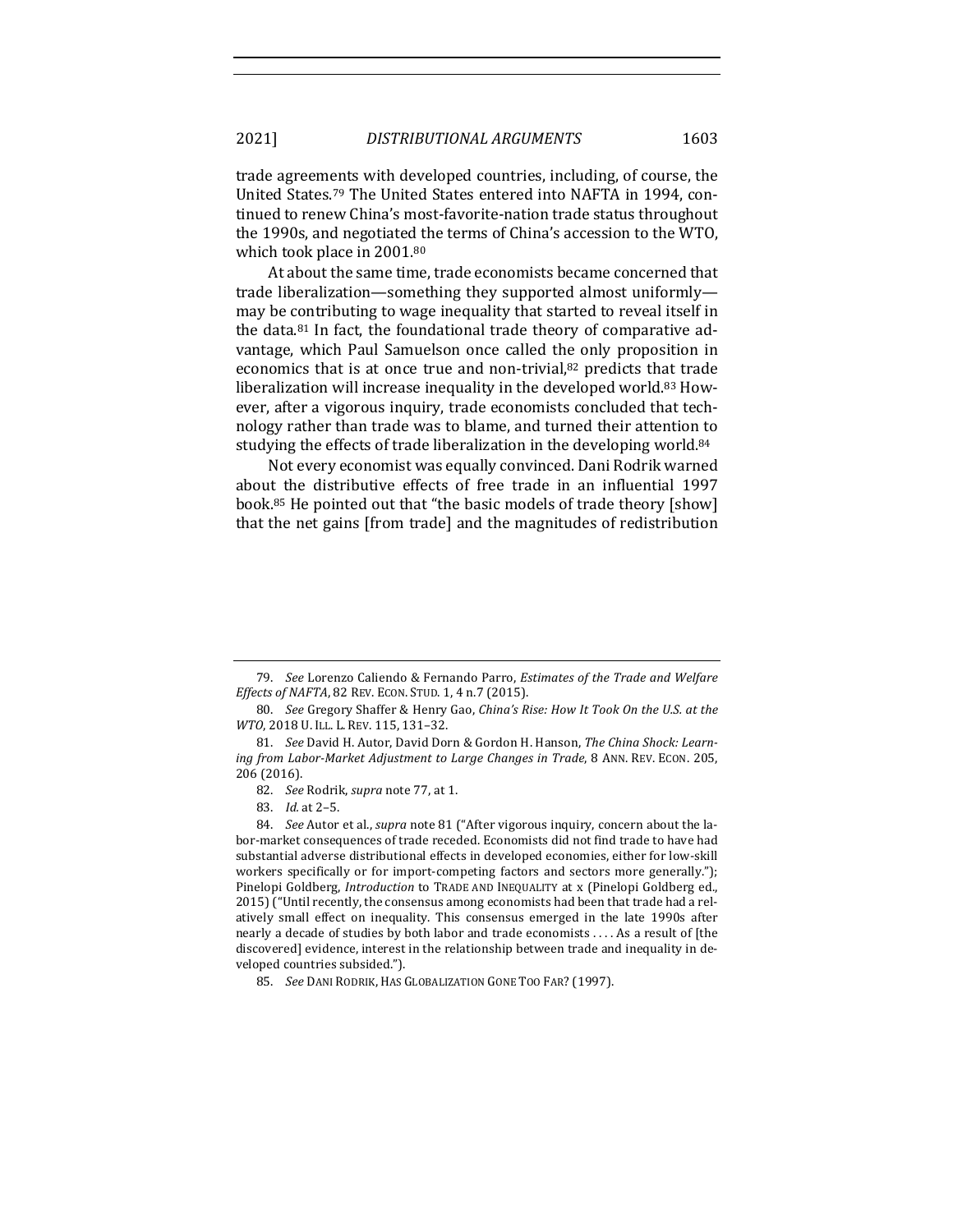trade agreements with developed countries, including, of course, the United States.[79] The United States entered into NAFTA in 1994, continued to renew China's most-favorite-nation trade status throughout the 1990s, and negotiated the terms of China's accession to the WTO, which took place in 2001.[80]

At about the same time, trade economists became concerned that trade liberalization—something they supported almost uniformly—may be contributing to wage inequality that started to reveal itself in the data.[81] In fact, the foundational trade theory of comparative advantage, which Paul Samuelson once called the only proposition in economics that is at once true and non-trivial,[82] predicts that trade liberalization will increase inequality in the developed world.[83] However, after a vigorous inquiry, trade economists concluded that technology rather than trade was to blame, and turned their attention to studying the effects of trade liberalization in the developing world.[84]

Not every economist was equally convinced. Dani Rodrik warned about the distributive effects of free trade in an influential 1997 book.[85] He pointed out that "the basic models of trade theory [show] that the net gains [from trade] and the magnitudes of redistribution

---

79. *See* Lorenzo Caliendo & Fernando Parro, *Estimates of the Trade and Welfare Effects of NAFTA*, 82 REV. ECON. STUD. 1, 4 n.7 (2015).

80. *See* Gregory Shaffer & Henry Gao, *China's Rise: How It Took On the U.S. at the WTO*, 2018 U. ILL. L. REV. 115, 131–32.

81. *See* David H. Autor, David Dorn & Gordon H. Hanson, *The China Shock: Learning from Labor-Market Adjustment to Large Changes in Trade*, 8 ANN. REV. ECON. 205, 206 (2016).

82. *See* Rodrik, *supra* note 77, at 1.

83. *Id.* at 2–5.

84. *See* Autor et al., *supra* note 81 ("After vigorous inquiry, concern about the labor-market consequences of trade receded. Economists did not find trade to have had substantial adverse distributional effects in developed economies, either for low-skill workers specifically or for import-competing factors and sectors more generally."); Pinelopi Goldberg, *Introduction* to TRADE AND INEQUALITY at x (Pinelopi Goldberg ed., 2015) ("Until recently, the consensus among economists had been that trade had a relatively small effect on inequality. This consensus emerged in the late 1990s after nearly a decade of studies by both labor and trade economists . . . . As a result of [the discovered] evidence, interest in the relationship between trade and inequality in developed countries subsided.").

85. *See* DANI RODRIK, HAS GLOBALIZATION GONE TOO FAR? (1997).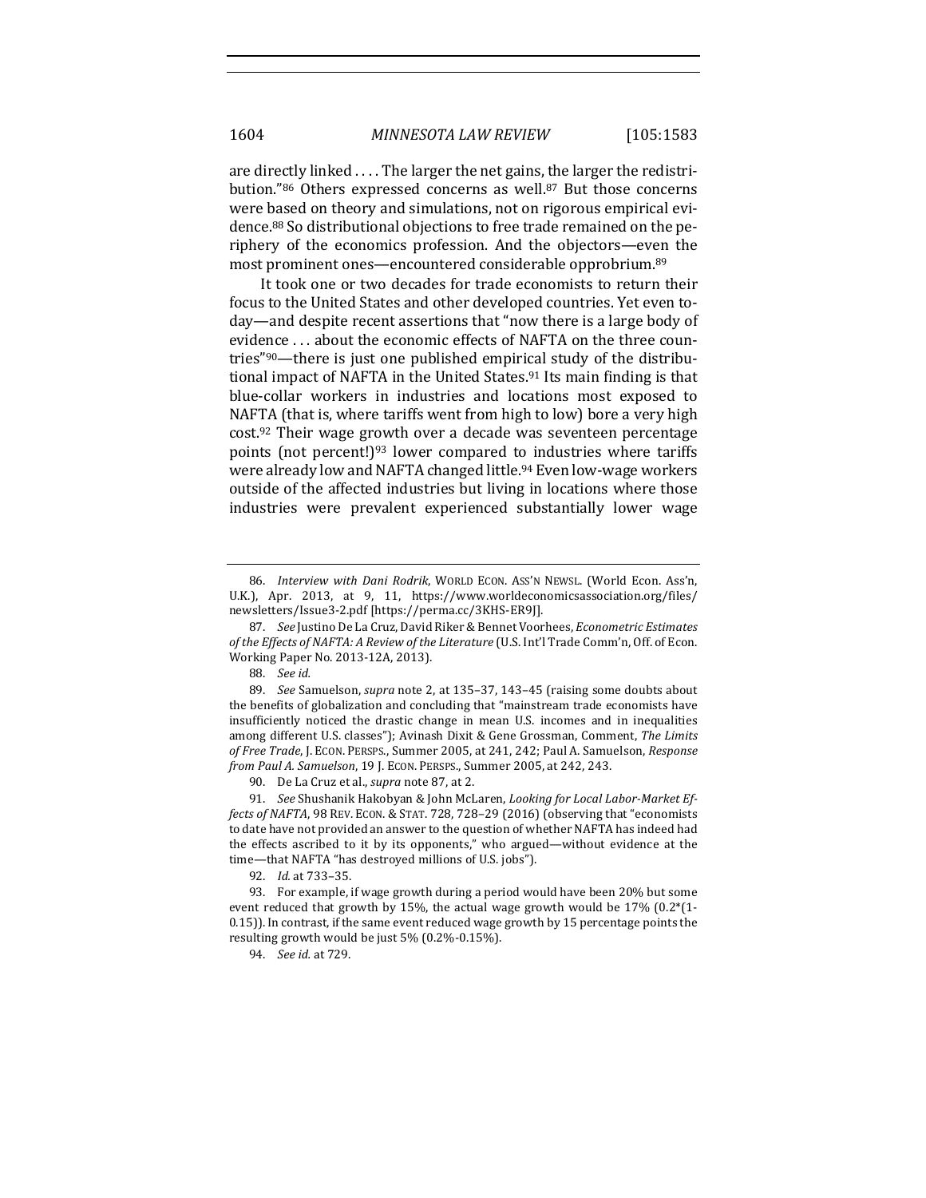are directly linked . . . . The larger the net gains, the larger the redistribution."[86] Others expressed concerns as well.[87] But those concerns were based on theory and simulations, not on rigorous empirical evidence.[88] So distributional objections to free trade remained on the periphery of the economics profession. And the objectors—even the most prominent ones—encountered considerable opprobrium.[89]

It took one or two decades for trade economists to return their focus to the United States and other developed countries. Yet even today—and despite recent assertions that "now there is a large body of evidence . . . about the economic effects of NAFTA on the three countries"[90]—there is just one published empirical study of the distributional impact of NAFTA in the United States.[91] Its main finding is that blue-collar workers in industries and locations most exposed to NAFTA (that is, where tariffs went from high to low) bore a very high cost.[92] Their wage growth over a decade was seventeen percentage points (not percent!)[93] lower compared to industries where tariffs were already low and NAFTA changed little.[94] Even low-wage workers outside of the affected industries but living in locations where those industries were prevalent experienced substantially lower wage

---

86. *Interview with Dani Rodrik*, WORLD ECON. ASS'N NEWSL. (World Econ. Ass'n, U.K.), Apr. 2013, at 9, 11, https://www.worldeconomicsassociation.org/files/newsletters/Issue3-2.pdf [https://perma.cc/3KHS-ER9J].

87. *See* Justino De La Cruz, David Riker & Bennet Voorhees, *Econometric Estimates of the Effects of NAFTA: A Review of the Literature* (U.S. Int'l Trade Comm'n, Off. of Econ. Working Paper No. 2013-12A, 2013).

88. *See id.*

89. *See* Samuelson, *supra* note 2, at 135–37, 143–45 (raising some doubts about the benefits of globalization and concluding that "mainstream trade economists have insufficiently noticed the drastic change in mean U.S. incomes and in inequalities among different U.S. classes"); Avinash Dixit & Gene Grossman, Comment, *The Limits of Free Trade*, J. ECON. PERSPS., Summer 2005, at 241, 242; Paul A. Samuelson, *Response from Paul A. Samuelson*, 19 J. ECON. PERSPS., Summer 2005, at 242, 243.

90. De La Cruz et al., *supra* note 87, at 2.

91. *See* Shushanik Hakobyan & John McLaren, *Looking for Local Labor-Market Effects of NAFTA*, 98 REV. ECON. & STAT. 728, 728–29 (2016) (observing that "economists to date have not provided an answer to the question of whether NAFTA has indeed had the effects ascribed to it by its opponents," who argued—without evidence at the time—that NAFTA "has destroyed millions of U.S. jobs").

92. *Id.* at 733–35.

93. For example, if wage growth during a period would have been 20% but some event reduced that growth by 15%, the actual wage growth would be 17% (0.2*(1-0.15)). In contrast, if the same event reduced wage growth by 15 percentage points the resulting growth would be just 5% (0.2%-0.15%).

94. *See id.* at 729.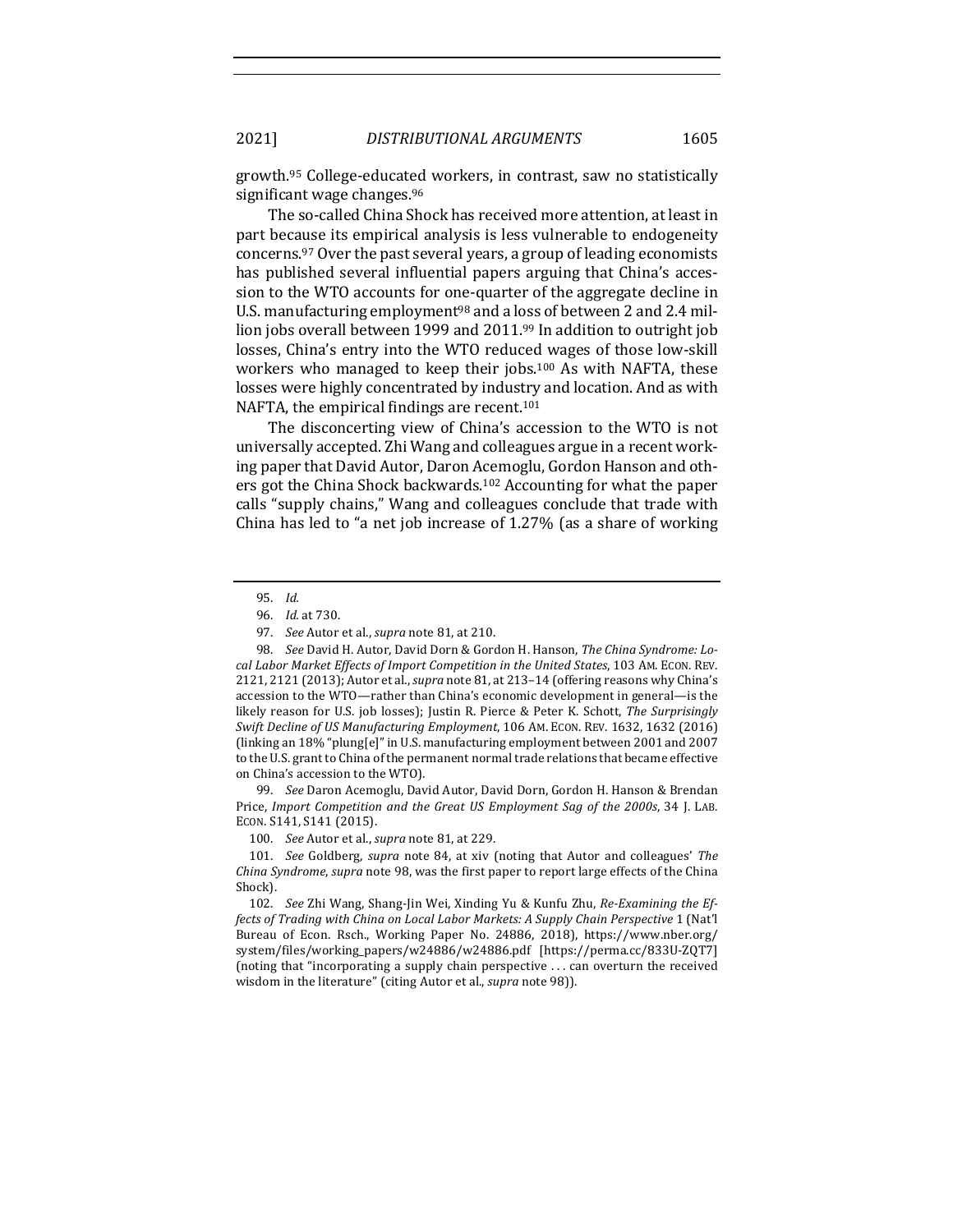growth.[95] College-educated workers, in contrast, saw no statistically significant wage changes.[96]

The so-called China Shock has received more attention, at least in part because its empirical analysis is less vulnerable to endogeneity concerns.[97] Over the past several years, a group of leading economists has published several influential papers arguing that China's accession to the WTO accounts for one-quarter of the aggregate decline in U.S. manufacturing employment[98] and a loss of between 2 and 2.4 million jobs overall between 1999 and 2011.[99] In addition to outright job losses, China's entry into the WTO reduced wages of those low-skill workers who managed to keep their jobs.[100] As with NAFTA, these losses were highly concentrated by industry and location. And as with NAFTA, the empirical findings are recent.[101]

The disconcerting view of China's accession to the WTO is not universally accepted. Zhi Wang and colleagues argue in a recent working paper that David Autor, Daron Acemoglu, Gordon Hanson and others got the China Shock backwards.[102] Accounting for what the paper calls "supply chains," Wang and colleagues conclude that trade with China has led to "a net job increase of 1.27% (as a share of working

---

95. *Id.*

96. *Id.* at 730.

97. *See* Autor et al., *supra* note 81, at 210.

98. *See* David H. Autor, David Dorn & Gordon H. Hanson, *The China Syndrome: Local Labor Market Effects of Import Competition in the United States*, 103 AM. ECON. REV. 2121, 2121 (2013); Autor et al., *supra* note 81, at 213–14 (offering reasons why China's accession to the WTO—rather than China's economic development in general—is the likely reason for U.S. job losses); Justin R. Pierce & Peter K. Schott, *The Surprisingly Swift Decline of US Manufacturing Employment*, 106 AM. ECON. REV. 1632, 1632 (2016) (linking an 18% "plung[e]" in U.S. manufacturing employment between 2001 and 2007 to the U.S. grant to China of the permanent normal trade relations that became effective on China's accession to the WTO).

99. *See* Daron Acemoglu, David Autor, David Dorn, Gordon H. Hanson & Brendan Price, *Import Competition and the Great US Employment Sag of the 2000s*, 34 J. LAB. ECON. S141, S141 (2015).

100. *See* Autor et al., *supra* note 81, at 229.

101. *See* Goldberg, *supra* note 84, at xiv (noting that Autor and colleagues' *The China Syndrome*, *supra* note 98, was the first paper to report large effects of the China Shock).

102. *See* Zhi Wang, Shang-Jin Wei, Xinding Yu & Kunfu Zhu, *Re-Examining the Effects of Trading with China on Local Labor Markets: A Supply Chain Perspective* 1 (Nat'l Bureau of Econ. Rsch., Working Paper No. 24886, 2018), https://www.nber.org/system/files/working_papers/w24886/w24886.pdf [https://perma.cc/833U-ZQT7] (noting that "incorporating a supply chain perspective . . . can overturn the received wisdom in the literature" (citing Autor et al., *supra* note 98)).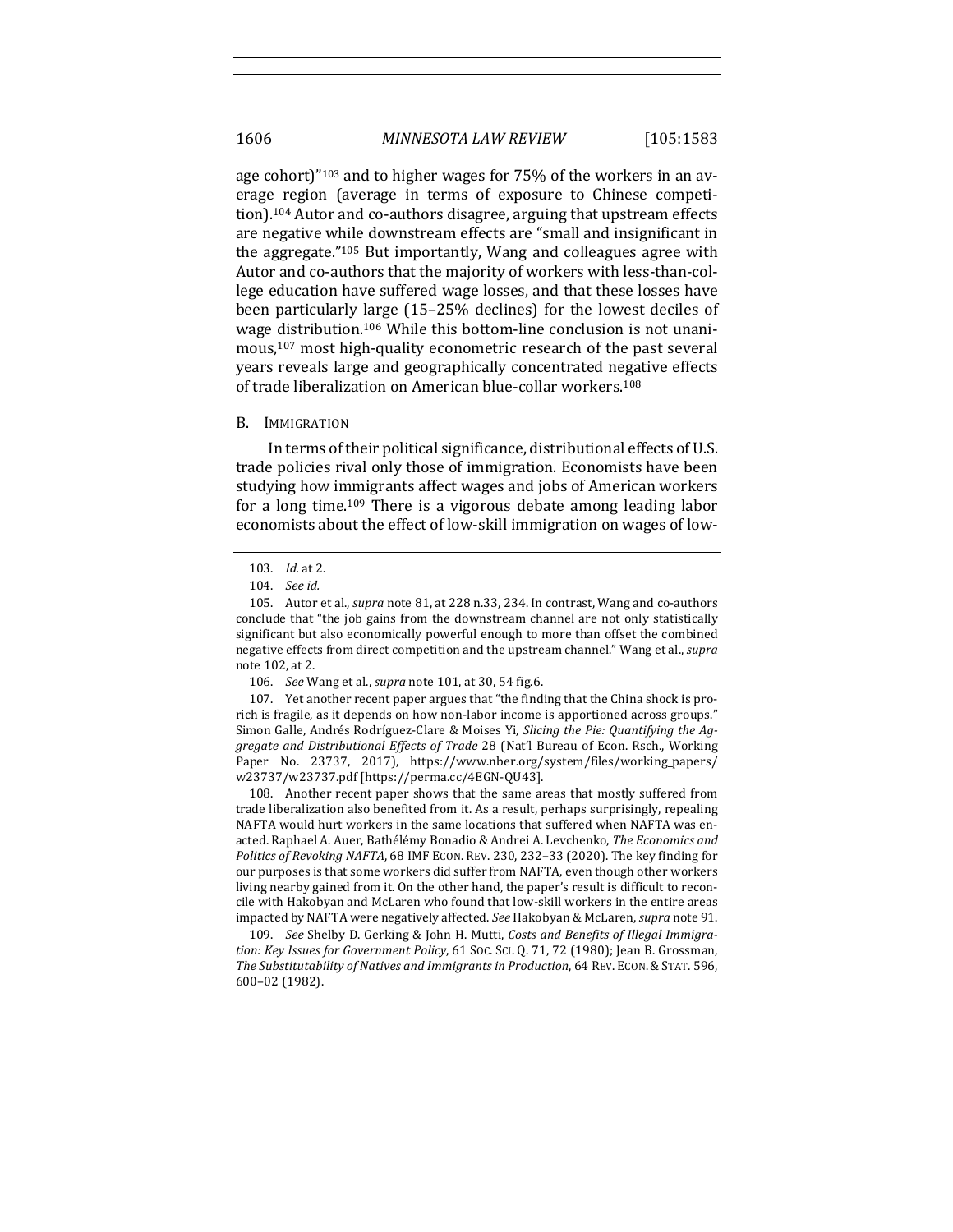age cohort)"[103] and to higher wages for 75% of the workers in an average region (average in terms of exposure to Chinese competition).[104] Autor and co-authors disagree, arguing that upstream effects are negative while downstream effects are "small and insignificant in the aggregate."[105] But importantly, Wang and colleagues agree with Autor and co-authors that the majority of workers with less-than-college education have suffered wage losses, and that these losses have been particularly large (15–25% declines) for the lowest deciles of wage distribution.[106] While this bottom-line conclusion is not unanimous,[107] most high-quality econometric research of the past several years reveals large and geographically concentrated negative effects of trade liberalization on American blue-collar workers.[108]

## B. Immigration

In terms of their political significance, distributional effects of U.S. trade policies rival only those of immigration. Economists have been studying how immigrants affect wages and jobs of American workers for a long time.[109] There is a vigorous debate among leading labor economists about the effect of low-skill immigration on wages of low-

---

103. *Id.* at 2.

104. *See id.*

105. Autor et al., *supra* note 81, at 228 n.33, 234. In contrast, Wang and co-authors conclude that "the job gains from the downstream channel are not only statistically significant but also economically powerful enough to more than offset the combined negative effects from direct competition and the upstream channel." Wang et al., *supra* note 102, at 2.

106. *See* Wang et al., *supra* note 101, at 30, 54 fig.6.

107. Yet another recent paper argues that "the finding that the China shock is pro-rich is fragile, as it depends on how non-labor income is apportioned across groups." Simon Galle, Andrés Rodríguez-Clare & Moises Yi, *Slicing the Pie: Quantifying the Aggregate and Distributional Effects of Trade* 28 (Nat'l Bureau of Econ. Rsch., Working Paper No. 23737, 2017), https://www.nber.org/system/files/working_papers/w23737/w23737.pdf [https://perma.cc/4EGN-QU43].

108. Another recent paper shows that the same areas that mostly suffered from trade liberalization also benefited from it. As a result, perhaps surprisingly, repealing NAFTA would hurt workers in the same locations that suffered when NAFTA was enacted. Raphael A. Auer, Bathélémy Bonadio & Andrei A. Levchenko, *The Economics and Politics of Revoking NAFTA*, 68 IMF ECON. REV. 230, 232–33 (2020). The key finding for our purposes is that some workers did suffer from NAFTA, even though other workers living nearby gained from it. On the other hand, the paper's result is difficult to reconcile with Hakobyan and McLaren who found that low-skill workers in the entire areas impacted by NAFTA were negatively affected. *See* Hakobyan & McLaren, *supra* note 91.

109. *See* Shelby D. Gerking & John H. Mutti, *Costs and Benefits of Illegal Immigration: Key Issues for Government Policy*, 61 SOC. SCI. Q. 71, 72 (1980); Jean B. Grossman, *The Substitutability of Natives and Immigrants in Production*, 64 REV. ECON. & STAT. 596, 600–02 (1982).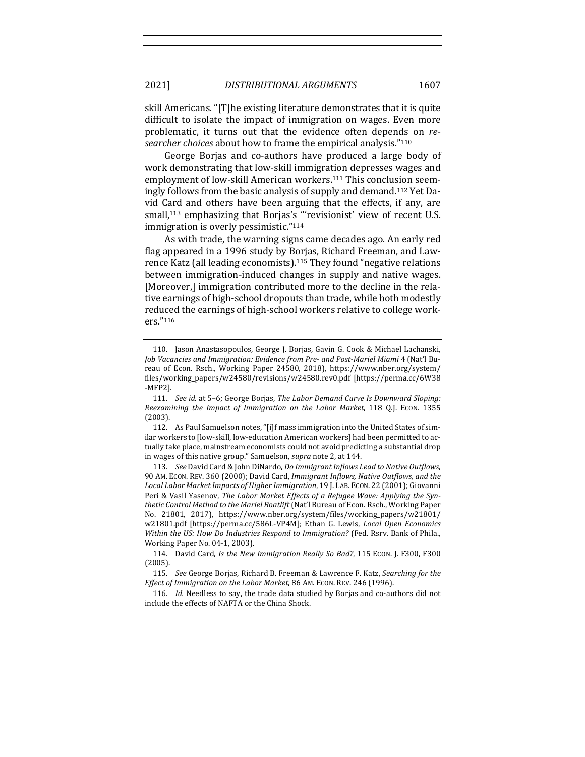skill Americans. "[T]he existing literature demonstrates that it is quite difficult to isolate the impact of immigration on wages. Even more problematic, it turns out that the evidence often depends on *researcher choices* about how to frame the empirical analysis."[110]

George Borjas and co-authors have produced a large body of work demonstrating that low-skill immigration depresses wages and employment of low-skill American workers.[111] This conclusion seemingly follows from the basic analysis of supply and demand.[112] Yet David Card and others have been arguing that the effects, if any, are small,[113] emphasizing that Borjas's "'revisionist' view of recent U.S. immigration is overly pessimistic."[114]

As with trade, the warning signs came decades ago. An early red flag appeared in a 1996 study by Borjas, Richard Freeman, and Lawrence Katz (all leading economists).[115] They found "negative relations between immigration-induced changes in supply and native wages. [Moreover,] immigration contributed more to the decline in the relative earnings of high-school dropouts than trade, while both modestly reduced the earnings of high-school workers relative to college workers."[116]

---

110. Jason Anastasopoulos, George J. Borjas, Gavin G. Cook & Michael Lachanski, *Job Vacancies and Immigration: Evidence from Pre- and Post-Mariel Miami* 4 (Nat'l Bureau of Econ. Rsch., Working Paper 24580, 2018), https://www.nber.org/system/files/working_papers/w24580/revisions/w24580.rev0.pdf [https://perma.cc/6W38-MFP2].

111. *See id.* at 5–6; George Borjas, *The Labor Demand Curve Is Downward Sloping: Reexamining the Impact of Immigration on the Labor Market*, 118 Q.J. ECON. 1355 (2003).

112. As Paul Samuelson notes, "[i]f mass immigration into the United States of similar workers to [low-skill, low-education American workers] had been permitted to actually take place, mainstream economists could not avoid predicting a substantial drop in wages of this native group." Samuelson, *supra* note 2, at 144.

113. *See* David Card & John DiNardo, *Do Immigrant Inflows Lead to Native Outflows*, 90 AM. ECON. REV. 360 (2000); David Card, *Immigrant Inflows, Native Outflows, and the Local Labor Market Impacts of Higher Immigration*, 19 J. LAB. ECON. 22 (2001); Giovanni Peri & Vasil Yasenov, *The Labor Market Effects of a Refugee Wave: Applying the Synthetic Control Method to the Mariel Boatlift* (Nat'l Bureau of Econ. Rsch., Working Paper No. 21801, 2017), https://www.nber.org/system/files/working_papers/w21801/w21801.pdf [https://perma.cc/586L-VP4M]; Ethan G. Lewis, *Local Open Economics Within the US: How Do Industries Respond to Immigration?* (Fed. Rsrv. Bank of Phila., Working Paper No. 04-1, 2003).

114. David Card, *Is the New Immigration Really So Bad?*, 115 ECON. J. F300, F300 (2005).

115. *See* George Borjas, Richard B. Freeman & Lawrence F. Katz, *Searching for the Effect of Immigration on the Labor Market*, 86 AM. ECON. REV. 246 (1996).

116. *Id.* Needless to say, the trade data studied by Borjas and co-authors did not include the effects of NAFTA or the China Shock.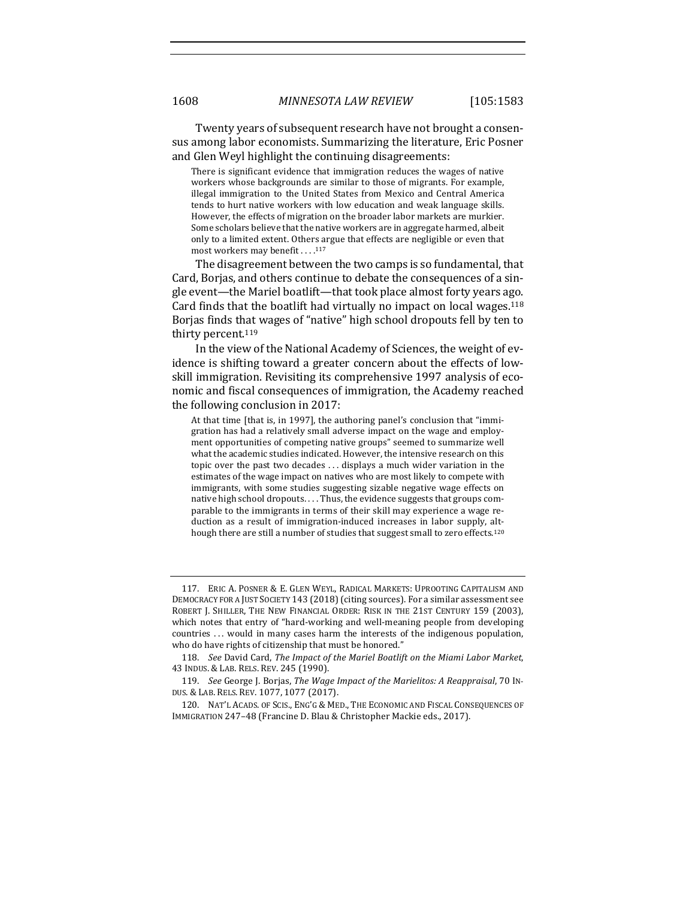Twenty years of subsequent research have not brought a consensus among labor economists. Summarizing the literature, Eric Posner and Glen Weyl highlight the continuing disagreements:

> There is significant evidence that immigration reduces the wages of native workers whose backgrounds are similar to those of migrants. For example, illegal immigration to the United States from Mexico and Central America tends to hurt native workers with low education and weak language skills. However, the effects of migration on the broader labor markets are murkier. Some scholars believe that the native workers are in aggregate harmed, albeit only to a limited extent. Others argue that effects are negligible or even that most workers may benefit . . . .[117]

The disagreement between the two camps is so fundamental, that Card, Borjas, and others continue to debate the consequences of a single event—the Mariel boatlift—that took place almost forty years ago. Card finds that the boatlift had virtually no impact on local wages.[118] Borjas finds that wages of "native" high school dropouts fell by ten to thirty percent.[119]

In the view of the National Academy of Sciences, the weight of evidence is shifting toward a greater concern about the effects of low-skill immigration. Revisiting its comprehensive 1997 analysis of economic and fiscal consequences of immigration, the Academy reached the following conclusion in 2017:

> At that time [that is, in 1997], the authoring panel's conclusion that "immigration has had a relatively small adverse impact on the wage and employment opportunities of competing native groups" seemed to summarize well what the academic studies indicated. However, the intensive research on this topic over the past two decades . . . displays a much wider variation in the estimates of the wage impact on natives who are most likely to compete with immigrants, with some studies suggesting sizable negative wage effects on native high school dropouts. . . . Thus, the evidence suggests that groups comparable to the immigrants in terms of their skill may experience a wage reduction as a result of immigration-induced increases in labor supply, although there are still a number of studies that suggest small to zero effects.[120]

---

117. ERIC A. POSNER & E. GLEN WEYL, RADICAL MARKETS: UPROOTING CAPITALISM AND DEMOCRACY FOR A JUST SOCIETY 143 (2018) (citing sources). For a similar assessment see ROBERT J. SHILLER, THE NEW FINANCIAL ORDER: RISK IN THE 21ST CENTURY 159 (2003), which notes that entry of "hard-working and well-meaning people from developing countries . . . would in many cases harm the interests of the indigenous population, who do have rights of citizenship that must be honored."

118. *See* David Card, *The Impact of the Mariel Boatlift on the Miami Labor Market*, 43 INDUS. & LAB. RELS. REV. 245 (1990).

119. *See* George J. Borjas, *The Wage Impact of the Marielitos: A Reappraisal*, 70 INDUS. & LAB. RELS. REV. 1077, 1077 (2017).

120. NAT'L ACADS. OF SCIS., ENG'G & MED., THE ECONOMIC AND FISCAL CONSEQUENCES OF IMMIGRATION 247–48 (Francine D. Blau & Christopher Mackie eds., 2017).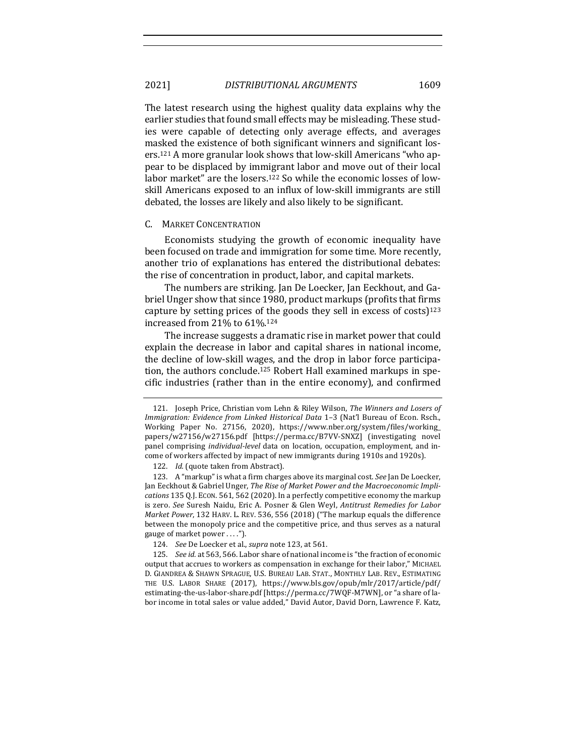The latest research using the highest quality data explains why the earlier studies that found small effects may be misleading. These studies were capable of detecting only average effects, and averages masked the existence of both significant winners and significant losers.[121] A more granular look shows that low-skill Americans "who appear to be displaced by immigrant labor and move out of their local labor market" are the losers.[122] So while the economic losses of low-skill Americans exposed to an influx of low-skill immigrants are still debated, the losses are likely and also likely to be significant.

### C. Market Concentration

Economists studying the growth of economic inequality have been focused on trade and immigration for some time. More recently, another trio of explanations has entered the distributional debates: the rise of concentration in product, labor, and capital markets.

The numbers are striking. Jan De Loecker, Jan Eeckhout, and Gabriel Unger show that since 1980, product markups (profits that firms capture by setting prices of the goods they sell in excess of costs)[123] increased from 21% to 61%.[124]

The increase suggests a dramatic rise in market power that could explain the decrease in labor and capital shares in national income, the decline of low-skill wages, and the drop in labor force participation, the authors conclude.[125] Robert Hall examined markups in specific industries (rather than in the entire economy), and confirmed

---

121. Joseph Price, Christian vom Lehn & Riley Wilson, *The Winners and Losers of Immigration: Evidence from Linked Historical Data* 1–3 (Nat'l Bureau of Econ. Rsch., Working Paper No. 27156, 2020), https://www.nber.org/system/files/working_papers/w27156/w27156.pdf [https://perma.cc/B7VV-SNXZ] (investigating novel panel comprising *individual-level* data on location, occupation, employment, and income of workers affected by impact of new immigrants during 1910s and 1920s).

122. *Id.* (quote taken from Abstract).

123. A "markup" is what a firm charges above its marginal cost. *See* Jan De Loecker, Jan Eeckhout & Gabriel Unger, *The Rise of Market Power and the Macroeconomic Implications* 135 Q.J. ECON. 561, 562 (2020). In a perfectly competitive economy the markup is zero. *See* Suresh Naidu, Eric A. Posner & Glen Weyl, *Antitrust Remedies for Labor Market Power*, 132 HARV. L. REV. 536, 556 (2018) ("The markup equals the difference between the monopoly price and the competitive price, and thus serves as a natural gauge of market power . . . .").

124. *See* De Loecker et al., *supra* note 123, at 561.

125. *See id.* at 563, 566. Labor share of national income is "the fraction of economic output that accrues to workers as compensation in exchange for their labor," MICHAEL D. GIANDREA & SHAWN SPRAGUE, U.S. BUREAU LAB. STAT., MONTHLY LAB. REV., ESTIMATING THE U.S. LABOR SHARE (2017), https://www.bls.gov/opub/mlr/2017/article/pdf/estimating-the-us-labor-share.pdf [https://perma.cc/7WQF-M7WN], or "a share of labor income in total sales or value added," David Autor, David Dorn, Lawrence F. Katz,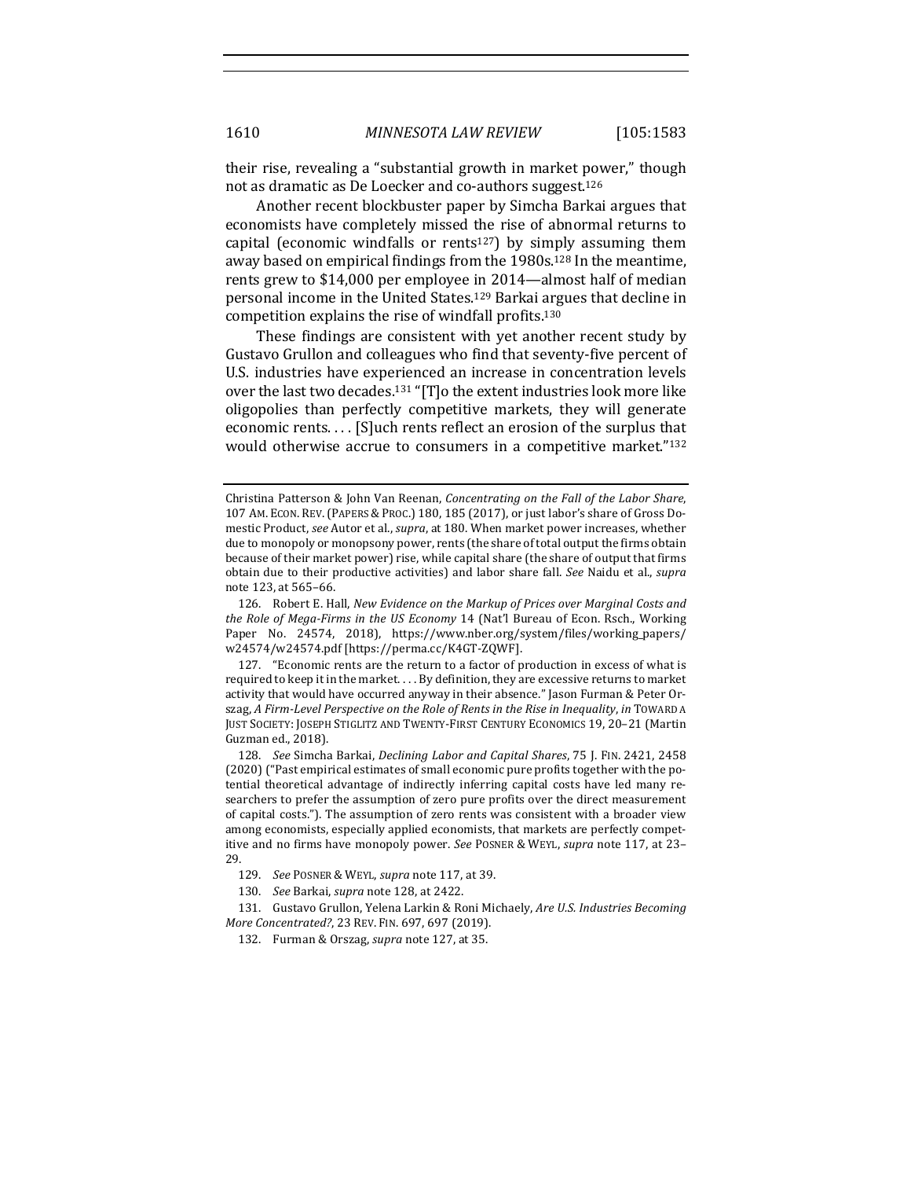their rise, revealing a "substantial growth in market power," though not as dramatic as De Loecker and co-authors suggest.[126]

Another recent blockbuster paper by Simcha Barkai argues that economists have completely missed the rise of abnormal returns to capital (economic windfalls or rents[127]) by simply assuming them away based on empirical findings from the 1980s.[128] In the meantime, rents grew to $14,000 per employee in 2014—almost half of median personal income in the United States.[129] Barkai argues that decline in competition explains the rise of windfall profits.[130]

These findings are consistent with yet another recent study by Gustavo Grullon and colleagues who find that seventy-five percent of U.S. industries have experienced an increase in concentration levels over the last two decades.[131] "[T]o the extent industries look more like oligopolies than perfectly competitive markets, they will generate economic rents. . . . [S]uch rents reflect an erosion of the surplus that would otherwise accrue to consumers in a competitive market."[132]

---

Christina Patterson & John Van Reenan, *Concentrating on the Fall of the Labor Share*, 107 AM. ECON. REV. (PAPERS & PROC.) 180, 185 (2017), or just labor's share of Gross Domestic Product, *see* Autor et al., *supra*, at 180. When market power increases, whether due to monopoly or monopsony power, rents (the share of total output the firms obtain because of their market power) rise, while capital share (the share of output that firms obtain due to their productive activities) and labor share fall. *See* Naidu et al., *supra* note 123, at 565–66.

126. Robert E. Hall, *New Evidence on the Markup of Prices over Marginal Costs and the Role of Mega-Firms in the US Economy* 14 (Nat'l Bureau of Econ. Rsch., Working Paper No. 24574, 2018), https://www.nber.org/system/files/working_papers/w24574/w24574.pdf [https://perma.cc/K4GT-ZQWF].

127. "Economic rents are the return to a factor of production in excess of what is required to keep it in the market. . . . By definition, they are excessive returns to market activity that would have occurred anyway in their absence." Jason Furman & Peter Orszag, *A Firm-Level Perspective on the Role of Rents in the Rise in Inequality*, *in* TOWARD A JUST SOCIETY: JOSEPH STIGLITZ AND TWENTY-FIRST CENTURY ECONOMICS 19, 20–21 (Martin Guzman ed., 2018).

128. *See* Simcha Barkai, *Declining Labor and Capital Shares*, 75 J. FIN. 2421, 2458 (2020) ("Past empirical estimates of small economic pure profits together with the potential theoretical advantage of indirectly inferring capital costs have led many researchers to prefer the assumption of zero pure profits over the direct measurement of capital costs."). The assumption of zero rents was consistent with a broader view among economists, especially applied economists, that markets are perfectly competitive and no firms have monopoly power. *See* POSNER & WEYL, *supra* note 117, at 23–29.

129. *See* POSNER & WEYL, *supra* note 117, at 39.

130. *See* Barkai, *supra* note 128, at 2422.

131. Gustavo Grullon, Yelena Larkin & Roni Michaely, *Are U.S. Industries Becoming More Concentrated?*, 23 REV. FIN. 697, 697 (2019).

132. Furman & Orszag, *supra* note 127, at 35.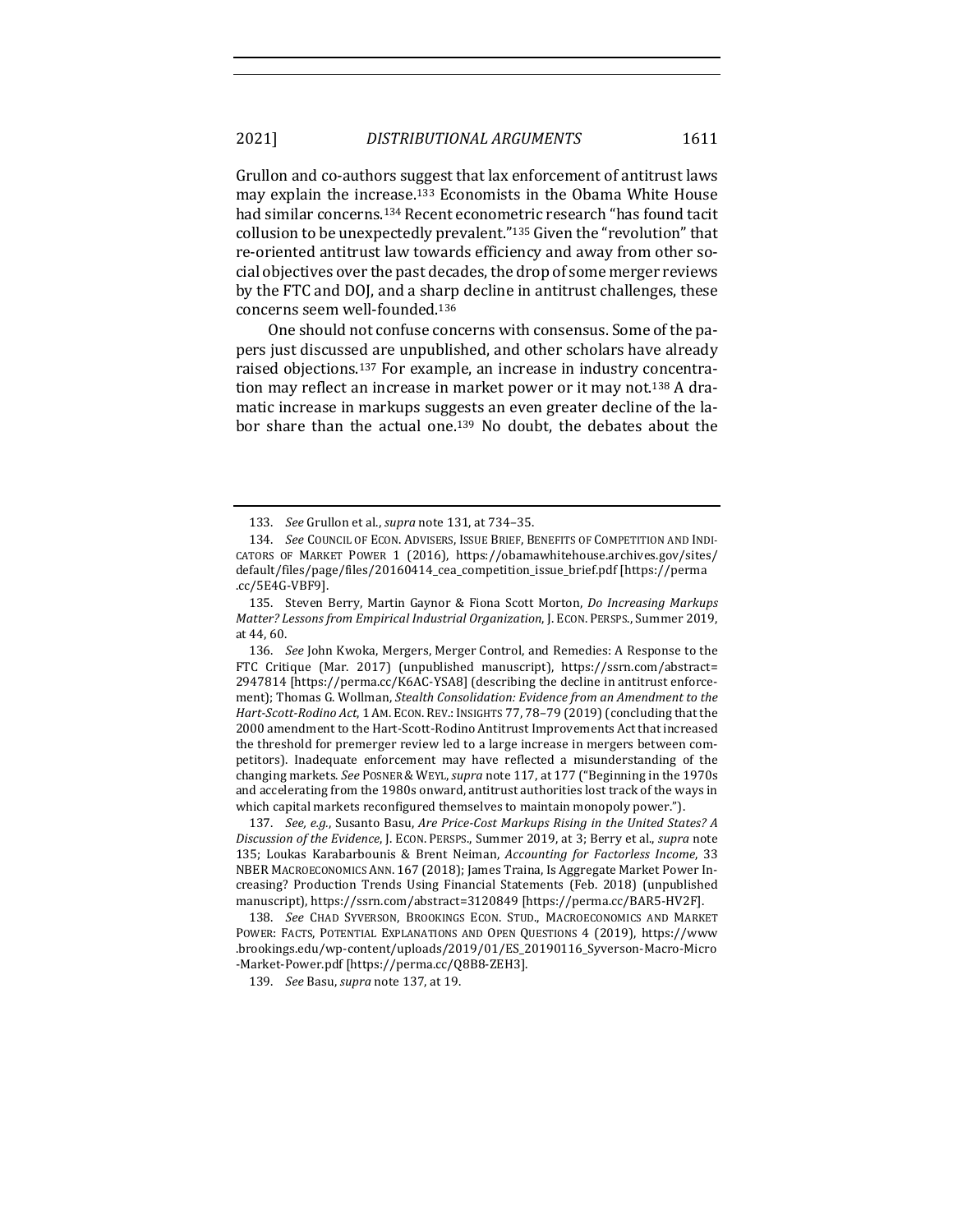Grullon and co-authors suggest that lax enforcement of antitrust laws may explain the increase.[133] Economists in the Obama White House had similar concerns.[134] Recent econometric research "has found tacit collusion to be unexpectedly prevalent."[135] Given the "revolution" that re-oriented antitrust law towards efficiency and away from other social objectives over the past decades, the drop of some merger reviews by the FTC and DOJ, and a sharp decline in antitrust challenges, these concerns seem well-founded.[136]

One should not confuse concerns with consensus. Some of the papers just discussed are unpublished, and other scholars have already raised objections.[137] For example, an increase in industry concentration may reflect an increase in market power or it may not.[138] A dramatic increase in markups suggests an even greater decline of the labor share than the actual one.[139] No doubt, the debates about the

---

133. *See* Grullon et al., *supra* note 131, at 734–35.

134. *See* COUNCIL OF ECON. ADVISERS, ISSUE BRIEF, BENEFITS OF COMPETITION AND INDICATORS OF MARKET POWER 1 (2016), https://obamawhitehouse.archives.gov/sites/default/files/page/files/20160414_cea_competition_issue_brief.pdf [https://perma.cc/5E4G-VBF9].

135. Steven Berry, Martin Gaynor & Fiona Scott Morton, *Do Increasing Markups Matter? Lessons from Empirical Industrial Organization*, J. ECON. PERSPS., Summer 2019, at 44, 60.

136. *See* John Kwoka, Mergers, Merger Control, and Remedies: A Response to the FTC Critique (Mar. 2017) (unpublished manuscript), https://ssrn.com/abstract=2947814 [https://perma.cc/K6AC-YSA8] (describing the decline in antitrust enforcement); Thomas G. Wollman, *Stealth Consolidation: Evidence from an Amendment to the Hart-Scott-Rodino Act*, 1 AM. ECON. REV.: INSIGHTS 77, 78–79 (2019) (concluding that the 2000 amendment to the Hart-Scott-Rodino Antitrust Improvements Act that increased the threshold for premerger review led to a large increase in mergers between competitors). Inadequate enforcement may have reflected a misunderstanding of the changing markets. *See* POSNER & WEYL, *supra* note 117, at 177 ("Beginning in the 1970s and accelerating from the 1980s onward, antitrust authorities lost track of the ways in which capital markets reconfigured themselves to maintain monopoly power.").

137. *See, e.g.*, Susanto Basu, *Are Price-Cost Markups Rising in the United States? A Discussion of the Evidence*, J. ECON. PERSPS., Summer 2019, at 3; Berry et al., *supra* note 135; Loukas Karabarbounis & Brent Neiman, *Accounting for Factorless Income*, 33 NBER MACROECONOMICS ANN. 167 (2018); James Traina, Is Aggregate Market Power Increasing? Production Trends Using Financial Statements (Feb. 2018) (unpublished manuscript), https://ssrn.com/abstract=3120849 [https://perma.cc/BAR5-HV2F].

138. *See* CHAD SYVERSON, BROOKINGS ECON. STUD., MACROECONOMICS AND MARKET POWER: FACTS, POTENTIAL EXPLANATIONS AND OPEN QUESTIONS 4 (2019), https://www.brookings.edu/wp-content/uploads/2019/01/ES_20190116_Syverson-Macro-Micro-Market-Power.pdf [https://perma.cc/Q8B8-ZEH3].

139. *See* Basu, *supra* note 137, at 19.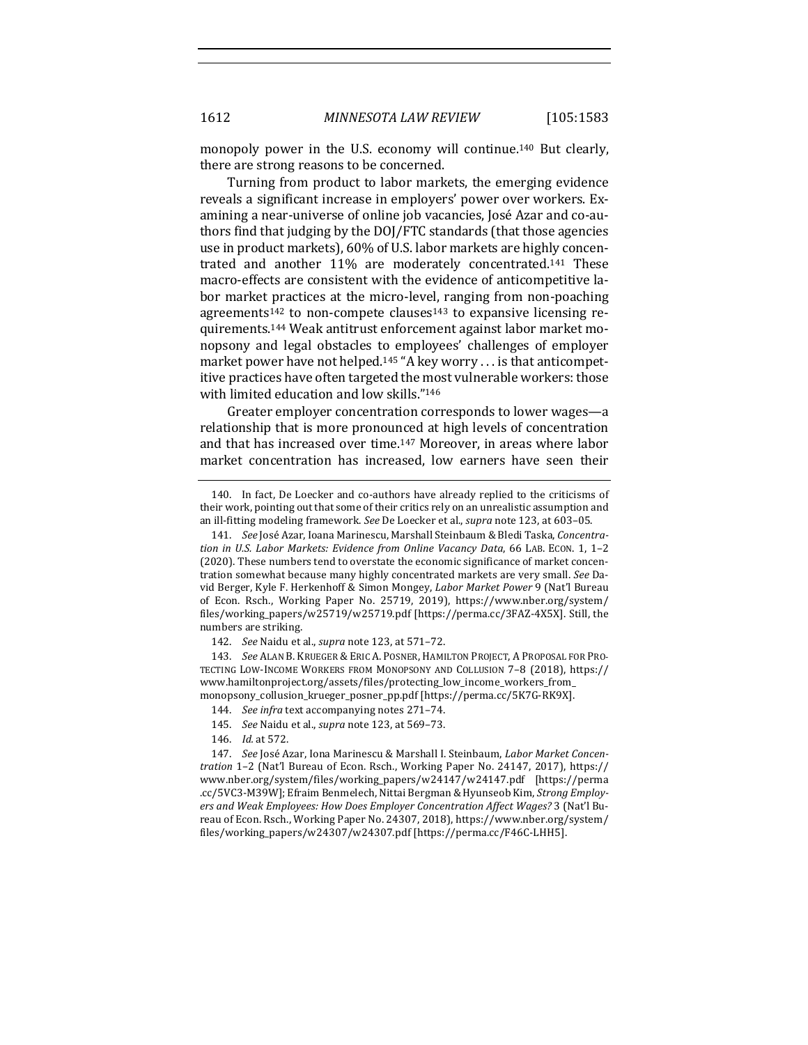monopoly power in the U.S. economy will continue.[140] But clearly, there are strong reasons to be concerned.

Turning from product to labor markets, the emerging evidence reveals a significant increase in employers' power over workers. Examining a near-universe of online job vacancies, José Azar and co-authors find that judging by the DOJ/FTC standards (that those agencies use in product markets), 60% of U.S. labor markets are highly concentrated and another 11% are moderately concentrated.[141] These macro-effects are consistent with the evidence of anticompetitive labor market practices at the micro-level, ranging from non-poaching agreements[142] to non-compete clauses[143] to expansive licensing requirements.[144] Weak antitrust enforcement against labor market monopsony and legal obstacles to employees' challenges of employer market power have not helped.[145] "A key worry . . . is that anticompetitive practices have often targeted the most vulnerable workers: those with limited education and low skills."[146]

Greater employer concentration corresponds to lower wages—a relationship that is more pronounced at high levels of concentration and that has increased over time.[147] Moreover, in areas where labor market concentration has increased, low earners have seen their

---

140. In fact, De Loecker and co-authors have already replied to the criticisms of their work, pointing out that some of their critics rely on an unrealistic assumption and an ill-fitting modeling framework. *See* De Loecker et al., *supra* note 123, at 603–05.

141. *See* José Azar, Ioana Marinescu, Marshall Steinbaum & Bledi Taska, *Concentration in U.S. Labor Markets: Evidence from Online Vacancy Data*, 66 LAB. ECON. 1, 1–2 (2020). These numbers tend to overstate the economic significance of market concentration somewhat because many highly concentrated markets are very small. *See* David Berger, Kyle F. Herkenhoff & Simon Mongey, *Labor Market Power* 9 (Nat'l Bureau of Econ. Rsch., Working Paper No. 25719, 2019), https://www.nber.org/system/files/working_papers/w25719/w25719.pdf [https://perma.cc/3FAZ-4X5X]. Still, the numbers are striking.

142. *See* Naidu et al., *supra* note 123, at 571–72.

143. *See* ALAN B. KRUEGER & ERIC A. POSNER, HAMILTON PROJECT, A PROPOSAL FOR PROTECTING LOW-INCOME WORKERS FROM MONOPSONY AND COLLUSION 7–8 (2018), https://www.hamiltonproject.org/assets/files/protecting_low_income_workers_from_monopsony_collusion_krueger_posner_pp.pdf [https://perma.cc/5K7G-RK9X].

144. *See infra* text accompanying notes 271–74.

145. *See* Naidu et al., *supra* note 123, at 569–73.

146. *Id.* at 572.

147. *See* José Azar, Iona Marinescu & Marshall I. Steinbaum, *Labor Market Concentration* 1–2 (Nat'l Bureau of Econ. Rsch., Working Paper No. 24147, 2017), https://www.nber.org/system/files/working_papers/w24147/w24147.pdf [https://perma.cc/5VC3-M39W]; Efraim Benmelech, Nittai Bergman & Hyunseob Kim, *Strong Employers and Weak Employees: How Does Employer Concentration Affect Wages?* 3 (Nat'l Bureau of Econ. Rsch., Working Paper No. 24307, 2018), https://www.nber.org/system/files/working_papers/w24307/w24307.pdf [https://perma.cc/F46C-LHH5].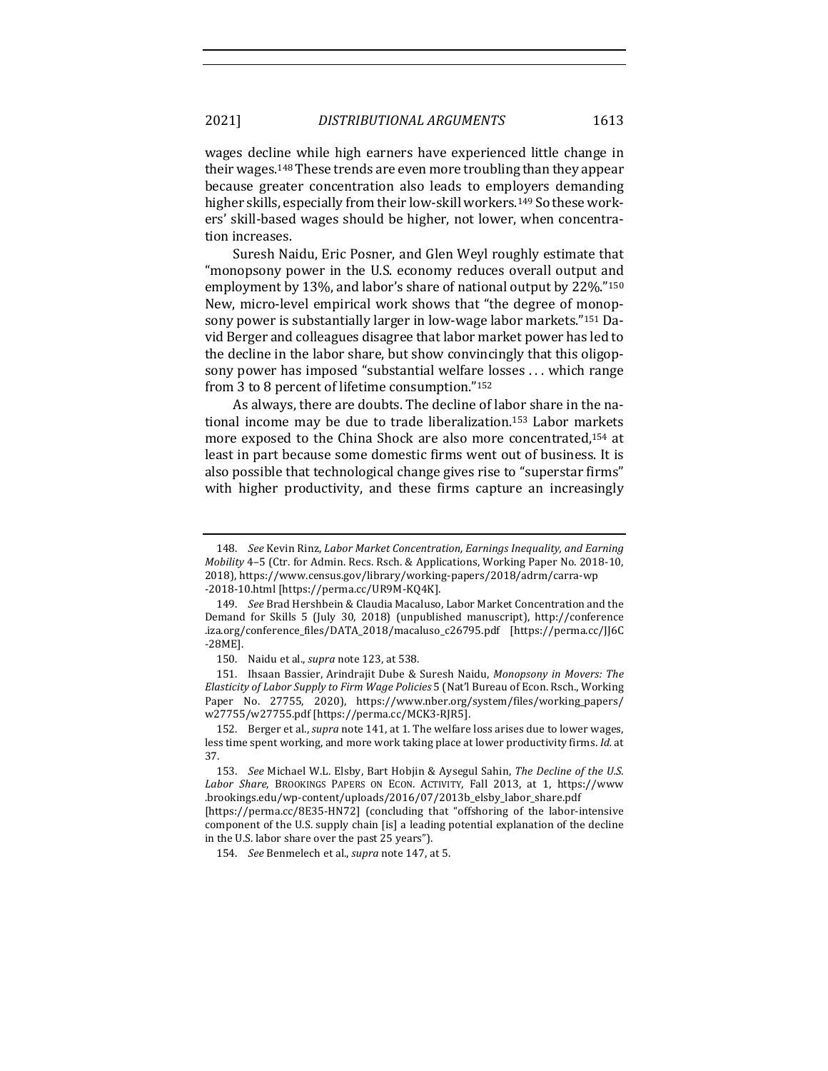wages decline while high earners have experienced little change in their wages.[148] These trends are even more troubling than they appear because greater concentration also leads to employers demanding higher skills, especially from their low-skill workers.[149] So these workers' skill-based wages should be higher, not lower, when concentration increases.

Suresh Naidu, Eric Posner, and Glen Weyl roughly estimate that "monopsony power in the U.S. economy reduces overall output and employment by 13%, and labor's share of national output by 22%."[150] New, micro-level empirical work shows that "the degree of monopsony power is substantially larger in low-wage labor markets."[151] David Berger and colleagues disagree that labor market power has led to the decline in the labor share, but show convincingly that this oligopsony power has imposed "substantial welfare losses . . . which range from 3 to 8 percent of lifetime consumption."[152]

As always, there are doubts. The decline of labor share in the national income may be due to trade liberalization.[153] Labor markets more exposed to the China Shock are also more concentrated,[154] at least in part because some domestic firms went out of business. It is also possible that technological change gives rise to "superstar firms" with higher productivity, and these firms capture an increasingly

---

148. *See* Kevin Rinz, *Labor Market Concentration, Earnings Inequality, and Earning Mobility* 4–5 (Ctr. for Admin. Recs. Rsch. & Applications, Working Paper No. 2018-10, 2018), https://www.census.gov/library/working-papers/2018/adrm/carra-wp-2018-10.html [https://perma.cc/UR9M-KQ4K].

149. *See* Brad Hershbein & Claudia Macaluso, Labor Market Concentration and the Demand for Skills 5 (July 30, 2018) (unpublished manuscript), http://conference.iza.org/conference_files/DATA_2018/macaluso_c26795.pdf [https://perma.cc/JJ6C-28ME].

150. Naidu et al., *supra* note 123, at 538.

151. Ihsaan Bassier, Arindrajit Dube & Suresh Naidu, *Monopsony in Movers: The Elasticity of Labor Supply to Firm Wage Policies* 5 (Nat'l Bureau of Econ. Rsch., Working Paper No. 27755, 2020), https://www.nber.org/system/files/working_papers/w27755/w27755.pdf [https://perma.cc/MCK3-RJR5].

152. Berger et al., *supra* note 141, at 1. The welfare loss arises due to lower wages, less time spent working, and more work taking place at lower productivity firms. *Id.* at 37.

153. *See* Michael W.L. Elsby, Bart Hobjin & Aysegul Sahin, *The Decline of the U.S. Labor Share*, BROOKINGS PAPERS ON ECON. ACTIVITY, Fall 2013, at 1, https://www.brookings.edu/wp-content/uploads/2016/07/2013b_elsby_labor_share.pdf [https://perma.cc/8E35-HN72] (concluding that "offshoring of the labor-intensive component of the U.S. supply chain [is] a leading potential explanation of the decline in the U.S. labor share over the past 25 years").

154. *See* Benmelech et al., *supra* note 147, at 5.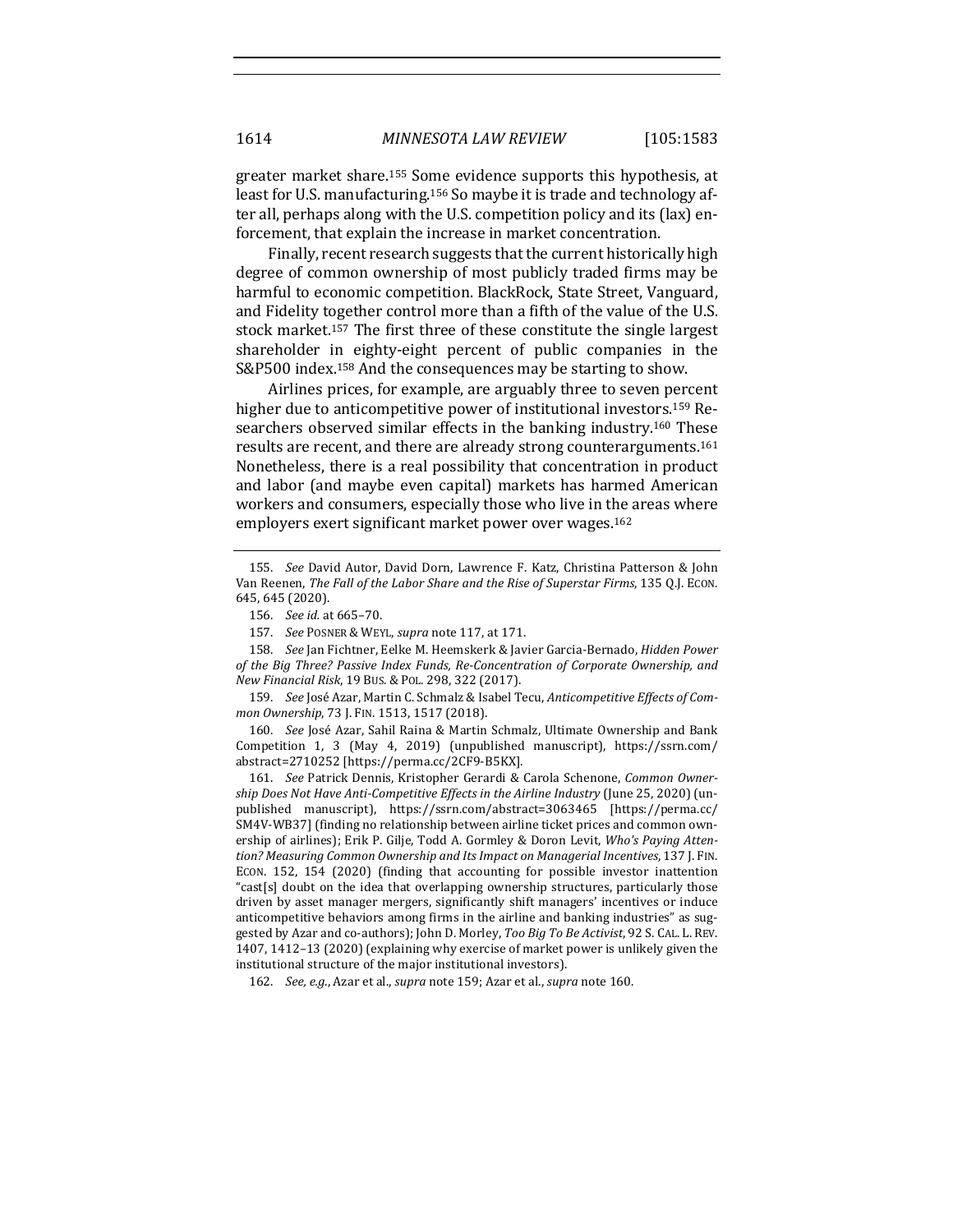greater market share.[155] Some evidence supports this hypothesis, at least for U.S. manufacturing.[156] So maybe it is trade and technology after all, perhaps along with the U.S. competition policy and its (lax) enforcement, that explain the increase in market concentration.

Finally, recent research suggests that the current historically high degree of common ownership of most publicly traded firms may be harmful to economic competition. BlackRock, State Street, Vanguard, and Fidelity together control more than a fifth of the value of the U.S. stock market.[157] The first three of these constitute the single largest shareholder in eighty-eight percent of public companies in the S&P500 index.[158] And the consequences may be starting to show.

Airlines prices, for example, are arguably three to seven percent higher due to anticompetitive power of institutional investors.[159] Researchers observed similar effects in the banking industry.[160] These results are recent, and there are already strong counterarguments.[161] Nonetheless, there is a real possibility that concentration in product and labor (and maybe even capital) markets has harmed American workers and consumers, especially those who live in the areas where employers exert significant market power over wages.[162]

---

155. *See* David Autor, David Dorn, Lawrence F. Katz, Christina Patterson & John Van Reenen, *The Fall of the Labor Share and the Rise of Superstar Firms*, 135 Q.J. ECON. 645, 645 (2020).

156. *See id.* at 665–70.

157. *See* POSNER & WEYL, *supra* note 117, at 171.

158. *See* Jan Fichtner, Eelke M. Heemskerk & Javier Garcia-Bernado, *Hidden Power of the Big Three? Passive Index Funds, Re-Concentration of Corporate Ownership, and New Financial Risk*, 19 BUS. & POL. 298, 322 (2017).

159. *See* José Azar, Martin C. Schmalz & Isabel Tecu, *Anticompetitive Effects of Common Ownership*, 73 J. FIN. 1513, 1517 (2018).

160. *See* José Azar, Sahil Raina & Martin Schmalz, Ultimate Ownership and Bank Competition 1, 3 (May 4, 2019) (unpublished manuscript), https://ssrn.com/abstract=2710252 [https://perma.cc/2CF9-B5KX].

161. *See* Patrick Dennis, Kristopher Gerardi & Carola Schenone, *Common Ownership Does Not Have Anti-Competitive Effects in the Airline Industry* (June 25, 2020) (unpublished manuscript), https://ssrn.com/abstract=3063465 [https://perma.cc/SM4V-WB37] (finding no relationship between airline ticket prices and common ownership of airlines); Erik P. Gilje, Todd A. Gormley & Doron Levit, *Who's Paying Attention? Measuring Common Ownership and Its Impact on Managerial Incentives*, 137 J. FIN. ECON. 152, 154 (2020) (finding that accounting for possible investor inattention "cast[s] doubt on the idea that overlapping ownership structures, particularly those driven by asset manager mergers, significantly shift managers' incentives or induce anticompetitive behaviors among firms in the airline and banking industries" as suggested by Azar and co-authors); John D. Morley, *Too Big To Be Activist*, 92 S. CAL. L. REV. 1407, 1412–13 (2020) (explaining why exercise of market power is unlikely given the institutional structure of the major institutional investors).

162. *See, e.g.*, Azar et al., *supra* note 159; Azar et al., *supra* note 160.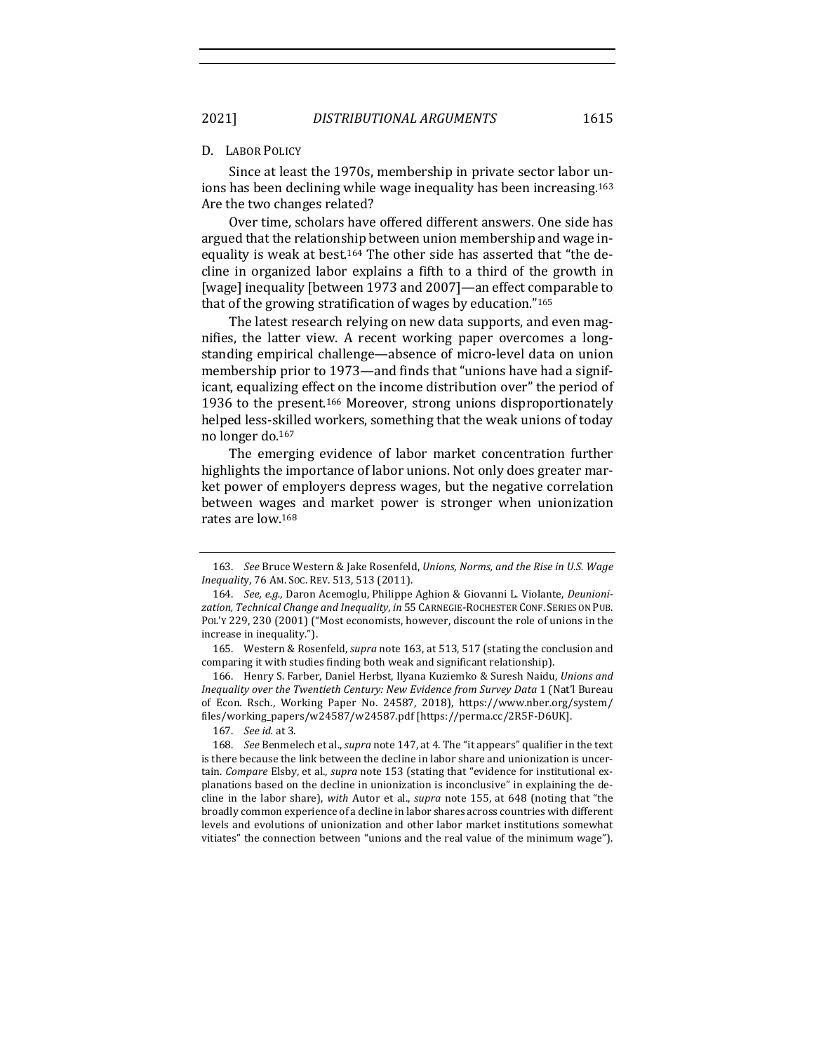### D. LABOR POLICY

Since at least the 1970s, membership in private sector labor unions has been declining while wage inequality has been increasing.[163] Are the two changes related?

Over time, scholars have offered different answers. One side has argued that the relationship between union membership and wage inequality is weak at best.[164] The other side has asserted that "the decline in organized labor explains a fifth to a third of the growth in [wage] inequality [between 1973 and 2007]—an effect comparable to that of the growing stratification of wages by education."[165]

The latest research relying on new data supports, and even magnifies, the latter view. A recent working paper overcomes a longstanding empirical challenge—absence of micro-level data on union membership prior to 1973—and finds that "unions have had a significant, equalizing effect on the income distribution over" the period of 1936 to the present.[166] Moreover, strong unions disproportionately helped less-skilled workers, something that the weak unions of today no longer do.[167]

The emerging evidence of labor market concentration further highlights the importance of labor unions. Not only does greater market power of employers depress wages, but the negative correlation between wages and market power is stronger when unionization rates are low.[168]

---

163. *See* Bruce Western & Jake Rosenfeld, *Unions, Norms, and the Rise in U.S. Wage Inequality*, 76 AM. SOC. REV. 513, 513 (2011).

164. *See, e.g.*, Daron Acemoglu, Philippe Aghion & Giovanni L. Violante, *Deunionization, Technical Change and Inequality*, *in* 55 CARNEGIE-ROCHESTER CONF. SERIES ON PUB. POL'Y 229, 230 (2001) ("Most economists, however, discount the role of unions in the increase in inequality.").

165. Western & Rosenfeld, *supra* note 163, at 513, 517 (stating the conclusion and comparing it with studies finding both weak and significant relationship).

166. Henry S. Farber, Daniel Herbst, Ilyana Kuziemko & Suresh Naidu, *Unions and Inequality over the Twentieth Century: New Evidence from Survey Data* 1 (Nat'l Bureau of Econ. Rsch., Working Paper No. 24587, 2018), https://www.nber.org/system/files/working_papers/w24587/w24587.pdf [https://perma.cc/2R5F-D6UK].

167. *See id.* at 3.

168. *See* Benmelech et al., *supra* note 147, at 4. The "it appears" qualifier in the text is there because the link between the decline in labor share and unionization is uncertain. *Compare* Elsby, et al., *supra* note 153 (stating that "evidence for institutional explanations based on the decline in unionization is inconclusive" in explaining the decline in the labor share), *with* Autor et al., *supra* note 155, at 648 (noting that "the broadly common experience of a decline in labor shares across countries with different levels and evolutions of unionization and other labor market institutions somewhat vitiates" the connection between "unions and the real value of the minimum wage").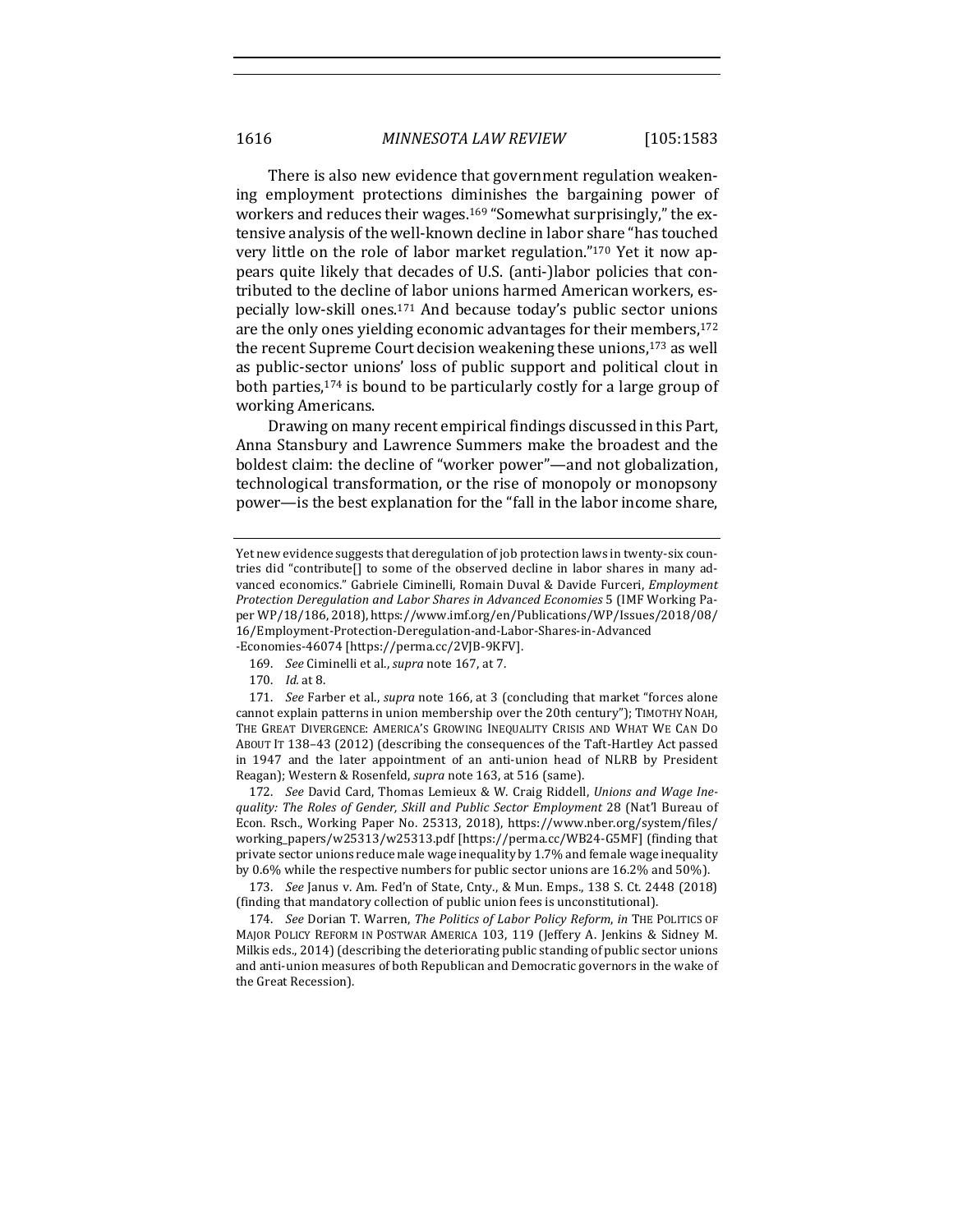There is also new evidence that government regulation weakening employment protections diminishes the bargaining power of workers and reduces their wages.[169] "Somewhat surprisingly," the extensive analysis of the well-known decline in labor share "has touched very little on the role of labor market regulation."[170] Yet it now appears quite likely that decades of U.S. (anti-)labor policies that contributed to the decline of labor unions harmed American workers, especially low-skill ones.[171] And because today's public sector unions are the only ones yielding economic advantages for their members,[172] the recent Supreme Court decision weakening these unions,[173] as well as public-sector unions' loss of public support and political clout in both parties,[174] is bound to be particularly costly for a large group of working Americans.

Drawing on many recent empirical findings discussed in this Part, Anna Stansbury and Lawrence Summers make the broadest and the boldest claim: the decline of "worker power"—and not globalization, technological transformation, or the rise of monopoly or monopsony power—is the best explanation for the "fall in the labor income share,

---

Yet new evidence suggests that deregulation of job protection laws in twenty-six countries did "contribute[] to some of the observed decline in labor shares in many advanced economics." Gabriele Ciminelli, Romain Duval & Davide Furceri, *Employment Protection Deregulation and Labor Shares in Advanced Economies* 5 (IMF Working Paper WP/18/186, 2018), https://www.imf.org/en/Publications/WP/Issues/2018/08/16/Employment-Protection-Deregulation-and-Labor-Shares-in-Advanced-Economies-46074 [https://perma.cc/2VJB-9KFV].

169. *See* Ciminelli et al., *supra* note 167, at 7.

170. *Id.* at 8.

171. *See* Farber et al., *supra* note 166, at 3 (concluding that market "forces alone cannot explain patterns in union membership over the 20th century"); TIMOTHY NOAH, THE GREAT DIVERGENCE: AMERICA'S GROWING INEQUALITY CRISIS AND WHAT WE CAN DO ABOUT IT 138–43 (2012) (describing the consequences of the Taft-Hartley Act passed in 1947 and the later appointment of an anti-union head of NLRB by President Reagan); Western & Rosenfeld, *supra* note 163, at 516 (same).

172. *See* David Card, Thomas Lemieux & W. Craig Riddell, *Unions and Wage Inequality: The Roles of Gender, Skill and Public Sector Employment* 28 (Nat'l Bureau of Econ. Rsch., Working Paper No. 25313, 2018), https://www.nber.org/system/files/working_papers/w25313/w25313.pdf [https://perma.cc/WB24-G5MF] (finding that private sector unions reduce male wage inequality by 1.7% and female wage inequality by 0.6% while the respective numbers for public sector unions are 16.2% and 50%).

173. *See* Janus v. Am. Fed'n of State, Cnty., & Mun. Emps., 138 S. Ct. 2448 (2018) (finding that mandatory collection of public union fees is unconstitutional).

174. *See* Dorian T. Warren, *The Politics of Labor Policy Reform*, *in* THE POLITICS OF MAJOR POLICY REFORM IN POSTWAR AMERICA 103, 119 (Jeffery A. Jenkins & Sidney M. Milkis eds., 2014) (describing the deteriorating public standing of public sector unions and anti-union measures of both Republican and Democratic governors in the wake of the Great Recession).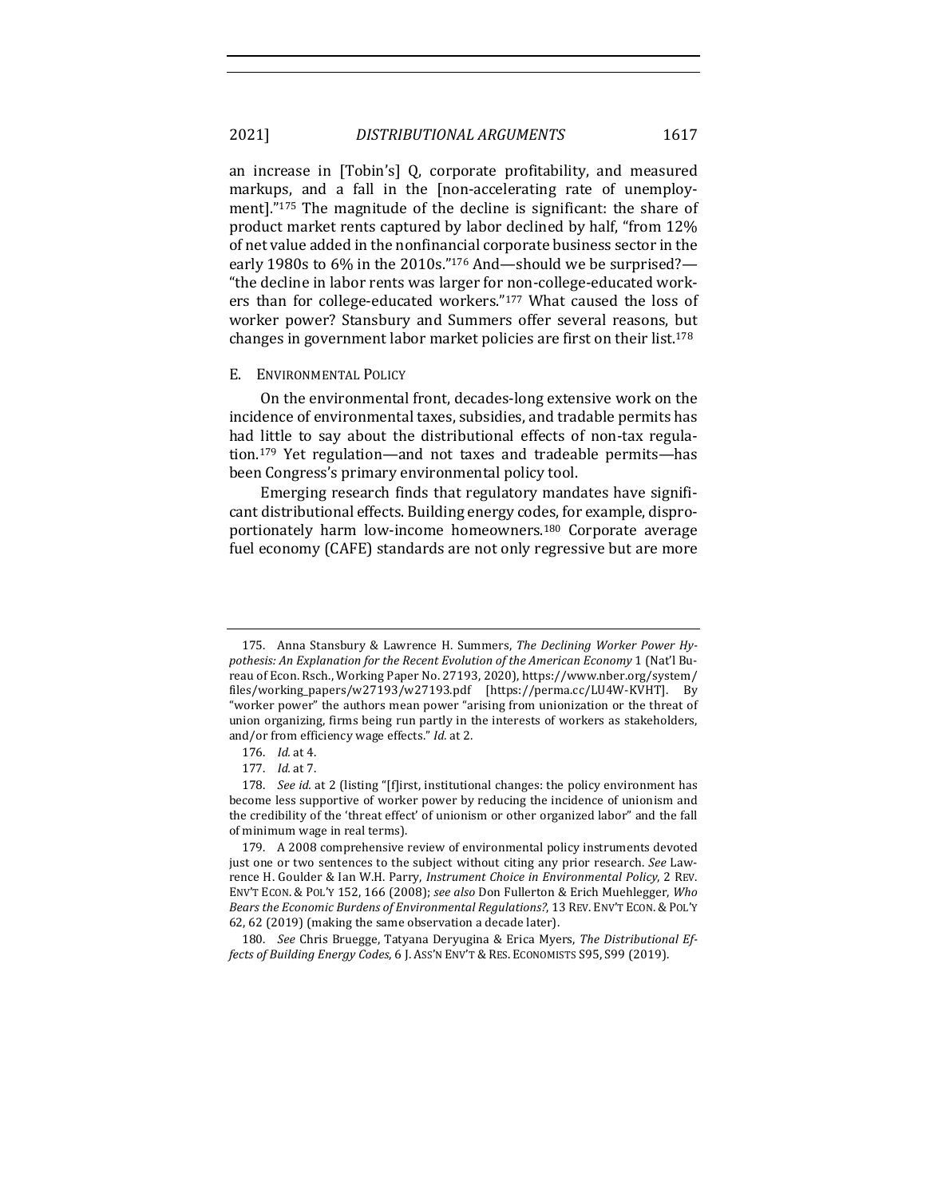an increase in [Tobin's] Q, corporate profitability, and measured markups, and a fall in the [non-accelerating rate of unemployment]."[175] The magnitude of the decline is significant: the share of product market rents captured by labor declined by half, "from 12% of net value added in the nonfinancial corporate business sector in the early 1980s to 6% in the 2010s."[176] And—should we be surprised?—"the decline in labor rents was larger for non-college-educated workers than for college-educated workers."[177] What caused the loss of worker power? Stansbury and Summers offer several reasons, but changes in government labor market policies are first on their list.[178]

### E. Environmental Policy

On the environmental front, decades-long extensive work on the incidence of environmental taxes, subsidies, and tradable permits has had little to say about the distributional effects of non-tax regulation.[179] Yet regulation—and not taxes and tradeable permits—has been Congress's primary environmental policy tool.

Emerging research finds that regulatory mandates have significant distributional effects. Building energy codes, for example, disproportionately harm low-income homeowners.[180] Corporate average fuel economy (CAFE) standards are not only regressive but are more

---

175. Anna Stansbury & Lawrence H. Summers, *The Declining Worker Power Hypothesis: An Explanation for the Recent Evolution of the American Economy* 1 (Nat'l Bureau of Econ. Rsch., Working Paper No. 27193, 2020), https://www.nber.org/system/files/working_papers/w27193/w27193.pdf [https://perma.cc/LU4W-KVHT]. By "worker power" the authors mean power "arising from unionization or the threat of union organizing, firms being run partly in the interests of workers as stakeholders, and/or from efficiency wage effects." *Id.* at 2.

176. *Id.* at 4.

177. *Id.* at 7.

178. *See id.* at 2 (listing "[f]irst, institutional changes: the policy environment has become less supportive of worker power by reducing the incidence of unionism and the credibility of the 'threat effect' of unionism or other organized labor" and the fall of minimum wage in real terms).

179. A 2008 comprehensive review of environmental policy instruments devoted just one or two sentences to the subject without citing any prior research. *See* Lawrence H. Goulder & Ian W.H. Parry, *Instrument Choice in Environmental Policy*, 2 REV. ENV'T ECON. & POL'Y 152, 166 (2008); *see also* Don Fullerton & Erich Muehlegger, *Who Bears the Economic Burdens of Environmental Regulations?*, 13 REV. ENV'T ECON. & POL'Y 62, 62 (2019) (making the same observation a decade later).

180. *See* Chris Bruegge, Tatyana Deryugina & Erica Myers, *The Distributional Effects of Building Energy Codes*, 6 J. ASS'N ENV'T & RES. ECONOMISTS S95, S99 (2019).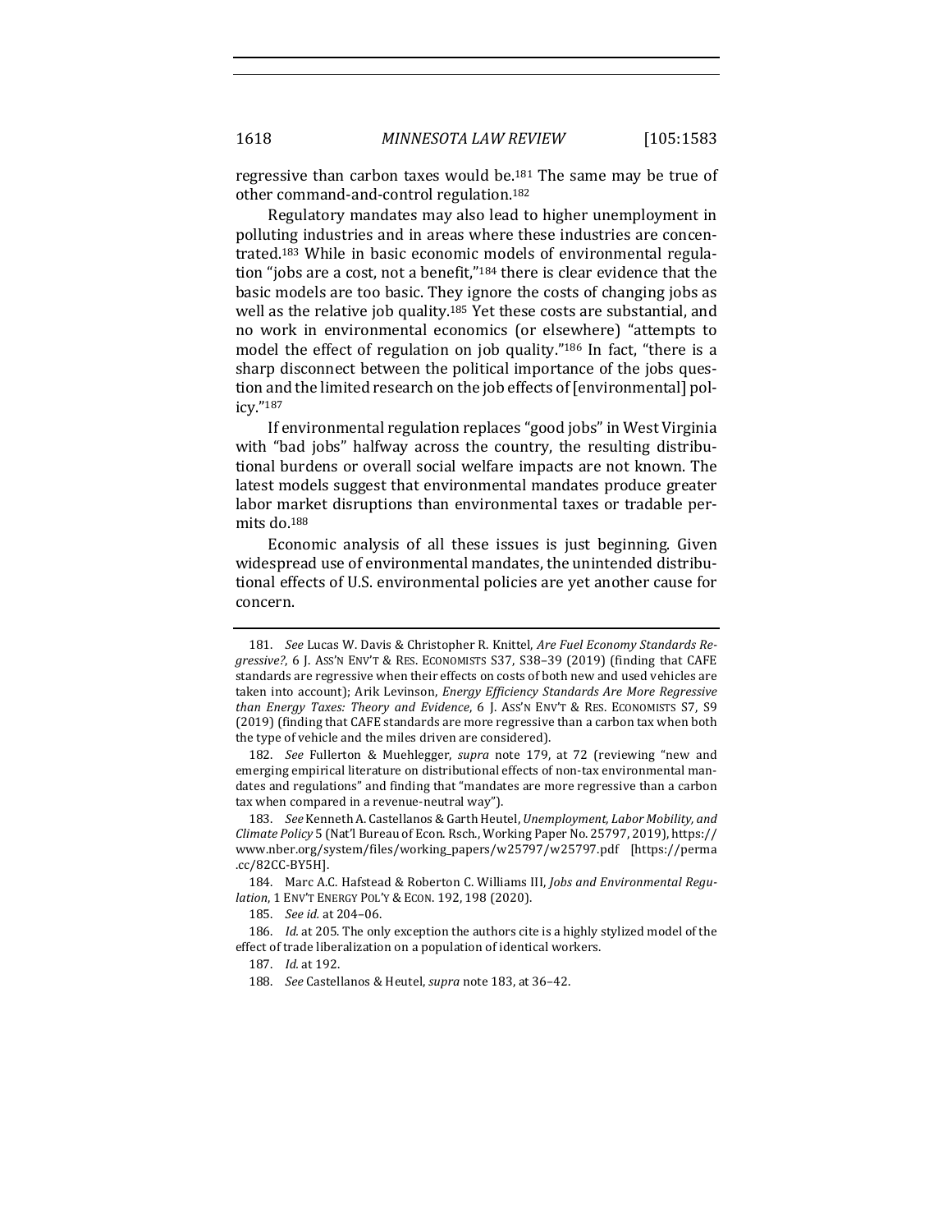regressive than carbon taxes would be.[181] The same may be true of other command-and-control regulation.[182]

Regulatory mandates may also lead to higher unemployment in polluting industries and in areas where these industries are concentrated.[183] While in basic economic models of environmental regulation "jobs are a cost, not a benefit,"[184] there is clear evidence that the basic models are too basic. They ignore the costs of changing jobs as well as the relative job quality.[185] Yet these costs are substantial, and no work in environmental economics (or elsewhere) "attempts to model the effect of regulation on job quality."[186] In fact, "there is a sharp disconnect between the political importance of the jobs question and the limited research on the job effects of [environmental] policy."[187]

If environmental regulation replaces "good jobs" in West Virginia with "bad jobs" halfway across the country, the resulting distributional burdens or overall social welfare impacts are not known. The latest models suggest that environmental mandates produce greater labor market disruptions than environmental taxes or tradable permits do.[188]

Economic analysis of all these issues is just beginning. Given widespread use of environmental mandates, the unintended distributional effects of U.S. environmental policies are yet another cause for concern.

---

181. *See* Lucas W. Davis & Christopher R. Knittel, *Are Fuel Economy Standards Regressive?*, 6 J. ASS'N ENV'T & RES. ECONOMISTS S37, S38–39 (2019) (finding that CAFE standards are regressive when their effects on costs of both new and used vehicles are taken into account); Arik Levinson, *Energy Efficiency Standards Are More Regressive than Energy Taxes: Theory and Evidence*, 6 J. ASS'N ENV'T & RES. ECONOMISTS S7, S9 (2019) (finding that CAFE standards are more regressive than a carbon tax when both the type of vehicle and the miles driven are considered).

182. *See* Fullerton & Muehlegger, *supra* note 179, at 72 (reviewing "new and emerging empirical literature on distributional effects of non-tax environmental mandates and regulations" and finding that "mandates are more regressive than a carbon tax when compared in a revenue-neutral way").

183. *See* Kenneth A. Castellanos & Garth Heutel, *Unemployment, Labor Mobility, and Climate Policy* 5 (Nat'l Bureau of Econ. Rsch., Working Paper No. 25797, 2019), https://www.nber.org/system/files/working_papers/w25797/w25797.pdf [https://perma.cc/82CC-BY5H].

184. Marc A.C. Hafstead & Roberton C. Williams III, *Jobs and Environmental Regulation*, 1 ENV'T ENERGY POL'Y & ECON. 192, 198 (2020).

185. *See id.* at 204–06.

186. *Id.* at 205. The only exception the authors cite is a highly stylized model of the effect of trade liberalization on a population of identical workers.

187. *Id.* at 192.

188. *See* Castellanos & Heutel, *supra* note 183, at 36–42.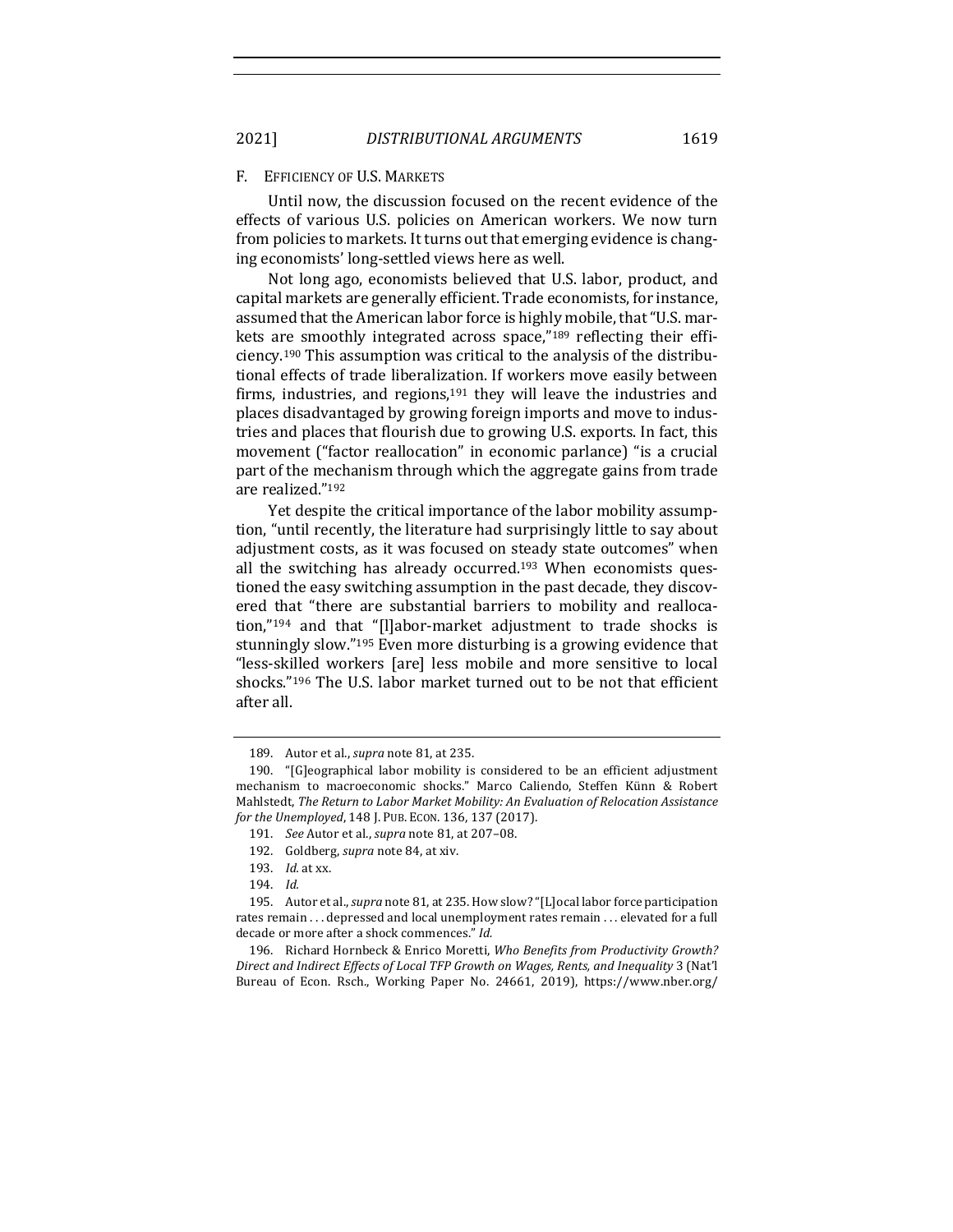### F. Efficiency of U.S. Markets

Until now, the discussion focused on the recent evidence of the effects of various U.S. policies on American workers. We now turn from policies to markets. It turns out that emerging evidence is changing economists' long-settled views here as well.

Not long ago, economists believed that U.S. labor, product, and capital markets are generally efficient. Trade economists, for instance, assumed that the American labor force is highly mobile, that "U.S. markets are smoothly integrated across space,"[189] reflecting their efficiency.[190] This assumption was critical to the analysis of the distributional effects of trade liberalization. If workers move easily between firms, industries, and regions,[191] they will leave the industries and places disadvantaged by growing foreign imports and move to industries and places that flourish due to growing U.S. exports. In fact, this movement ("factor reallocation" in economic parlance) "is a crucial part of the mechanism through which the aggregate gains from trade are realized."[192]

Yet despite the critical importance of the labor mobility assumption, "until recently, the literature had surprisingly little to say about adjustment costs, as it was focused on steady state outcomes" when all the switching has already occurred.[193] When economists questioned the easy switching assumption in the past decade, they discovered that "there are substantial barriers to mobility and reallocation,"[194] and that "[l]abor-market adjustment to trade shocks is stunningly slow."[195] Even more disturbing is a growing evidence that "less-skilled workers [are] less mobile and more sensitive to local shocks."[196] The U.S. labor market turned out to be not that efficient after all.

---

189. Autor et al., *supra* note 81, at 235.

190. "[G]eographical labor mobility is considered to be an efficient adjustment mechanism to macroeconomic shocks." Marco Caliendo, Steffen Künn & Robert Mahlstedt, *The Return to Labor Market Mobility: An Evaluation of Relocation Assistance for the Unemployed*, 148 J. Pub. Econ. 136, 137 (2017).

191. *See* Autor et al., *supra* note 81, at 207–08.

192. Goldberg, *supra* note 84, at xiv.

193. *Id.* at xx.

194. *Id.*

195. Autor et al., *supra* note 81, at 235. How slow? "[L]ocal labor force participation rates remain . . . depressed and local unemployment rates remain . . . elevated for a full decade or more after a shock commences." *Id.*

196. Richard Hornbeck & Enrico Moretti, *Who Benefits from Productivity Growth? Direct and Indirect Effects of Local TFP Growth on Wages, Rents, and Inequality* 3 (Nat'l Bureau of Econ. Rsch., Working Paper No. 24661, 2019), https://www.nber.org/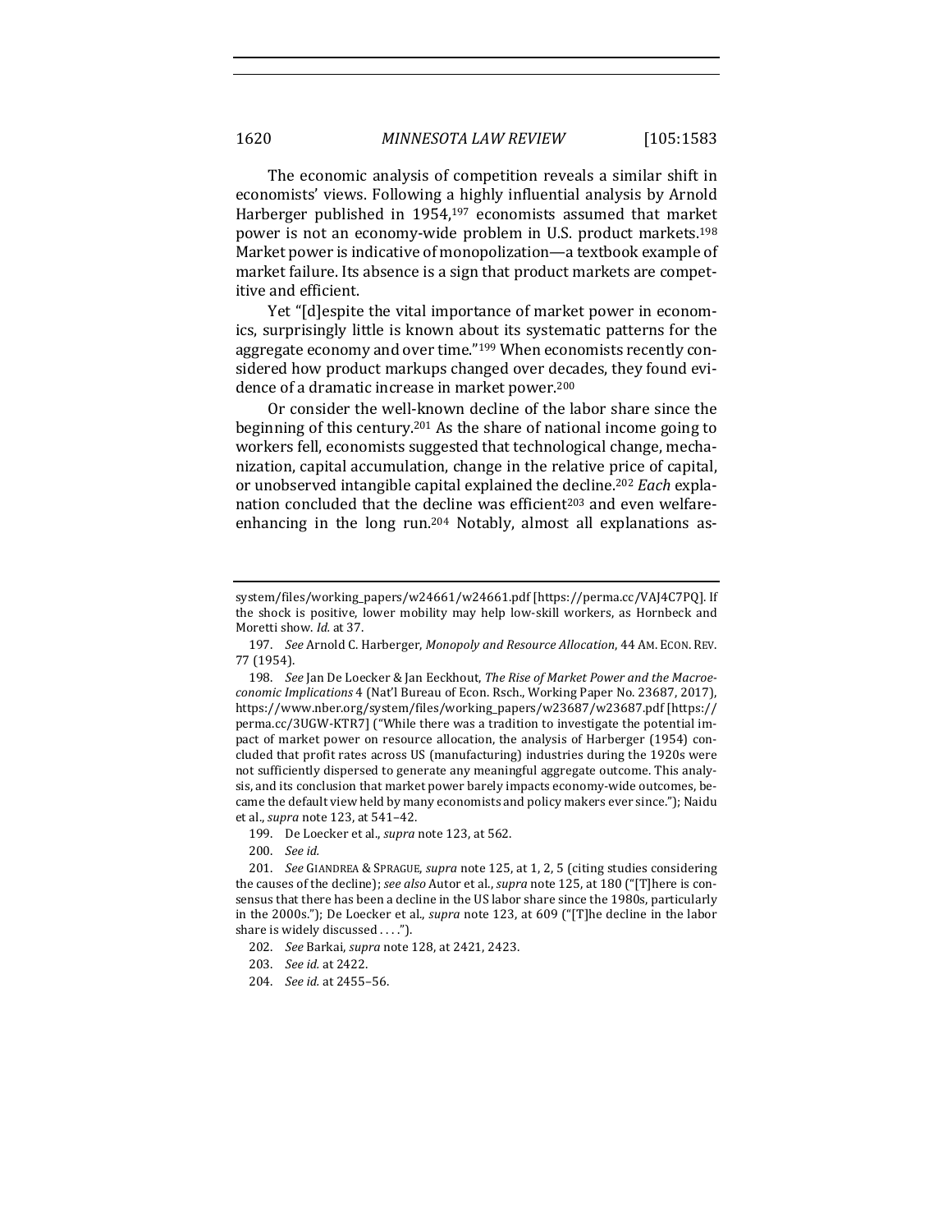The economic analysis of competition reveals a similar shift in economists' views. Following a highly influential analysis by Arnold Harberger published in 1954,[197] economists assumed that market power is not an economy-wide problem in U.S. product markets.[198] Market power is indicative of monopolization—a textbook example of market failure. Its absence is a sign that product markets are competitive and efficient.

Yet "[d]espite the vital importance of market power in economics, surprisingly little is known about its systematic patterns for the aggregate economy and over time."[199] When economists recently considered how product markups changed over decades, they found evidence of a dramatic increase in market power.[200]

Or consider the well-known decline of the labor share since the beginning of this century.[201] As the share of national income going to workers fell, economists suggested that technological change, mechanization, capital accumulation, change in the relative price of capital, or unobserved intangible capital explained the decline.[202] *Each* explanation concluded that the decline was efficient[203] and even welfare-enhancing in the long run.[204] Notably, almost all explanations as-

---

system/files/working_papers/w24661/w24661.pdf [https://perma.cc/VAJ4C7PQ]. If the shock is positive, lower mobility may help low-skill workers, as Hornbeck and Moretti show. *Id.* at 37.

197. *See* Arnold C. Harberger, *Monopoly and Resource Allocation*, 44 AM. ECON. REV. 77 (1954).

198. *See* Jan De Loecker & Jan Eeckhout, *The Rise of Market Power and the Macroeconomic Implications* 4 (Nat'l Bureau of Econ. Rsch., Working Paper No. 23687, 2017), https://www.nber.org/system/files/working_papers/w23687/w23687.pdf [https://perma.cc/3UGW-KTR7] ("While there was a tradition to investigate the potential impact of market power on resource allocation, the analysis of Harberger (1954) concluded that profit rates across US (manufacturing) industries during the 1920s were not sufficiently dispersed to generate any meaningful aggregate outcome. This analysis, and its conclusion that market power barely impacts economy-wide outcomes, became the default view held by many economists and policy makers ever since."); Naidu et al., *supra* note 123, at 541–42.

199. De Loecker et al., *supra* note 123, at 562.

200. *See id.*

201. *See* GIANDREA & SPRAGUE, *supra* note 125, at 1, 2, 5 (citing studies considering the causes of the decline); *see also* Autor et al., *supra* note 125, at 180 ("[T]here is consensus that there has been a decline in the US labor share since the 1980s, particularly in the 2000s."); De Loecker et al., *supra* note 123, at 609 ("[T]he decline in the labor share is widely discussed . . . .").

202. *See* Barkai, *supra* note 128, at 2421, 2423.

203. *See id.* at 2422.

204. *See id.* at 2455–56.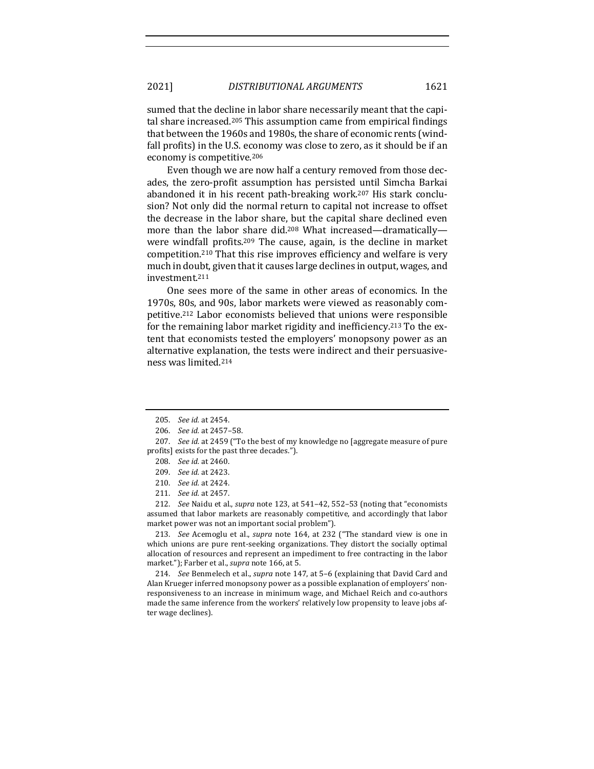sumed that the decline in labor share necessarily meant that the capital share increased.[205] This assumption came from empirical findings that between the 1960s and 1980s, the share of economic rents (windfall profits) in the U.S. economy was close to zero, as it should be if an economy is competitive.[206]

Even though we are now half a century removed from those decades, the zero-profit assumption has persisted until Simcha Barkai abandoned it in his recent path-breaking work.[207] His stark conclusion? Not only did the normal return to capital not increase to offset the decrease in the labor share, but the capital share declined even more than the labor share did.[208] What increased—dramatically—were windfall profits.[209] The cause, again, is the decline in market competition.[210] That this rise improves efficiency and welfare is very much in doubt, given that it causes large declines in output, wages, and investment.[211]

One sees more of the same in other areas of economics. In the 1970s, 80s, and 90s, labor markets were viewed as reasonably competitive.[212] Labor economists believed that unions were responsible for the remaining labor market rigidity and inefficiency.[213] To the extent that economists tested the employers' monopsony power as an alternative explanation, the tests were indirect and their persuasiveness was limited.[214]

---

205. *See id.* at 2454.

206. *See id.* at 2457–58.

207. *See id.* at 2459 ("To the best of my knowledge no [aggregate measure of pure profits] exists for the past three decades.").

208. *See id.* at 2460.

209. *See id.* at 2423.

210. *See id.* at 2424.

211. *See id.* at 2457.

212. *See* Naidu et al., *supra* note 123, at 541–42, 552–53 (noting that "economists assumed that labor markets are reasonably competitive, and accordingly that labor market power was not an important social problem").

213. *See* Acemoglu et al., *supra* note 164, at 232 ("The standard view is one in which unions are pure rent-seeking organizations. They distort the socially optimal allocation of resources and represent an impediment to free contracting in the labor market."); Farber et al., *supra* note 166, at 5.

214. *See* Benmelech et al., *supra* note 147, at 5–6 (explaining that David Card and Alan Krueger inferred monopsony power as a possible explanation of employers' non-responsiveness to an increase in minimum wage, and Michael Reich and co-authors made the same inference from the workers' relatively low propensity to leave jobs after wage declines).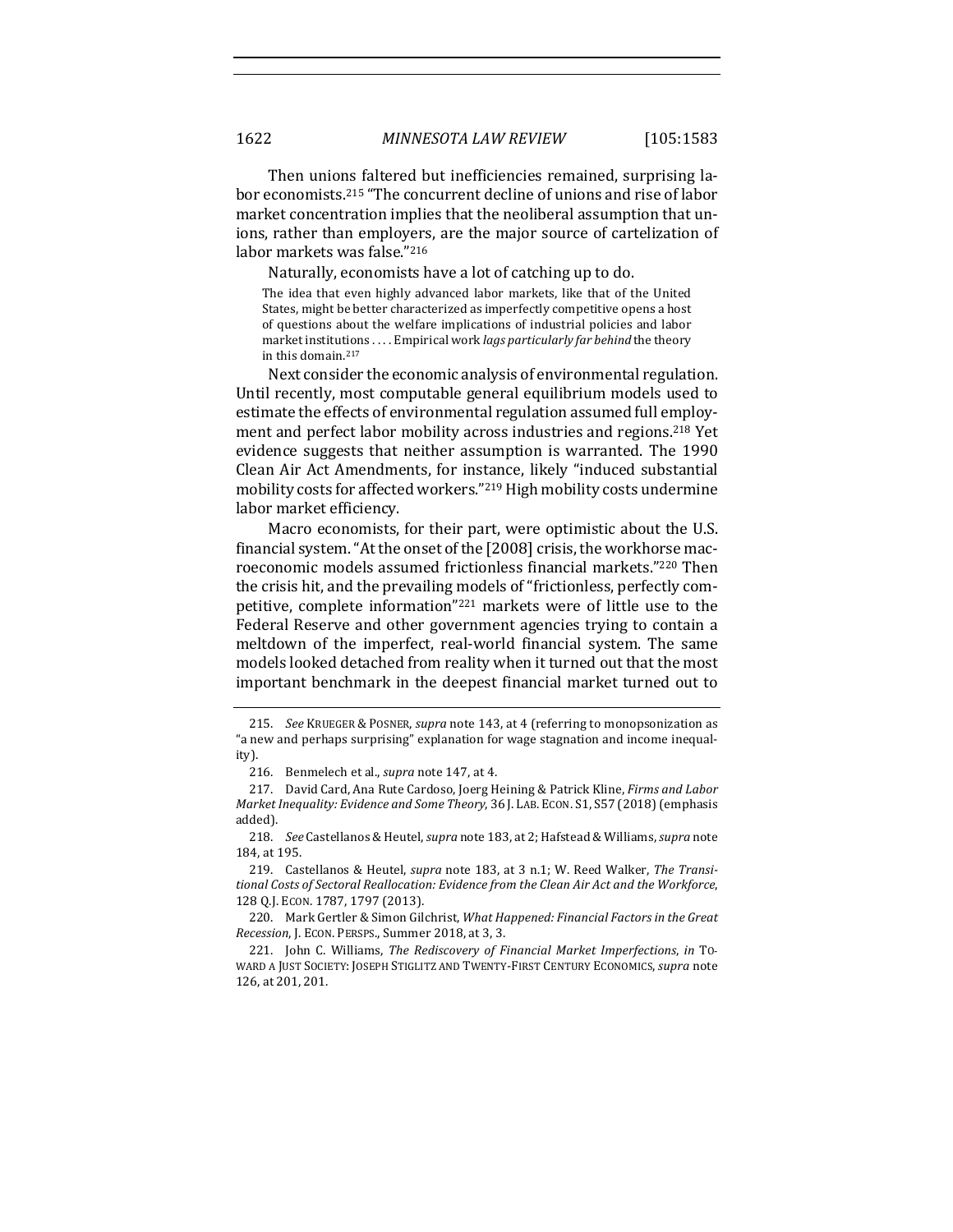Then unions faltered but inefficiencies remained, surprising labor economists.[215] "The concurrent decline of unions and rise of labor market concentration implies that the neoliberal assumption that unions, rather than employers, are the major source of cartelization of labor markets was false."[216]

Naturally, economists have a lot of catching up to do.

> The idea that even highly advanced labor markets, like that of the United States, might be better characterized as imperfectly competitive opens a host of questions about the welfare implications of industrial policies and labor market institutions . . . . Empirical work *lags particularly far behind* the theory in this domain.[217]

Next consider the economic analysis of environmental regulation. Until recently, most computable general equilibrium models used to estimate the effects of environmental regulation assumed full employment and perfect labor mobility across industries and regions.[218] Yet evidence suggests that neither assumption is warranted. The 1990 Clean Air Act Amendments, for instance, likely "induced substantial mobility costs for affected workers."[219] High mobility costs undermine labor market efficiency.

Macro economists, for their part, were optimistic about the U.S. financial system. "At the onset of the [2008] crisis, the workhorse macroeconomic models assumed frictionless financial markets."[220] Then the crisis hit, and the prevailing models of "frictionless, perfectly competitive, complete information"[221] markets were of little use to the Federal Reserve and other government agencies trying to contain a meltdown of the imperfect, real-world financial system. The same models looked detached from reality when it turned out that the most important benchmark in the deepest financial market turned out to

---

215. *See* KRUEGER & POSNER, *supra* note 143, at 4 (referring to monopsonization as "a new and perhaps surprising" explanation for wage stagnation and income inequality).

216. Benmelech et al., *supra* note 147, at 4.

217. David Card, Ana Rute Cardoso, Joerg Heining & Patrick Kline, *Firms and Labor Market Inequality: Evidence and Some Theory*, 36 J. LAB. ECON. S1, S57 (2018) (emphasis added).

218. *See* Castellanos & Heutel, *supra* note 183, at 2; Hafstead & Williams, *supra* note 184, at 195.

219. Castellanos & Heutel, *supra* note 183, at 3 n.1; W. Reed Walker, *The Transitional Costs of Sectoral Reallocation: Evidence from the Clean Air Act and the Workforce*, 128 Q.J. ECON. 1787, 1797 (2013).

220. Mark Gertler & Simon Gilchrist, *What Happened: Financial Factors in the Great Recession*, J. ECON. PERSPS., Summer 2018, at 3, 3.

221. John C. Williams, *The Rediscovery of Financial Market Imperfections*, *in* TOWARD A JUST SOCIETY: JOSEPH STIGLITZ AND TWENTY-FIRST CENTURY ECONOMICS, *supra* note 126, at 201, 201.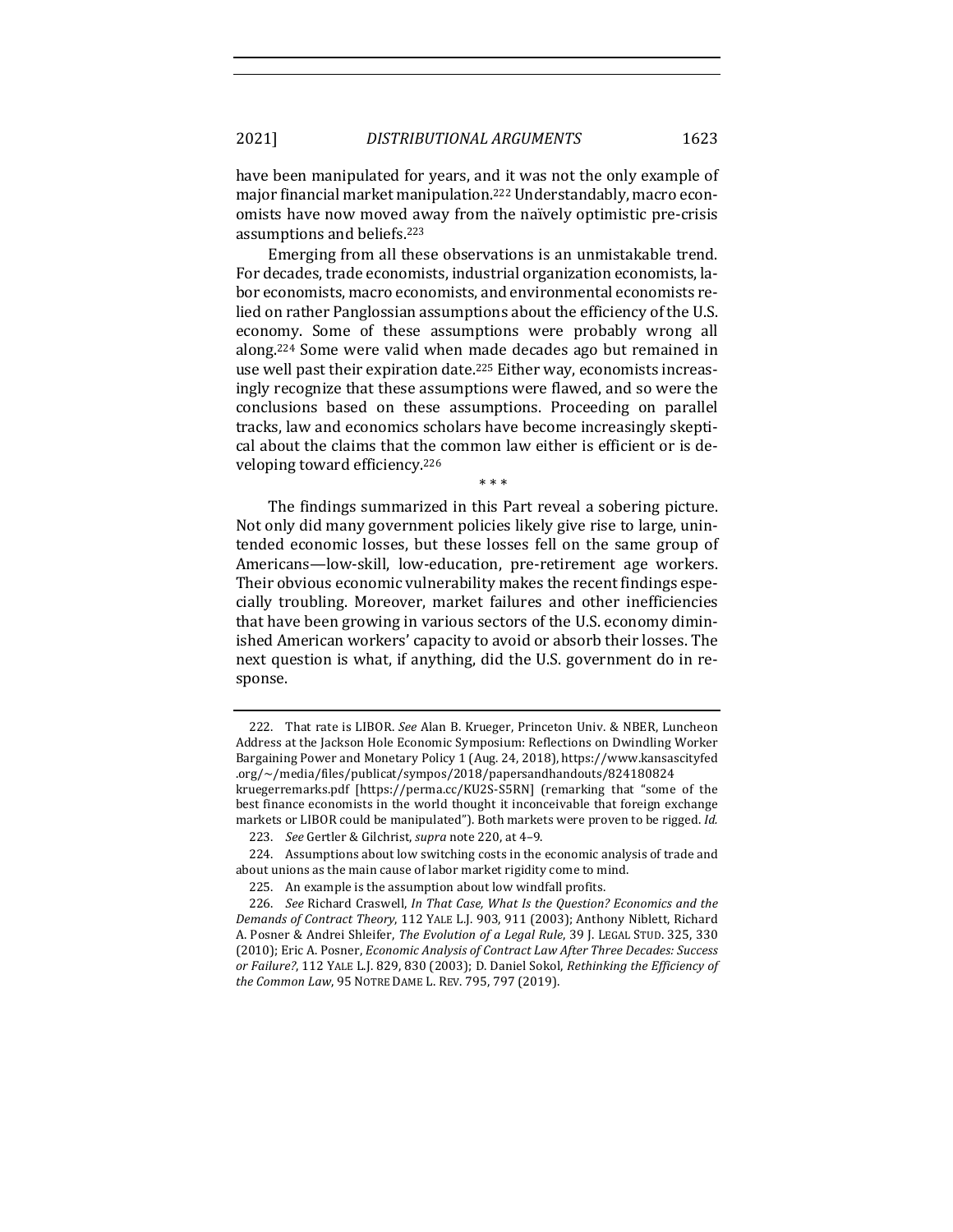have been manipulated for years, and it was not the only example of major financial market manipulation.[222] Understandably, macro economists have now moved away from the naïvely optimistic pre-crisis assumptions and beliefs.[223]

Emerging from all these observations is an unmistakable trend. For decades, trade economists, industrial organization economists, labor economists, macro economists, and environmental economists relied on rather Panglossian assumptions about the efficiency of the U.S. economy. Some of these assumptions were probably wrong all along.[224] Some were valid when made decades ago but remained in use well past their expiration date.[225] Either way, economists increasingly recognize that these assumptions were flawed, and so were the conclusions based on these assumptions. Proceeding on parallel tracks, law and economics scholars have become increasingly skeptical about the claims that the common law either is efficient or is developing toward efficiency.[226]

\* \* \*

The findings summarized in this Part reveal a sobering picture. Not only did many government policies likely give rise to large, unintended economic losses, but these losses fell on the same group of Americans—low-skill, low-education, pre-retirement age workers. Their obvious economic vulnerability makes the recent findings especially troubling. Moreover, market failures and other inefficiencies that have been growing in various sectors of the U.S. economy diminished American workers' capacity to avoid or absorb their losses. The next question is what, if anything, did the U.S. government do in response.

---

222. That rate is LIBOR. *See* Alan B. Krueger, Princeton Univ. & NBER, Luncheon Address at the Jackson Hole Economic Symposium: Reflections on Dwindling Worker Bargaining Power and Monetary Policy 1 (Aug. 24, 2018), https://www.kansascityfed.org/~/media/files/publicat/sympos/2018/papersandhandouts/824180824kruegerremarks.pdf [https://perma.cc/KU2S-S5RN] (remarking that "some of the best finance economists in the world thought it inconceivable that foreign exchange markets or LIBOR could be manipulated"). Both markets were proven to be rigged. *Id.*

223. *See* Gertler & Gilchrist, *supra* note 220, at 4–9.

224. Assumptions about low switching costs in the economic analysis of trade and about unions as the main cause of labor market rigidity come to mind.

225. An example is the assumption about low windfall profits.

226. *See* Richard Craswell, *In That Case, What Is the Question? Economics and the Demands of Contract Theory*, 112 YALE L.J. 903, 911 (2003); Anthony Niblett, Richard A. Posner & Andrei Shleifer, *The Evolution of a Legal Rule*, 39 J. LEGAL STUD. 325, 330 (2010); Eric A. Posner, *Economic Analysis of Contract Law After Three Decades: Success or Failure?*, 112 YALE L.J. 829, 830 (2003); D. Daniel Sokol, *Rethinking the Efficiency of the Common Law*, 95 NOTRE DAME L. REV. 795, 797 (2019).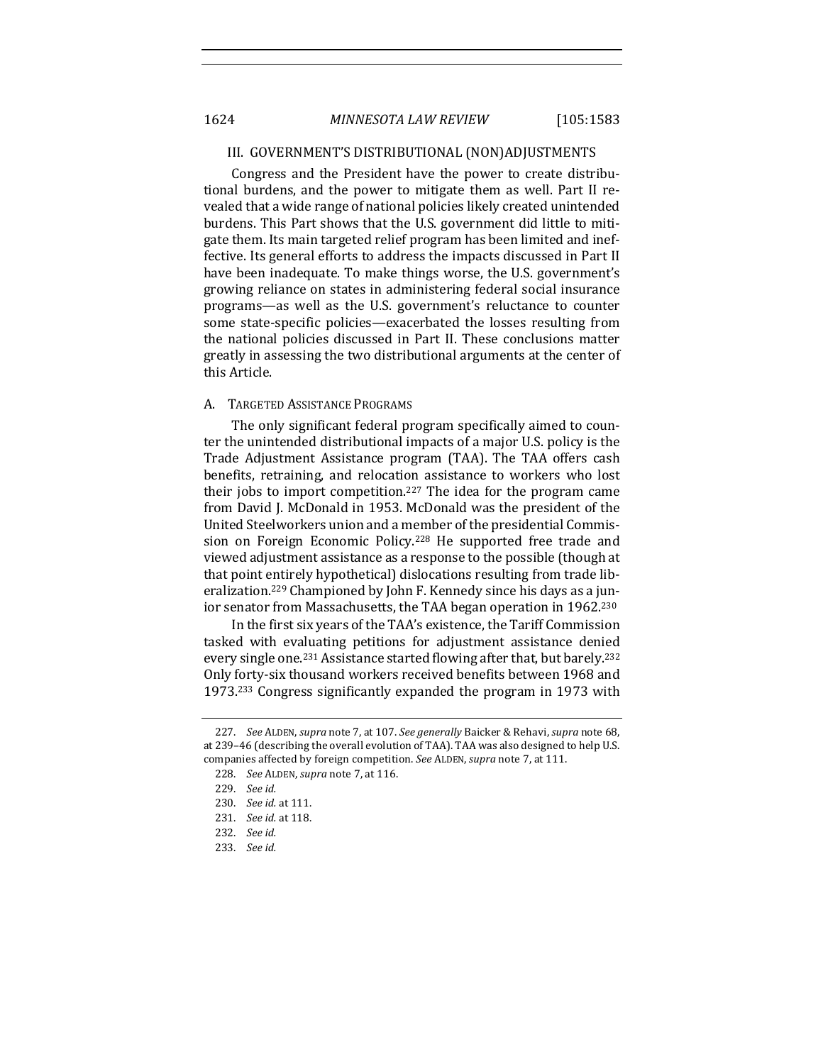## III. GOVERNMENT'S DISTRIBUTIONAL (NON)ADJUSTMENTS

Congress and the President have the power to create distributional burdens, and the power to mitigate them as well. Part II revealed that a wide range of national policies likely created unintended burdens. This Part shows that the U.S. government did little to mitigate them. Its main targeted relief program has been limited and ineffective. Its general efforts to address the impacts discussed in Part II have been inadequate. To make things worse, the U.S. government's growing reliance on states in administering federal social insurance programs—as well as the U.S. government's reluctance to counter some state-specific policies—exacerbated the losses resulting from the national policies discussed in Part II. These conclusions matter greatly in assessing the two distributional arguments at the center of this Article.

### A. Targeted Assistance Programs

The only significant federal program specifically aimed to counter the unintended distributional impacts of a major U.S. policy is the Trade Adjustment Assistance program (TAA). The TAA offers cash benefits, retraining, and relocation assistance to workers who lost their jobs to import competition.[227] The idea for the program came from David J. McDonald in 1953. McDonald was the president of the United Steelworkers union and a member of the presidential Commission on Foreign Economic Policy.[228] He supported free trade and viewed adjustment assistance as a response to the possible (though at that point entirely hypothetical) dislocations resulting from trade liberalization.[229] Championed by John F. Kennedy since his days as a junior senator from Massachusetts, the TAA began operation in 1962.[230]

In the first six years of the TAA's existence, the Tariff Commission tasked with evaluating petitions for adjustment assistance denied every single one.[231] Assistance started flowing after that, but barely.[232] Only forty-six thousand workers received benefits between 1968 and 1973.[233] Congress significantly expanded the program in 1973 with

---

227. *See* Alden, *supra* note 7, at 107. *See generally* Baicker & Rehavi, *supra* note 68, at 239–46 (describing the overall evolution of TAA). TAA was also designed to help U.S. companies affected by foreign competition. *See* Alden, *supra* note 7, at 111.

228. *See* Alden, *supra* note 7, at 116.

229. *See id.*

230. *See id.* at 111.

231. *See id.* at 118.

232. *See id.*

233. *See id.*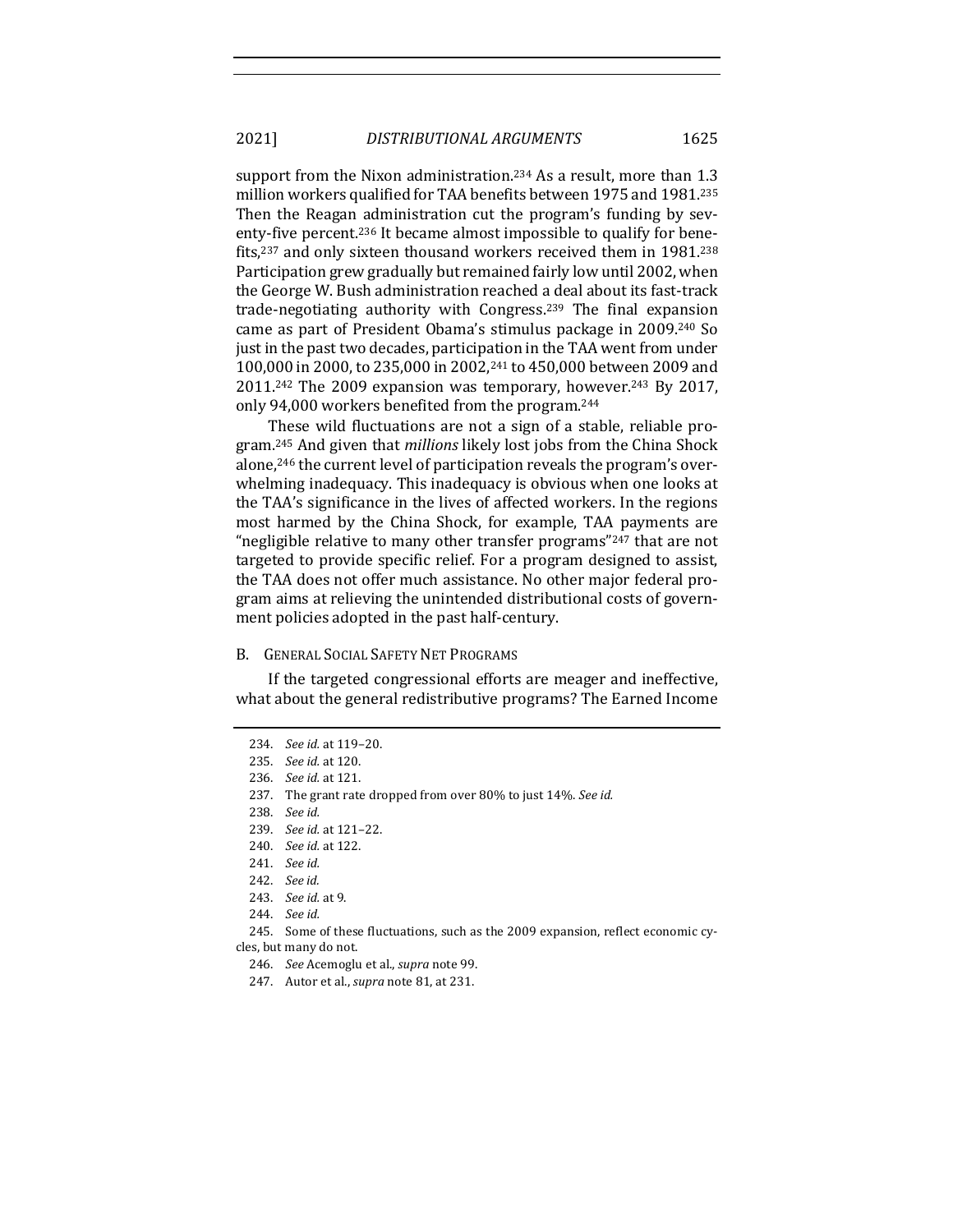support from the Nixon administration.[234] As a result, more than 1.3 million workers qualified for TAA benefits between 1975 and 1981.[235] Then the Reagan administration cut the program's funding by seventy-five percent.[236] It became almost impossible to qualify for benefits,[237] and only sixteen thousand workers received them in 1981.[238] Participation grew gradually but remained fairly low until 2002, when the George W. Bush administration reached a deal about its fast-track trade-negotiating authority with Congress.[239] The final expansion came as part of President Obama's stimulus package in 2009.[240] So just in the past two decades, participation in the TAA went from under 100,000 in 2000, to 235,000 in 2002,[241] to 450,000 between 2009 and 2011.[242] The 2009 expansion was temporary, however.[243] By 2017, only 94,000 workers benefited from the program.[244]

These wild fluctuations are not a sign of a stable, reliable program.[245] And given that *millions* likely lost jobs from the China Shock alone,[246] the current level of participation reveals the program's overwhelming inadequacy. This inadequacy is obvious when one looks at the TAA's significance in the lives of affected workers. In the regions most harmed by the China Shock, for example, TAA payments are "negligible relative to many other transfer programs"[247] that are not targeted to provide specific relief. For a program designed to assist, the TAA does not offer much assistance. No other major federal program aims at relieving the unintended distributional costs of government policies adopted in the past half-century.

### B. General Social Safety Net Programs

If the targeted congressional efforts are meager and ineffective, what about the general redistributive programs? The Earned Income

---

234. *See id.* at 119–20.

235. *See id.* at 120.

236. *See id.* at 121.

237. The grant rate dropped from over 80% to just 14%. *See id.*

238. *See id.*

239. *See id.* at 121–22.

240. *See id.* at 122.

241. *See id.*

242. *See id.*

243. *See id.* at 9.

244. *See id.*

245. Some of these fluctuations, such as the 2009 expansion, reflect economic cycles, but many do not.

246. *See* Acemoglu et al., *supra* note 99.

247. Autor et al., *supra* note 81, at 231.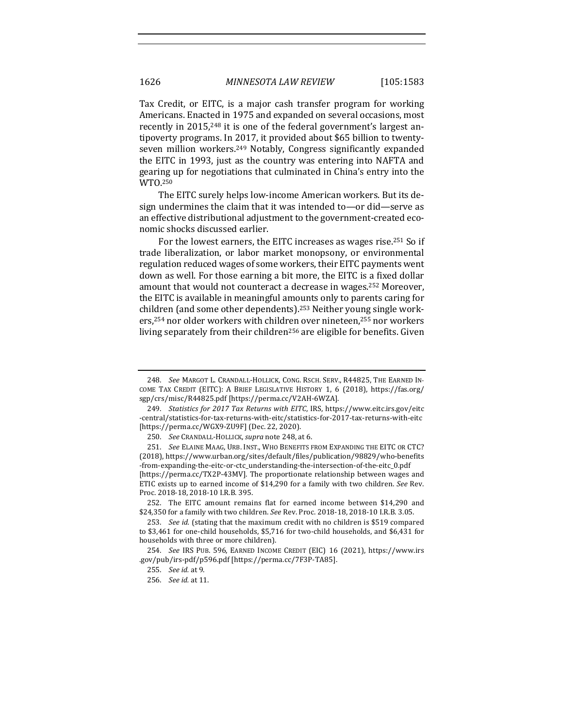Tax Credit, or EITC, is a major cash transfer program for working Americans. Enacted in 1975 and expanded on several occasions, most recently in 2015,[248] it is one of the federal government's largest antipoverty programs. In 2017, it provided about $65 billion to twenty-seven million workers.[249] Notably, Congress significantly expanded the EITC in 1993, just as the country was entering into NAFTA and gearing up for negotiations that culminated in China's entry into the WTO.[250]

The EITC surely helps low-income American workers. But its design undermines the claim that it was intended to—or did—serve as an effective distributional adjustment to the government-created economic shocks discussed earlier.

For the lowest earners, the EITC increases as wages rise.[251] So if trade liberalization, or labor market monopsony, or environmental regulation reduced wages of some workers, their EITC payments went down as well. For those earning a bit more, the EITC is a fixed dollar amount that would not counteract a decrease in wages.[252] Moreover, the EITC is available in meaningful amounts only to parents caring for children (and some other dependents).[253] Neither young single workers,[254] nor older workers with children over nineteen,[255] nor workers living separately from their children[256] are eligible for benefits. Given

---

248. *See* MARGOT L. CRANDALL-HOLLICK, CONG. RSCH. SERV., R44825, THE EARNED INCOME TAX CREDIT (EITC): A BRIEF LEGISLATIVE HISTORY 1, 6 (2018), https://fas.org/sgp/crs/misc/R44825.pdf [https://perma.cc/V2AH-6WZA].

249. *Statistics for 2017 Tax Returns with EITC*, IRS, https://www.eitc.irs.gov/eitc-central/statistics-for-tax-returns-with-eitc/statistics-for-2017-tax-returns-with-eitc [https://perma.cc/WGX9-ZU9F] (Dec. 22, 2020).

250. *See* CRANDALL-HOLLICK, *supra* note 248, at 6.

251. *See* ELAINE MAAG, URB. INST., WHO BENEFITS FROM EXPANDING THE EITC OR CTC? (2018), https://www.urban.org/sites/default/files/publication/98829/who-benefits-from-expanding-the-eitc-or-ctc_understanding-the-intersection-of-the-eitc_0.pdf [https://perma.cc/TX2P-43MV]. The proportionate relationship between wages and ETIC exists up to earned income of $14,290 for a family with two children. *See* Rev. Proc. 2018-18, 2018-10 I.R.B. 395.

252. The EITC amount remains flat for earned income between $14,290 and $24,350 for a family with two children. *See* Rev. Proc. 2018-18, 2018-10 I.R.B. 3.05.

253. *See id.* (stating that the maximum credit with no children is $519 compared to $3,461 for one-child households, $5,716 for two-child households, and $6,431 for households with three or more children).

254. *See* IRS PUB. 596, EARNED INCOME CREDIT (EIC) 16 (2021), https://www.irs.gov/pub/irs-pdf/p596.pdf [https://perma.cc/7F3P-TA85].

255. *See id.* at 9.

256. *See id.* at 11.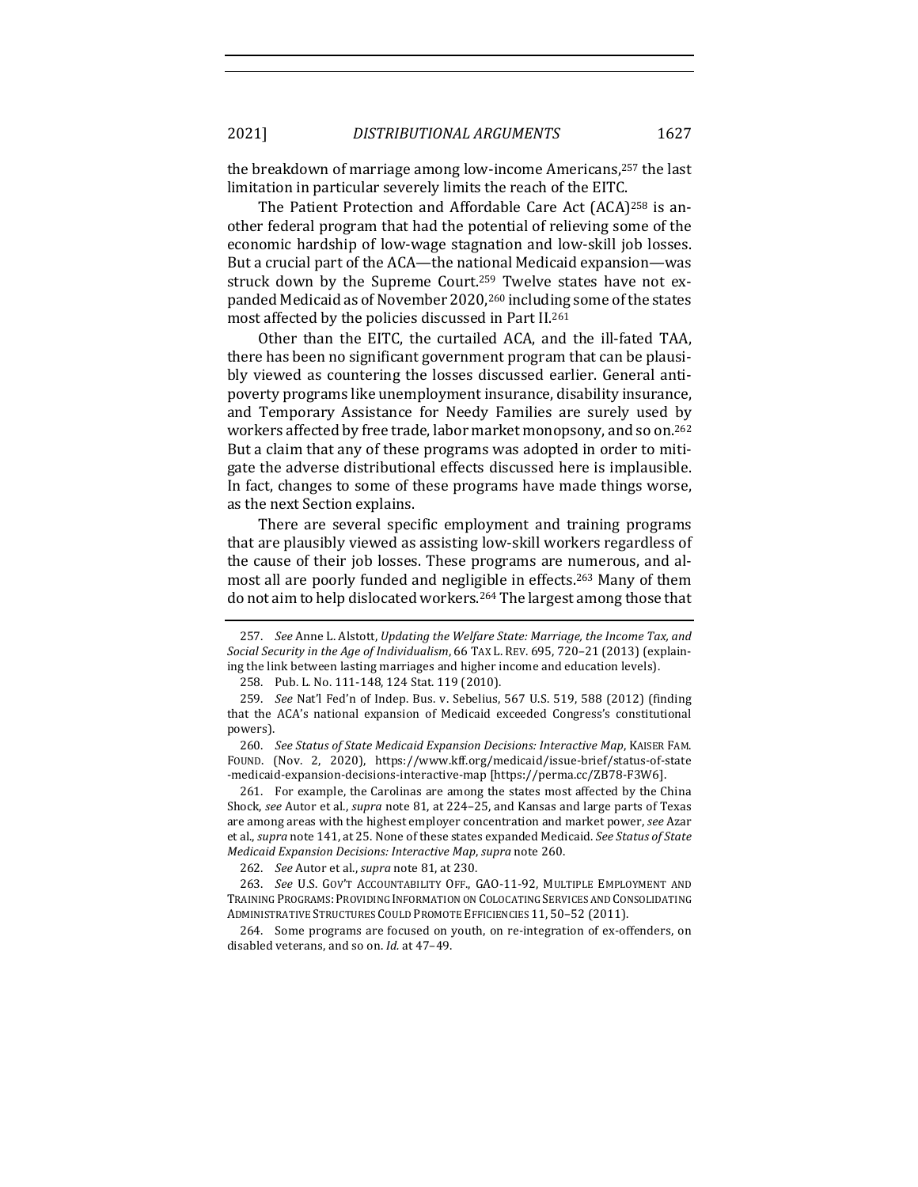the breakdown of marriage among low-income Americans,[257] the last limitation in particular severely limits the reach of the EITC.

The Patient Protection and Affordable Care Act (ACA)[258] is another federal program that had the potential of relieving some of the economic hardship of low-wage stagnation and low-skill job losses. But a crucial part of the ACA—the national Medicaid expansion—was struck down by the Supreme Court.[259] Twelve states have not expanded Medicaid as of November 2020,[260] including some of the states most affected by the policies discussed in Part II.[261]

Other than the EITC, the curtailed ACA, and the ill-fated TAA, there has been no significant government program that can be plausibly viewed as countering the losses discussed earlier. General anti-poverty programs like unemployment insurance, disability insurance, and Temporary Assistance for Needy Families are surely used by workers affected by free trade, labor market monopsony, and so on.[262] But a claim that any of these programs was adopted in order to mitigate the adverse distributional effects discussed here is implausible. In fact, changes to some of these programs have made things worse, as the next Section explains.

There are several specific employment and training programs that are plausibly viewed as assisting low-skill workers regardless of the cause of their job losses. These programs are numerous, and almost all are poorly funded and negligible in effects.[263] Many of them do not aim to help dislocated workers.[264] The largest among those that

---

257. *See* Anne L. Alstott, *Updating the Welfare State: Marriage, the Income Tax, and Social Security in the Age of Individualism*, 66 TAX L. REV. 695, 720–21 (2013) (explaining the link between lasting marriages and higher income and education levels).

258. Pub. L. No. 111-148, 124 Stat. 119 (2010).

259. *See* Nat'l Fed'n of Indep. Bus. v. Sebelius, 567 U.S. 519, 588 (2012) (finding that the ACA's national expansion of Medicaid exceeded Congress's constitutional powers).

260. *See Status of State Medicaid Expansion Decisions: Interactive Map*, KAISER FAM. FOUND. (Nov. 2, 2020), https://www.kff.org/medicaid/issue-brief/status-of-state-medicaid-expansion-decisions-interactive-map [https://perma.cc/ZB78-F3W6].

261. For example, the Carolinas are among the states most affected by the China Shock, *see* Autor et al., *supra* note 81, at 224–25, and Kansas and large parts of Texas are among areas with the highest employer concentration and market power, *see* Azar et al., *supra* note 141, at 25. None of these states expanded Medicaid. *See Status of State Medicaid Expansion Decisions: Interactive Map*, *supra* note 260.

262. *See* Autor et al., *supra* note 81, at 230.

263. *See* U.S. GOV'T ACCOUNTABILITY OFF., GAO-11-92, MULTIPLE EMPLOYMENT AND TRAINING PROGRAMS: PROVIDING INFORMATION ON COLOCATING SERVICES AND CONSOLIDATING ADMINISTRATIVE STRUCTURES COULD PROMOTE EFFICIENCIES 11, 50–52 (2011).

264. Some programs are focused on youth, on re-integration of ex-offenders, on disabled veterans, and so on. *Id.* at 47–49.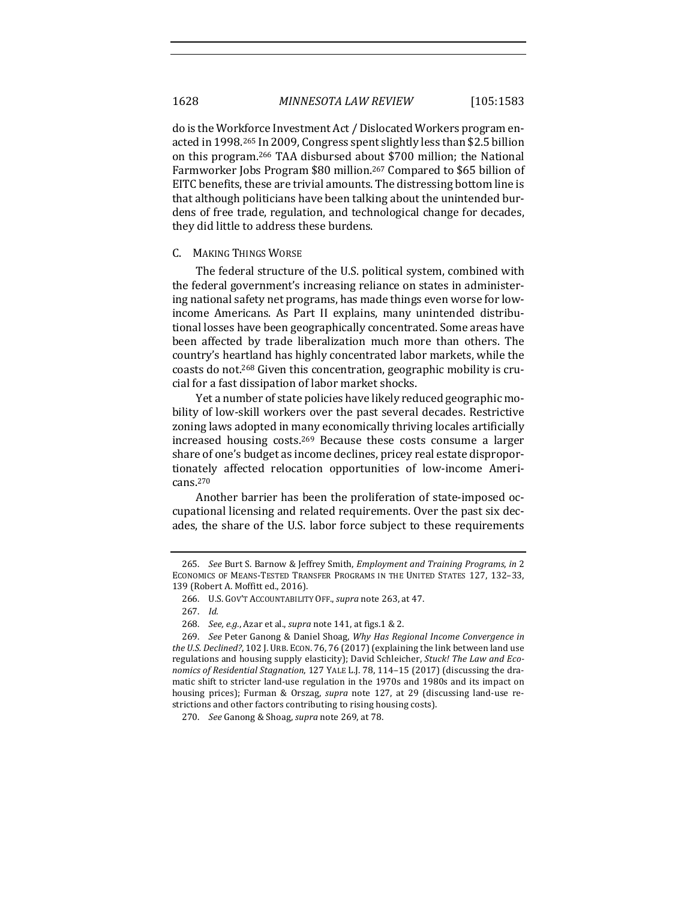do is the Workforce Investment Act / Dislocated Workers program enacted in 1998.[265] In 2009, Congress spent slightly less than $2.5 billion on this program.[266] TAA disbursed about $700 million; the National Farmworker Jobs Program $80 million.[267] Compared to $65 billion of EITC benefits, these are trivial amounts. The distressing bottom line is that although politicians have been talking about the unintended burdens of free trade, regulation, and technological change for decades, they did little to address these burdens.

### C. Making Things Worse

The federal structure of the U.S. political system, combined with the federal government's increasing reliance on states in administering national safety net programs, has made things even worse for low-income Americans. As Part II explains, many unintended distributional losses have been geographically concentrated. Some areas have been affected by trade liberalization much more than others. The country's heartland has highly concentrated labor markets, while the coasts do not.[268] Given this concentration, geographic mobility is crucial for a fast dissipation of labor market shocks.

Yet a number of state policies have likely reduced geographic mobility of low-skill workers over the past several decades. Restrictive zoning laws adopted in many economically thriving locales artificially increased housing costs.[269] Because these costs consume a larger share of one's budget as income declines, pricey real estate disproportionately affected relocation opportunities of low-income Americans.[270]

Another barrier has been the proliferation of state-imposed occupational licensing and related requirements. Over the past six decades, the share of the U.S. labor force subject to these requirements

---

265. *See* Burt S. Barnow & Jeffrey Smith, *Employment and Training Programs*, *in* 2 ECONOMICS OF MEANS-TESTED TRANSFER PROGRAMS IN THE UNITED STATES 127, 132–33, 139 (Robert A. Moffitt ed., 2016).

266. U.S. GOV'T ACCOUNTABILITY OFF., *supra* note 263, at 47.

267. *Id.*

268. *See, e.g.*, Azar et al., *supra* note 141, at figs.1 & 2.

269. *See* Peter Ganong & Daniel Shoag, *Why Has Regional Income Convergence in the U.S. Declined?*, 102 J. URB. ECON. 76, 76 (2017) (explaining the link between land use regulations and housing supply elasticity); David Schleicher, *Stuck! The Law and Economics of Residential Stagnation*, 127 YALE L.J. 78, 114–15 (2017) (discussing the dramatic shift to stricter land-use regulation in the 1970s and 1980s and its impact on housing prices); Furman & Orszag, *supra* note 127, at 29 (discussing land-use restrictions and other factors contributing to rising housing costs).

270. *See* Ganong & Shoag, *supra* note 269, at 78.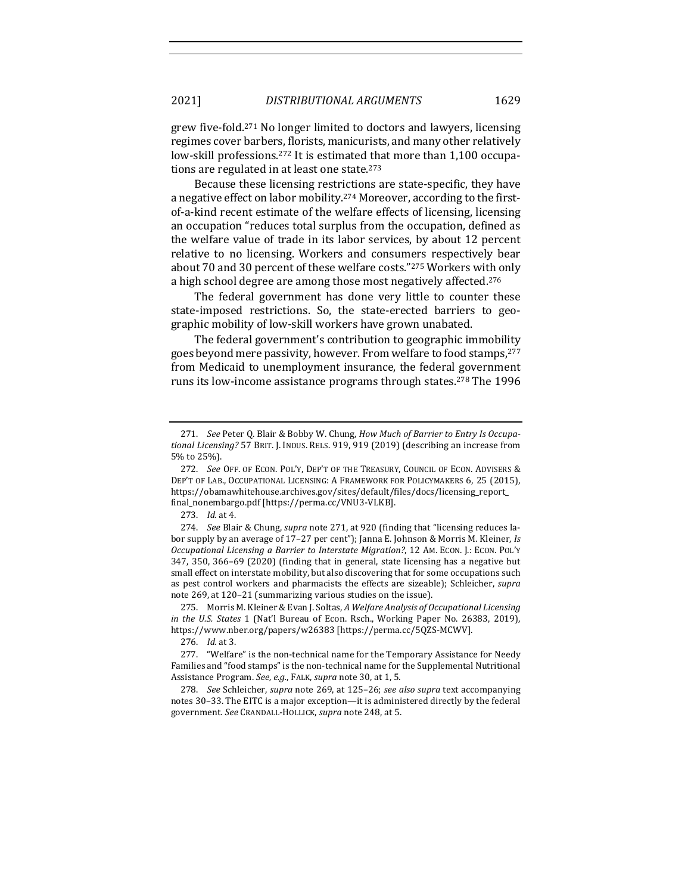grew five-fold.[271] No longer limited to doctors and lawyers, licensing regimes cover barbers, florists, manicurists, and many other relatively low-skill professions.[272] It is estimated that more than 1,100 occupations are regulated in at least one state.[273]

Because these licensing restrictions are state-specific, they have a negative effect on labor mobility.[274] Moreover, according to the first-of-a-kind recent estimate of the welfare effects of licensing, licensing an occupation "reduces total surplus from the occupation, defined as the welfare value of trade in its labor services, by about 12 percent relative to no licensing. Workers and consumers respectively bear about 70 and 30 percent of these welfare costs."[275] Workers with only a high school degree are among those most negatively affected.[276]

The federal government has done very little to counter these state-imposed restrictions. So, the state-erected barriers to geographic mobility of low-skill workers have grown unabated.

The federal government's contribution to geographic immobility goes beyond mere passivity, however. From welfare to food stamps,[277] from Medicaid to unemployment insurance, the federal government runs its low-income assistance programs through states.[278] The 1996

---

271. *See* Peter Q. Blair & Bobby W. Chung, *How Much of Barrier to Entry Is Occupational Licensing?* 57 BRIT. J. INDUS. RELS. 919, 919 (2019) (describing an increase from 5% to 25%).

272. *See* OFF. OF ECON. POL'Y, DEP'T OF THE TREASURY, COUNCIL OF ECON. ADVISERS & DEP'T OF LAB., OCCUPATIONAL LICENSING: A FRAMEWORK FOR POLICYMAKERS 6, 25 (2015), https://obamawhitehouse.archives.gov/sites/default/files/docs/licensing_report_final_nonembargo.pdf [https://perma.cc/VNU3-VLKB].

273. *Id.* at 4.

274. *See* Blair & Chung, *supra* note 271, at 920 (finding that "licensing reduces labor supply by an average of 17–27 per cent"); Janna E. Johnson & Morris M. Kleiner, *Is Occupational Licensing a Barrier to Interstate Migration?*, 12 AM. ECON. J.: ECON. POL'Y 347, 350, 366–69 (2020) (finding that in general, state licensing has a negative but small effect on interstate mobility, but also discovering that for some occupations such as pest control workers and pharmacists the effects are sizeable); Schleicher, *supra* note 269, at 120–21 (summarizing various studies on the issue).

275. Morris M. Kleiner & Evan J. Soltas, *A Welfare Analysis of Occupational Licensing in the U.S. States* 1 (Nat'l Bureau of Econ. Rsch., Working Paper No. 26383, 2019), https://www.nber.org/papers/w26383 [https://perma.cc/5QZS-MCWV].

276. *Id.* at 3.

277. "Welfare" is the non-technical name for the Temporary Assistance for Needy Families and "food stamps" is the non-technical name for the Supplemental Nutritional Assistance Program. *See, e.g.*, FALK, *supra* note 30, at 1, 5.

278. *See* Schleicher, *supra* note 269, at 125–26; *see also supra* text accompanying notes 30–33. The EITC is a major exception—it is administered directly by the federal government. *See* CRANDALL-HOLLICK, *supra* note 248, at 5.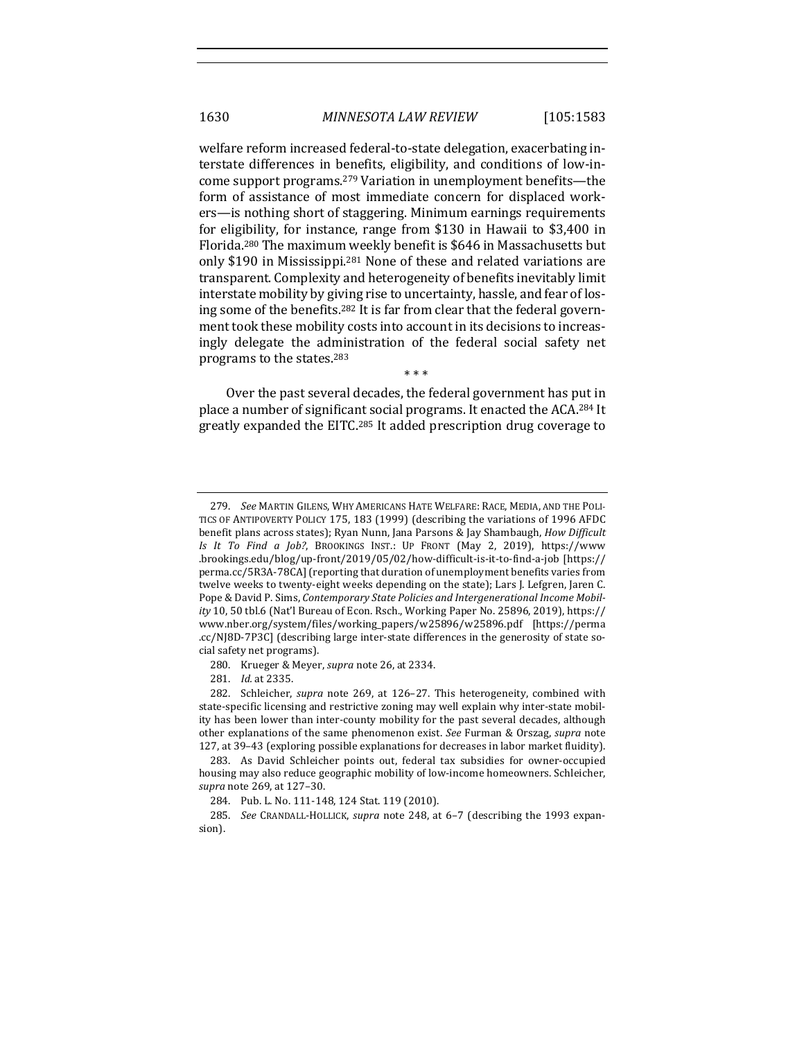welfare reform increased federal-to-state delegation, exacerbating interstate differences in benefits, eligibility, and conditions of low-income support programs.[279] Variation in unemployment benefits—the form of assistance of most immediate concern for displaced workers—is nothing short of staggering. Minimum earnings requirements for eligibility, for instance, range from $130 in Hawaii to $3,400 in Florida.[280] The maximum weekly benefit is $646 in Massachusetts but only $190 in Mississippi.[281] None of these and related variations are transparent. Complexity and heterogeneity of benefits inevitably limit interstate mobility by giving rise to uncertainty, hassle, and fear of losing some of the benefits.[282] It is far from clear that the federal government took these mobility costs into account in its decisions to increasingly delegate the administration of the federal social safety net programs to the states.[283]

\* \* \*

Over the past several decades, the federal government has put in place a number of significant social programs. It enacted the ACA.[284] It greatly expanded the EITC.[285] It added prescription drug coverage to

---

279. *See* MARTIN GILENS, WHY AMERICANS HATE WELFARE: RACE, MEDIA, AND THE POLITICS OF ANTIPOVERTY POLICY 175, 183 (1999) (describing the variations of 1996 AFDC benefit plans across states); Ryan Nunn, Jana Parsons & Jay Shambaugh, *How Difficult Is It To Find a Job?*, BROOKINGS INST.: UP FRONT (May 2, 2019), https://www.brookings.edu/blog/up-front/2019/05/02/how-difficult-is-it-to-find-a-job [https://perma.cc/5R3A-78CA] (reporting that duration of unemployment benefits varies from twelve weeks to twenty-eight weeks depending on the state); Lars J. Lefgren, Jaren C. Pope & David P. Sims, *Contemporary State Policies and Intergenerational Income Mobility* 10, 50 tbl.6 (Nat'l Bureau of Econ. Rsch., Working Paper No. 25896, 2019), https://www.nber.org/system/files/working_papers/w25896/w25896.pdf [https://perma.cc/NJ8D-7P3C] (describing large inter-state differences in the generosity of state social safety net programs).

280. Krueger & Meyer, *supra* note 26, at 2334.

281. *Id.* at 2335.

282. Schleicher, *supra* note 269, at 126–27. This heterogeneity, combined with state-specific licensing and restrictive zoning may well explain why inter-state mobility has been lower than inter-county mobility for the past several decades, although other explanations of the same phenomenon exist. *See* Furman & Orszag, *supra* note 127, at 39–43 (exploring possible explanations for decreases in labor market fluidity).

283. As David Schleicher points out, federal tax subsidies for owner-occupied housing may also reduce geographic mobility of low-income homeowners. Schleicher, *supra* note 269, at 127–30.

284. Pub. L. No. 111-148, 124 Stat. 119 (2010).

285. *See* CRANDALL-HOLLICK, *supra* note 248, at 6–7 (describing the 1993 expansion).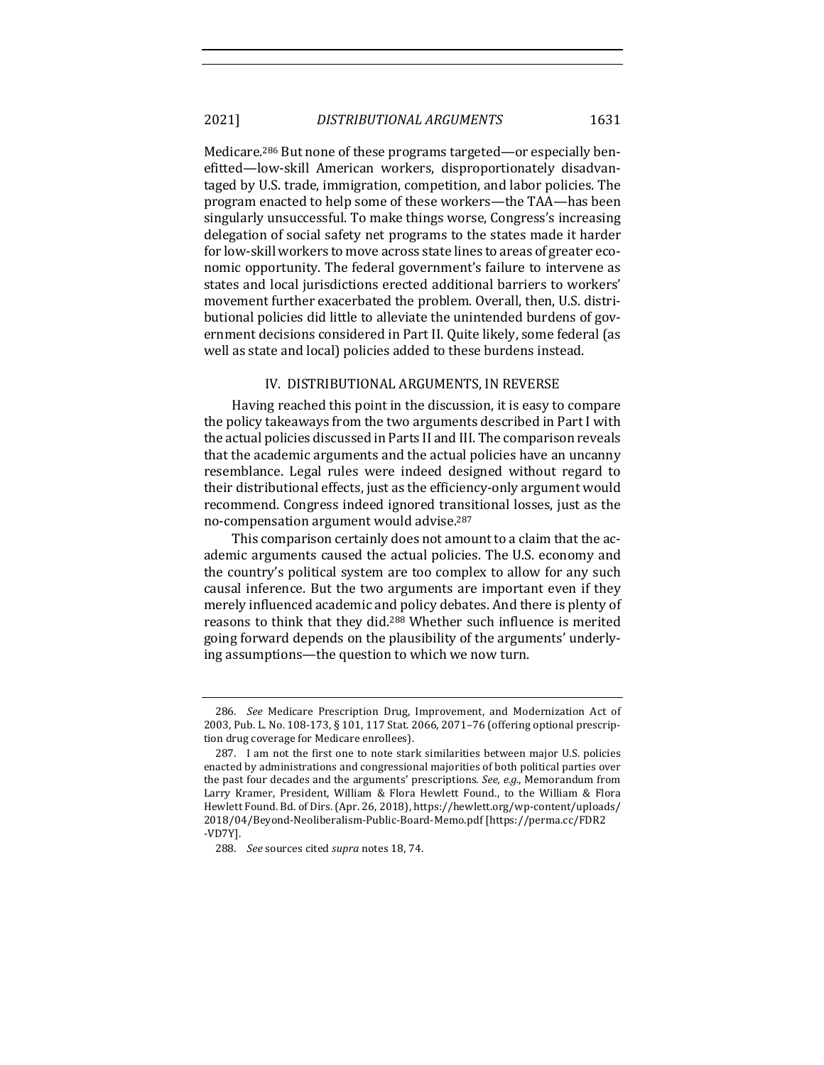Medicare.[286] But none of these programs targeted—or especially benefitted—low-skill American workers, disproportionately disadvantaged by U.S. trade, immigration, competition, and labor policies. The program enacted to help some of these workers—the TAA—has been singularly unsuccessful. To make things worse, Congress's increasing delegation of social safety net programs to the states made it harder for low-skill workers to move across state lines to areas of greater economic opportunity. The federal government's failure to intervene as states and local jurisdictions erected additional barriers to workers' movement further exacerbated the problem. Overall, then, U.S. distributional policies did little to alleviate the unintended burdens of government decisions considered in Part II. Quite likely, some federal (as well as state and local) policies added to these burdens instead.

## IV. DISTRIBUTIONAL ARGUMENTS, IN REVERSE

Having reached this point in the discussion, it is easy to compare the policy takeaways from the two arguments described in Part I with the actual policies discussed in Parts II and III. The comparison reveals that the academic arguments and the actual policies have an uncanny resemblance. Legal rules were indeed designed without regard to their distributional effects, just as the efficiency-only argument would recommend. Congress indeed ignored transitional losses, just as the no-compensation argument would advise.[287]

This comparison certainly does not amount to a claim that the academic arguments caused the actual policies. The U.S. economy and the country's political system are too complex to allow for any such causal inference. But the two arguments are important even if they merely influenced academic and policy debates. And there is plenty of reasons to think that they did.[288] Whether such influence is merited going forward depends on the plausibility of the arguments' underlying assumptions—the question to which we now turn.

---

286. *See* Medicare Prescription Drug, Improvement, and Modernization Act of 2003, Pub. L. No. 108-173, § 101, 117 Stat. 2066, 2071–76 (offering optional prescription drug coverage for Medicare enrollees).

287. I am not the first one to note stark similarities between major U.S. policies enacted by administrations and congressional majorities of both political parties over the past four decades and the arguments' prescriptions. *See, e.g.*, Memorandum from Larry Kramer, President, William & Flora Hewlett Found., to the William & Flora Hewlett Found. Bd. of Dirs. (Apr. 26, 2018), https://hewlett.org/wp-content/uploads/2018/04/Beyond-Neoliberalism-Public-Board-Memo.pdf [https://perma.cc/FDR2-VD7Y].

288. *See* sources cited *supra* notes 18, 74.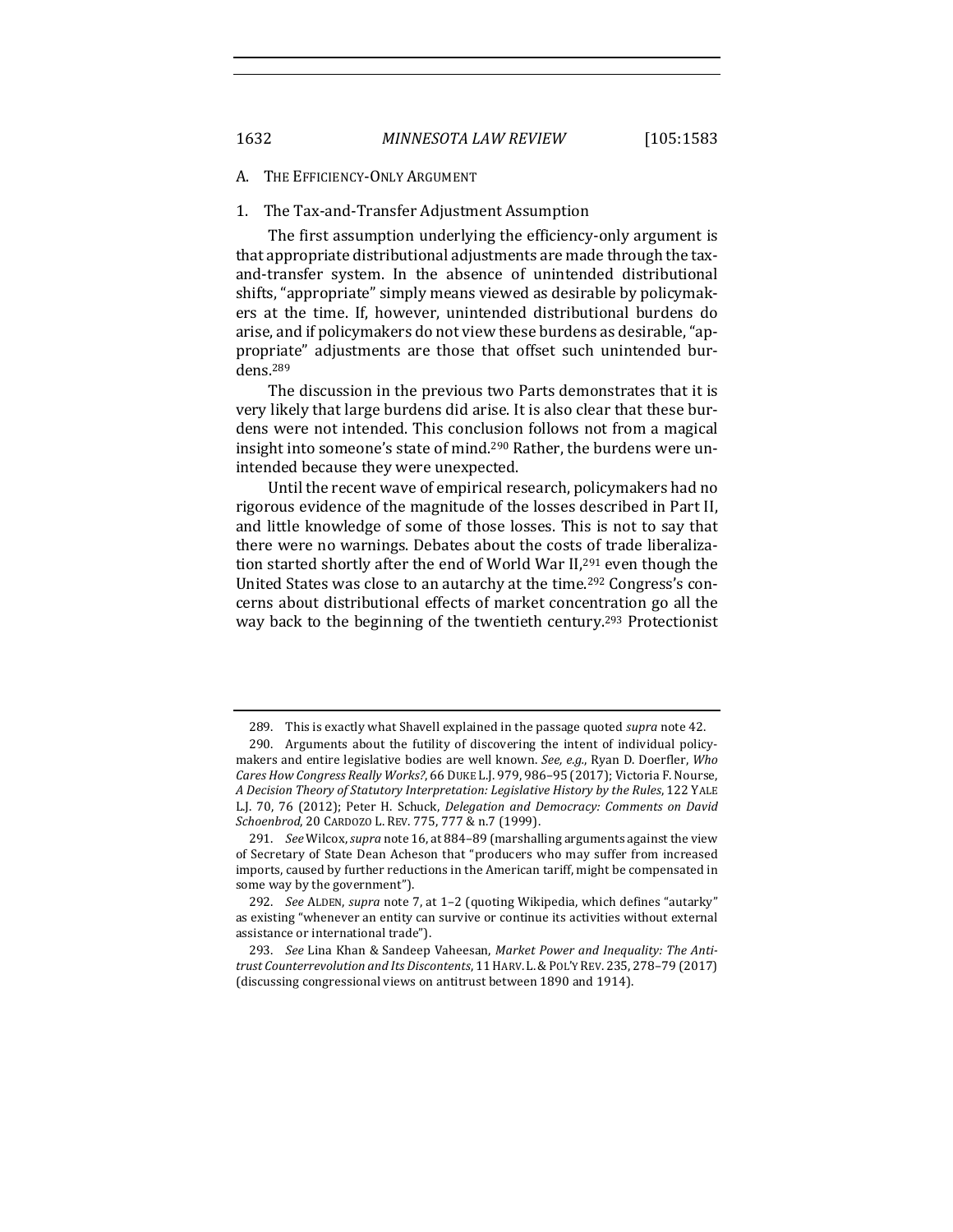## A. THE EFFICIENCY-ONLY ARGUMENT

### 1. The Tax-and-Transfer Adjustment Assumption

The first assumption underlying the efficiency-only argument is that appropriate distributional adjustments are made through the tax-and-transfer system. In the absence of unintended distributional shifts, "appropriate" simply means viewed as desirable by policymakers at the time. If, however, unintended distributional burdens do arise, and if policymakers do not view these burdens as desirable, "appropriate" adjustments are those that offset such unintended burdens.[289]

The discussion in the previous two Parts demonstrates that it is very likely that large burdens did arise. It is also clear that these burdens were not intended. This conclusion follows not from a magical insight into someone's state of mind.[290] Rather, the burdens were unintended because they were unexpected.

Until the recent wave of empirical research, policymakers had no rigorous evidence of the magnitude of the losses described in Part II, and little knowledge of some of those losses. This is not to say that there were no warnings. Debates about the costs of trade liberalization started shortly after the end of World War II,[291] even though the United States was close to an autarchy at the time.[292] Congress's concerns about distributional effects of market concentration go all the way back to the beginning of the twentieth century.[293] Protectionist

---

289. This is exactly what Shavell explained in the passage quoted *supra* note 42.

290. Arguments about the futility of discovering the intent of individual policymakers and entire legislative bodies are well known. *See, e.g.*, Ryan D. Doerfler, *Who Cares How Congress Really Works?*, 66 DUKE L.J. 979, 986–95 (2017); Victoria F. Nourse, *A Decision Theory of Statutory Interpretation: Legislative History by the Rules*, 122 YALE L.J. 70, 76 (2012); Peter H. Schuck, *Delegation and Democracy: Comments on David Schoenbrod*, 20 CARDOZO L. REV. 775, 777 & n.7 (1999).

291. *See* Wilcox, *supra* note 16, at 884–89 (marshalling arguments against the view of Secretary of State Dean Acheson that "producers who may suffer from increased imports, caused by further reductions in the American tariff, might be compensated in some way by the government").

292. *See* ALDEN, *supra* note 7, at 1–2 (quoting Wikipedia, which defines "autarky" as existing "whenever an entity can survive or continue its activities without external assistance or international trade").

293. *See* Lina Khan & Sandeep Vaheesan, *Market Power and Inequality: The Antitrust Counterrevolution and Its Discontents*, 11 HARV. L. & POL'Y REV. 235, 278–79 (2017) (discussing congressional views on antitrust between 1890 and 1914).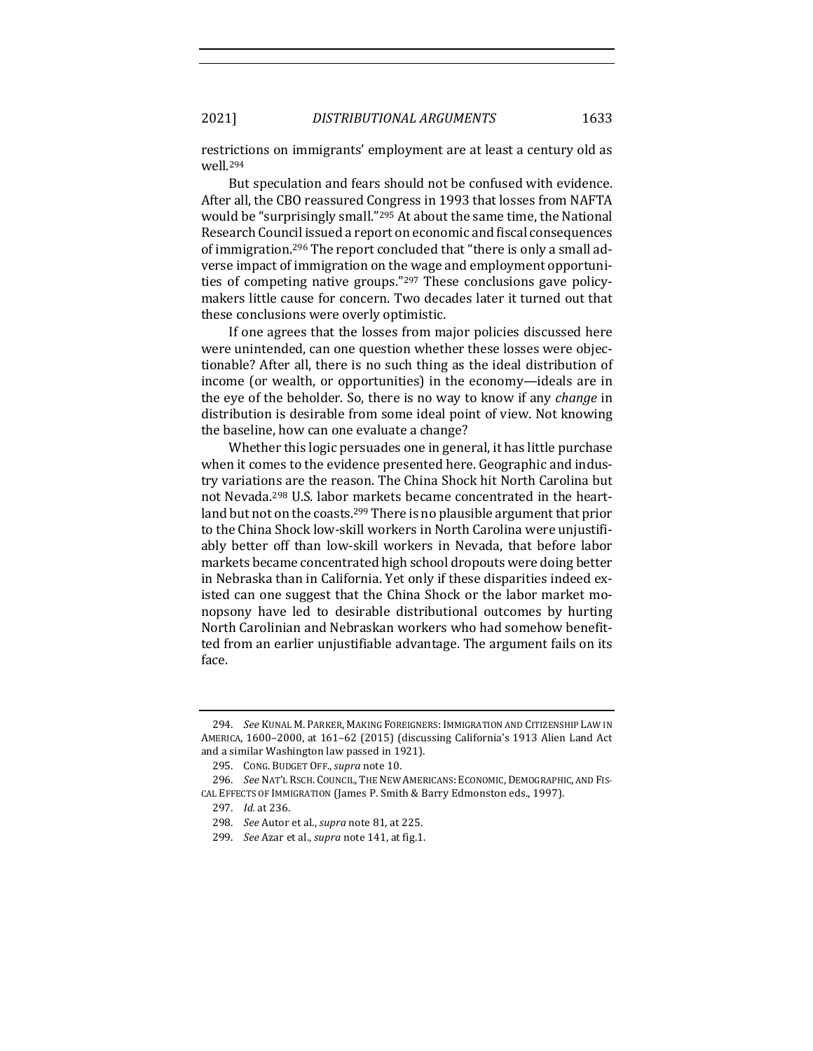restrictions on immigrants' employment are at least a century old as well.[294]

But speculation and fears should not be confused with evidence. After all, the CBO reassured Congress in 1993 that losses from NAFTA would be "surprisingly small."[295] At about the same time, the National Research Council issued a report on economic and fiscal consequences of immigration.[296] The report concluded that "there is only a small adverse impact of immigration on the wage and employment opportunities of competing native groups."[297] These conclusions gave policymakers little cause for concern. Two decades later it turned out that these conclusions were overly optimistic.

If one agrees that the losses from major policies discussed here were unintended, can one question whether these losses were objectionable? After all, there is no such thing as the ideal distribution of income (or wealth, or opportunities) in the economy—ideals are in the eye of the beholder. So, there is no way to know if any *change* in distribution is desirable from some ideal point of view. Not knowing the baseline, how can one evaluate a change?

Whether this logic persuades one in general, it has little purchase when it comes to the evidence presented here. Geographic and industry variations are the reason. The China Shock hit North Carolina but not Nevada.[298] U.S. labor markets became concentrated in the heartland but not on the coasts.[299] There is no plausible argument that prior to the China Shock low-skill workers in North Carolina were unjustifiably better off than low-skill workers in Nevada, that before labor markets became concentrated high school dropouts were doing better in Nebraska than in California. Yet only if these disparities indeed existed can one suggest that the China Shock or the labor market monopsony have led to desirable distributional outcomes by hurting North Carolinian and Nebraskan workers who had somehow benefitted from an earlier unjustifiable advantage. The argument fails on its face.

---

294. *See* KUNAL M. PARKER, MAKING FOREIGNERS: IMMIGRATION AND CITIZENSHIP LAW IN AMERICA, 1600–2000, at 161–62 (2015) (discussing California's 1913 Alien Land Act and a similar Washington law passed in 1921).

295. CONG. BUDGET OFF., *supra* note 10.

296. *See* NAT'L RSCH. COUNCIL, THE NEW AMERICANS: ECONOMIC, DEMOGRAPHIC, AND FISCAL EFFECTS OF IMMIGRATION (James P. Smith & Barry Edmonston eds., 1997).

297. *Id.* at 236.

298. *See* Autor et al., *supra* note 81, at 225.

299. *See* Azar et al., *supra* note 141, at fig.1.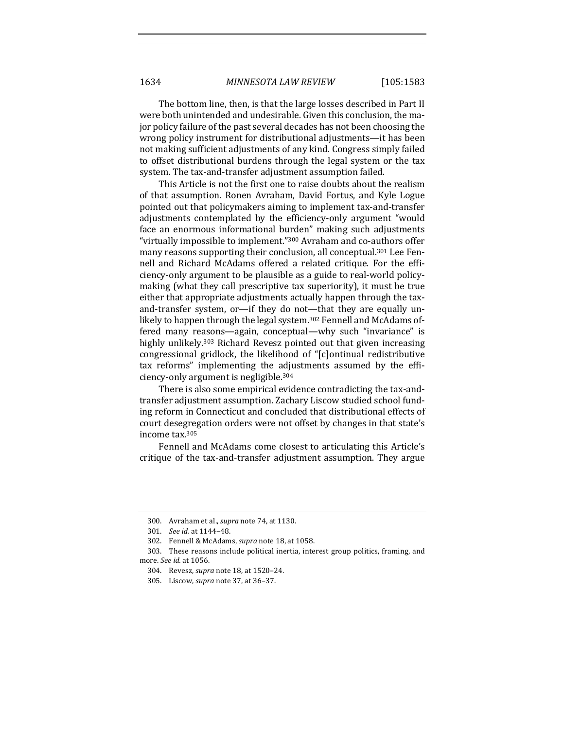The bottom line, then, is that the large losses described in Part II were both unintended and undesirable. Given this conclusion, the major policy failure of the past several decades has not been choosing the wrong policy instrument for distributional adjustments—it has been not making sufficient adjustments of any kind. Congress simply failed to offset distributional burdens through the legal system or the tax system. The tax-and-transfer adjustment assumption failed.

This Article is not the first one to raise doubts about the realism of that assumption. Ronen Avraham, David Fortus, and Kyle Logue pointed out that policymakers aiming to implement tax-and-transfer adjustments contemplated by the efficiency-only argument "would face an enormous informational burden" making such adjustments "virtually impossible to implement."[300] Avraham and co-authors offer many reasons supporting their conclusion, all conceptual.[301] Lee Fennell and Richard McAdams offered a related critique. For the efficiency-only argument to be plausible as a guide to real-world policymaking (what they call prescriptive tax superiority), it must be true either that appropriate adjustments actually happen through the tax-and-transfer system, or—if they do not—that they are equally unlikely to happen through the legal system.[302] Fennell and McAdams offered many reasons—again, conceptual—why such "invariance" is highly unlikely.[303] Richard Revesz pointed out that given increasing congressional gridlock, the likelihood of "[c]ontinual redistributive tax reforms" implementing the adjustments assumed by the efficiency-only argument is negligible.[304]

There is also some empirical evidence contradicting the tax-and-transfer adjustment assumption. Zachary Liscow studied school funding reform in Connecticut and concluded that distributional effects of court desegregation orders were not offset by changes in that state's income tax.[305]

Fennell and McAdams come closest to articulating this Article's critique of the tax-and-transfer adjustment assumption. They argue

300. Avraham et al., *supra* note 74, at 1130.

301. *See id.* at 1144–48.

302. Fennell & McAdams, *supra* note 18, at 1058.

303. These reasons include political inertia, interest group politics, framing, and more. *See id.* at 1056.

304. Revesz, *supra* note 18, at 1520–24.

305. Liscow, *supra* note 37, at 36–37.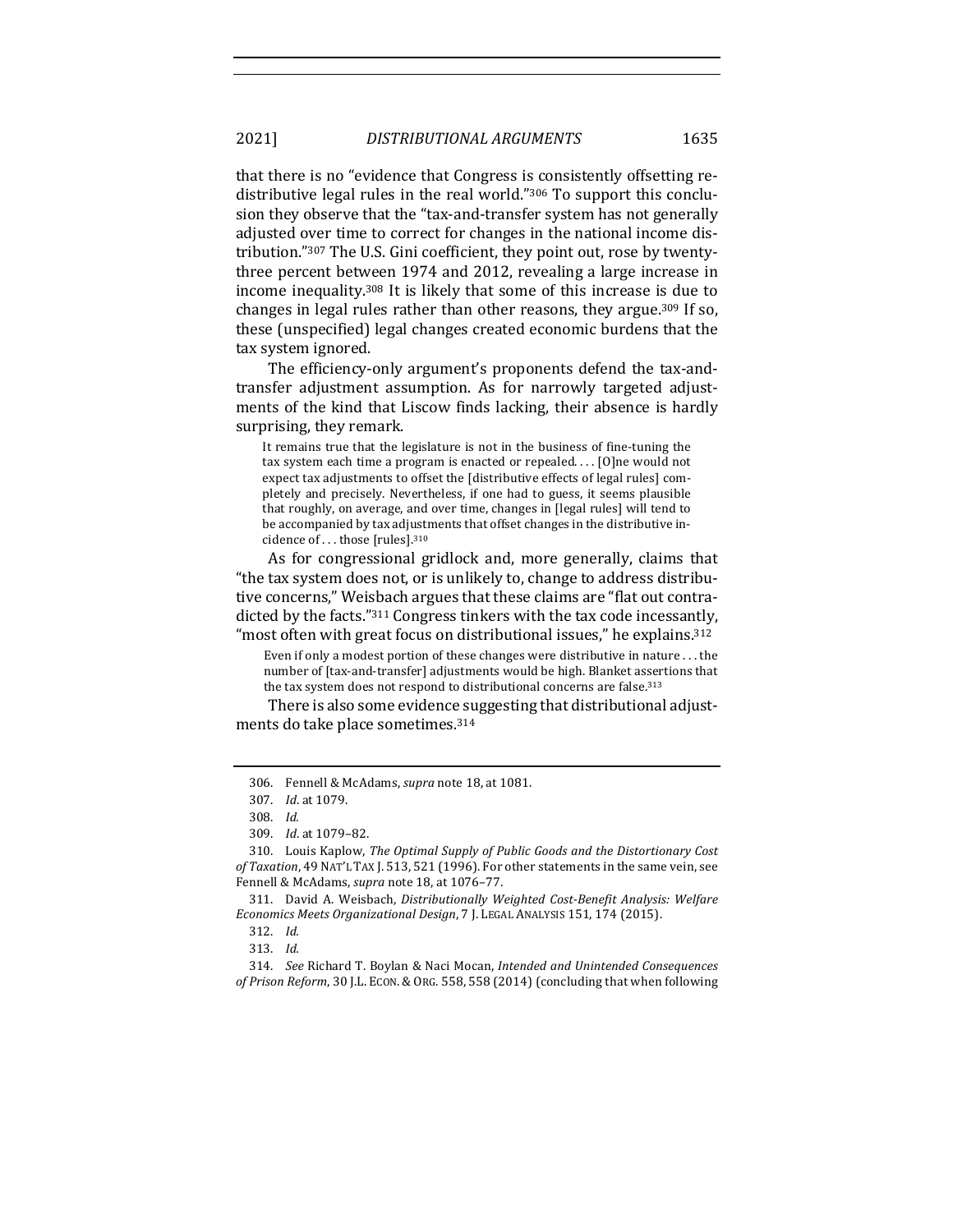that there is no "evidence that Congress is consistently offsetting redistributive legal rules in the real world."[306] To support this conclusion they observe that the "tax-and-transfer system has not generally adjusted over time to correct for changes in the national income distribution."[307] The U.S. Gini coefficient, they point out, rose by twenty-three percent between 1974 and 2012, revealing a large increase in income inequality.[308] It is likely that some of this increase is due to changes in legal rules rather than other reasons, they argue.[309] If so, these (unspecified) legal changes created economic burdens that the tax system ignored.

The efficiency-only argument's proponents defend the tax-and-transfer adjustment assumption. As for narrowly targeted adjustments of the kind that Liscow finds lacking, their absence is hardly surprising, they remark.

> It remains true that the legislature is not in the business of fine-tuning the tax system each time a program is enacted or repealed. . . . [O]ne would not expect tax adjustments to offset the [distributive effects of legal rules] completely and precisely. Nevertheless, if one had to guess, it seems plausible that roughly, on average, and over time, changes in [legal rules] will tend to be accompanied by tax adjustments that offset changes in the distributive incidence of . . . those [rules].[310]

As for congressional gridlock and, more generally, claims that "the tax system does not, or is unlikely to, change to address distributive concerns," Weisbach argues that these claims are "flat out contradicted by the facts."[311] Congress tinkers with the tax code incessantly, "most often with great focus on distributional issues," he explains.[312]

> Even if only a modest portion of these changes were distributive in nature . . . the number of [tax-and-transfer] adjustments would be high. Blanket assertions that the tax system does not respond to distributional concerns are false.[313]

There is also some evidence suggesting that distributional adjustments do take place sometimes.[314]

---

306. Fennell & McAdams, *supra* note 18, at 1081.

307. *Id.* at 1079.

308. *Id.*

309. *Id.* at 1079–82.

310. Louis Kaplow, *The Optimal Supply of Public Goods and the Distortionary Cost of Taxation*, 49 NAT'L TAX J. 513, 521 (1996). For other statements in the same vein, see Fennell & McAdams, *supra* note 18, at 1076–77.

311. David A. Weisbach, *Distributionally Weighted Cost-Benefit Analysis: Welfare Economics Meets Organizational Design*, 7 J. LEGAL ANALYSIS 151, 174 (2015).

312. *Id.*

313. *Id.*

314. *See* Richard T. Boylan & Naci Mocan, *Intended and Unintended Consequences of Prison Reform*, 30 J.L. ECON. & ORG. 558, 558 (2014) (concluding that when following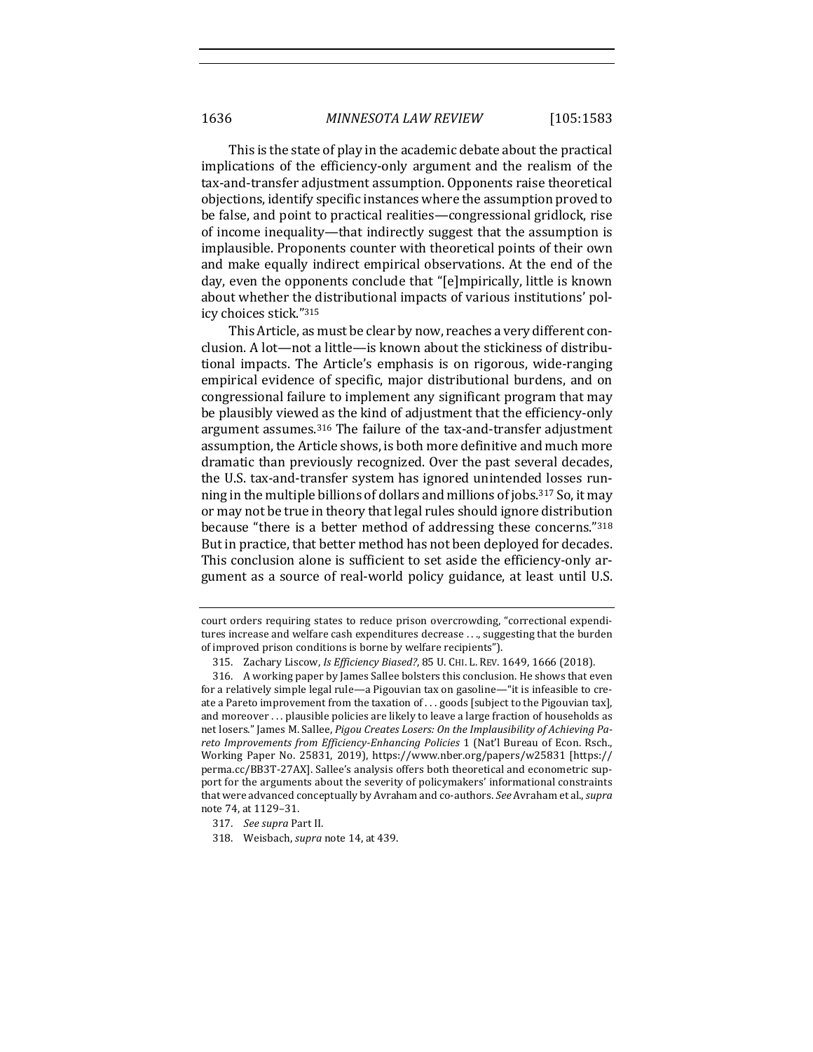This is the state of play in the academic debate about the practical implications of the efficiency-only argument and the realism of the tax-and-transfer adjustment assumption. Opponents raise theoretical objections, identify specific instances where the assumption proved to be false, and point to practical realities—congressional gridlock, rise of income inequality—that indirectly suggest that the assumption is implausible. Proponents counter with theoretical points of their own and make equally indirect empirical observations. At the end of the day, even the opponents conclude that "[e]mpirically, little is known about whether the distributional impacts of various institutions' policy choices stick."[315]

This Article, as must be clear by now, reaches a very different conclusion. A lot—not a little—is known about the stickiness of distributional impacts. The Article's emphasis is on rigorous, wide-ranging empirical evidence of specific, major distributional burdens, and on congressional failure to implement any significant program that may be plausibly viewed as the kind of adjustment that the efficiency-only argument assumes.[316] The failure of the tax-and-transfer adjustment assumption, the Article shows, is both more definitive and much more dramatic than previously recognized. Over the past several decades, the U.S. tax-and-transfer system has ignored unintended losses running in the multiple billions of dollars and millions of jobs.[317] So, it may or may not be true in theory that legal rules should ignore distribution because "there is a better method of addressing these concerns."[318] But in practice, that better method has not been deployed for decades. This conclusion alone is sufficient to set aside the efficiency-only argument as a source of real-world policy guidance, at least until U.S.

---

court orders requiring states to reduce prison overcrowding, "correctional expenditures increase and welfare cash expenditures decrease . . ., suggesting that the burden of improved prison conditions is borne by welfare recipients").

315. Zachary Liscow, *Is Efficiency Biased?*, 85 U. CHI. L. REV. 1649, 1666 (2018).

316. A working paper by James Sallee bolsters this conclusion. He shows that even for a relatively simple legal rule—a Pigouvian tax on gasoline—"it is infeasible to create a Pareto improvement from the taxation of . . . goods [subject to the Pigouvian tax], and moreover . . . plausible policies are likely to leave a large fraction of households as net losers." James M. Sallee, *Pigou Creates Losers: On the Implausibility of Achieving Pareto Improvements from Efficiency-Enhancing Policies* 1 (Nat'l Bureau of Econ. Rsch., Working Paper No. 25831, 2019), https://www.nber.org/papers/w25831 [https://perma.cc/BB3T-27AX]. Sallee's analysis offers both theoretical and econometric support for the arguments about the severity of policymakers' informational constraints that were advanced conceptually by Avraham and co-authors. *See* Avraham et al., *supra* note 74, at 1129–31.

317. *See supra* Part II.

318. Weisbach, *supra* note 14, at 439.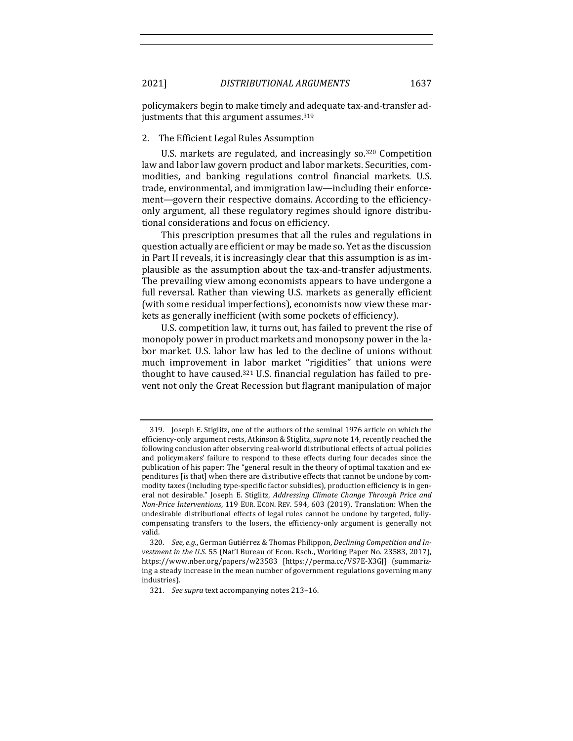policymakers begin to make timely and adequate tax-and-transfer adjustments that this argument assumes.[319]

### 2. The Efficient Legal Rules Assumption

U.S. markets are regulated, and increasingly so.[320] Competition law and labor law govern product and labor markets. Securities, commodities, and banking regulations control financial markets. U.S. trade, environmental, and immigration law—including their enforcement—govern their respective domains. According to the efficiency-only argument, all these regulatory regimes should ignore distributional considerations and focus on efficiency.

This prescription presumes that all the rules and regulations in question actually are efficient or may be made so. Yet as the discussion in Part II reveals, it is increasingly clear that this assumption is as implausible as the assumption about the tax-and-transfer adjustments. The prevailing view among economists appears to have undergone a full reversal. Rather than viewing U.S. markets as generally efficient (with some residual imperfections), economists now view these markets as generally inefficient (with some pockets of efficiency).

U.S. competition law, it turns out, has failed to prevent the rise of monopoly power in product markets and monopsony power in the labor market. U.S. labor law has led to the decline of unions without much improvement in labor market "rigidities" that unions were thought to have caused.[321] U.S. financial regulation has failed to prevent not only the Great Recession but flagrant manipulation of major

---

319. Joseph E. Stiglitz, one of the authors of the seminal 1976 article on which the efficiency-only argument rests, Atkinson & Stiglitz, *supra* note 14, recently reached the following conclusion after observing real-world distributional effects of actual policies and policymakers' failure to respond to these effects during four decades since the publication of his paper: The "general result in the theory of optimal taxation and expenditures [is that] when there are distributive effects that cannot be undone by commodity taxes (including type-specific factor subsidies), production efficiency is in general not desirable." Joseph E. Stiglitz, *Addressing Climate Change Through Price and Non-Price Interventions*, 119 EUR. ECON. REV. 594, 603 (2019). Translation: When the undesirable distributional effects of legal rules cannot be undone by targeted, fully-compensating transfers to the losers, the efficiency-only argument is generally not valid.

320. *See, e.g.*, German Gutiérrez & Thomas Philippon, *Declining Competition and Investment in the U.S.* 55 (Nat'l Bureau of Econ. Rsch., Working Paper No. 23583, 2017), https://www.nber.org/papers/w23583 [https://perma.cc/VS7E-X3GJ] (summarizing a steady increase in the mean number of government regulations governing many industries).

321. *See supra* text accompanying notes 213–16.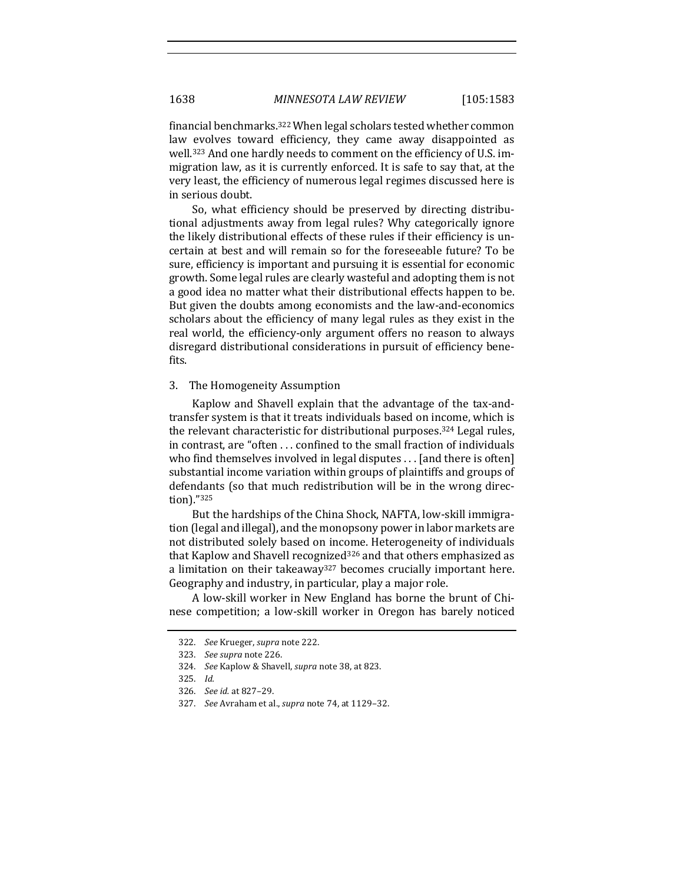financial benchmarks.[322] When legal scholars tested whether common law evolves toward efficiency, they came away disappointed as well.[323] And one hardly needs to comment on the efficiency of U.S. immigration law, as it is currently enforced. It is safe to say that, at the very least, the efficiency of numerous legal regimes discussed here is in serious doubt.

So, what efficiency should be preserved by directing distributional adjustments away from legal rules? Why categorically ignore the likely distributional effects of these rules if their efficiency is uncertain at best and will remain so for the foreseeable future? To be sure, efficiency is important and pursuing it is essential for economic growth. Some legal rules are clearly wasteful and adopting them is not a good idea no matter what their distributional effects happen to be. But given the doubts among economists and the law-and-economics scholars about the efficiency of many legal rules as they exist in the real world, the efficiency-only argument offers no reason to always disregard distributional considerations in pursuit of efficiency benefits.

### 3. The Homogeneity Assumption

Kaplow and Shavell explain that the advantage of the tax-and-transfer system is that it treats individuals based on income, which is the relevant characteristic for distributional purposes.[324] Legal rules, in contrast, are "often . . . confined to the small fraction of individuals who find themselves involved in legal disputes . . . [and there is often] substantial income variation within groups of plaintiffs and groups of defendants (so that much redistribution will be in the wrong direction)."[325]

But the hardships of the China Shock, NAFTA, low-skill immigration (legal and illegal), and the monopsony power in labor markets are not distributed solely based on income. Heterogeneity of individuals that Kaplow and Shavell recognized[326] and that others emphasized as a limitation on their takeaway[327] becomes crucially important here. Geography and industry, in particular, play a major role.

A low-skill worker in New England has borne the brunt of Chinese competition; a low-skill worker in Oregon has barely noticed

322. *See* Krueger, *supra* note 222.

323. *See supra* note 226.

324. *See* Kaplow & Shavell, *supra* note 38, at 823.

325. *Id.*

326. *See id.* at 827–29.

327. *See* Avraham et al., *supra* note 74, at 1129–32.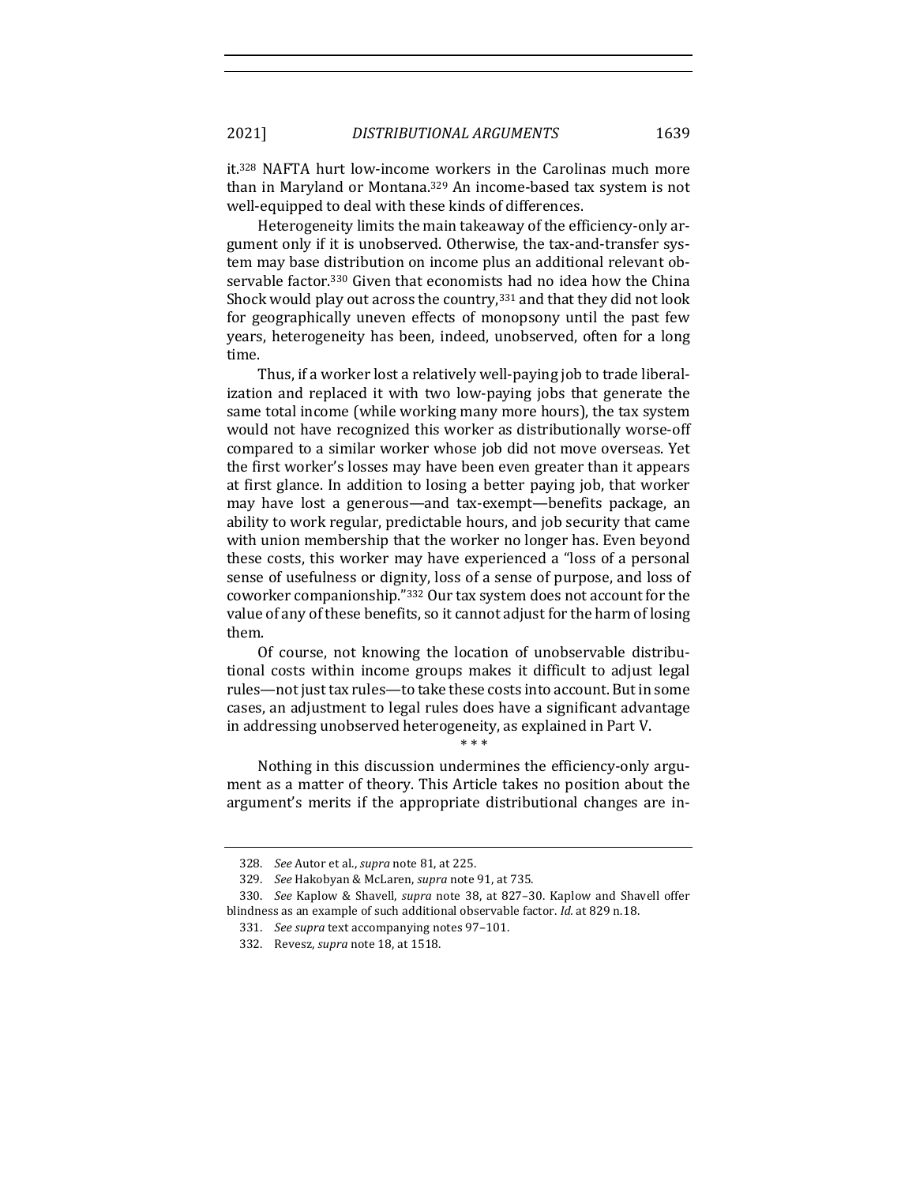it.[328] NAFTA hurt low-income workers in the Carolinas much more than in Maryland or Montana.[329] An income-based tax system is not well-equipped to deal with these kinds of differences.

Heterogeneity limits the main takeaway of the efficiency-only argument only if it is unobserved. Otherwise, the tax-and-transfer system may base distribution on income plus an additional relevant observable factor.[330] Given that economists had no idea how the China Shock would play out across the country,[331] and that they did not look for geographically uneven effects of monopsony until the past few years, heterogeneity has been, indeed, unobserved, often for a long time.

Thus, if a worker lost a relatively well-paying job to trade liberalization and replaced it with two low-paying jobs that generate the same total income (while working many more hours), the tax system would not have recognized this worker as distributionally worse-off compared to a similar worker whose job did not move overseas. Yet the first worker's losses may have been even greater than it appears at first glance. In addition to losing a better paying job, that worker may have lost a generous—and tax-exempt—benefits package, an ability to work regular, predictable hours, and job security that came with union membership that the worker no longer has. Even beyond these costs, this worker may have experienced a "loss of a personal sense of usefulness or dignity, loss of a sense of purpose, and loss of coworker companionship."[332] Our tax system does not account for the value of any of these benefits, so it cannot adjust for the harm of losing them.

Of course, not knowing the location of unobservable distributional costs within income groups makes it difficult to adjust legal rules—not just tax rules—to take these costs into account. But in some cases, an adjustment to legal rules does have a significant advantage in addressing unobserved heterogeneity, as explained in Part V.

\* \* \*

Nothing in this discussion undermines the efficiency-only argument as a matter of theory. This Article takes no position about the argument's merits if the appropriate distributional changes are in-

---

328. *See* Autor et al., *supra* note 81, at 225.

329. *See* Hakobyan & McLaren, *supra* note 91, at 735.

330. *See* Kaplow & Shavell, *supra* note 38, at 827–30. Kaplow and Shavell offer blindness as an example of such additional observable factor. *Id.* at 829 n.18.

331. *See supra* text accompanying notes 97–101.

332. Revesz, *supra* note 18, at 1518.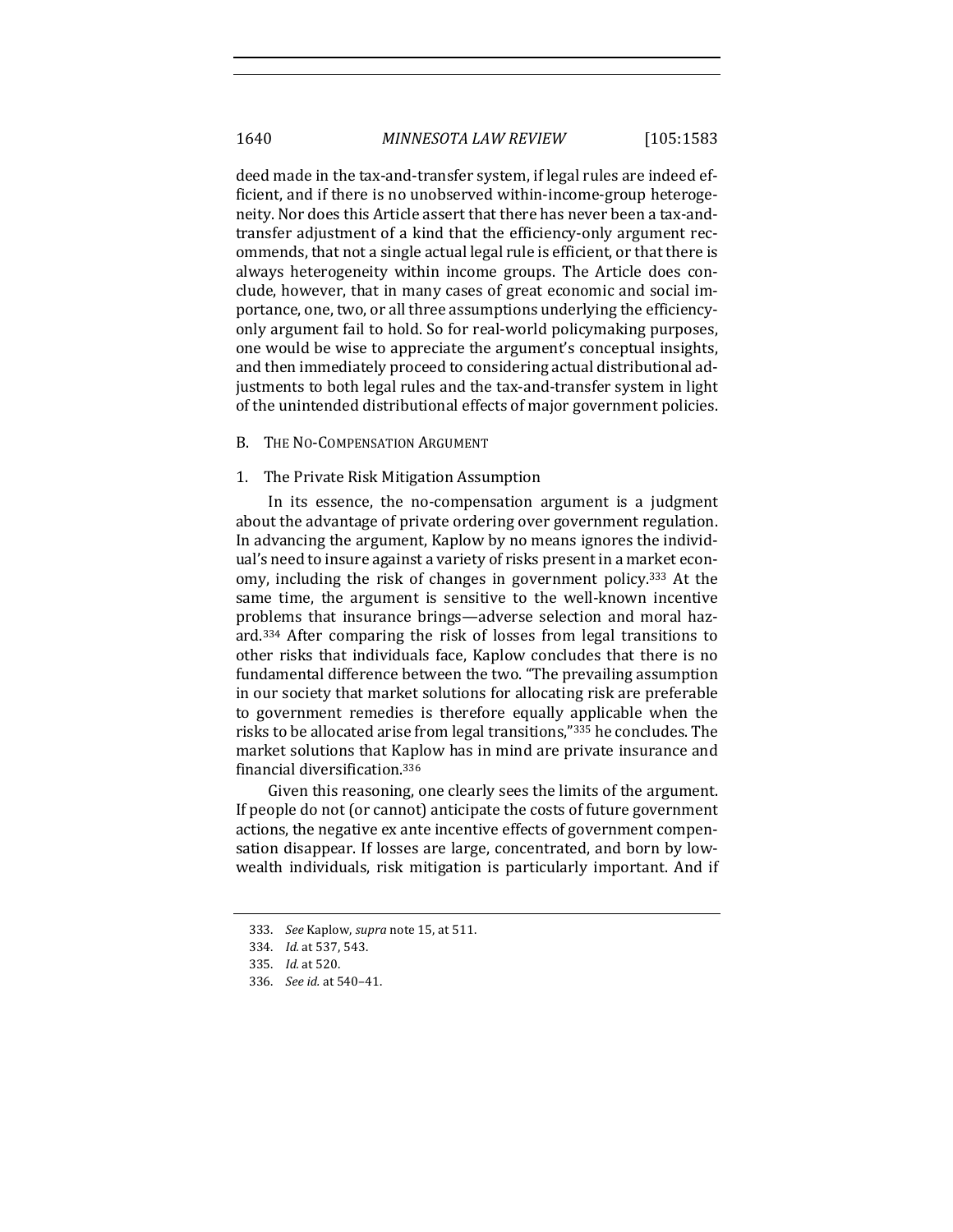deed made in the tax-and-transfer system, if legal rules are indeed efficient, and if there is no unobserved within-income-group heterogeneity. Nor does this Article assert that there has never been a tax-and-transfer adjustment of a kind that the efficiency-only argument recommends, that not a single actual legal rule is efficient, or that there is always heterogeneity within income groups. The Article does conclude, however, that in many cases of great economic and social importance, one, two, or all three assumptions underlying the efficiency-only argument fail to hold. So for real-world policymaking purposes, one would be wise to appreciate the argument's conceptual insights, and then immediately proceed to considering actual distributional adjustments to both legal rules and the tax-and-transfer system in light of the unintended distributional effects of major government policies.

## B. The No-Compensation Argument

### 1. The Private Risk Mitigation Assumption

In its essence, the no-compensation argument is a judgment about the advantage of private ordering over government regulation. In advancing the argument, Kaplow by no means ignores the individual's need to insure against a variety of risks present in a market economy, including the risk of changes in government policy.[333] At the same time, the argument is sensitive to the well-known incentive problems that insurance brings—adverse selection and moral hazard.[334] After comparing the risk of losses from legal transitions to other risks that individuals face, Kaplow concludes that there is no fundamental difference between the two. "The prevailing assumption in our society that market solutions for allocating risk are preferable to government remedies is therefore equally applicable when the risks to be allocated arise from legal transitions,"[335] he concludes. The market solutions that Kaplow has in mind are private insurance and financial diversification.[336]

Given this reasoning, one clearly sees the limits of the argument. If people do not (or cannot) anticipate the costs of future government actions, the negative ex ante incentive effects of government compensation disappear. If losses are large, concentrated, and born by low-wealth individuals, risk mitigation is particularly important. And if

---

333. *See* Kaplow, *supra* note 15, at 511.

334. *Id.* at 537, 543.

335. *Id.* at 520.

336. *See id.* at 540–41.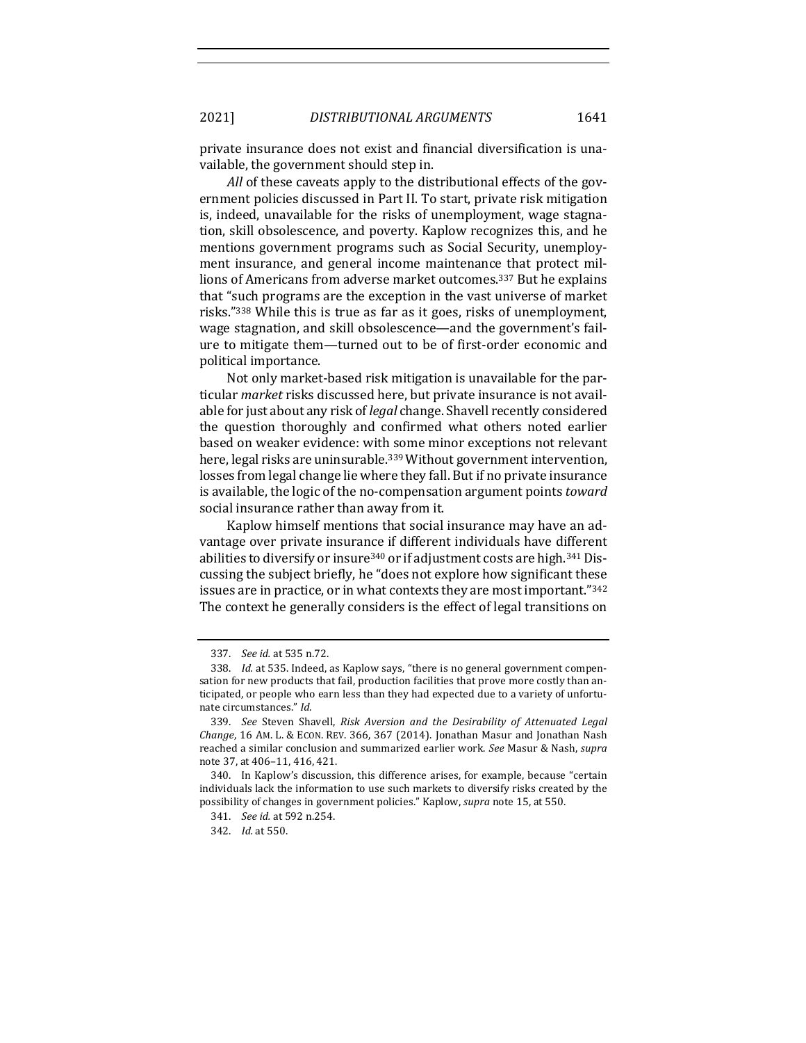private insurance does not exist and financial diversification is unavailable, the government should step in.

*All* of these caveats apply to the distributional effects of the government policies discussed in Part II. To start, private risk mitigation is, indeed, unavailable for the risks of unemployment, wage stagnation, skill obsolescence, and poverty. Kaplow recognizes this, and he mentions government programs such as Social Security, unemployment insurance, and general income maintenance that protect millions of Americans from adverse market outcomes.[337] But he explains that "such programs are the exception in the vast universe of market risks."[338] While this is true as far as it goes, risks of unemployment, wage stagnation, and skill obsolescence—and the government's failure to mitigate them—turned out to be of first-order economic and political importance.

Not only market-based risk mitigation is unavailable for the particular *market* risks discussed here, but private insurance is not available for just about any risk of *legal* change. Shavell recently considered the question thoroughly and confirmed what others noted earlier based on weaker evidence: with some minor exceptions not relevant here, legal risks are uninsurable.[339] Without government intervention, losses from legal change lie where they fall. But if no private insurance is available, the logic of the no-compensation argument points *toward* social insurance rather than away from it.

Kaplow himself mentions that social insurance may have an advantage over private insurance if different individuals have different abilities to diversify or insure[340] or if adjustment costs are high.[341] Discussing the subject briefly, he "does not explore how significant these issues are in practice, or in what contexts they are most important."[342] The context he generally considers is the effect of legal transitions on

---

337. *See id.* at 535 n.72.

338. *Id.* at 535. Indeed, as Kaplow says, "there is no general government compensation for new products that fail, production facilities that prove more costly than anticipated, or people who earn less than they had expected due to a variety of unfortunate circumstances." *Id.*

339. *See* Steven Shavell, *Risk Aversion and the Desirability of Attenuated Legal Change*, 16 AM. L. & ECON. REV. 366, 367 (2014). Jonathan Masur and Jonathan Nash reached a similar conclusion and summarized earlier work. *See* Masur & Nash, *supra* note 37, at 406–11, 416, 421.

340. In Kaplow's discussion, this difference arises, for example, because "certain individuals lack the information to use such markets to diversify risks created by the possibility of changes in government policies." Kaplow, *supra* note 15, at 550.

341. *See id.* at 592 n.254.

342. *Id.* at 550.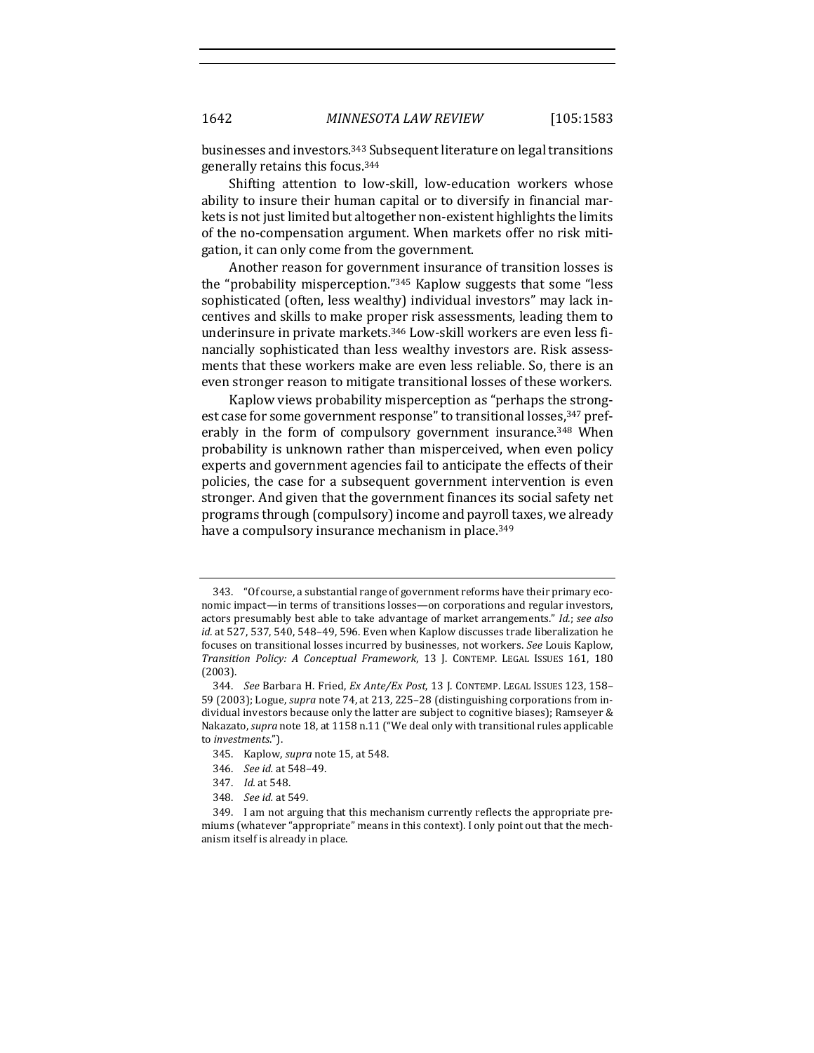businesses and investors.[343] Subsequent literature on legal transitions generally retains this focus.[344]

Shifting attention to low-skill, low-education workers whose ability to insure their human capital or to diversify in financial markets is not just limited but altogether non-existent highlights the limits of the no-compensation argument. When markets offer no risk mitigation, it can only come from the government.

Another reason for government insurance of transition losses is the "probability misperception."[345] Kaplow suggests that some "less sophisticated (often, less wealthy) individual investors" may lack incentives and skills to make proper risk assessments, leading them to underinsure in private markets.[346] Low-skill workers are even less financially sophisticated than less wealthy investors are. Risk assessments that these workers make are even less reliable. So, there is an even stronger reason to mitigate transitional losses of these workers.

Kaplow views probability misperception as "perhaps the strongest case for some government response" to transitional losses,[347] preferably in the form of compulsory government insurance.[348] When probability is unknown rather than misperceived, when even policy experts and government agencies fail to anticipate the effects of their policies, the case for a subsequent government intervention is even stronger. And given that the government finances its social safety net programs through (compulsory) income and payroll taxes, we already have a compulsory insurance mechanism in place.[349]

---

343. "Of course, a substantial range of government reforms have their primary economic impact—in terms of transitions losses—on corporations and regular investors, actors presumably best able to take advantage of market arrangements." *Id.*; *see also id.* at 527, 537, 540, 548–49, 596. Even when Kaplow discusses trade liberalization he focuses on transitional losses incurred by businesses, not workers. *See* Louis Kaplow, *Transition Policy: A Conceptual Framework*, 13 J. CONTEMP. LEGAL ISSUES 161, 180 (2003).

344. *See* Barbara H. Fried, *Ex Ante/Ex Post*, 13 J. CONTEMP. LEGAL ISSUES 123, 158–59 (2003); Logue, *supra* note 74, at 213, 225–28 (distinguishing corporations from individual investors because only the latter are subject to cognitive biases); Ramseyer & Nakazato, *supra* note 18, at 1158 n.11 ("We deal only with transitional rules applicable to *investments*.").

345. Kaplow, *supra* note 15, at 548.

346. *See id.* at 548–49.

347. *Id.* at 548.

348. *See id.* at 549.

349. I am not arguing that this mechanism currently reflects the appropriate premiums (whatever "appropriate" means in this context). I only point out that the mechanism itself is already in place.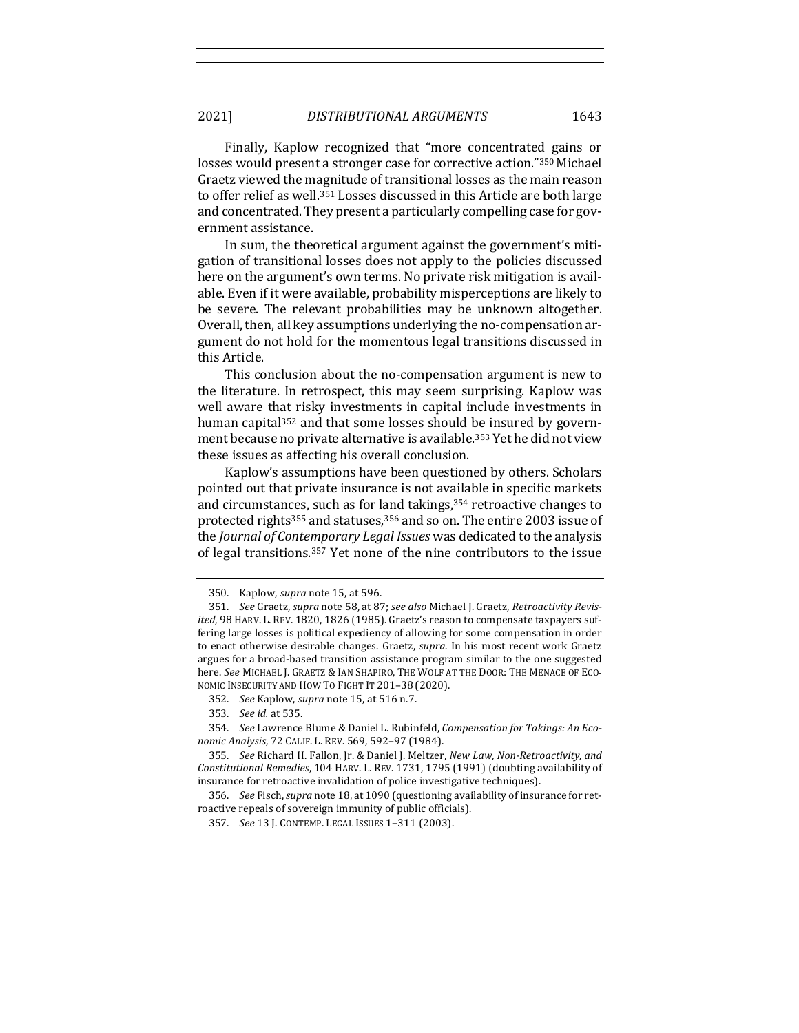Finally, Kaplow recognized that "more concentrated gains or losses would present a stronger case for corrective action."[350] Michael Graetz viewed the magnitude of transitional losses as the main reason to offer relief as well.[351] Losses discussed in this Article are both large and concentrated. They present a particularly compelling case for government assistance.

In sum, the theoretical argument against the government's mitigation of transitional losses does not apply to the policies discussed here on the argument's own terms. No private risk mitigation is available. Even if it were available, probability misperceptions are likely to be severe. The relevant probabilities may be unknown altogether. Overall, then, all key assumptions underlying the no-compensation argument do not hold for the momentous legal transitions discussed in this Article.

This conclusion about the no-compensation argument is new to the literature. In retrospect, this may seem surprising. Kaplow was well aware that risky investments in capital include investments in human capital[352] and that some losses should be insured by government because no private alternative is available.[353] Yet he did not view these issues as affecting his overall conclusion.

Kaplow's assumptions have been questioned by others. Scholars pointed out that private insurance is not available in specific markets and circumstances, such as for land takings,[354] retroactive changes to protected rights[355] and statuses,[356] and so on. The entire 2003 issue of the *Journal of Contemporary Legal Issues* was dedicated to the analysis of legal transitions.[357] Yet none of the nine contributors to the issue

---

350. Kaplow, *supra* note 15, at 596.

351. *See* Graetz, *supra* note 58, at 87; *see also* Michael J. Graetz, *Retroactivity Revisited*, 98 HARV. L. REV. 1820, 1826 (1985). Graetz's reason to compensate taxpayers suffering large losses is political expediency of allowing for some compensation in order to enact otherwise desirable changes. Graetz, *supra*. In his most recent work Graetz argues for a broad-based transition assistance program similar to the one suggested here. *See* MICHAEL J. GRAETZ & IAN SHAPIRO, THE WOLF AT THE DOOR: THE MENACE OF ECONOMIC INSECURITY AND HOW TO FIGHT IT 201–38 (2020).

352. *See* Kaplow, *supra* note 15, at 516 n.7.

353. *See id.* at 535.

354. *See* Lawrence Blume & Daniel L. Rubinfeld, *Compensation for Takings: An Economic Analysis*, 72 CALIF. L. REV. 569, 592–97 (1984).

355. *See* Richard H. Fallon, Jr. & Daniel J. Meltzer, *New Law, Non-Retroactivity, and Constitutional Remedies*, 104 HARV. L. REV. 1731, 1795 (1991) (doubting availability of insurance for retroactive invalidation of police investigative techniques).

356. *See* Fisch, *supra* note 18, at 1090 (questioning availability of insurance for retroactive repeals of sovereign immunity of public officials).

357. *See* 13 J. CONTEMP. LEGAL ISSUES 1–311 (2003).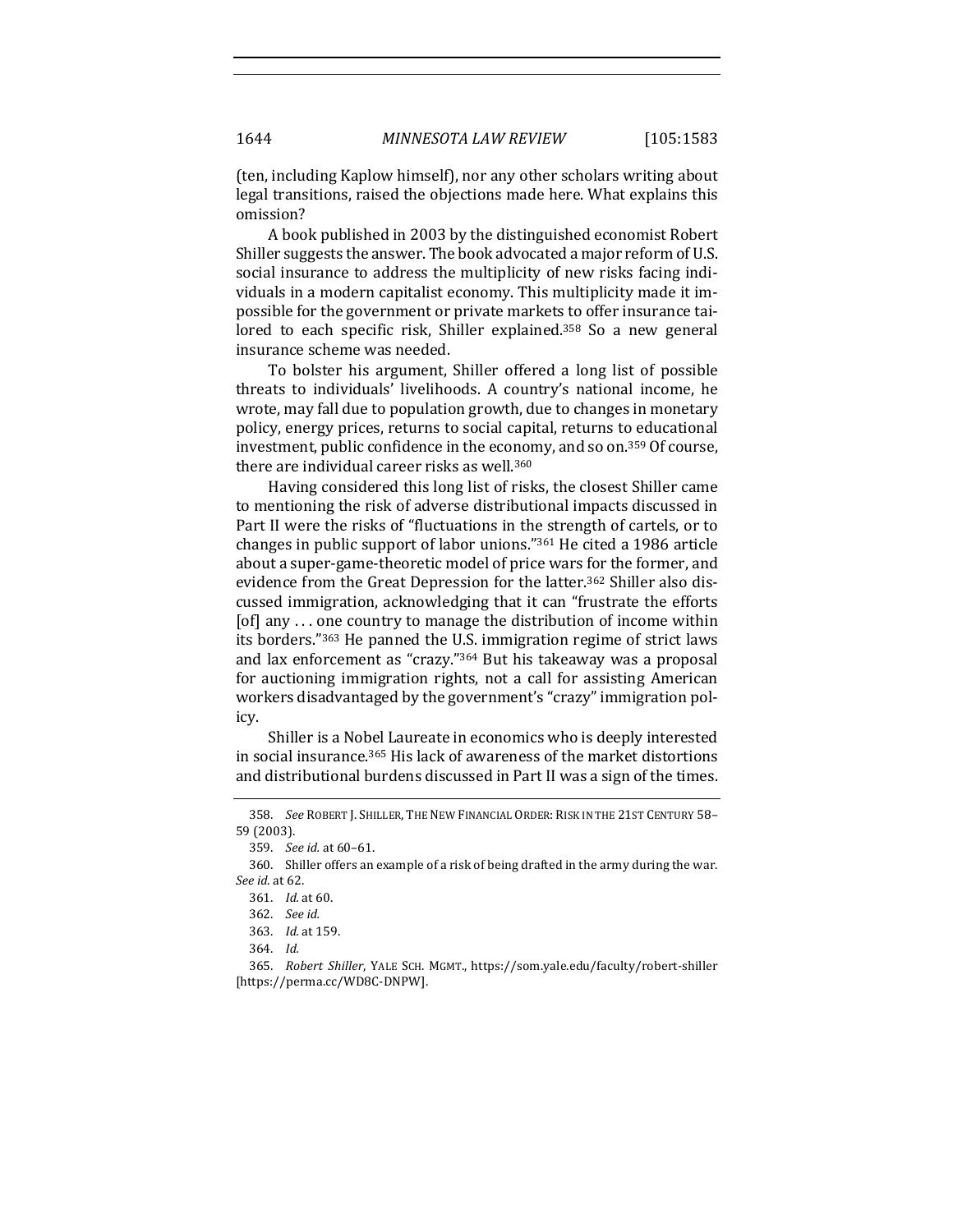(ten, including Kaplow himself), nor any other scholars writing about legal transitions, raised the objections made here. What explains this omission?

A book published in 2003 by the distinguished economist Robert Shiller suggests the answer. The book advocated a major reform of U.S. social insurance to address the multiplicity of new risks facing individuals in a modern capitalist economy. This multiplicity made it impossible for the government or private markets to offer insurance tailored to each specific risk, Shiller explained.[358] So a new general insurance scheme was needed.

To bolster his argument, Shiller offered a long list of possible threats to individuals' livelihoods. A country's national income, he wrote, may fall due to population growth, due to changes in monetary policy, energy prices, returns to social capital, returns to educational investment, public confidence in the economy, and so on.[359] Of course, there are individual career risks as well.[360]

Having considered this long list of risks, the closest Shiller came to mentioning the risk of adverse distributional impacts discussed in Part II were the risks of "fluctuations in the strength of cartels, or to changes in public support of labor unions."[361] He cited a 1986 article about a super-game-theoretic model of price wars for the former, and evidence from the Great Depression for the latter.[362] Shiller also discussed immigration, acknowledging that it can "frustrate the efforts [of] any . . . one country to manage the distribution of income within its borders."[363] He panned the U.S. immigration regime of strict laws and lax enforcement as "crazy."[364] But his takeaway was a proposal for auctioning immigration rights, not a call for assisting American workers disadvantaged by the government's "crazy" immigration policy.

Shiller is a Nobel Laureate in economics who is deeply interested in social insurance.[365] His lack of awareness of the market distortions and distributional burdens discussed in Part II was a sign of the times.

---

358. *See* ROBERT J. SHILLER, THE NEW FINANCIAL ORDER: RISK IN THE 21ST CENTURY 58–59 (2003).

359. *See id.* at 60–61.

360. Shiller offers an example of a risk of being drafted in the army during the war. *See id.* at 62.

361. *Id.* at 60.

362. *See id.*

363. *Id.* at 159.

364. *Id.*

365. *Robert Shiller*, YALE SCH. MGMT., https://som.yale.edu/faculty/robert-shiller [https://perma.cc/WD8C-DNPW].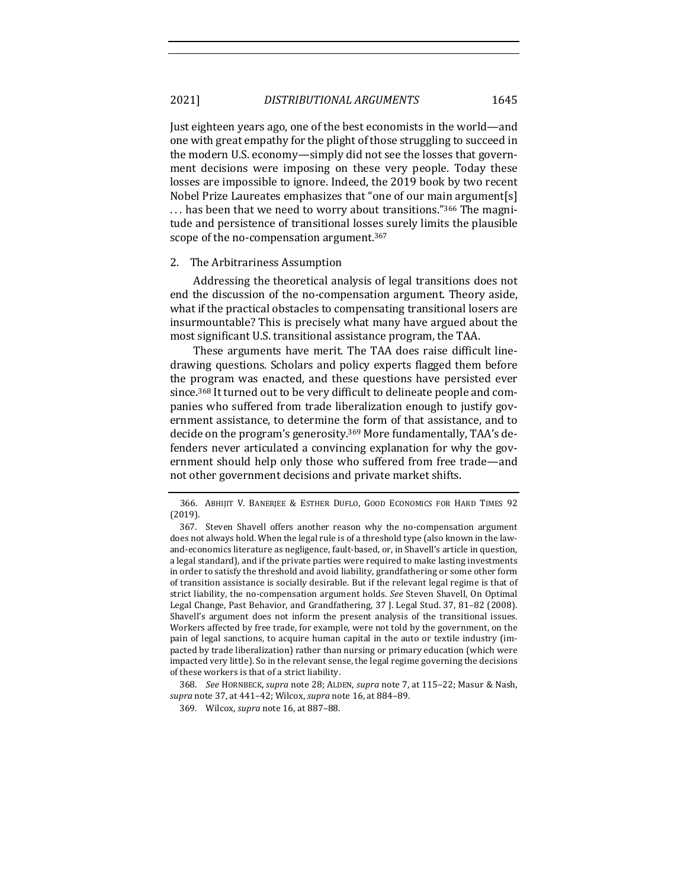Just eighteen years ago, one of the best economists in the world—and one with great empathy for the plight of those struggling to succeed in the modern U.S. economy—simply did not see the losses that government decisions were imposing on these very people. Today these losses are impossible to ignore. Indeed, the 2019 book by two recent Nobel Prize Laureates emphasizes that "one of our main argument[s] . . . has been that we need to worry about transitions."[366] The magnitude and persistence of transitional losses surely limits the plausible scope of the no-compensation argument.[367]

### 2. The Arbitrariness Assumption

Addressing the theoretical analysis of legal transitions does not end the discussion of the no-compensation argument. Theory aside, what if the practical obstacles to compensating transitional losers are insurmountable? This is precisely what many have argued about the most significant U.S. transitional assistance program, the TAA.

These arguments have merit. The TAA does raise difficult line-drawing questions. Scholars and policy experts flagged them before the program was enacted, and these questions have persisted ever since.[368] It turned out to be very difficult to delineate people and companies who suffered from trade liberalization enough to justify government assistance, to determine the form of that assistance, and to decide on the program's generosity.[369] More fundamentally, TAA's defenders never articulated a convincing explanation for why the government should help only those who suffered from free trade—and not other government decisions and private market shifts.

---

366. Abhijit V. Banerjee & Esther Duflo, Good Economics for Hard Times 92 (2019).

367. Steven Shavell offers another reason why the no-compensation argument does not always hold. When the legal rule is of a threshold type (also known in the law-and-economics literature as negligence, fault-based, or, in Shavell's article in question, a legal standard), and if the private parties were required to make lasting investments in order to satisfy the threshold and avoid liability, grandfathering or some other form of transition assistance is socially desirable. But if the relevant legal regime is that of strict liability, the no-compensation argument holds. *See* Steven Shavell, On Optimal Legal Change, Past Behavior, and Grandfathering, 37 J. Legal Stud. 37, 81–82 (2008). Shavell's argument does not inform the present analysis of the transitional issues. Workers affected by free trade, for example, were not told by the government, on the pain of legal sanctions, to acquire human capital in the auto or textile industry (impacted by trade liberalization) rather than nursing or primary education (which were impacted very little). So in the relevant sense, the legal regime governing the decisions of these workers is that of a strict liability.

368. *See* Hornbeck, *supra* note 28; Alden, *supra* note 7, at 115–22; Masur & Nash, *supra* note 37, at 441–42; Wilcox, *supra* note 16, at 884–89.

369. Wilcox, *supra* note 16, at 887–88.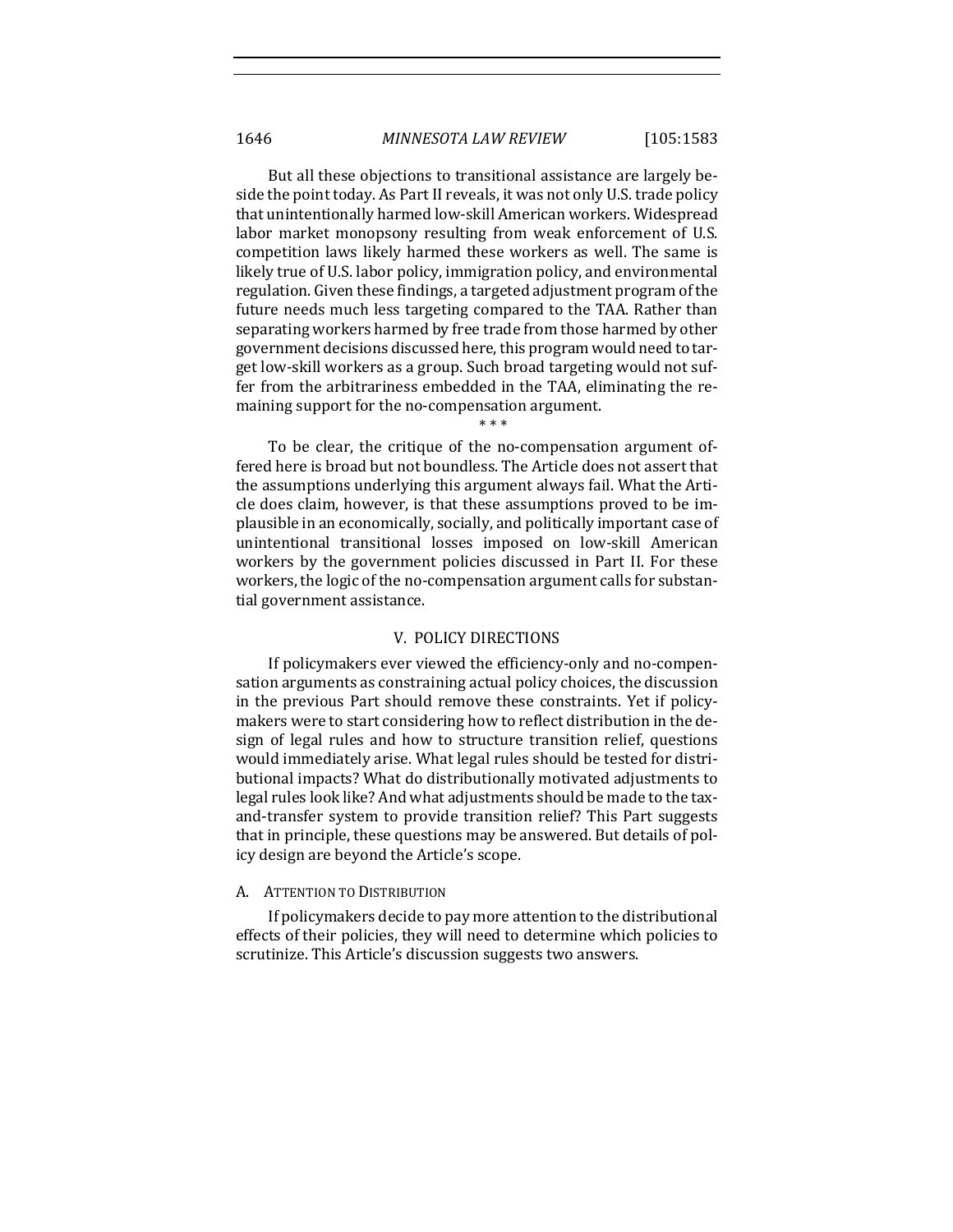But all these objections to transitional assistance are largely beside the point today. As Part II reveals, it was not only U.S. trade policy that unintentionally harmed low-skill American workers. Widespread labor market monopsony resulting from weak enforcement of U.S. competition laws likely harmed these workers as well. The same is likely true of U.S. labor policy, immigration policy, and environmental regulation. Given these findings, a targeted adjustment program of the future needs much less targeting compared to the TAA. Rather than separating workers harmed by free trade from those harmed by other government decisions discussed here, this program would need to target low-skill workers as a group. Such broad targeting would not suffer from the arbitrariness embedded in the TAA, eliminating the remaining support for the no-compensation argument.

\* \* \*

To be clear, the critique of the no-compensation argument offered here is broad but not boundless. The Article does not assert that the assumptions underlying this argument always fail. What the Article does claim, however, is that these assumptions proved to be implausible in an economically, socially, and politically important case of unintentional transitional losses imposed on low-skill American workers by the government policies discussed in Part II. For these workers, the logic of the no-compensation argument calls for substantial government assistance.

## V. POLICY DIRECTIONS

If policymakers ever viewed the efficiency-only and no-compensation arguments as constraining actual policy choices, the discussion in the previous Part should remove these constraints. Yet if policymakers were to start considering how to reflect distribution in the design of legal rules and how to structure transition relief, questions would immediately arise. What legal rules should be tested for distributional impacts? What do distributionally motivated adjustments to legal rules look like? And what adjustments should be made to the tax-and-transfer system to provide transition relief? This Part suggests that in principle, these questions may be answered. But details of policy design are beyond the Article's scope.

### A. ATTENTION TO DISTRIBUTION

If policymakers decide to pay more attention to the distributional effects of their policies, they will need to determine which policies to scrutinize. This Article's discussion suggests two answers.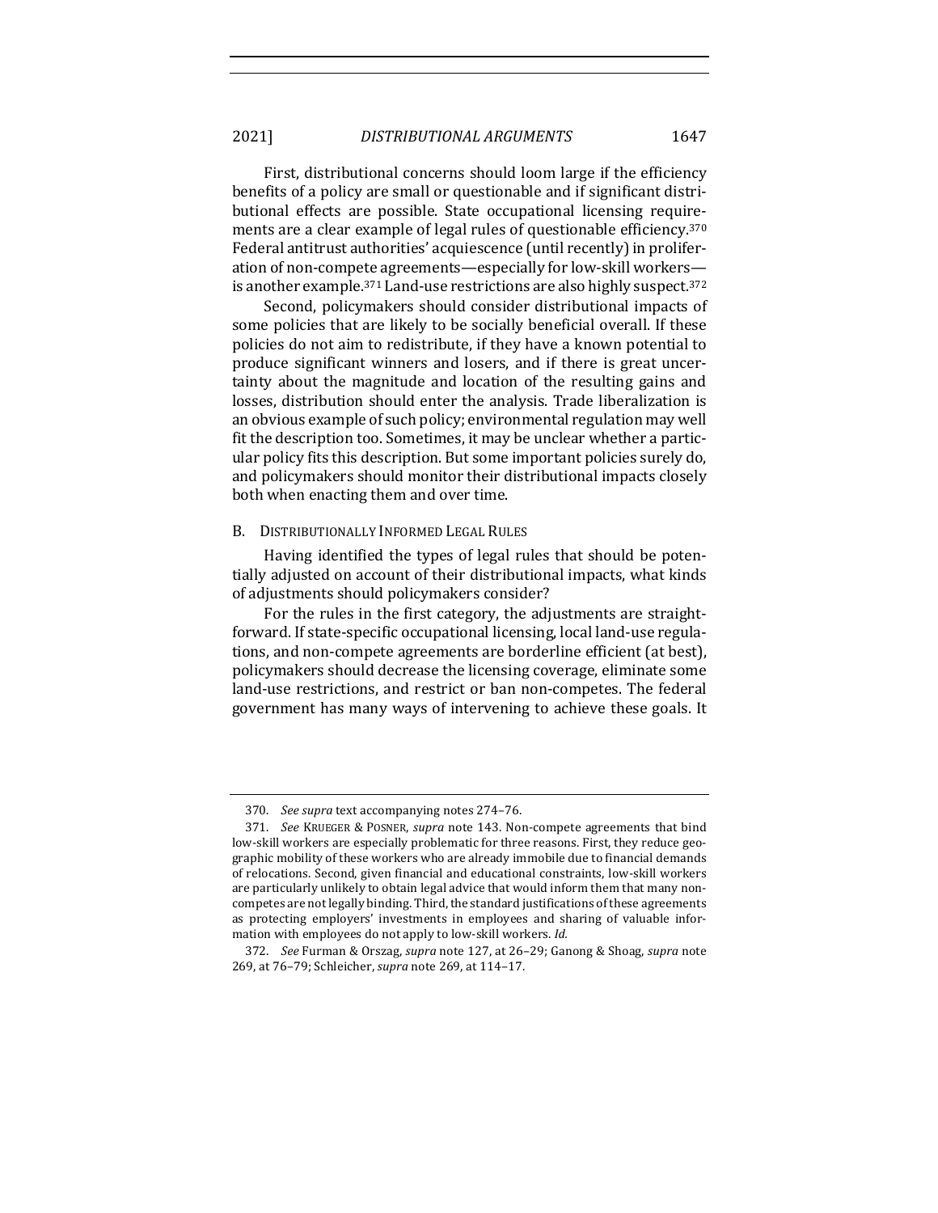First, distributional concerns should loom large if the efficiency benefits of a policy are small or questionable and if significant distributional effects are possible. State occupational licensing requirements are a clear example of legal rules of questionable efficiency.[370] Federal antitrust authorities' acquiescence (until recently) in proliferation of non-compete agreements—especially for low-skill workers—is another example.[371] Land-use restrictions are also highly suspect.[372]

Second, policymakers should consider distributional impacts of some policies that are likely to be socially beneficial overall. If these policies do not aim to redistribute, if they have a known potential to produce significant winners and losers, and if there is great uncertainty about the magnitude and location of the resulting gains and losses, distribution should enter the analysis. Trade liberalization is an obvious example of such policy; environmental regulation may well fit the description too. Sometimes, it may be unclear whether a particular policy fits this description. But some important policies surely do, and policymakers should monitor their distributional impacts closely both when enacting them and over time.

## B. Distributionally Informed Legal Rules

Having identified the types of legal rules that should be potentially adjusted on account of their distributional impacts, what kinds of adjustments should policymakers consider?

For the rules in the first category, the adjustments are straightforward. If state-specific occupational licensing, local land-use regulations, and non-compete agreements are borderline efficient (at best), policymakers should decrease the licensing coverage, eliminate some land-use restrictions, and restrict or ban non-competes. The federal government has many ways of intervening to achieve these goals. It

---

370. *See supra* text accompanying notes 274–76.

371. *See* Krueger & Posner, *supra* note 143. Non-compete agreements that bind low-skill workers are especially problematic for three reasons. First, they reduce geographic mobility of these workers who are already immobile due to financial demands of relocations. Second, given financial and educational constraints, low-skill workers are particularly unlikely to obtain legal advice that would inform them that many non-competes are not legally binding. Third, the standard justifications of these agreements as protecting employers' investments in employees and sharing of valuable information with employees do not apply to low-skill workers. *Id.*

372. *See* Furman & Orszag, *supra* note 127, at 26–29; Ganong & Shoag, *supra* note 269, at 76–79; Schleicher, *supra* note 269, at 114–17.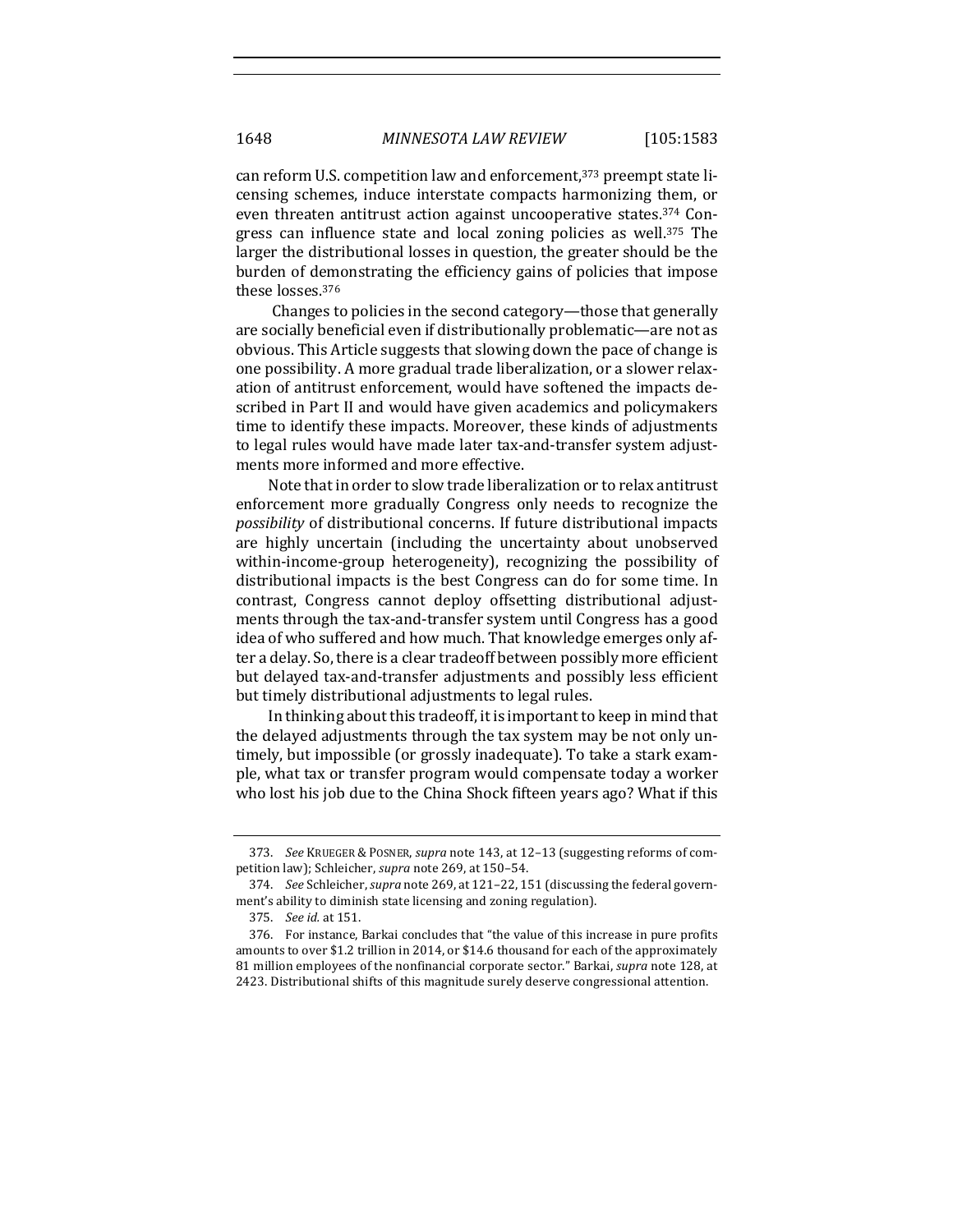can reform U.S. competition law and enforcement,[373] preempt state licensing schemes, induce interstate compacts harmonizing them, or even threaten antitrust action against uncooperative states.[374] Congress can influence state and local zoning policies as well.[375] The larger the distributional losses in question, the greater should be the burden of demonstrating the efficiency gains of policies that impose these losses.[376]

Changes to policies in the second category—those that generally are socially beneficial even if distributionally problematic—are not as obvious. This Article suggests that slowing down the pace of change is one possibility. A more gradual trade liberalization, or a slower relaxation of antitrust enforcement, would have softened the impacts described in Part II and would have given academics and policymakers time to identify these impacts. Moreover, these kinds of adjustments to legal rules would have made later tax-and-transfer system adjustments more informed and more effective.

Note that in order to slow trade liberalization or to relax antitrust enforcement more gradually Congress only needs to recognize the *possibility* of distributional concerns. If future distributional impacts are highly uncertain (including the uncertainty about unobserved within-income-group heterogeneity), recognizing the possibility of distributional impacts is the best Congress can do for some time. In contrast, Congress cannot deploy offsetting distributional adjustments through the tax-and-transfer system until Congress has a good idea of who suffered and how much. That knowledge emerges only after a delay. So, there is a clear tradeoff between possibly more efficient but delayed tax-and-transfer adjustments and possibly less efficient but timely distributional adjustments to legal rules.

In thinking about this tradeoff, it is important to keep in mind that the delayed adjustments through the tax system may be not only untimely, but impossible (or grossly inadequate). To take a stark example, what tax or transfer program would compensate today a worker who lost his job due to the China Shock fifteen years ago? What if this

---

373. *See* KRUEGER & POSNER, *supra* note 143, at 12–13 (suggesting reforms of competition law); Schleicher, *supra* note 269, at 150–54.

374. *See* Schleicher, *supra* note 269, at 121–22, 151 (discussing the federal government's ability to diminish state licensing and zoning regulation).

375. *See id.* at 151.

376. For instance, Barkai concludes that "the value of this increase in pure profits amounts to over $1.2 trillion in 2014, or $14.6 thousand for each of the approximately 81 million employees of the nonfinancial corporate sector." Barkai, *supra* note 128, at 2423. Distributional shifts of this magnitude surely deserve congressional attention.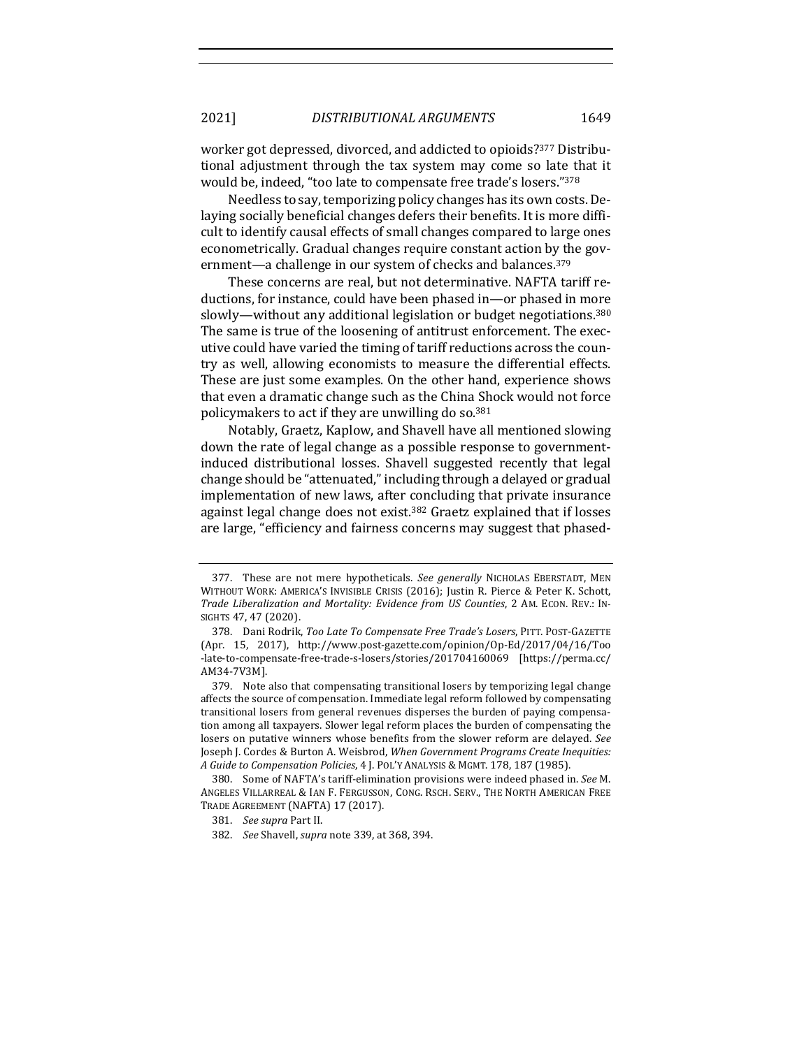worker got depressed, divorced, and addicted to opioids?[377] Distributional adjustment through the tax system may come so late that it would be, indeed, "too late to compensate free trade's losers."[378]

Needless to say, temporizing policy changes has its own costs. Delaying socially beneficial changes defers their benefits. It is more difficult to identify causal effects of small changes compared to large ones econometrically. Gradual changes require constant action by the government—a challenge in our system of checks and balances.[379]

These concerns are real, but not determinative. NAFTA tariff reductions, for instance, could have been phased in—or phased in more slowly—without any additional legislation or budget negotiations.[380] The same is true of the loosening of antitrust enforcement. The executive could have varied the timing of tariff reductions across the country as well, allowing economists to measure the differential effects. These are just some examples. On the other hand, experience shows that even a dramatic change such as the China Shock would not force policymakers to act if they are unwilling do so.[381]

Notably, Graetz, Kaplow, and Shavell have all mentioned slowing down the rate of legal change as a possible response to government-induced distributional losses. Shavell suggested recently that legal change should be "attenuated," including through a delayed or gradual implementation of new laws, after concluding that private insurance against legal change does not exist.[382] Graetz explained that if losses are large, "efficiency and fairness concerns may suggest that phased-

---

377. These are not mere hypotheticals. *See generally* NICHOLAS EBERSTADT, MEN WITHOUT WORK: AMERICA'S INVISIBLE CRISIS (2016); Justin R. Pierce & Peter K. Schott, *Trade Liberalization and Mortality: Evidence from US Counties*, 2 AM. ECON. REV.: INSIGHTS 47, 47 (2020).

378. Dani Rodrik, *Too Late To Compensate Free Trade's Losers*, PITT. POST-GAZETTE (Apr. 15, 2017), http://www.post-gazette.com/opinion/Op-Ed/2017/04/16/Too-late-to-compensate-free-trade-s-losers/stories/201704160069 [https://perma.cc/AM34-7V3M].

379. Note also that compensating transitional losers by temporizing legal change affects the source of compensation. Immediate legal reform followed by compensating transitional losers from general revenues disperses the burden of paying compensation among all taxpayers. Slower legal reform places the burden of compensating the losers on putative winners whose benefits from the slower reform are delayed. *See* Joseph J. Cordes & Burton A. Weisbrod, *When Government Programs Create Inequities: A Guide to Compensation Policies*, 4 J. POL'Y ANALYSIS & MGMT. 178, 187 (1985).

380. Some of NAFTA's tariff-elimination provisions were indeed phased in. *See* M. ANGELES VILLARREAL & IAN F. FERGUSSON, CONG. RSCH. SERV., THE NORTH AMERICAN FREE TRADE AGREEMENT (NAFTA) 17 (2017).

381. *See supra* Part II.

382. *See* Shavell, *supra* note 339, at 368, 394.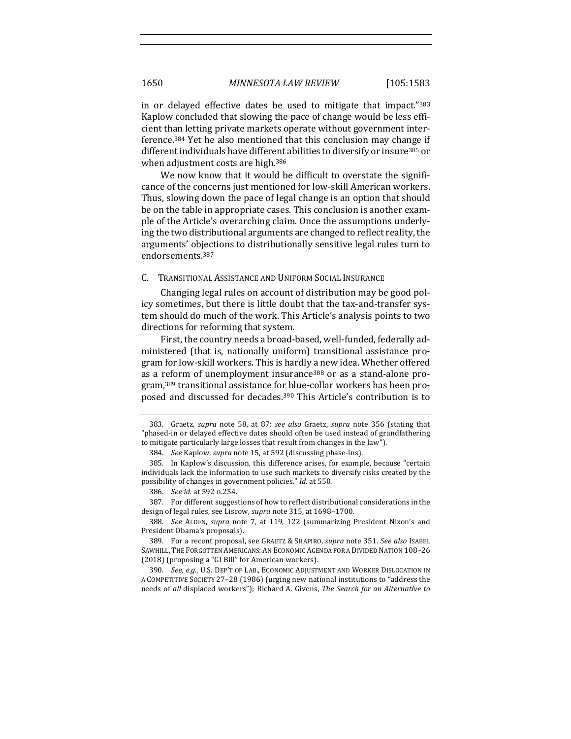in or delayed effective dates be used to mitigate that impact."[383] Kaplow concluded that slowing the pace of change would be less efficient than letting private markets operate without government interference.[384] Yet he also mentioned that this conclusion may change if different individuals have different abilities to diversify or insure[385] or when adjustment costs are high.[386]

We now know that it would be difficult to overstate the significance of the concerns just mentioned for low-skill American workers. Thus, slowing down the pace of legal change is an option that should be on the table in appropriate cases. This conclusion is another example of the Article's overarching claim. Once the assumptions underlying the two distributional arguments are changed to reflect reality, the arguments' objections to distributionally sensitive legal rules turn to endorsements.[387]

### C. Transitional Assistance and Uniform Social Insurance

Changing legal rules on account of distribution may be good policy sometimes, but there is little doubt that the tax-and-transfer system should do much of the work. This Article's analysis points to two directions for reforming that system.

First, the country needs a broad-based, well-funded, federally administered (that is, nationally uniform) transitional assistance program for low-skill workers. This is hardly a new idea. Whether offered as a reform of unemployment insurance[388] or as a stand-alone program,[389] transitional assistance for blue-collar workers has been proposed and discussed for decades.[390] This Article's contribution is to

---

383. Graetz, *supra* note 58, at 87; *see also* Graetz, *supra* note 356 (stating that "phased-in or delayed effective dates should often be used instead of grandfathering to mitigate particularly large losses that result from changes in the law").

384. *See* Kaplow, *supra* note 15, at 592 (discussing phase-ins).

385. In Kaplow's discussion, this difference arises, for example, because "certain individuals lack the information to use such markets to diversify risks created by the possibility of changes in government policies." *Id.* at 550.

386. *See id.* at 592 n.254.

387. For different suggestions of how to reflect distributional considerations in the design of legal rules, see Liscow, *supra* note 315, at 1698–1700.

388. *See* ALDEN, *supra* note 7, at 119, 122 (summarizing President Nixon's and President Obama's proposals).

389. For a recent proposal, see GRAETZ & SHAPIRO, *supra* note 351. *See also* ISABEL SAWHILL, THE FORGOTTEN AMERICANS: AN ECONOMIC AGENDA FOR A DIVIDED NATION 108–26 (2018) (proposing a "GI Bill" for American workers).

390. *See, e.g.*, U.S. DEP'T OF LAB., ECONOMIC ADJUSTMENT AND WORKER DISLOCATION IN A COMPETITIVE SOCIETY 27–28 (1986) (urging new national institutions to "address the needs of *all* displaced workers"); Richard A. Givens, *The Search for an Alternative to*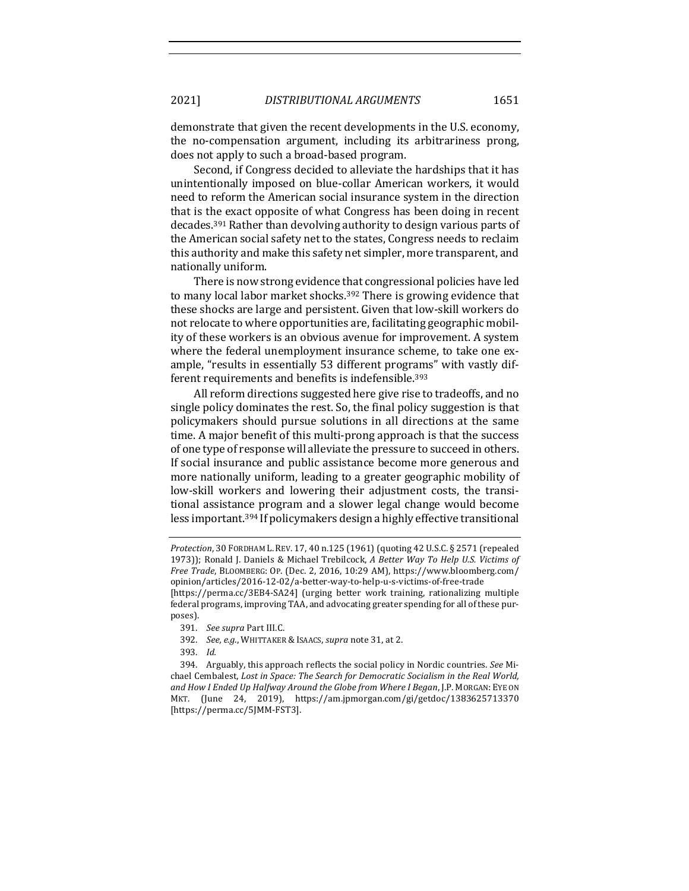demonstrate that given the recent developments in the U.S. economy, the no-compensation argument, including its arbitrariness prong, does not apply to such a broad-based program.

Second, if Congress decided to alleviate the hardships that it has unintentionally imposed on blue-collar American workers, it would need to reform the American social insurance system in the direction that is the exact opposite of what Congress has been doing in recent decades.[391] Rather than devolving authority to design various parts of the American social safety net to the states, Congress needs to reclaim this authority and make this safety net simpler, more transparent, and nationally uniform.

There is now strong evidence that congressional policies have led to many local labor market shocks.[392] There is growing evidence that these shocks are large and persistent. Given that low-skill workers do not relocate to where opportunities are, facilitating geographic mobility of these workers is an obvious avenue for improvement. A system where the federal unemployment insurance scheme, to take one example, "results in essentially 53 different programs" with vastly different requirements and benefits is indefensible.[393]

All reform directions suggested here give rise to tradeoffs, and no single policy dominates the rest. So, the final policy suggestion is that policymakers should pursue solutions in all directions at the same time. A major benefit of this multi-prong approach is that the success of one type of response will alleviate the pressure to succeed in others. If social insurance and public assistance become more generous and more nationally uniform, leading to a greater geographic mobility of low-skill workers and lowering their adjustment costs, the transitional assistance program and a slower legal change would become less important.[394] If policymakers design a highly effective transitional

---

*Protection*, 30 FORDHAM L. REV. 17, 40 n.125 (1961) (quoting 42 U.S.C. § 2571 (repealed 1973)); Ronald J. Daniels & Michael Trebilcock, *A Better Way To Help U.S. Victims of Free Trade*, BLOOMBERG: OP. (Dec. 2, 2016, 10:29 AM), https://www.bloomberg.com/opinion/articles/2016-12-02/a-better-way-to-help-u-s-victims-of-free-trade [https://perma.cc/3EB4-SA24] (urging better work training, rationalizing multiple federal programs, improving TAA, and advocating greater spending for all of these purposes).

391. *See supra* Part III.C.

392. *See, e.g.*, WHITTAKER & ISAACS, *supra* note 31, at 2.

393. *Id.*

394. Arguably, this approach reflects the social policy in Nordic countries. *See* Michael Cembalest, *Lost in Space: The Search for Democratic Socialism in the Real World, and How I Ended Up Halfway Around the Globe from Where I Began*, J.P. MORGAN: EYE ON MKT. (June 24, 2019), https://am.jpmorgan.com/gi/getdoc/1383625713370 [https://perma.cc/5JMM-FST3].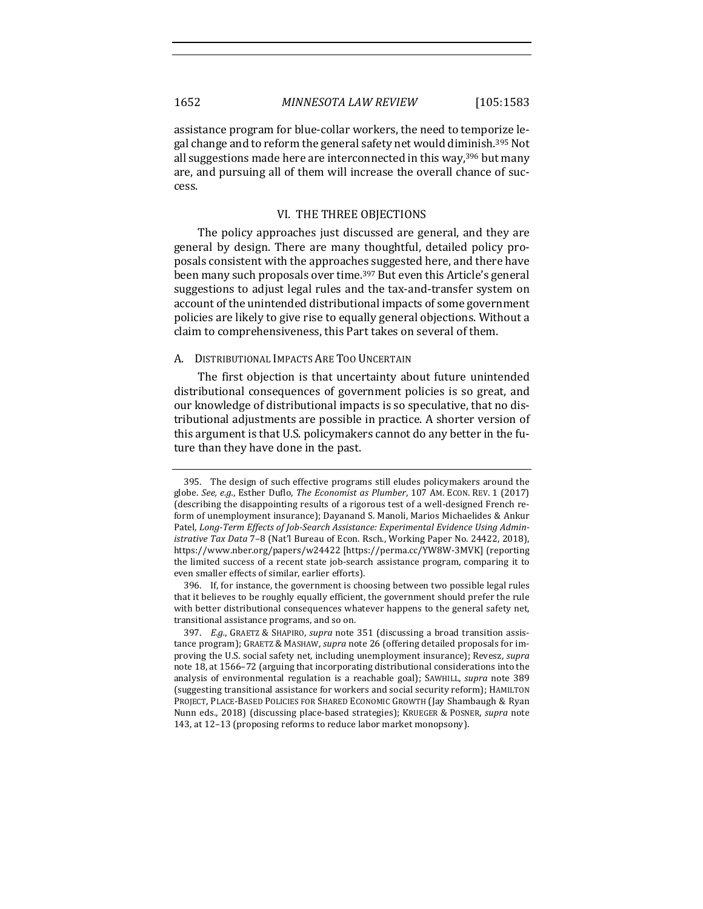assistance program for blue-collar workers, the need to temporize legal change and to reform the general safety net would diminish.[395] Not all suggestions made here are interconnected in this way,[396] but many are, and pursuing all of them will increase the overall chance of success.

## VI. THE THREE OBJECTIONS

The policy approaches just discussed are general, and they are general by design. There are many thoughtful, detailed policy proposals consistent with the approaches suggested here, and there have been many such proposals over time.[397] But even this Article's general suggestions to adjust legal rules and the tax-and-transfer system on account of the unintended distributional impacts of some government policies are likely to give rise to equally general objections. Without a claim to comprehensiveness, this Part takes on several of them.

### A. Distributional Impacts Are Too Uncertain

The first objection is that uncertainty about future unintended distributional consequences of government policies is so great, and our knowledge of distributional impacts is so speculative, that no distributional adjustments are possible in practice. A shorter version of this argument is that U.S. policymakers cannot do any better in the future than they have done in the past.

---

395. The design of such effective programs still eludes policymakers around the globe. *See, e.g.*, Esther Duflo, *The Economist as Plumber*, 107 AM. ECON. REV. 1 (2017) (describing the disappointing results of a rigorous test of a well-designed French reform of unemployment insurance); Dayanand S. Manoli, Marios Michaelides & Ankur Patel, *Long-Term Effects of Job-Search Assistance: Experimental Evidence Using Administrative Tax Data* 7–8 (Nat'l Bureau of Econ. Rsch., Working Paper No. 24422, 2018), https://www.nber.org/papers/w24422 [https://perma.cc/YW8W-3MVK] (reporting the limited success of a recent state job-search assistance program, comparing it to even smaller effects of similar, earlier efforts).

396. If, for instance, the government is choosing between two possible legal rules that it believes to be roughly equally efficient, the government should prefer the rule with better distributional consequences whatever happens to the general safety net, transitional assistance programs, and so on.

397. *E.g.*, GRAETZ & SHAPIRO, *supra* note 351 (discussing a broad transition assistance program); GRAETZ & MASHAW, *supra* note 26 (offering detailed proposals for improving the U.S. social safety net, including unemployment insurance); Revesz, *supra* note 18, at 1566–72 (arguing that incorporating distributional considerations into the analysis of environmental regulation is a reachable goal); SAWHILL, *supra* note 389 (suggesting transitional assistance for workers and social security reform); HAMILTON PROJECT, PLACE-BASED POLICIES FOR SHARED ECONOMIC GROWTH (Jay Shambaugh & Ryan Nunn eds., 2018) (discussing place-based strategies); KRUEGER & POSNER, *supra* note 143, at 12–13 (proposing reforms to reduce labor market monopsony).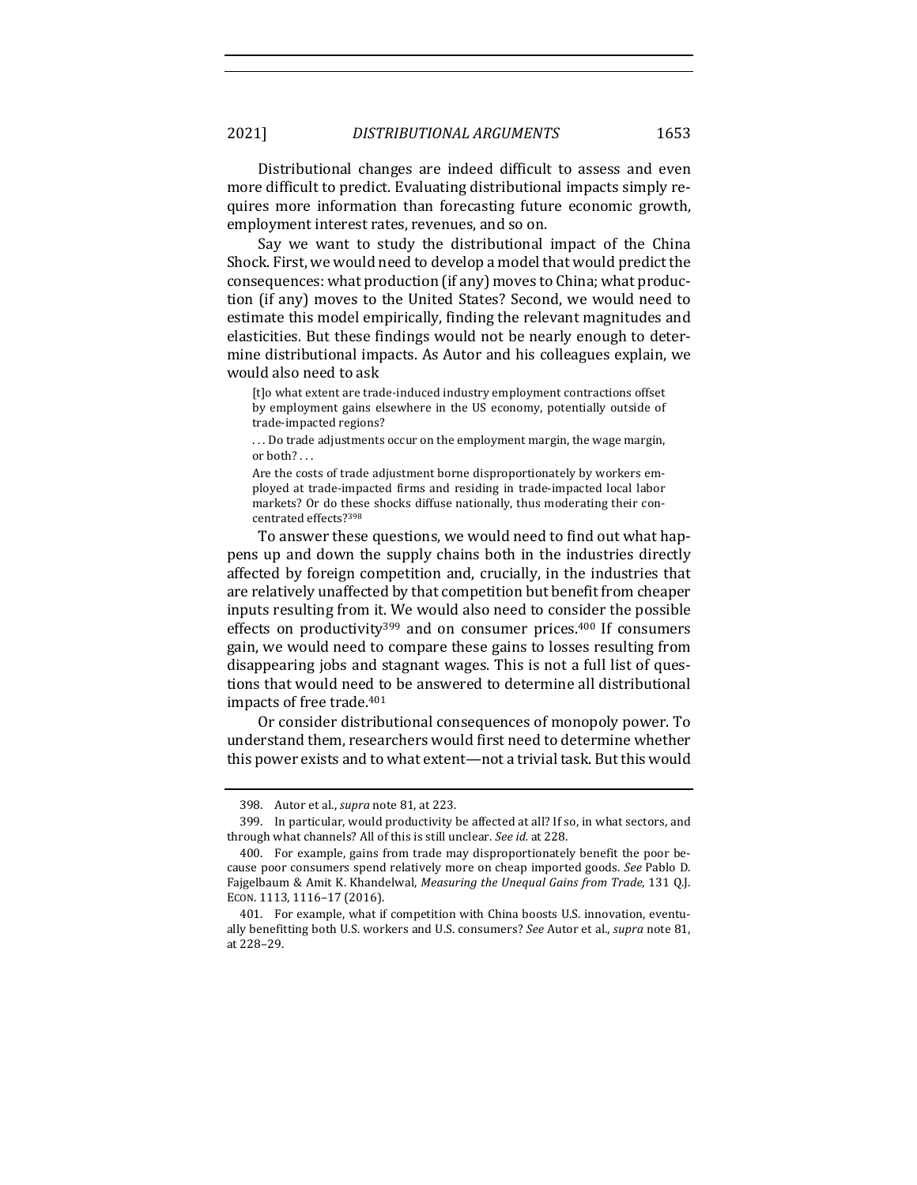Distributional changes are indeed difficult to assess and even more difficult to predict. Evaluating distributional impacts simply requires more information than forecasting future economic growth, employment interest rates, revenues, and so on.

Say we want to study the distributional impact of the China Shock. First, we would need to develop a model that would predict the consequences: what production (if any) moves to China; what production (if any) moves to the United States? Second, we would need to estimate this model empirically, finding the relevant magnitudes and elasticities. But these findings would not be nearly enough to determine distributional impacts. As Autor and his colleagues explain, we would also need to ask

> [t]o what extent are trade-induced industry employment contractions offset by employment gains elsewhere in the US economy, potentially outside of trade-impacted regions?
>
> . . . Do trade adjustments occur on the employment margin, the wage margin, or both? . . .
>
> Are the costs of trade adjustment borne disproportionately by workers employed at trade-impacted firms and residing in trade-impacted local labor markets? Or do these shocks diffuse nationally, thus moderating their concentrated effects?[398]

To answer these questions, we would need to find out what happens up and down the supply chains both in the industries directly affected by foreign competition and, crucially, in the industries that are relatively unaffected by that competition but benefit from cheaper inputs resulting from it. We would also need to consider the possible effects on productivity[399] and on consumer prices.[400] If consumers gain, we would need to compare these gains to losses resulting from disappearing jobs and stagnant wages. This is not a full list of questions that would need to be answered to determine all distributional impacts of free trade.[401]

Or consider distributional consequences of monopoly power. To understand them, researchers would first need to determine whether this power exists and to what extent—not a trivial task. But this would

---

398. Autor et al., *supra* note 81, at 223.

399. In particular, would productivity be affected at all? If so, in what sectors, and through what channels? All of this is still unclear. *See id.* at 228.

400. For example, gains from trade may disproportionately benefit the poor because poor consumers spend relatively more on cheap imported goods. *See* Pablo D. Fajgelbaum & Amit K. Khandelwal, *Measuring the Unequal Gains from Trade*, 131 Q.J. ECON. 1113, 1116–17 (2016).

401. For example, what if competition with China boosts U.S. innovation, eventually benefitting both U.S. workers and U.S. consumers? *See* Autor et al., *supra* note 81, at 228–29.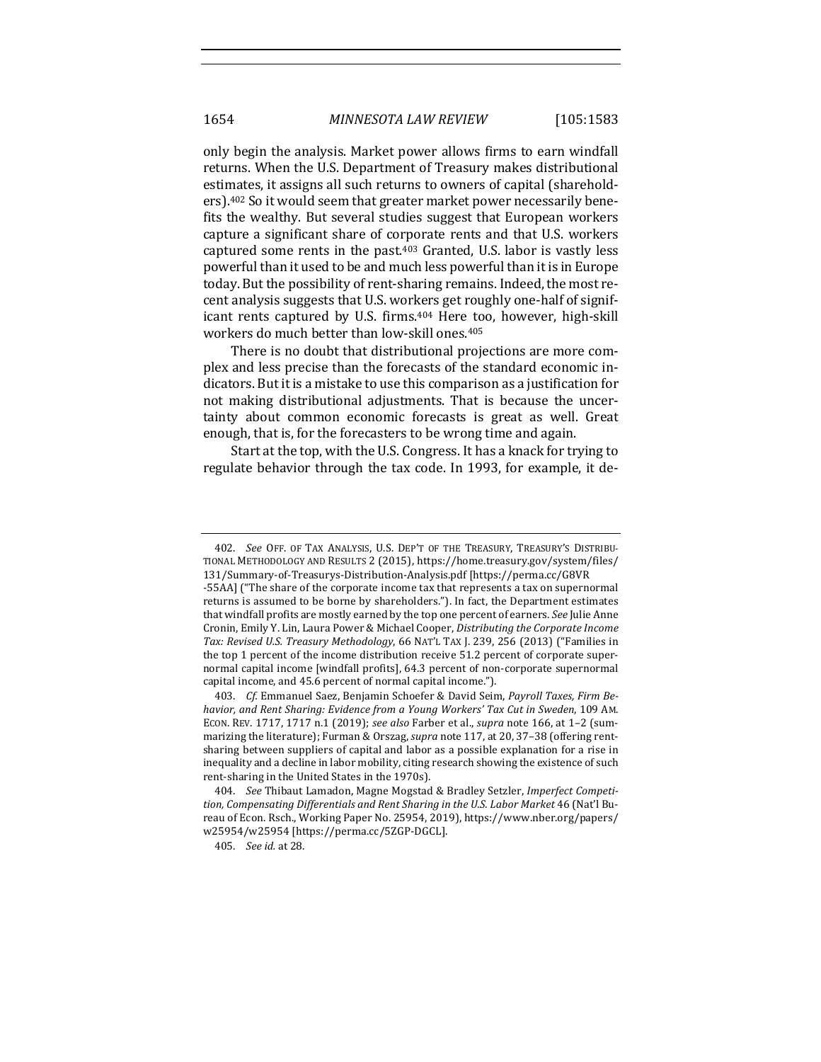only begin the analysis. Market power allows firms to earn windfall returns. When the U.S. Department of Treasury makes distributional estimates, it assigns all such returns to owners of capital (shareholders).[402] So it would seem that greater market power necessarily benefits the wealthy. But several studies suggest that European workers capture a significant share of corporate rents and that U.S. workers captured some rents in the past.[403] Granted, U.S. labor is vastly less powerful than it used to be and much less powerful than it is in Europe today. But the possibility of rent-sharing remains. Indeed, the most recent analysis suggests that U.S. workers get roughly one-half of significant rents captured by U.S. firms.[404] Here too, however, high-skill workers do much better than low-skill ones.[405]

There is no doubt that distributional projections are more complex and less precise than the forecasts of the standard economic indicators. But it is a mistake to use this comparison as a justification for not making distributional adjustments. That is because the uncertainty about common economic forecasts is great as well. Great enough, that is, for the forecasters to be wrong time and again.

Start at the top, with the U.S. Congress. It has a knack for trying to regulate behavior through the tax code. In 1993, for example, it de-

---

402. *See* OFF. OF TAX ANALYSIS, U.S. DEP'T OF THE TREASURY, TREASURY'S DISTRIBUTIONAL METHODOLOGY AND RESULTS 2 (2015), https://home.treasury.gov/system/files/131/Summary-of-Treasurys-Distribution-Analysis.pdf [https://perma.cc/G8VR-55AA] ("The share of the corporate income tax that represents a tax on supernormal returns is assumed to be borne by shareholders."). In fact, the Department estimates that windfall profits are mostly earned by the top one percent of earners. *See* Julie Anne Cronin, Emily Y. Lin, Laura Power & Michael Cooper, *Distributing the Corporate Income Tax: Revised U.S. Treasury Methodology*, 66 NAT'L TAX J. 239, 256 (2013) ("Families in the top 1 percent of the income distribution receive 51.2 percent of corporate supernormal capital income [windfall profits], 64.3 percent of non-corporate supernormal capital income, and 45.6 percent of normal capital income.").

403. *Cf.* Emmanuel Saez, Benjamin Schoefer & David Seim, *Payroll Taxes, Firm Behavior, and Rent Sharing: Evidence from a Young Workers' Tax Cut in Sweden*, 109 AM. ECON. REV. 1717, 1717 n.1 (2019); *see also* Farber et al., *supra* note 166, at 1–2 (summarizing the literature); Furman & Orszag, *supra* note 117, at 20, 37–38 (offering rent-sharing between suppliers of capital and labor as a possible explanation for a rise in inequality and a decline in labor mobility, citing research showing the existence of such rent-sharing in the United States in the 1970s).

404. *See* Thibaut Lamadon, Magne Mogstad & Bradley Setzler, *Imperfect Competition, Compensating Differentials and Rent Sharing in the U.S. Labor Market* 46 (Nat'l Bureau of Econ. Rsch., Working Paper No. 25954, 2019), https://www.nber.org/papers/w25954/w25954 [https://perma.cc/5ZGP-DGCL].

405. *See id.* at 28.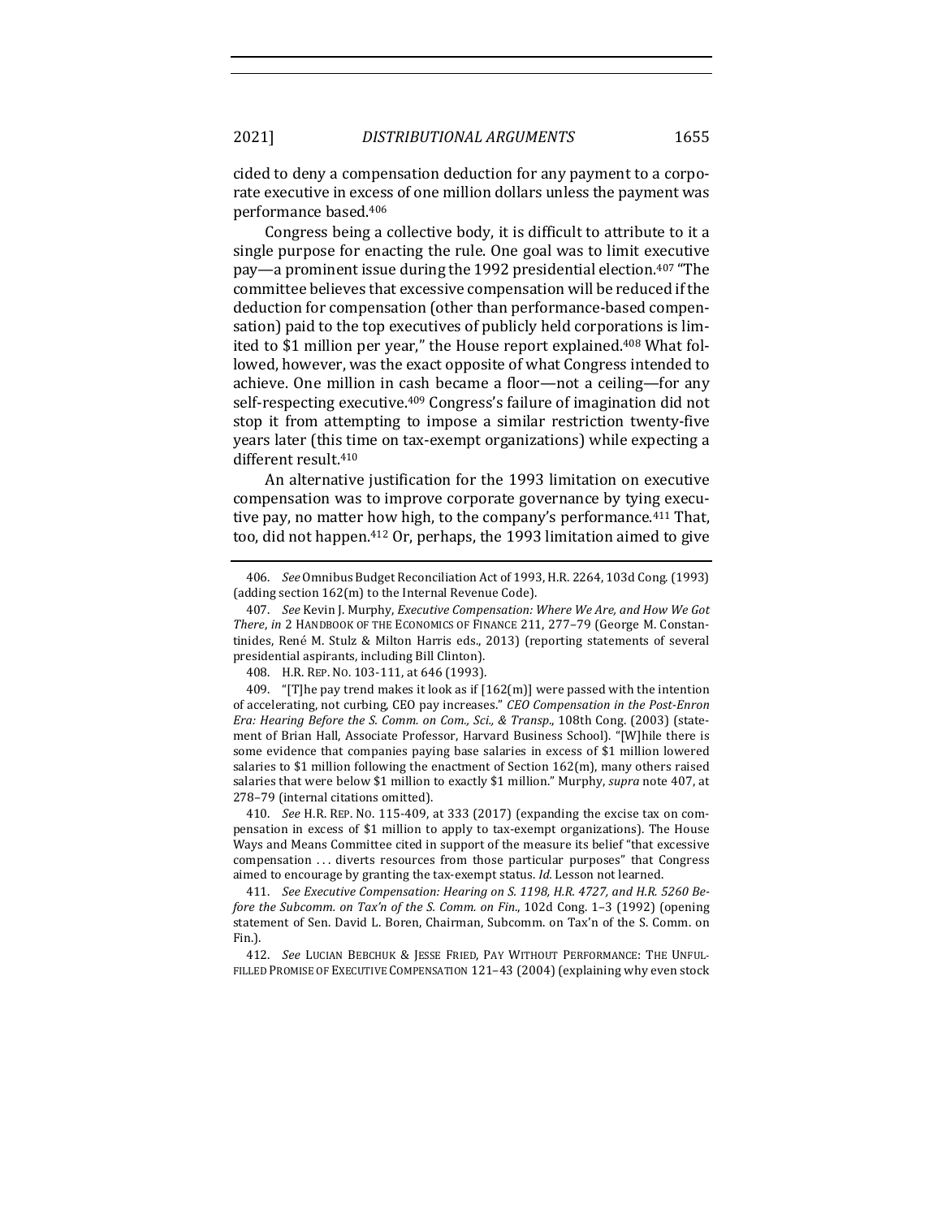cided to deny a compensation deduction for any payment to a corporate executive in excess of one million dollars unless the payment was performance based.[406]

Congress being a collective body, it is difficult to attribute to it a single purpose for enacting the rule. One goal was to limit executive pay—a prominent issue during the 1992 presidential election.[407] "The committee believes that excessive compensation will be reduced if the deduction for compensation (other than performance-based compensation) paid to the top executives of publicly held corporations is limited to $1 million per year," the House report explained.[408] What followed, however, was the exact opposite of what Congress intended to achieve. One million in cash became a floor—not a ceiling—for any self-respecting executive.[409] Congress's failure of imagination did not stop it from attempting to impose a similar restriction twenty-five years later (this time on tax-exempt organizations) while expecting a different result.[410]

An alternative justification for the 1993 limitation on executive compensation was to improve corporate governance by tying executive pay, no matter how high, to the company's performance.[411] That, too, did not happen.[412] Or, perhaps, the 1993 limitation aimed to give

---

406. *See* Omnibus Budget Reconciliation Act of 1993, H.R. 2264, 103d Cong. (1993) (adding section 162(m) to the Internal Revenue Code).

407. *See* Kevin J. Murphy, *Executive Compensation: Where We Are, and How We Got There*, *in* 2 HANDBOOK OF THE ECONOMICS OF FINANCE 211, 277–79 (George M. Constantinides, René M. Stulz & Milton Harris eds., 2013) (reporting statements of several presidential aspirants, including Bill Clinton).

408. H.R. REP. NO. 103-111, at 646 (1993).

409. "[T]he pay trend makes it look as if [162(m)] were passed with the intention of accelerating, not curbing, CEO pay increases." *CEO Compensation in the Post-Enron Era: Hearing Before the S. Comm. on Com., Sci., & Transp.*, 108th Cong. (2003) (statement of Brian Hall, Associate Professor, Harvard Business School). "[W]hile there is some evidence that companies paying base salaries in excess of $1 million lowered salaries to $1 million following the enactment of Section 162(m), many others raised salaries that were below $1 million to exactly $1 million." Murphy, *supra* note 407, at 278–79 (internal citations omitted).

410. *See* H.R. REP. NO. 115-409, at 333 (2017) (expanding the excise tax on compensation in excess of $1 million to apply to tax-exempt organizations). The House Ways and Means Committee cited in support of the measure its belief "that excessive compensation . . . diverts resources from those particular purposes" that Congress aimed to encourage by granting the tax-exempt status. *Id.* Lesson not learned.

411. *See Executive Compensation: Hearing on S. 1198, H.R. 4727, and H.R. 5260 Before the Subcomm. on Tax'n of the S. Comm. on Fin.*, 102d Cong. 1–3 (1992) (opening statement of Sen. David L. Boren, Chairman, Subcomm. on Tax'n of the S. Comm. on Fin.).

412. *See* LUCIAN BEBCHUK & JESSE FRIED, PAY WITHOUT PERFORMANCE: THE UNFULFILLED PROMISE OF EXECUTIVE COMPENSATION 121–43 (2004) (explaining why even stock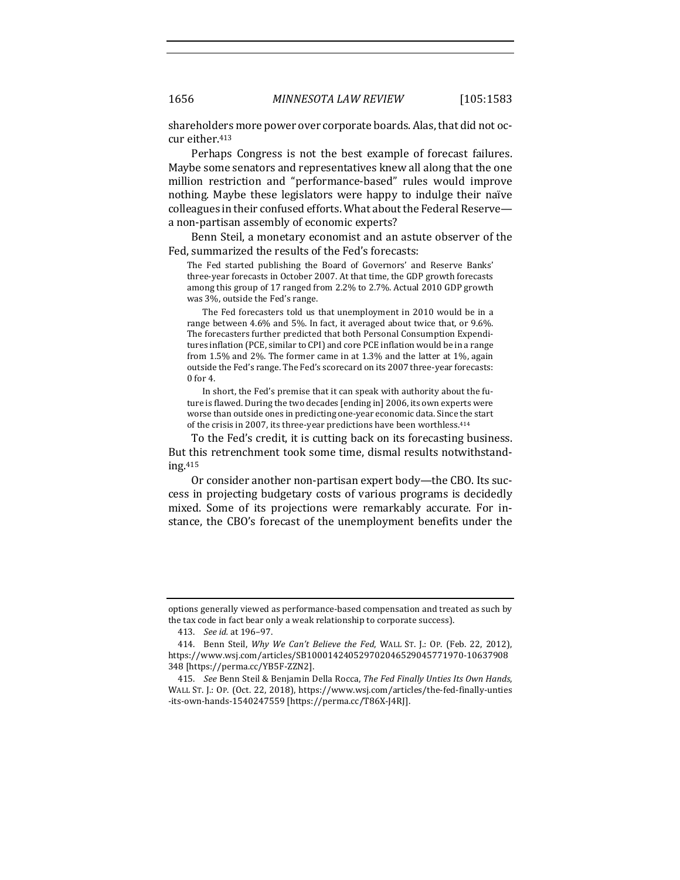shareholders more power over corporate boards. Alas, that did not occur either.[413]

Perhaps Congress is not the best example of forecast failures. Maybe some senators and representatives knew all along that the one million restriction and "performance-based" rules would improve nothing. Maybe these legislators were happy to indulge their naïve colleagues in their confused efforts. What about the Federal Reserve—a non-partisan assembly of economic experts?

Benn Steil, a monetary economist and an astute observer of the Fed, summarized the results of the Fed's forecasts:

> The Fed started publishing the Board of Governors' and Reserve Banks' three-year forecasts in October 2007. At that time, the GDP growth forecasts among this group of 17 ranged from 2.2% to 2.7%. Actual 2010 GDP growth was 3%, outside the Fed's range.
>
> The Fed forecasters told us that unemployment in 2010 would be in a range between 4.6% and 5%. In fact, it averaged about twice that, or 9.6%. The forecasters further predicted that both Personal Consumption Expenditures inflation (PCE, similar to CPI) and core PCE inflation would be in a range from 1.5% and 2%. The former came in at 1.3% and the latter at 1%, again outside the Fed's range. The Fed's scorecard on its 2007 three-year forecasts: 0 for 4.
>
> In short, the Fed's premise that it can speak with authority about the future is flawed. During the two decades [ending in] 2006, its own experts were worse than outside ones in predicting one-year economic data. Since the start of the crisis in 2007, its three-year predictions have been worthless.[414]

To the Fed's credit, it is cutting back on its forecasting business. But this retrenchment took some time, dismal results notwithstanding.[415]

Or consider another non-partisan expert body—the CBO. Its success in projecting budgetary costs of various programs is decidedly mixed. Some of its projections were remarkably accurate. For instance, the CBO's forecast of the unemployment benefits under the

---

options generally viewed as performance-based compensation and treated as such by the tax code in fact bear only a weak relationship to corporate success).

413. *See id.* at 196–97.

414. Benn Steil, *Why We Can't Believe the Fed*, WALL ST. J.: OP. (Feb. 22, 2012), https://www.wsj.com/articles/SB10001424052970204652904577197 0-10637908348 [https://perma.cc/YB5F-ZZN2].

415. *See* Benn Steil & Benjamin Della Rocca, *The Fed Finally Unties Its Own Hands*, WALL ST. J.: OP. (Oct. 22, 2018), https://www.wsj.com/articles/the-fed-finally-unties-its-own-hands-1540247559 [https://perma.cc/T86X-J4RJ].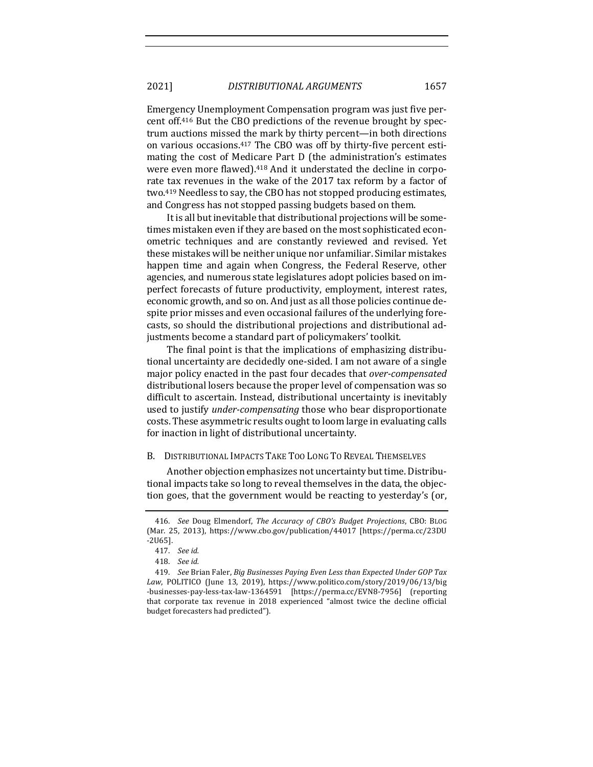Emergency Unemployment Compensation program was just five percent off.[416] But the CBO predictions of the revenue brought by spectrum auctions missed the mark by thirty percent—in both directions on various occasions.[417] The CBO was off by thirty-five percent estimating the cost of Medicare Part D (the administration's estimates were even more flawed).[418] And it understated the decline in corporate tax revenues in the wake of the 2017 tax reform by a factor of two.[419] Needless to say, the CBO has not stopped producing estimates, and Congress has not stopped passing budgets based on them.

It is all but inevitable that distributional projections will be sometimes mistaken even if they are based on the most sophisticated econometric techniques and are constantly reviewed and revised. Yet these mistakes will be neither unique nor unfamiliar. Similar mistakes happen time and again when Congress, the Federal Reserve, other agencies, and numerous state legislatures adopt policies based on imperfect forecasts of future productivity, employment, interest rates, economic growth, and so on. And just as all those policies continue despite prior misses and even occasional failures of the underlying forecasts, so should the distributional projections and distributional adjustments become a standard part of policymakers' toolkit.

The final point is that the implications of emphasizing distributional uncertainty are decidedly one-sided. I am not aware of a single major policy enacted in the past four decades that *over-compensated* distributional losers because the proper level of compensation was so difficult to ascertain. Instead, distributional uncertainty is inevitably used to justify *under-compensating* those who bear disproportionate costs. These asymmetric results ought to loom large in evaluating calls for inaction in light of distributional uncertainty.

### B. Distributional Impacts Take Too Long To Reveal Themselves

Another objection emphasizes not uncertainty but time. Distributional impacts take so long to reveal themselves in the data, the objection goes, that the government would be reacting to yesterday's (or,

---

416. *See* Doug Elmendorf, *The Accuracy of CBO's Budget Projections*, CBO: Blog (Mar. 25, 2013), https://www.cbo.gov/publication/44017 [https://perma.cc/23DU-2U65].

417. *See id.*

418. *See id.*

419. *See* Brian Faler, *Big Businesses Paying Even Less than Expected Under GOP Tax Law*, POLITICO (June 13, 2019), https://www.politico.com/story/2019/06/13/big-businesses-pay-less-tax-law-1364591 [https://perma.cc/EVN8-7956] (reporting that corporate tax revenue in 2018 experienced "almost twice the decline official budget forecasters had predicted").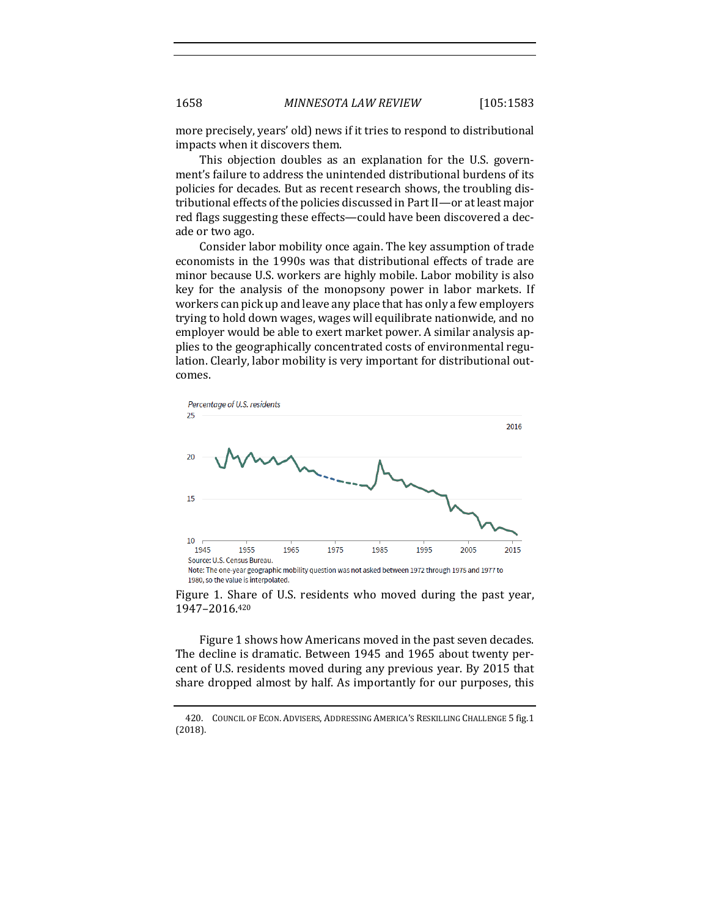more precisely, years' old) news if it tries to respond to distributional impacts when it discovers them.

This objection doubles as an explanation for the U.S. government's failure to address the unintended distributional burdens of its policies for decades. But as recent research shows, the troubling distributional effects of the policies discussed in Part II—or at least major red flags suggesting these effects—could have been discovered a decade or two ago.

Consider labor mobility once again. The key assumption of trade economists in the 1990s was that distributional effects of trade are minor because U.S. workers are highly mobile. Labor mobility is also key for the analysis of the monopsony power in labor markets. If workers can pick up and leave any place that has only a few employers trying to hold down wages, wages will equilibrate nationwide, and no employer would be able to exert market power. A similar analysis applies to the geographically concentrated costs of environmental regulation. Clearly, labor mobility is very important for distributional outcomes.

Percentage of U.S. residents

Source: U.S. Census Bureau.
Note: The one-year geographic mobility question was not asked between 1972 through 1975 and 1977 to 1980, so the value is interpolated.

Figure 1. Share of U.S. residents who moved during the past year, 1947–2016.[420]

Figure 1 shows how Americans moved in the past seven decades. The decline is dramatic. Between 1945 and 1965 about twenty percent of U.S. residents moved during any previous year. By 2015 that share dropped almost by half. As importantly for our purposes, this

420. COUNCIL OF ECON. ADVISERS, ADDRESSING AMERICA'S RESKILLING CHALLENGE 5 fig.1 (2018).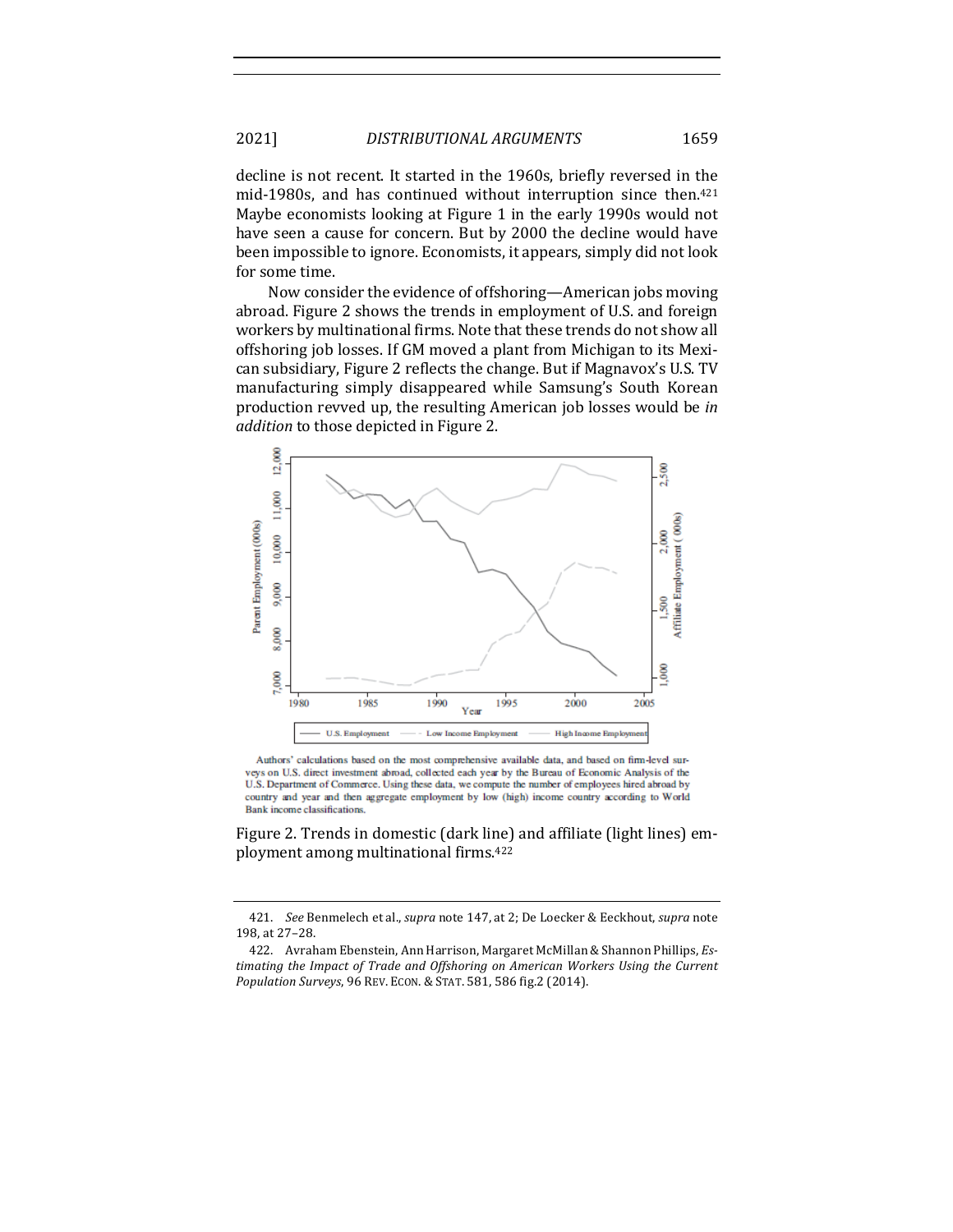decline is not recent. It started in the 1960s, briefly reversed in the mid-1980s, and has continued without interruption since then.[421] Maybe economists looking at Figure 1 in the early 1990s would not have seen a cause for concern. But by 2000 the decline would have been impossible to ignore. Economists, it appears, simply did not look for some time.

Now consider the evidence of offshoring—American jobs moving abroad. Figure 2 shows the trends in employment of U.S. and foreign workers by multinational firms. Note that these trends do not show all offshoring job losses. If GM moved a plant from Michigan to its Mexican subsidiary, Figure 2 reflects the change. But if Magnavox's U.S. TV manufacturing simply disappeared while Samsung's South Korean production revved up, the resulting American job losses would be *in addition* to those depicted in Figure 2.

Authors' calculations based on the most comprehensive available data, and based on firm-level surveys on U.S. direct investment abroad, collected each year by the Bureau of Economic Analysis of the U.S. Department of Commerce. Using these data, we compute the number of employees hired abroad by country and year and then aggregate employment by low (high) income country according to World Bank income classifications.

Figure 2. Trends in domestic (dark line) and affiliate (light lines) employment among multinational firms.[422]

---

421. *See* Benmelech et al., *supra* note 147, at 2; De Loecker & Eeckhout, *supra* note 198, at 27–28.

422. Avraham Ebenstein, Ann Harrison, Margaret McMillan & Shannon Phillips, *Estimating the Impact of Trade and Offshoring on American Workers Using the Current Population Surveys*, 96 REV. ECON. & STAT. 581, 586 fig.2 (2014).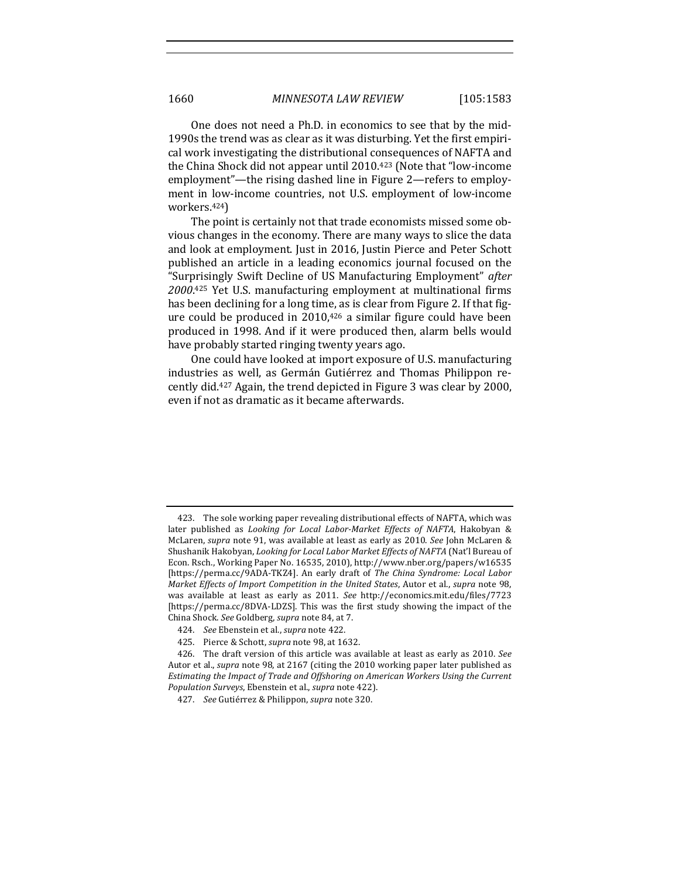One does not need a Ph.D. in economics to see that by the mid-1990s the trend was as clear as it was disturbing. Yet the first empirical work investigating the distributional consequences of NAFTA and the China Shock did not appear until 2010.[423] (Note that "low-income employment"—the rising dashed line in Figure 2—refers to employment in low-income countries, not U.S. employment of low-income workers.[424])

The point is certainly not that trade economists missed some obvious changes in the economy. There are many ways to slice the data and look at employment. Just in 2016, Justin Pierce and Peter Schott published an article in a leading economics journal focused on the "Surprisingly Swift Decline of US Manufacturing Employment" *after 2000*.[425] Yet U.S. manufacturing employment at multinational firms has been declining for a long time, as is clear from Figure 2. If that figure could be produced in 2010,[426] a similar figure could have been produced in 1998. And if it were produced then, alarm bells would have probably started ringing twenty years ago.

One could have looked at import exposure of U.S. manufacturing industries as well, as Germán Gutiérrez and Thomas Philippon recently did.[427] Again, the trend depicted in Figure 3 was clear by 2000, even if not as dramatic as it became afterwards.

---

423. The sole working paper revealing distributional effects of NAFTA, which was later published as *Looking for Local Labor-Market Effects of NAFTA*, Hakobyan & McLaren, *supra* note 91, was available at least as early as 2010. *See* John McLaren & Shushanik Hakobyan, *Looking for Local Labor Market Effects of NAFTA* (Nat'l Bureau of Econ. Rsch., Working Paper No. 16535, 2010), http://www.nber.org/papers/w16535 [https://perma.cc/9ADA-TKZ4]. An early draft of *The China Syndrome: Local Labor Market Effects of Import Competition in the United States*, Autor et al., *supra* note 98, was available at least as early as 2011. *See* http://economics.mit.edu/files/7723 [https://perma.cc/8DVA-LDZS]. This was the first study showing the impact of the China Shock. *See* Goldberg, *supra* note 84, at 7.

424. *See* Ebenstein et al., *supra* note 422.

425. Pierce & Schott, *supra* note 98, at 1632.

426. The draft version of this article was available at least as early as 2010. *See* Autor et al., *supra* note 98, at 2167 (citing the 2010 working paper later published as *Estimating the Impact of Trade and Offshoring on American Workers Using the Current Population Surveys*, Ebenstein et al., *supra* note 422).

427. *See* Gutiérrez & Philippon, *supra* note 320.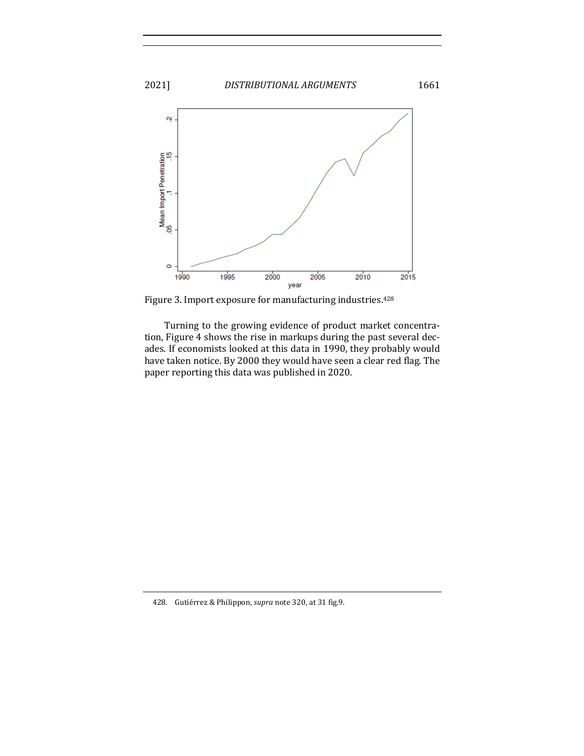Figure 3. Import exposure for manufacturing industries.[428]

Turning to the growing evidence of product market concentration, Figure 4 shows the rise in markups during the past several decades. If economists looked at this data in 1990, they probably would have taken notice. By 2000 they would have seen a clear red flag. The paper reporting this data was published in 2020.

428. Gutiérrez & Philippon, *supra* note 320, at 31 fig.9.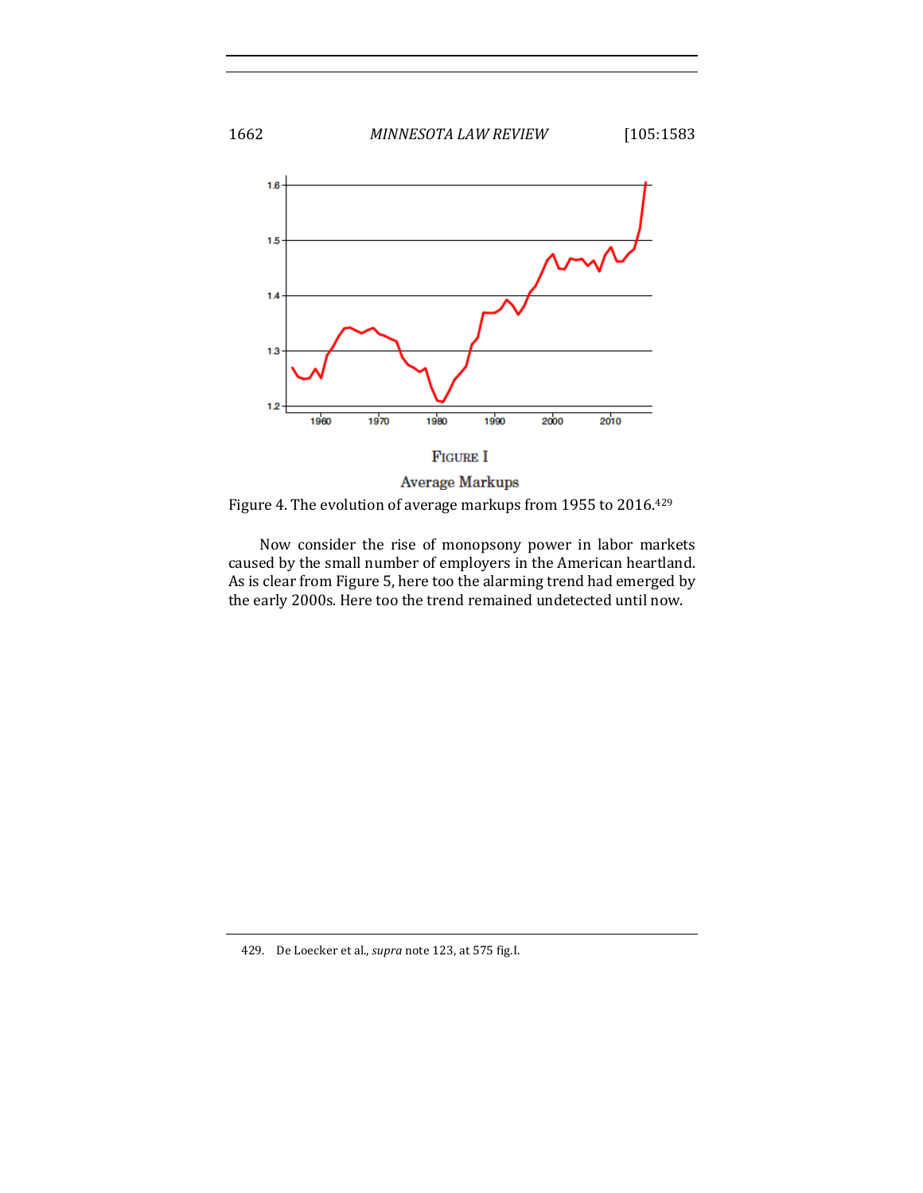FIGURE I

Average Markups

Figure 4. The evolution of average markups from 1955 to 2016.[429]

Now consider the rise of monopsony power in labor markets caused by the small number of employers in the American heartland. As is clear from Figure 5, here too the alarming trend had emerged by the early 2000s. Here too the trend remained undetected until now.

429. De Loecker et al., *supra* note 123, at 575 fig.I.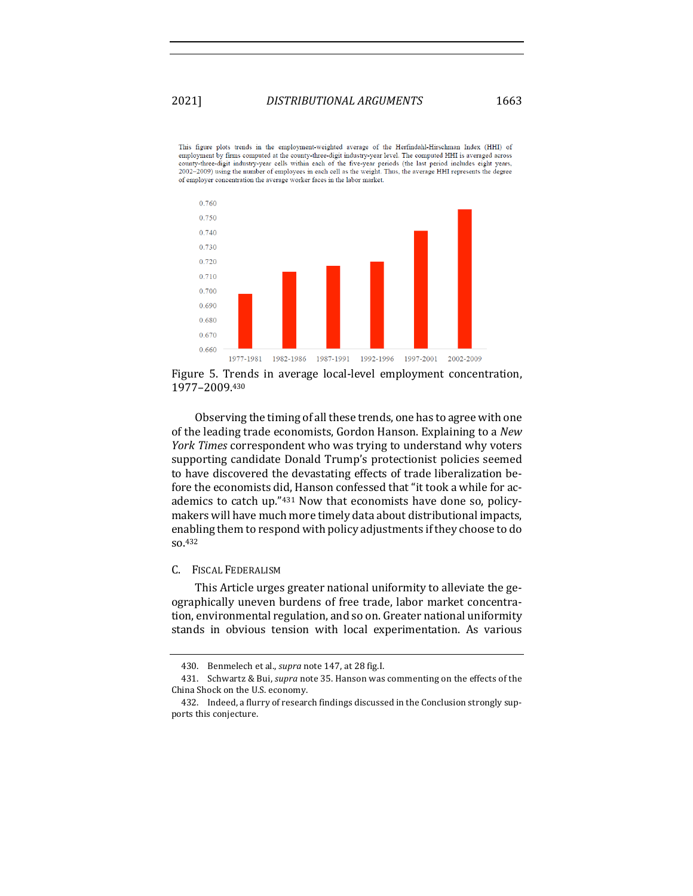This figure plots trends in the employment-weighted average of the Herfindahl-Hirschman Index (HHI) of employment by firms computed at the county-three-digit industry-year level. The computed HHI is averaged across county-three-digit industry-year cells within each of the five-year periods (the last period includes eight years, 2002–2009) using the number of employees in each cell as the weight. Thus, the average HHI represents the degree of employer concentration the average worker faces in the labor market.

| Period | Average HHI (approx.) |
|---|---|
| 1977-1981 | 0.698 |
| 1982-1986 | 0.713 |
| 1987-1991 | 0.717 |
| 1992-1996 | 0.720 |
| 1997-2001 | 0.741 |
| 2002-2009 | 0.756 |

Figure 5. Trends in average local-level employment concentration, 1977–2009.[430]

Observing the timing of all these trends, one has to agree with one of the leading trade economists, Gordon Hanson. Explaining to a *New York Times* correspondent who was trying to understand why voters supporting candidate Donald Trump's protectionist policies seemed to have discovered the devastating effects of trade liberalization before the economists did, Hanson confessed that "it took a while for academics to catch up."[431] Now that economists have done so, policymakers will have much more timely data about distributional impacts, enabling them to respond with policy adjustments if they choose to do so.[432]

## C. Fiscal Federalism

This Article urges greater national uniformity to alleviate the geographically uneven burdens of free trade, labor market concentration, environmental regulation, and so on. Greater national uniformity stands in obvious tension with local experimentation. As various

430. Benmelech et al., *supra* note 147, at 28 fig.I.

431. Schwartz & Bui, *supra* note 35. Hanson was commenting on the effects of the China Shock on the U.S. economy.

432. Indeed, a flurry of research findings discussed in the Conclusion strongly supports this conjecture.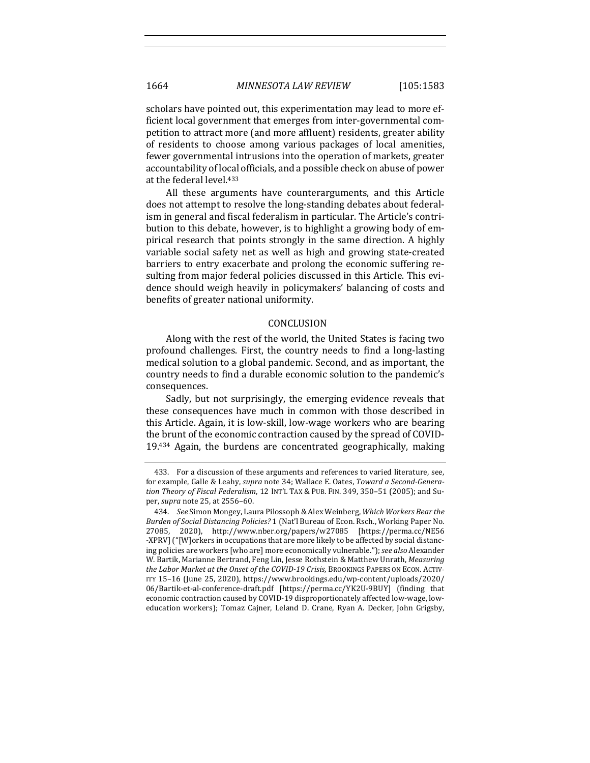scholars have pointed out, this experimentation may lead to more efficient local government that emerges from inter-governmental competition to attract more (and more affluent) residents, greater ability of residents to choose among various packages of local amenities, fewer governmental intrusions into the operation of markets, greater accountability of local officials, and a possible check on abuse of power at the federal level.[433]

All these arguments have counterarguments, and this Article does not attempt to resolve the long-standing debates about federalism in general and fiscal federalism in particular. The Article's contribution to this debate, however, is to highlight a growing body of empirical research that points strongly in the same direction. A highly variable social safety net as well as high and growing state-created barriers to entry exacerbate and prolong the economic suffering resulting from major federal policies discussed in this Article. This evidence should weigh heavily in policymakers' balancing of costs and benefits of greater national uniformity.

## CONCLUSION

Along with the rest of the world, the United States is facing two profound challenges. First, the country needs to find a long-lasting medical solution to a global pandemic. Second, and as important, the country needs to find a durable economic solution to the pandemic's consequences.

Sadly, but not surprisingly, the emerging evidence reveals that these consequences have much in common with those described in this Article. Again, it is low-skill, low-wage workers who are bearing the brunt of the economic contraction caused by the spread of COVID-19.[434] Again, the burdens are concentrated geographically, making

---

433. For a discussion of these arguments and references to varied literature, see, for example, Galle & Leahy, *supra* note 34; Wallace E. Oates, *Toward a Second-Generation Theory of Fiscal Federalism*, 12 INT'L TAX & PUB. FIN. 349, 350–51 (2005); and Super, *supra* note 25, at 2556–60.

434. *See* Simon Mongey, Laura Pilossoph & Alex Weinberg, *Which Workers Bear the Burden of Social Distancing Policies?* 1 (Nat'l Bureau of Econ. Rsch., Working Paper No. 27085, 2020), http://www.nber.org/papers/w27085 [https://perma.cc/NE56-XPRV] ("[W]orkers in occupations that are more likely to be affected by social distancing policies are workers [who are] more economically vulnerable."); *see also* Alexander W. Bartik, Marianne Bertrand, Feng Lin, Jesse Rothstein & Matthew Unrath, *Measuring the Labor Market at the Onset of the COVID-19 Crisis*, BROOKINGS PAPERS ON ECON. ACTIVITY 15–16 (June 25, 2020), https://www.brookings.edu/wp-content/uploads/2020/06/Bartik-et-al-conference-draft.pdf [https://perma.cc/YK2U-9BUY] (finding that economic contraction caused by COVID-19 disproportionately affected low-wage, low-education workers); Tomaz Cajner, Leland D. Crane, Ryan A. Decker, John Grigsby,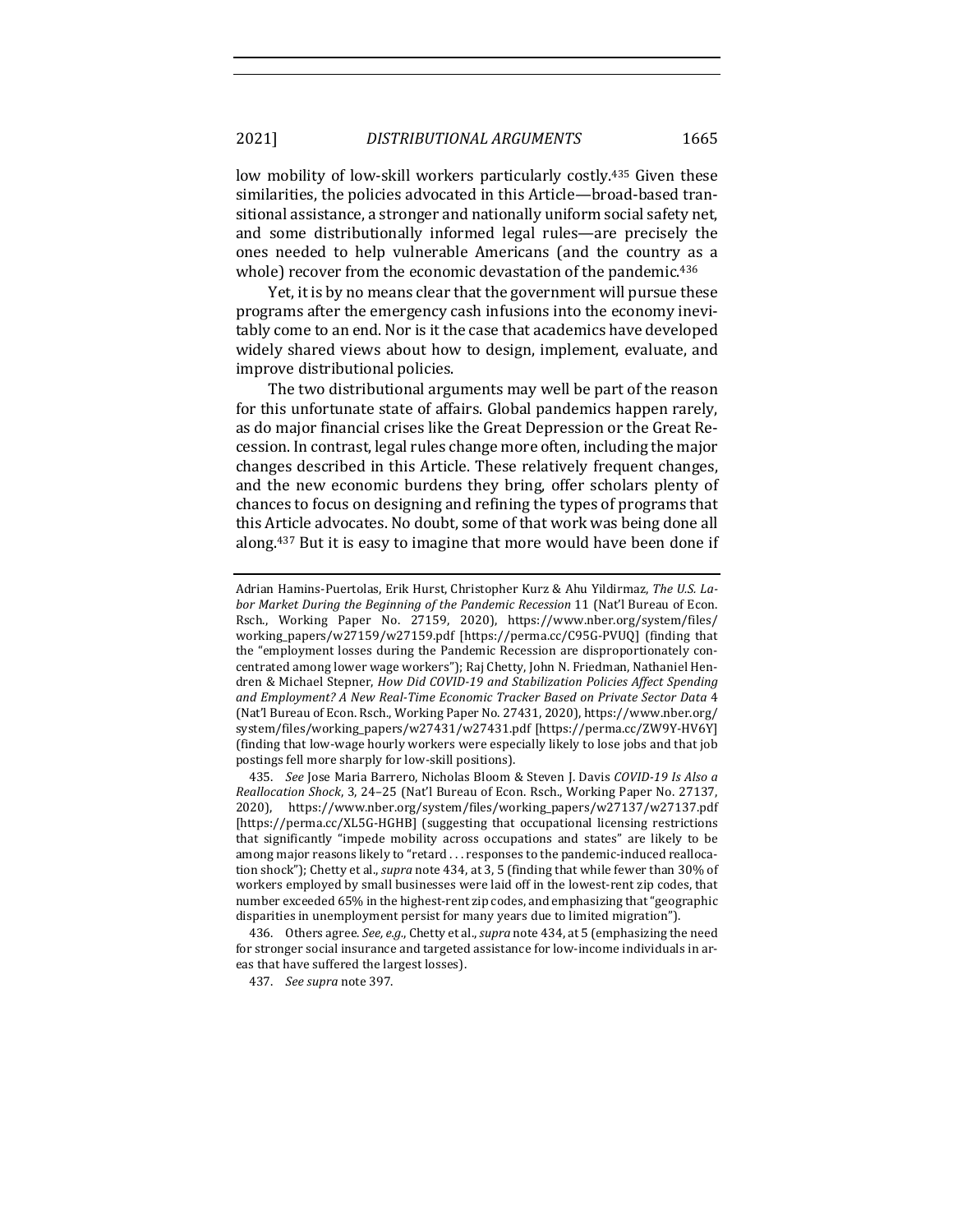low mobility of low-skill workers particularly costly.[435] Given these similarities, the policies advocated in this Article—broad-based transitional assistance, a stronger and nationally uniform social safety net, and some distributionally informed legal rules—are precisely the ones needed to help vulnerable Americans (and the country as a whole) recover from the economic devastation of the pandemic.[436]

Yet, it is by no means clear that the government will pursue these programs after the emergency cash infusions into the economy inevitably come to an end. Nor is it the case that academics have developed widely shared views about how to design, implement, evaluate, and improve distributional policies.

The two distributional arguments may well be part of the reason for this unfortunate state of affairs. Global pandemics happen rarely, as do major financial crises like the Great Depression or the Great Recession. In contrast, legal rules change more often, including the major changes described in this Article. These relatively frequent changes, and the new economic burdens they bring, offer scholars plenty of chances to focus on designing and refining the types of programs that this Article advocates. No doubt, some of that work was being done all along.[437] But it is easy to imagine that more would have been done if

---

Adrian Hamins-Puertolas, Erik Hurst, Christopher Kurz & Ahu Yildirmaz, *The U.S. Labor Market During the Beginning of the Pandemic Recession* 11 (Nat'l Bureau of Econ. Rsch., Working Paper No. 27159, 2020), https://www.nber.org/system/files/working_papers/w27159/w27159.pdf [https://perma.cc/C95G-PVUQ] (finding that the "employment losses during the Pandemic Recession are disproportionately concentrated among lower wage workers"); Raj Chetty, John N. Friedman, Nathaniel Hendren & Michael Stepner, *How Did COVID-19 and Stabilization Policies Affect Spending and Employment? A New Real-Time Economic Tracker Based on Private Sector Data* 4 (Nat'l Bureau of Econ. Rsch., Working Paper No. 27431, 2020), https://www.nber.org/system/files/working_papers/w27431/w27431.pdf [https://perma.cc/ZW9Y-HV6Y] (finding that low-wage hourly workers were especially likely to lose jobs and that job postings fell more sharply for low-skill positions).

435. *See* Jose Maria Barrero, Nicholas Bloom & Steven J. Davis *COVID-19 Is Also a Reallocation Shock*, 3, 24–25 (Nat'l Bureau of Econ. Rsch., Working Paper No. 27137, 2020), https://www.nber.org/system/files/working_papers/w27137/w27137.pdf [https://perma.cc/XL5G-HGHB] (suggesting that occupational licensing restrictions that significantly "impede mobility across occupations and states" are likely to be among major reasons likely to "retard . . . responses to the pandemic-induced reallocation shock"); Chetty et al., *supra* note 434, at 3, 5 (finding that while fewer than 30% of workers employed by small businesses were laid off in the lowest-rent zip codes, that number exceeded 65% in the highest-rent zip codes, and emphasizing that "geographic disparities in unemployment persist for many years due to limited migration").

436. Others agree. *See, e.g.*, Chetty et al., *supra* note 434, at 5 (emphasizing the need for stronger social insurance and targeted assistance for low-income individuals in areas that have suffered the largest losses).

437. *See supra* note 397.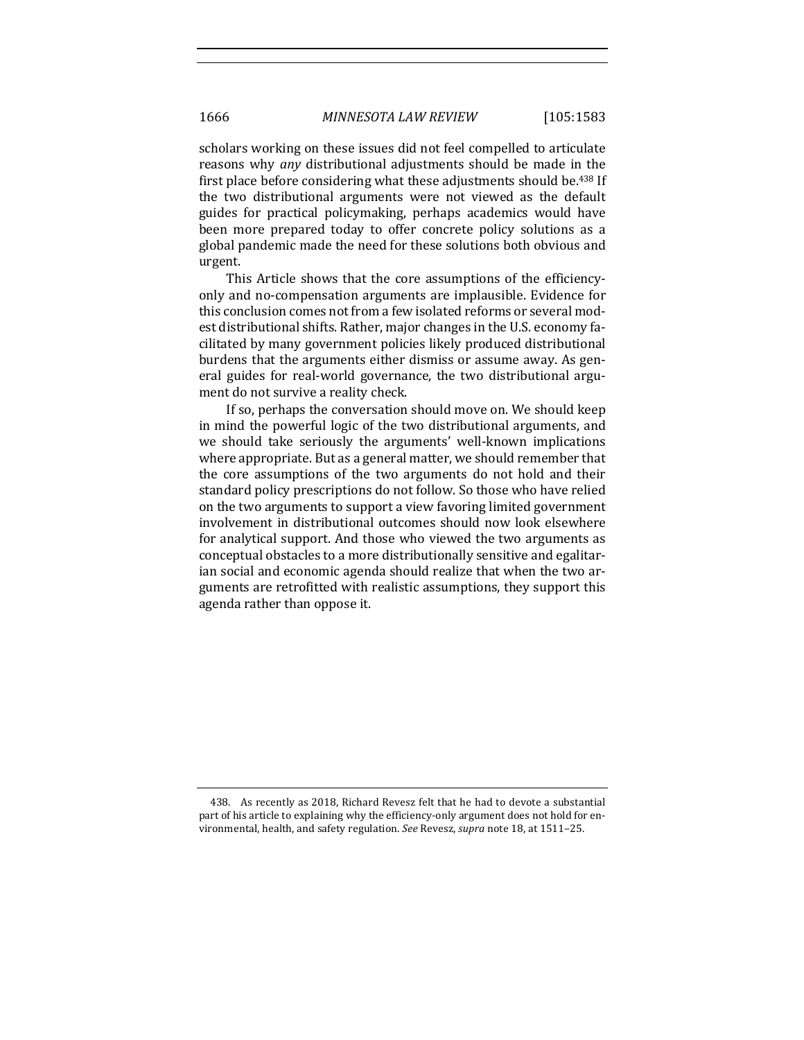scholars working on these issues did not feel compelled to articulate reasons why *any* distributional adjustments should be made in the first place before considering what these adjustments should be.[438] If the two distributional arguments were not viewed as the default guides for practical policymaking, perhaps academics would have been more prepared today to offer concrete policy solutions as a global pandemic made the need for these solutions both obvious and urgent.

This Article shows that the core assumptions of the efficiency-only and no-compensation arguments are implausible. Evidence for this conclusion comes not from a few isolated reforms or several modest distributional shifts. Rather, major changes in the U.S. economy facilitated by many government policies likely produced distributional burdens that the arguments either dismiss or assume away. As general guides for real-world governance, the two distributional argument do not survive a reality check.

If so, perhaps the conversation should move on. We should keep in mind the powerful logic of the two distributional arguments, and we should take seriously the arguments' well-known implications where appropriate. But as a general matter, we should remember that the core assumptions of the two arguments do not hold and their standard policy prescriptions do not follow. So those who have relied on the two arguments to support a view favoring limited government involvement in distributional outcomes should now look elsewhere for analytical support. And those who viewed the two arguments as conceptual obstacles to a more distributionally sensitive and egalitarian social and economic agenda should realize that when the two arguments are retrofitted with realistic assumptions, they support this agenda rather than oppose it.

---

438. As recently as 2018, Richard Revesz felt that he had to devote a substantial part of his article to explaining why the efficiency-only argument does not hold for environmental, health, and safety regulation. *See* Revesz, *supra* note 18, at 1511–25.